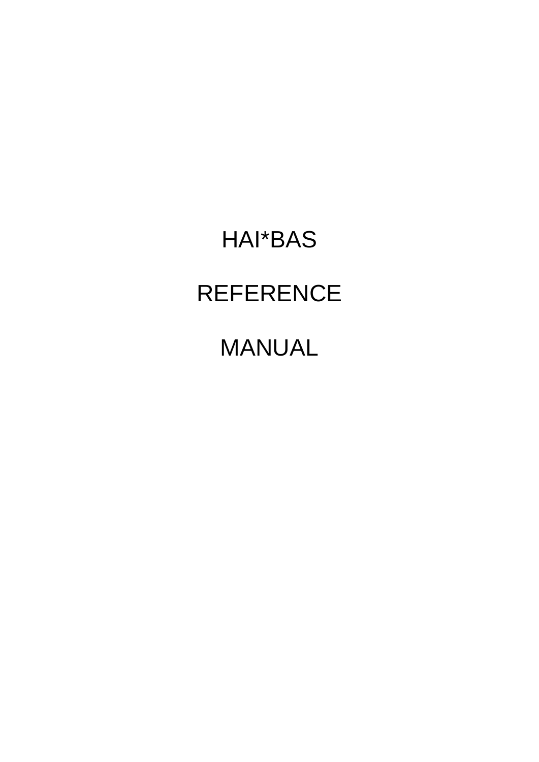# HAI*BAS

# REFERENCE

# MANUAL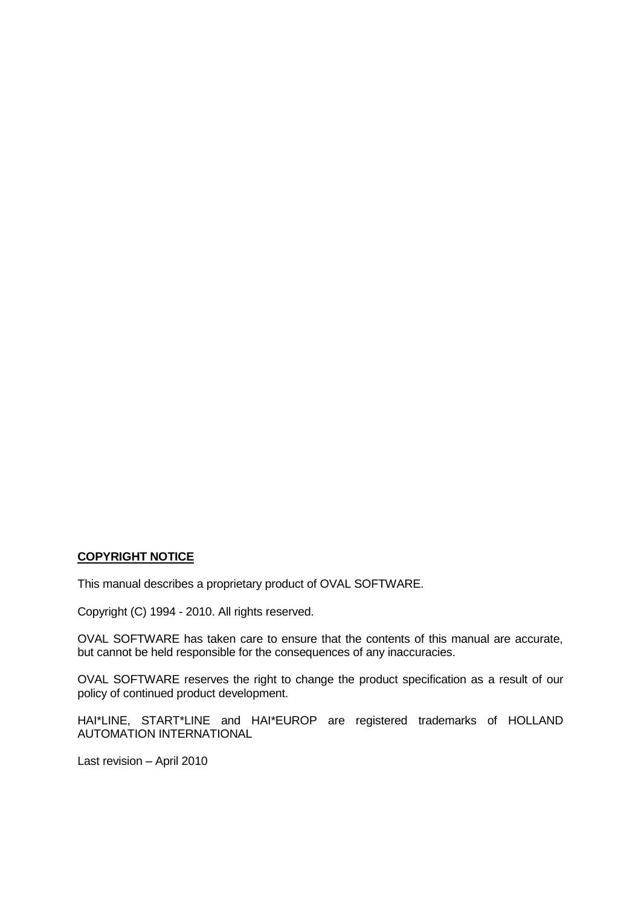**COPYRIGHT NOTICE**

This manual describes a proprietary product of OVAL SOFTWARE.

Copyright (C) 1994 - 2010. All rights reserved.

OVAL SOFTWARE has taken care to ensure that the contents of this manual are accurate, but cannot be held responsible for the consequences of any inaccuracies.

OVAL SOFTWARE reserves the right to change the product specification as a result of our policy of continued product development.

HAI*LINE, START*LINE and HAI*EUROP are registered trademarks of HOLLAND AUTOMATION INTERNATIONAL

Last revision – April 2010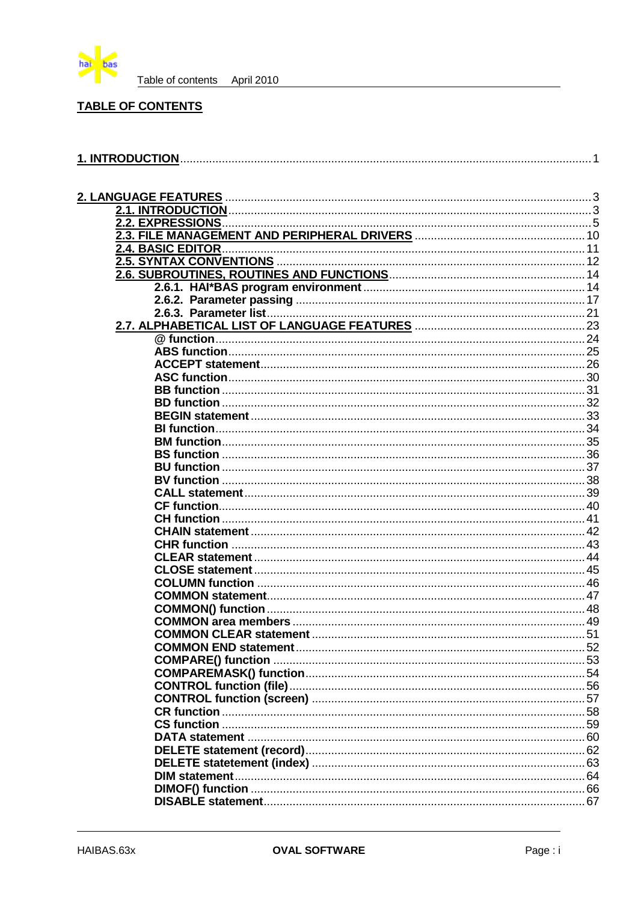## TABLE OF CONTENTS

**1. INTRODUCTION** .......... 1

**2. LANGUAGE FEATURES** .......... 3

- **2.1. INTRODUCTION** .......... 3
- **2.2. EXPRESSIONS** .......... 5
- **2.3. FILE MANAGEMENT AND PERIPHERAL DRIVERS** .......... 10
- **2.4. BASIC EDITOR** .......... 11
- **2.5. SYNTAX CONVENTIONS** .......... 12
- **2.6. SUBROUTINES, ROUTINES AND FUNCTIONS** .......... 14
  - **2.6.1. HAI*BAS program environment** .......... 14
  - **2.6.2. Parameter passing** .......... 17
  - **2.6.3. Parameter list** .......... 21
- **2.7. ALPHABETICAL LIST OF LANGUAGE FEATURES** .......... 23
  - **@ function** .......... 24
  - **ABS function** .......... 25
  - **ACCEPT statement** .......... 26
  - **ASC function** .......... 30
  - **BB function** .......... 31
  - **BD function** .......... 32
  - **BEGIN statement** .......... 33
  - **BI function** .......... 34
  - **BM function** .......... 35
  - **BS function** .......... 36
  - **BU function** .......... 37
  - **BV function** .......... 38
  - **CALL statement** .......... 39
  - **CF function** .......... 40
  - **CH function** .......... 41
  - **CHAIN statement** .......... 42
  - **CHR function** .......... 43
  - **CLEAR statement** .......... 44
  - **CLOSE statement** .......... 45
  - **COLUMN function** .......... 46
  - **COMMON statement** .......... 47
  - **COMMON() function** .......... 48
  - **COMMON area members** .......... 49
  - **COMMON CLEAR statement** .......... 51
  - **COMMON END statement** .......... 52
  - **COMPARE() function** .......... 53
  - **COMPAREMASK() function** .......... 54
  - **CONTROL function (file)** .......... 56
  - **CONTROL function (screen)** .......... 57
  - **CR function** .......... 58
  - **CS function** .......... 59
  - **DATA statement** .......... 60
  - **DELETE statement (record)** .......... 62
  - **DELETE statetement (index)** .......... 63
  - **DIM statement** .......... 64
  - **DIMOF() function** .......... 66
  - **DISABLE statement** .......... 67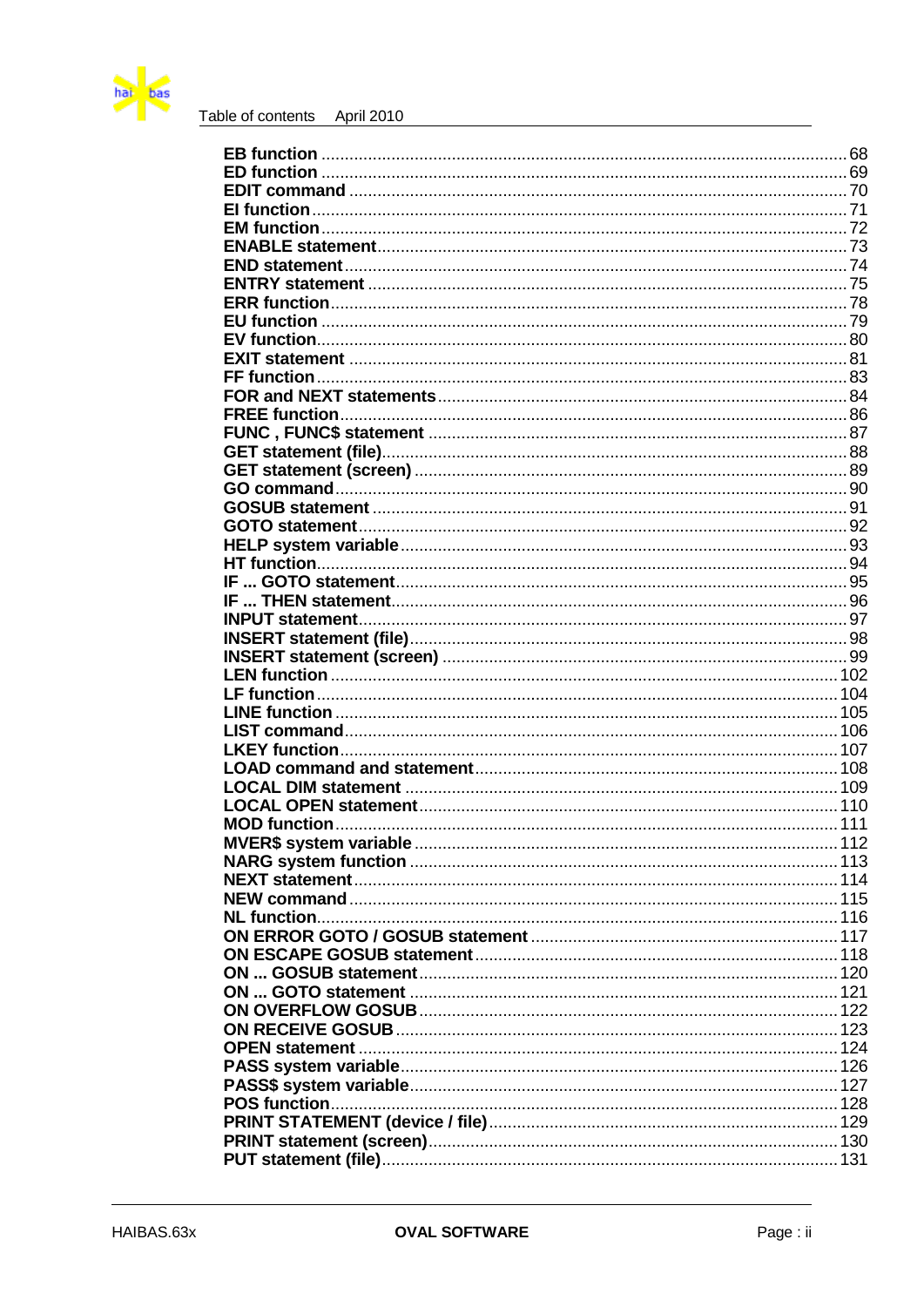**EB function** ................................................................................................ 68
**ED function** ................................................................................................ 69
**EDIT command** ............................................................................................ 70
**EI function** .................................................................................................. 71
**EM function** ................................................................................................. 72
**ENABLE statement** ...................................................................................... 73
**END statement** ............................................................................................ 74
**ENTRY statement** ........................................................................................ 75
**ERR function** ............................................................................................... 78
**EU function** ................................................................................................. 79
**EV function** .................................................................................................. 80
**EXIT statement** ............................................................................................ 81
**FF function** .................................................................................................. 83
**FOR and NEXT statements** ........................................................................... 84
**FREE function** .............................................................................................. 86
**FUNC , FUNC$ statement** ............................................................................ 87
**GET statement (file)** ...................................................................................... 88
**GET statement (screen)** ................................................................................ 89
**GO command** ............................................................................................... 90
**GOSUB statement** ........................................................................................ 91
**GOTO statement** .......................................................................................... 92
**HELP system variable** ................................................................................... 93
**HT function** .................................................................................................. 94
**IF ... GOTO statement** .................................................................................. 95
**IF ... THEN statement** .................................................................................... 96
**INPUT statement** ........................................................................................... 97
**INSERT statement (file)** ................................................................................. 98
**INSERT statement (screen)** ........................................................................... 99
**LEN function** ............................................................................................... 102
**LF function** .................................................................................................. 104
**LINE function** .............................................................................................. 105
**LIST command** ............................................................................................. 106
**LKEY function** .............................................................................................. 107
**LOAD command and statement** .................................................................. 108
**LOCAL DIM statement** ................................................................................. 109
**LOCAL OPEN statement** .............................................................................. 110
**MOD function** .............................................................................................. 111
**MVER$ system variable** ............................................................................... 112
**NARG system function** ................................................................................ 113
**NEXT statement** ........................................................................................... 114
**NEW command** ............................................................................................ 115
**NL function** .................................................................................................. 116
**ON ERROR GOTO / GOSUB statement** ......................................................... 117
**ON ESCAPE GOSUB statement** .................................................................... 118
**ON ... GOSUB statement** .............................................................................. 120
**ON ... GOTO statement** ................................................................................ 121
**ON OVERFLOW GOSUB** ............................................................................... 122
**ON RECEIVE GOSUB** .................................................................................... 123
**OPEN statement** .......................................................................................... 124
**PASS system variable** .................................................................................. 126
**PASS$ system variable** ................................................................................. 127
**POS function** ............................................................................................... 128
**PRINT STATEMENT (device / file)** ................................................................ 129
**PRINT statement (screen)** ............................................................................ 130
**PUT statement (file)** ..................................................................................... 131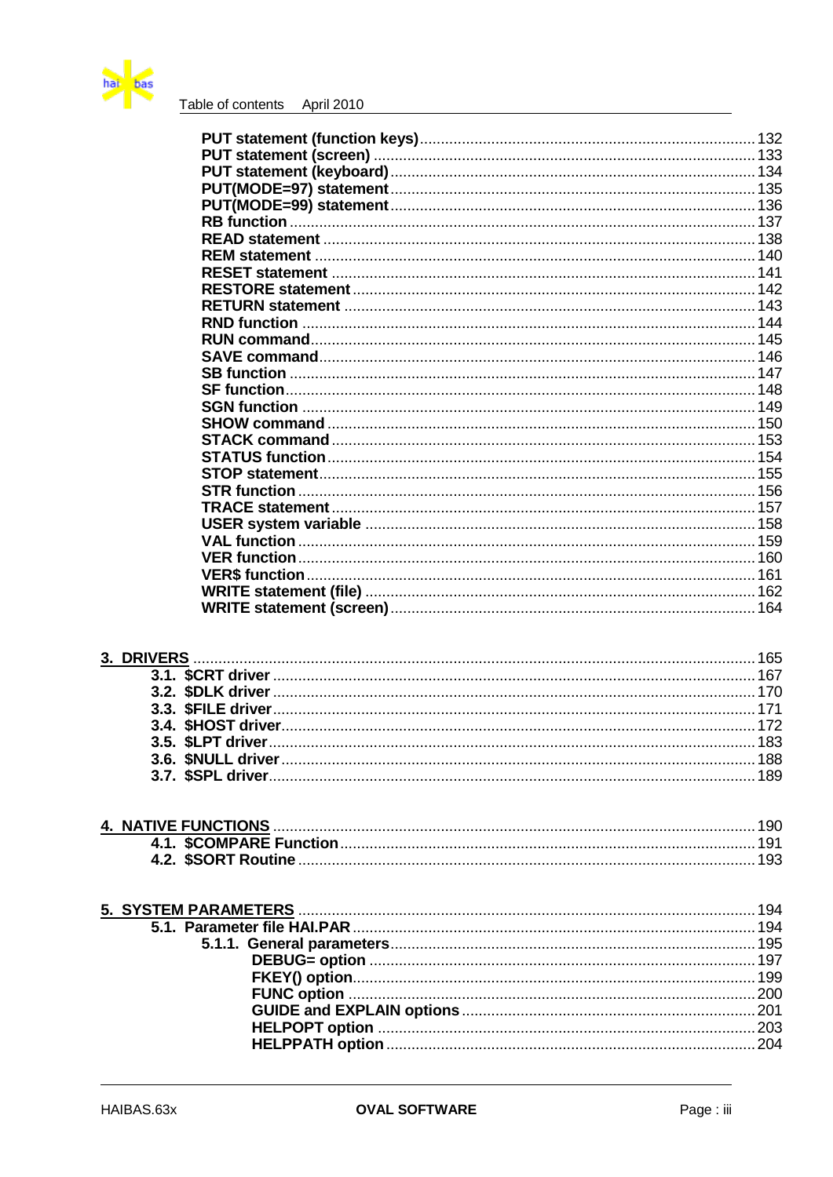- **PUT statement (function keys)** ... 132
- **PUT statement (screen)** ... 133
- **PUT statement (keyboard)** ... 134
- **PUT(MODE=97) statement** ... 135
- **PUT(MODE=99) statement** ... 136
- **RB function** ... 137
- **READ statement** ... 138
- **REM statement** ... 140
- **RESET statement** ... 141
- **RESTORE statement** ... 142
- **RETURN statement** ... 143
- **RND function** ... 144
- **RUN command** ... 145
- **SAVE command** ... 146
- **SB function** ... 147
- **SF function** ... 148
- **SGN function** ... 149
- **SHOW command** ... 150
- **STACK command** ... 153
- **STATUS function** ... 154
- **STOP statement** ... 155
- **STR function** ... 156
- **TRACE statement** ... 157
- **USER system variable** ... 158
- **VAL function** ... 159
- **VER function** ... 160
- **VER$ function** ... 161
- **WRITE statement (file)** ... 162
- **WRITE statement (screen)** ... 164

**3. DRIVERS** ... 165

- **3.1. $CRT driver** ... 167
- **3.2. $DLK driver** ... 170
- **3.3. $FILE driver** ... 171
- **3.4. $HOST driver** ... 172
- **3.5. $LPT driver** ... 183
- **3.6. $NULL driver** ... 188
- **3.7. $SPL driver** ... 189

**4. NATIVE FUNCTIONS** ... 190

- **4.1. $COMPARE Function** ... 191
- **4.2. $SORT Routine** ... 193

**5. SYSTEM PARAMETERS** ... 194

- **5.1. Parameter file HAI.PAR** ... 194
  - **5.1.1. General parameters** ... 195
    - **DEBUG= option** ... 197
    - **FKEY() option** ... 199
    - **FUNC option** ... 200
    - **GUIDE and EXPLAIN options** ... 201
    - **HELPOPT option** ... 203
    - **HELPPATH option** ... 204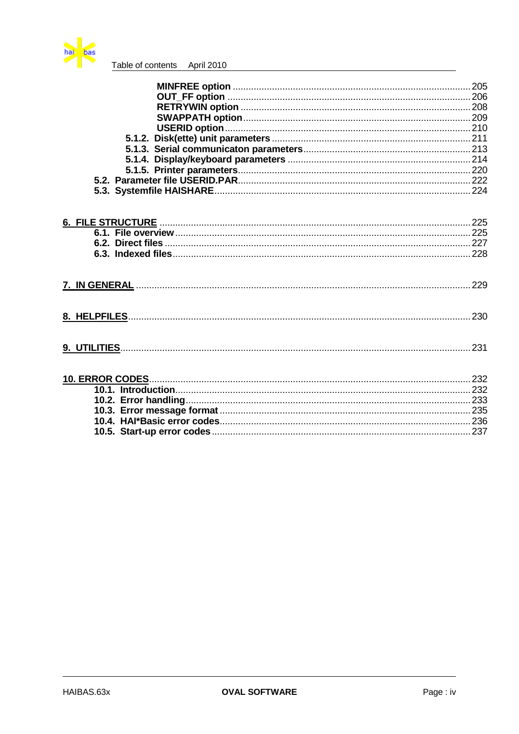**MINFREE option** ........................................................................................ 205
**OUT_FF option** ........................................................................................ 206
**RETRYWIN option** ..................................................................................... 208
**SWAPPATH option** .................................................................................... 209
**USERID option** .......................................................................................... 210
**5.1.2. Disk(ette) unit parameters** ............................................................. 211
**5.1.3. Serial communicaton parameters** ................................................... 213
**5.1.4. Display/keyboard parameters** ........................................................ 214
**5.1.5. Printer parameters** .......................................................................... 220
**5.2. Parameter file USERID.PAR** ............................................................... 222
**5.3. Systemfile HAISHARE** ......................................................................... 224

**6. FILE STRUCTURE** .................................................................................... 225
**6.1. File overview** ......................................................................................... 225
**6.2. Direct files** ............................................................................................. 227
**6.3. Indexed files** .......................................................................................... 228

**7. IN GENERAL** ............................................................................................. 229

**8. HELPFILES** ................................................................................................ 230

**9. UTILITIES** .................................................................................................. 231

**10. ERROR CODES** ....................................................................................... 232
**10.1. Introduction** ......................................................................................... 232
**10.2. Error handling** ..................................................................................... 233
**10.3. Error message format** ......................................................................... 235
**10.4. HAI*Basic error codes** ......................................................................... 236
**10.5. Start-up error codes** ............................................................................ 237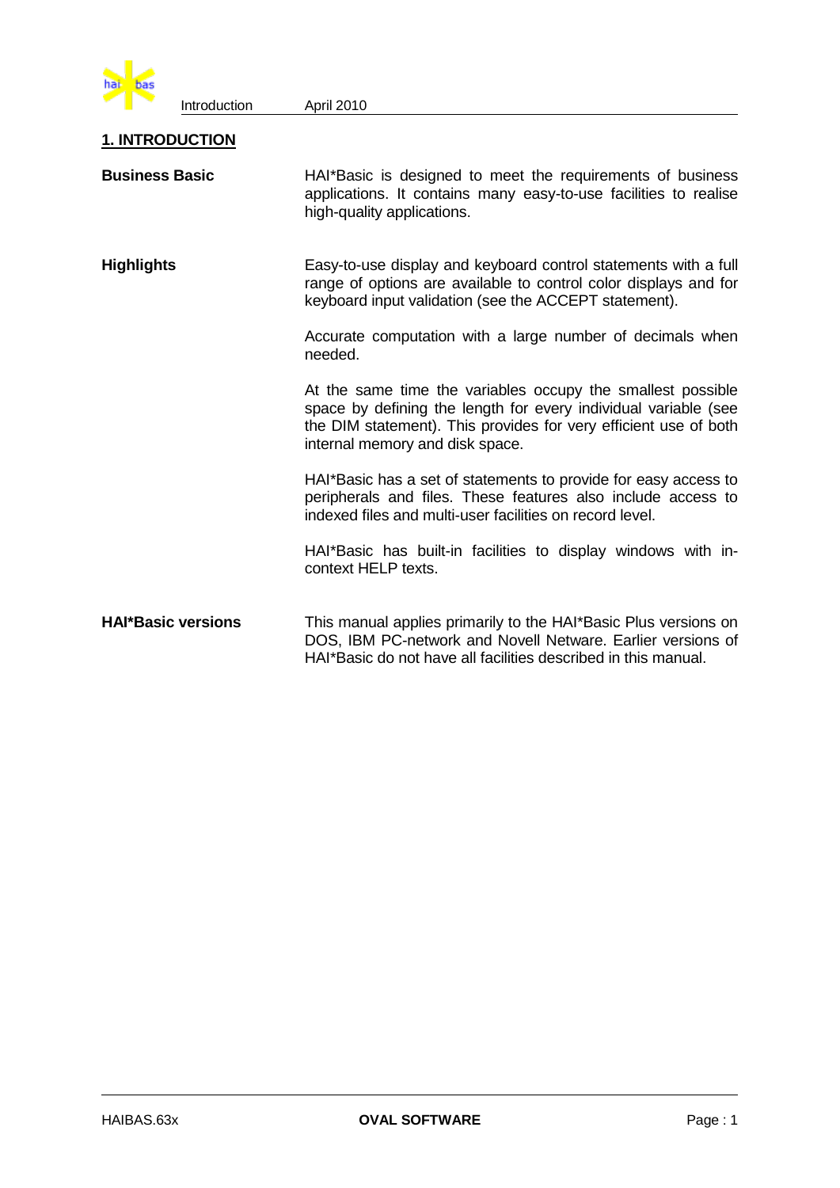# 1. INTRODUCTION

**Business Basic**

HAI*Basic is designed to meet the requirements of business applications. It contains many easy-to-use facilities to realise high-quality applications.

**Highlights**

Easy-to-use display and keyboard control statements with a full range of options are available to control color displays and for keyboard input validation (see the ACCEPT statement).

Accurate computation with a large number of decimals when needed.

At the same time the variables occupy the smallest possible space by defining the length for every individual variable (see the DIM statement). This provides for very efficient use of both internal memory and disk space.

HAI*Basic has a set of statements to provide for easy access to peripherals and files. These features also include access to indexed files and multi-user facilities on record level.

HAI*Basic has built-in facilities to display windows with in-context HELP texts.

**HAI*Basic versions**

This manual applies primarily to the HAI*Basic Plus versions on DOS, IBM PC-network and Novell Netware. Earlier versions of HAI*Basic do not have all facilities described in this manual.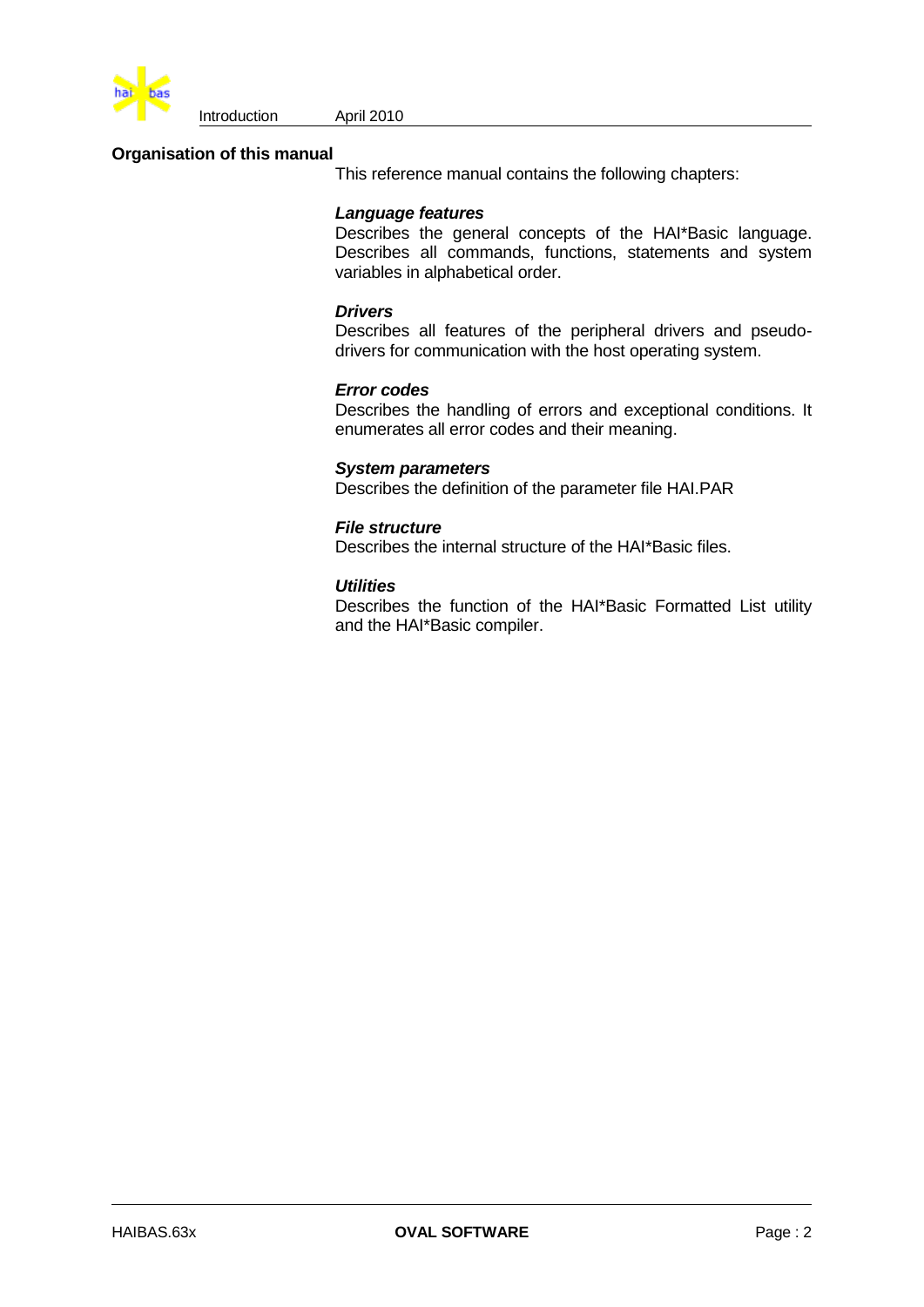## Organisation of this manual

This reference manual contains the following chapters:

***Language features***
Describes the general concepts of the HAI*Basic language. Describes all commands, functions, statements and system variables in alphabetical order.

***Drivers***
Describes all features of the peripheral drivers and pseudo-drivers for communication with the host operating system.

***Error codes***
Describes the handling of errors and exceptional conditions. It enumerates all error codes and their meaning.

***System parameters***
Describes the definition of the parameter file HAI.PAR

***File structure***
Describes the internal structure of the HAI*Basic files.

***Utilities***
Describes the function of the HAI*Basic Formatted List utility and the HAI*Basic compiler.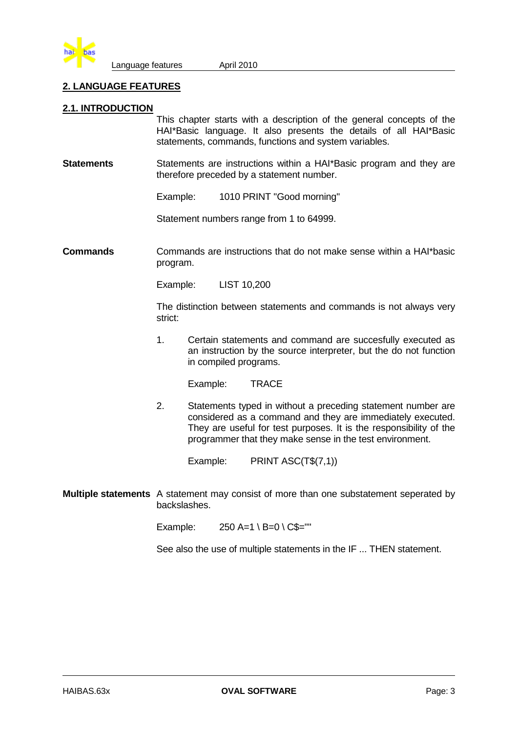## 2. LANGUAGE FEATURES

### 2.1. INTRODUCTION

This chapter starts with a description of the general concepts of the HAI*Basic language. It also presents the details of all HAI*Basic statements, commands, functions and system variables.

**Statements**

Statements are instructions within a HAI*Basic program and they are therefore preceded by a statement number.

Example: `1010 PRINT "Good morning"`

Statement numbers range from 1 to 64999.

**Commands**

Commands are instructions that do not make sense within a HAI*basic program.

Example: `LIST 10,200`

The distinction between statements and commands is not always very strict:

1. Certain statements and command are succesfully executed as an instruction by the source interpreter, but the do not function in compiled programs.

   Example: `TRACE`

2. Statements typed in without a preceding statement number are considered as a command and they are immediately executed. They are useful for test purposes. It is the responsibility of the programmer that they make sense in the test environment.

   Example: `PRINT ASC(T$(7,1))`

**Multiple statements**

A statement may consist of more than one substatement seperated by backslashes.

Example: `250 A=1 \ B=0 \ C$=""`

See also the use of multiple statements in the IF ... THEN statement.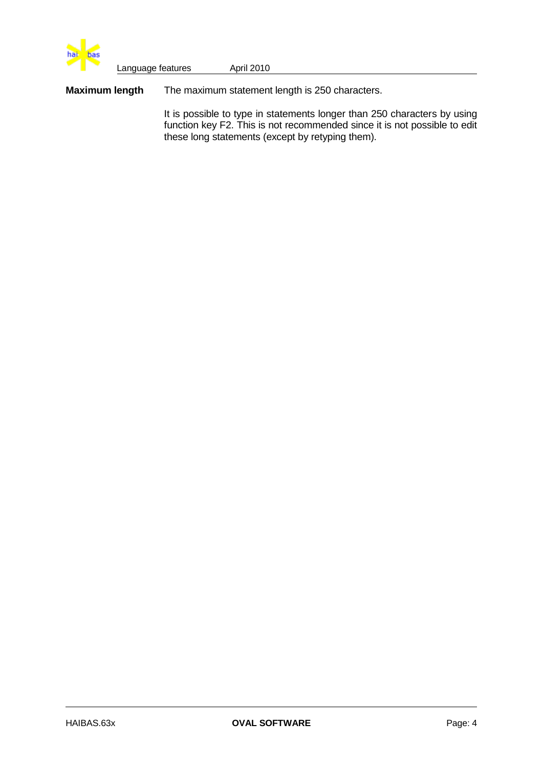**Maximum length** The maximum statement length is 250 characters.

It is possible to type in statements longer than 250 characters by using function key F2. This is not recommended since it is not possible to edit these long statements (except by retyping them).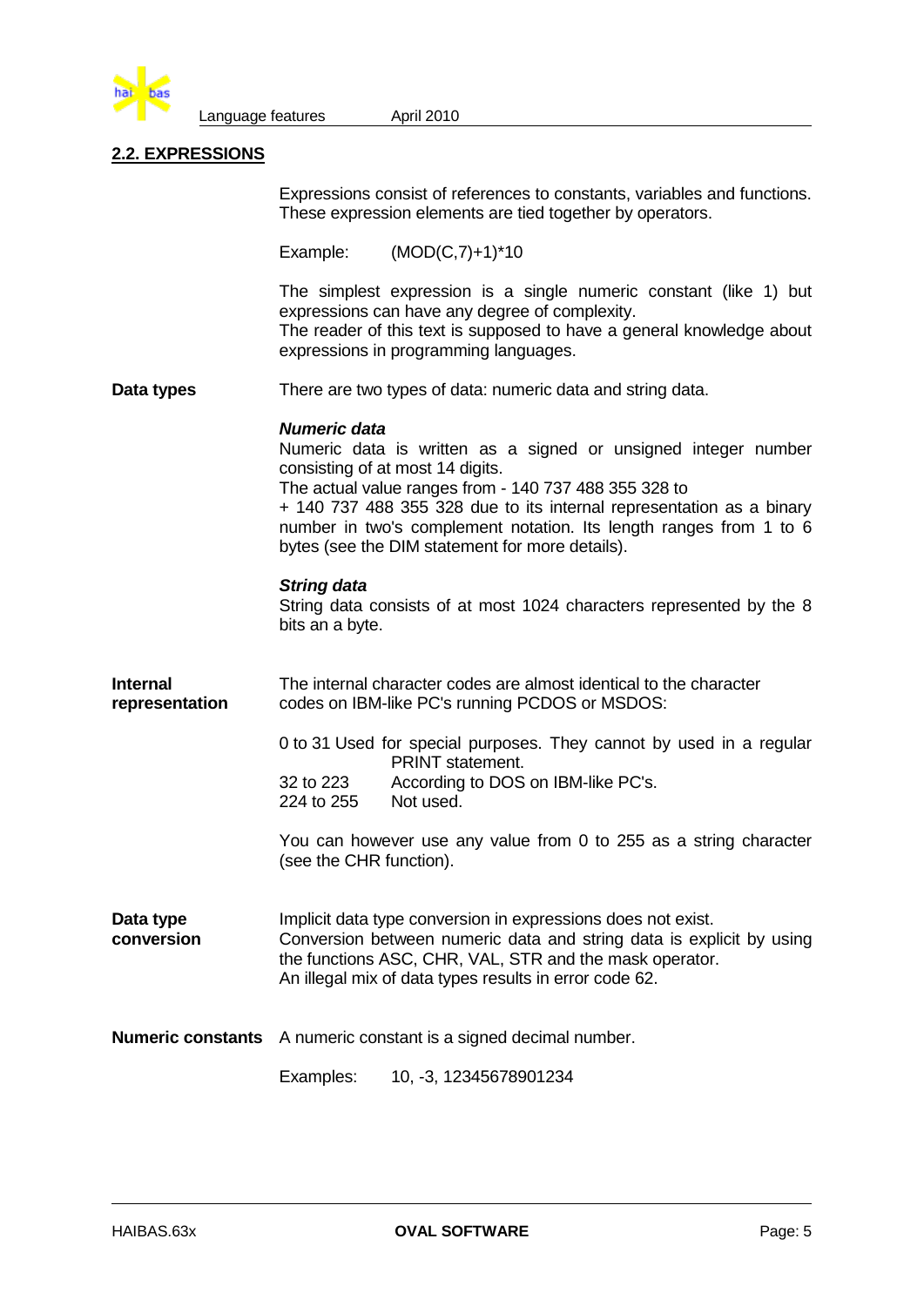## 2.2. EXPRESSIONS

Expressions consist of references to constants, variables and functions. These expression elements are tied together by operators.

Example: (MOD(C,7)+1)*10

The simplest expression is a single numeric constant (like 1) but expressions can have any degree of complexity.
The reader of this text is supposed to have a general knowledge about expressions in programming languages.

**Data types**

There are two types of data: numeric data and string data.

***Numeric data***

Numeric data is written as a signed or unsigned integer number consisting of at most 14 digits.
The actual value ranges from - 140 737 488 355 328 to
+ 140 737 488 355 328 due to its internal representation as a binary number in two's complement notation. Its length ranges from 1 to 6 bytes (see the DIM statement for more details).

***String data***

String data consists of at most 1024 characters represented by the 8 bits an a byte.

**Internal representation**

The internal character codes are almost identical to the character codes on IBM-like PC's running PCDOS or MSDOS:

| | |
|---|---|
| 0 to 31 | Used for special purposes. They cannot by used in a regular PRINT statement. |
| 32 to 223 | According to DOS on IBM-like PC's. |
| 224 to 255 | Not used. |

You can however use any value from 0 to 255 as a string character (see the CHR function).

**Data type conversion**

Implicit data type conversion in expressions does not exist.
Conversion between numeric data and string data is explicit by using the functions ASC, CHR, VAL, STR and the mask operator.
An illegal mix of data types results in error code 62.

**Numeric constants**

A numeric constant is a signed decimal number.

Examples: 10, -3, 12345678901234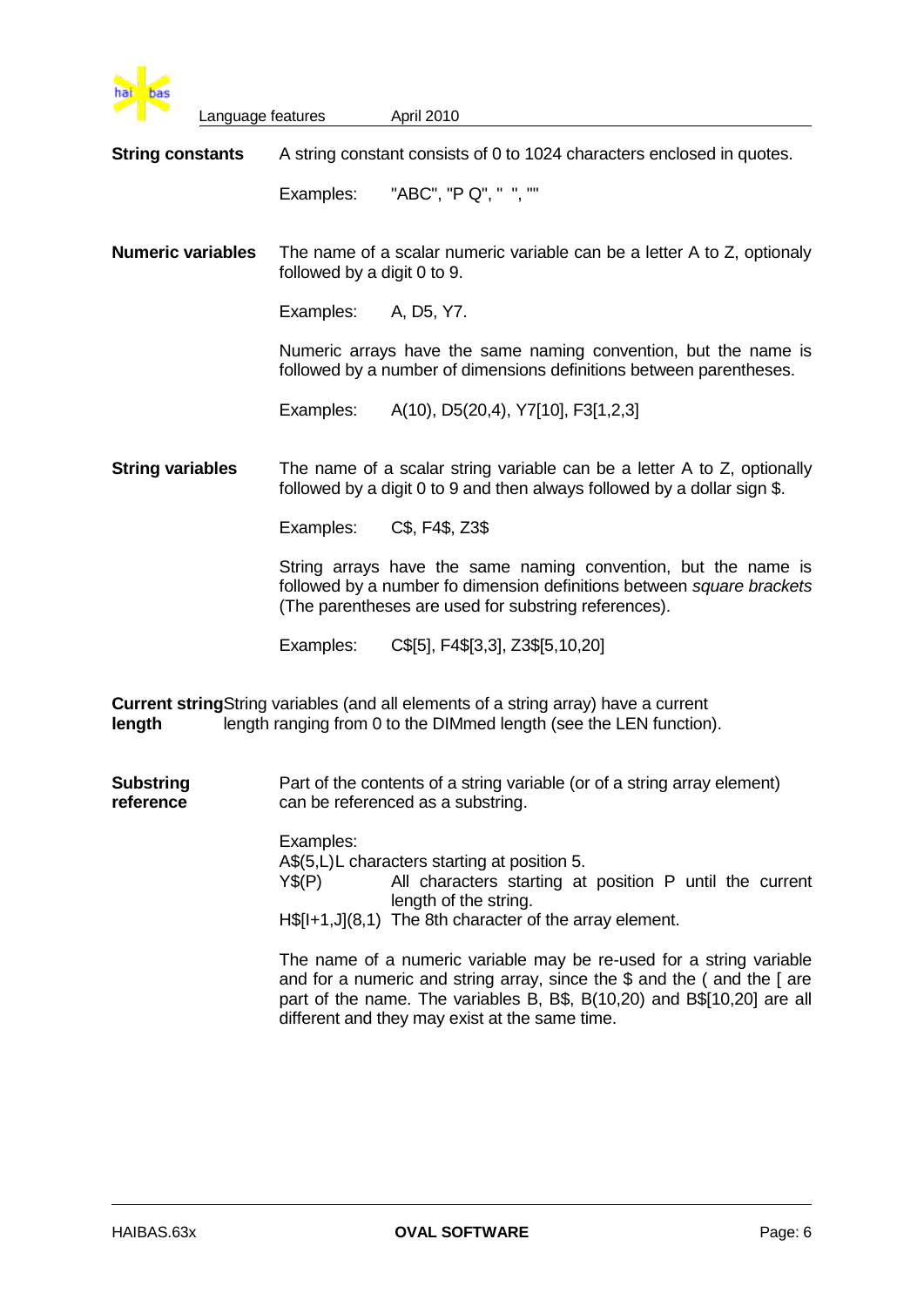**String constants**

A string constant consists of 0 to 1024 characters enclosed in quotes.

Examples: "ABC", "P Q", " ", ""

**Numeric variables**

The name of a scalar numeric variable can be a letter A to Z, optionaly followed by a digit 0 to 9.

Examples: A, D5, Y7.

Numeric arrays have the same naming convention, but the name is followed by a number of dimensions definitions between parentheses.

Examples: A(10), D5(20,4), Y7[10], F3[1,2,3]

**String variables**

The name of a scalar string variable can be a letter A to Z, optionally followed by a digit 0 to 9 and then always followed by a dollar sign $.

Examples: C$, F4$, Z3$

String arrays have the same naming convention, but the name is followed by a number fo dimension definitions between *square brackets* (The parentheses are used for substring references).

Examples: C$[5], F4$[3,3], Z3$[5,10,20]

**Current string length**

String variables (and all elements of a string array) have a current length ranging from 0 to the DIMmed length (see the LEN function).

**Substring reference**

Part of the contents of a string variable (or of a string array element) can be referenced as a substring.

Examples:

A$(5,L) L characters starting at position 5.

Y$(P) All characters starting at position P until the current length of the string.

H$[I+1,J](8,1) The 8th character of the array element.

The name of a numeric variable may be re-used for a string variable and for a numeric and string array, since the $ and the ( and the [ are part of the name. The variables B, B$, B(10,20) and B$[10,20] are all different and they may exist at the same time.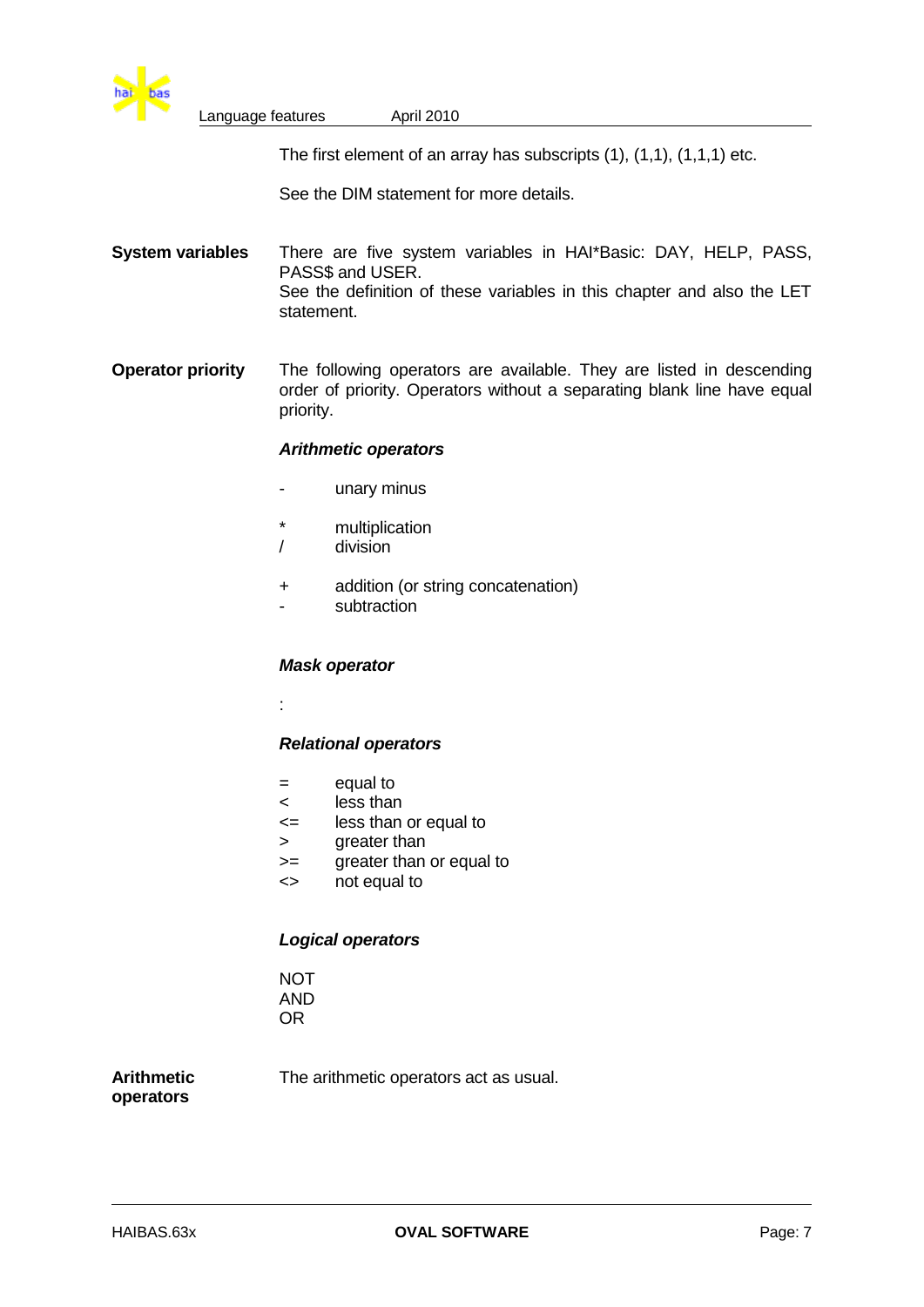The first element of an array has subscripts (1), (1,1), (1,1,1) etc.

See the DIM statement for more details.

**System variables**

There are five system variables in HAI*Basic: DAY, HELP, PASS, PASS$ and USER.
See the definition of these variables in this chapter and also the LET statement.

**Operator priority**

The following operators are available. They are listed in descending order of priority. Operators without a separating blank line have equal priority.

***Arithmetic operators***

| | |
|---|---|
| - | unary minus |
| | |
| * | multiplication |
| / | division |
| | |
| + | addition (or string concatenation) |
| - | subtraction |

***Mask operator***

:

***Relational operators***

| | |
|---|---|
| = | equal to |
| < | less than |
| <= | less than or equal to |
| > | greater than |
| >= | greater than or equal to |
| <> | not equal to |

***Logical operators***

NOT
AND
OR

**Arithmetic operators**

The arithmetic operators act as usual.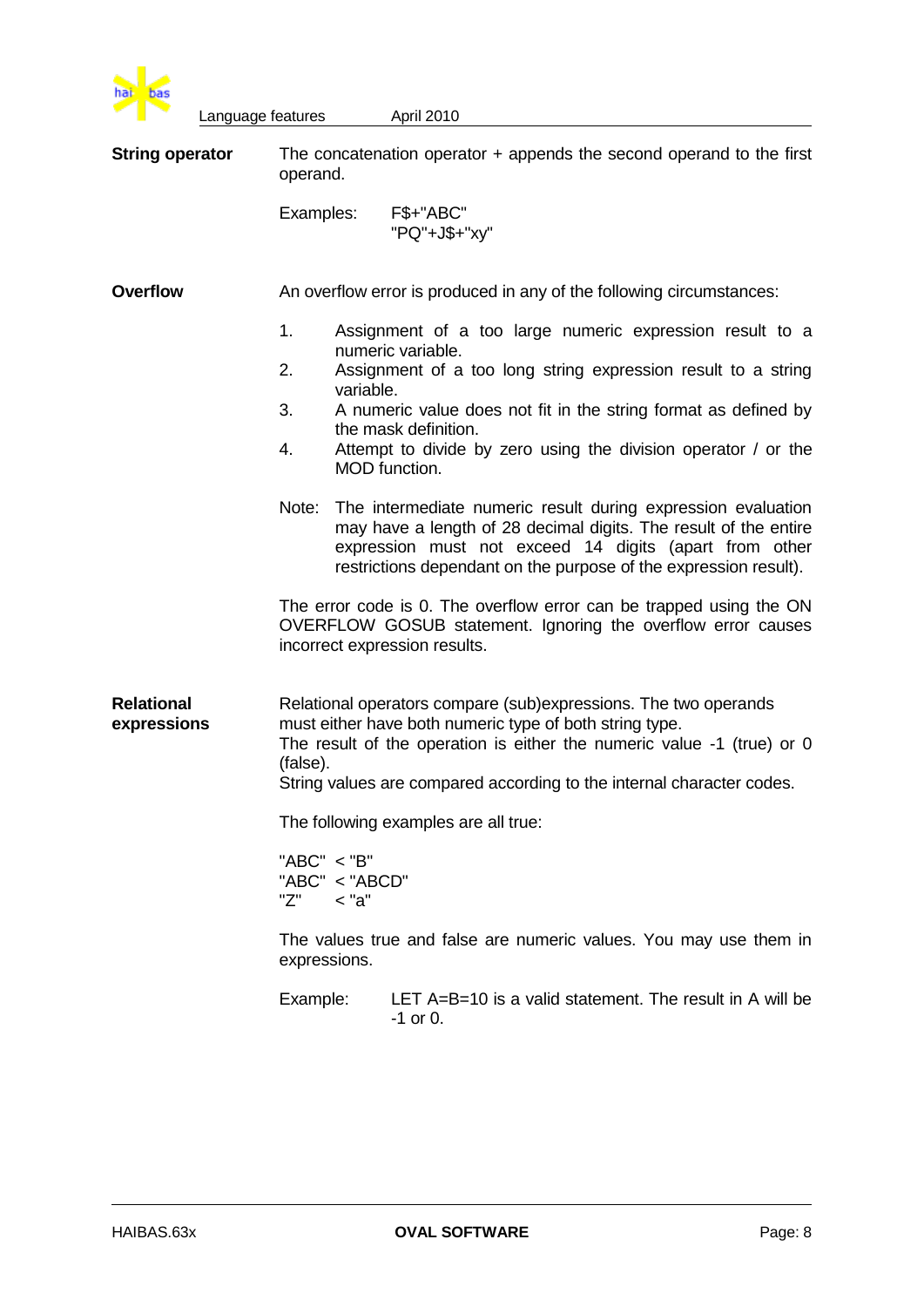**String operator**

The concatenation operator + appends the second operand to the first operand.

Examples:

```
F$+"ABC"
"PQ"+J$+"xy"
```

**Overflow**

An overflow error is produced in any of the following circumstances:

1. Assignment of a too large numeric expression result to a numeric variable.
2. Assignment of a too long string expression result to a string variable.
3. A numeric value does not fit in the string format as defined by the mask definition.
4. Attempt to divide by zero using the division operator / or the MOD function.

Note: The intermediate numeric result during expression evaluation may have a length of 28 decimal digits. The result of the entire expression must not exceed 14 digits (apart from other restrictions dependant on the purpose of the expression result).

The error code is 0. The overflow error can be trapped using the ON OVERFLOW GOSUB statement. Ignoring the overflow error causes incorrect expression results.

**Relational expressions**

Relational operators compare (sub)expressions. The two operands must either have both numeric type of both string type.
The result of the operation is either the numeric value -1 (true) or 0 (false).
String values are compared according to the internal character codes.

The following examples are all true:

```
"ABC" < "B"
"ABC" < "ABCD"
"Z"   < "a"
```

The values true and false are numeric values. You may use them in expressions.

Example: LET A=B=10 is a valid statement. The result in A will be -1 or 0.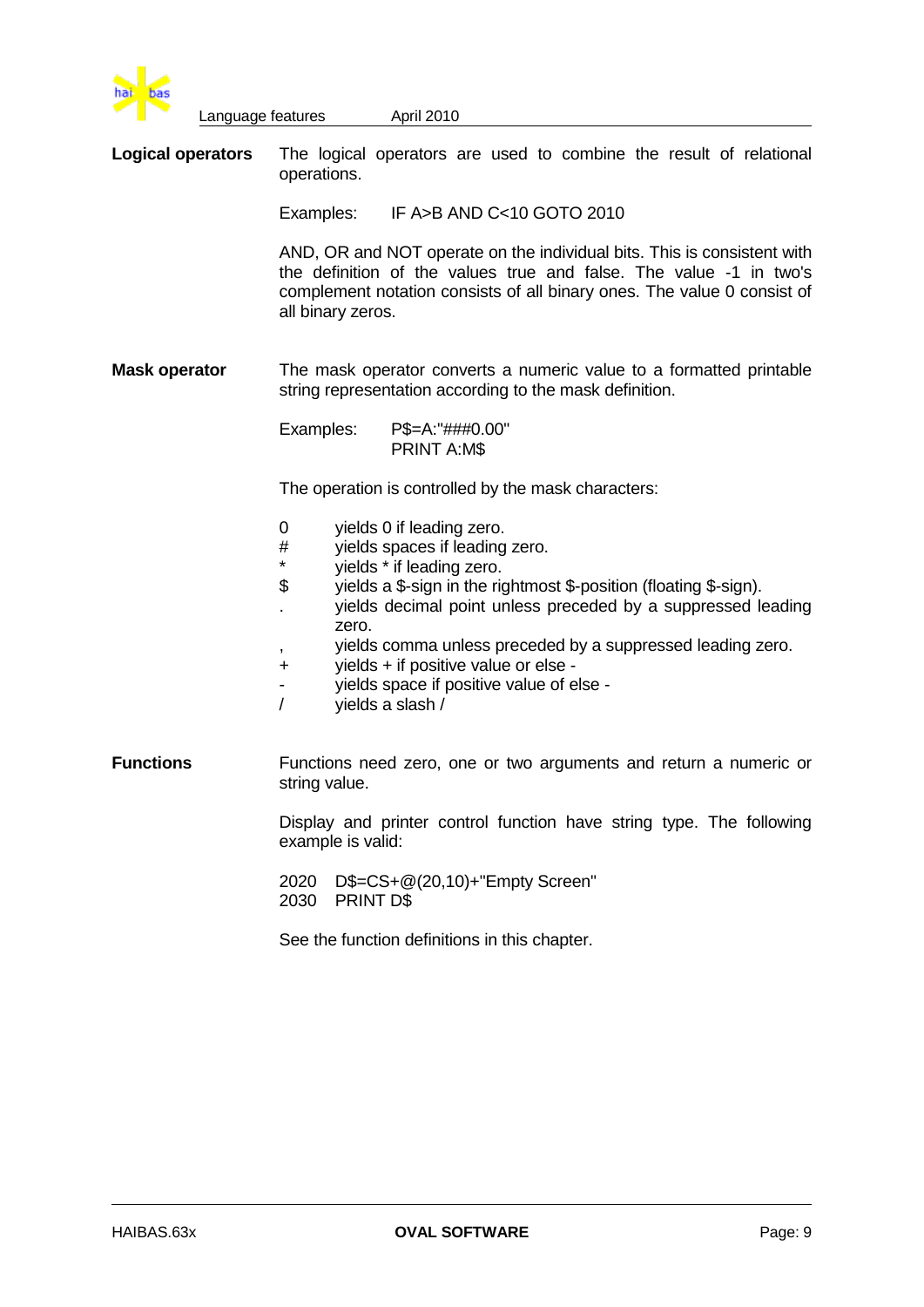**Logical operators**

The logical operators are used to combine the result of relational operations.

Examples: IF A>B AND C<10 GOTO 2010

AND, OR and NOT operate on the individual bits. This is consistent with the definition of the values true and false. The value -1 in two's complement notation consists of all binary ones. The value 0 consist of all binary zeros.

**Mask operator**

The mask operator converts a numeric value to a formatted printable string representation according to the mask definition.

Examples:

```
P$=A:"###0.00"
PRINT A:M$
```

The operation is controlled by the mask characters:

| | |
|---|---|
| 0 | yields 0 if leading zero. |
| # | yields spaces if leading zero. |
| * | yields * if leading zero. |
| $ | yields a $-sign in the rightmost $-position (floating $-sign). |
| . | yields decimal point unless preceded by a suppressed leading zero. |
| , | yields comma unless preceded by a suppressed leading zero. |
| + | yields + if positive value or else - |
| - | yields space if positive value of else - |
| / | yields a slash / |

**Functions**

Functions need zero, one or two arguments and return a numeric or string value.

Display and printer control function have string type. The following example is valid:

```
2020   D$=CS+@(20,10)+"Empty Screen"
2030   PRINT D$
```

See the function definitions in this chapter.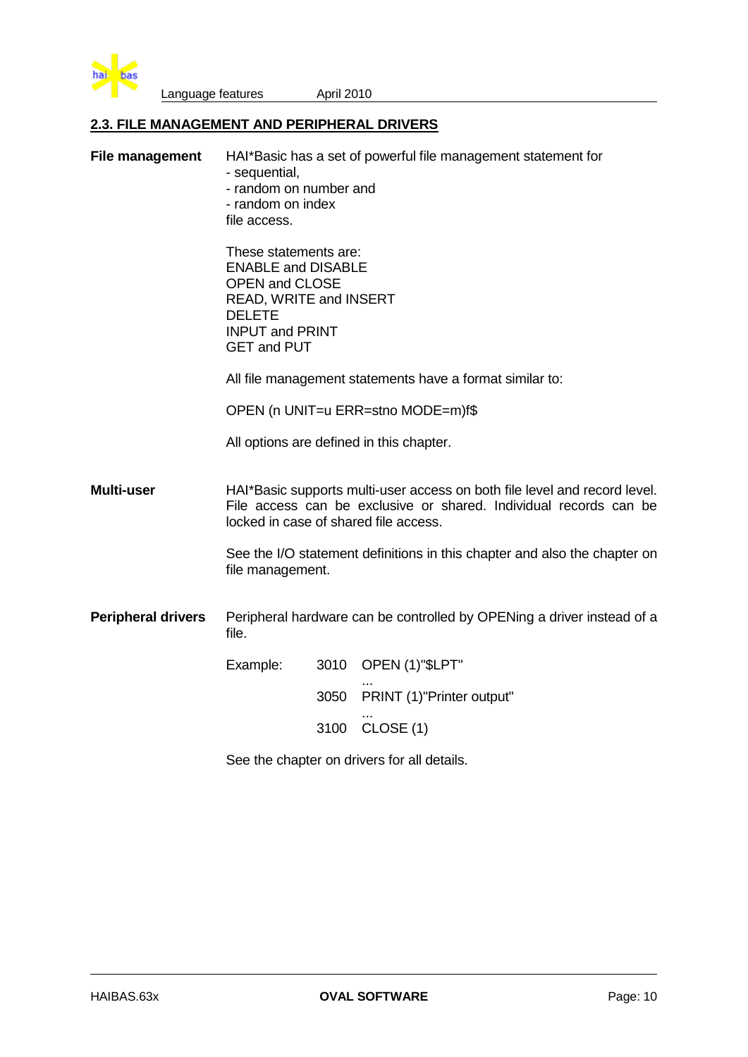## 2.3. FILE MANAGEMENT AND PERIPHERAL DRIVERS

**File management**

HAI*Basic has a set of powerful file management statement for
- sequential,
- random on number and
- random on index

file access.

These statements are:
ENABLE and DISABLE
OPEN and CLOSE
READ, WRITE and INSERT
DELETE
INPUT and PRINT
GET and PUT

All file management statements have a format similar to:

OPEN (n UNIT=u ERR=stno MODE=m)f$

All options are defined in this chapter.

**Multi-user**

HAI*Basic supports multi-user access on both file level and record level. File access can be exclusive or shared. Individual records can be locked in case of shared file access.

See the I/O statement definitions in this chapter and also the chapter on file management.

**Peripheral drivers**

Peripheral hardware can be controlled by OPENing a driver instead of a file.

Example:

```
3010  OPEN (1)"$LPT"
      ...
3050  PRINT (1)"Printer output"
      ...
3100  CLOSE (1)
```

See the chapter on drivers for all details.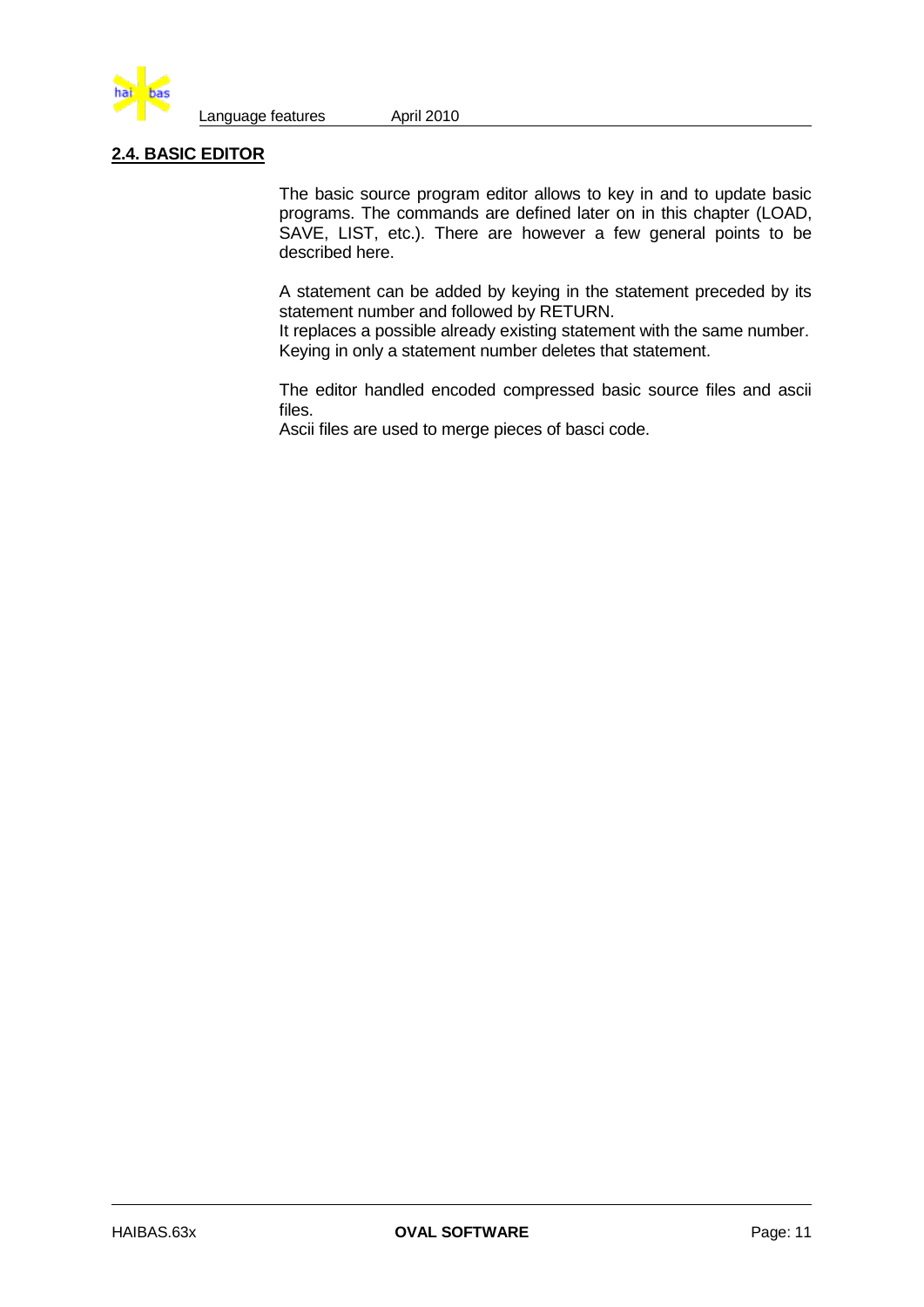## 2.4. BASIC EDITOR

The basic source program editor allows to key in and to update basic programs. The commands are defined later on in this chapter (LOAD, SAVE, LIST, etc.). There are however a few general points to be described here.

A statement can be added by keying in the statement preceded by its statement number and followed by RETURN.
It replaces a possible already existing statement with the same number.
Keying in only a statement number deletes that statement.

The editor handled encoded compressed basic source files and ascii files.
Ascii files are used to merge pieces of basci code.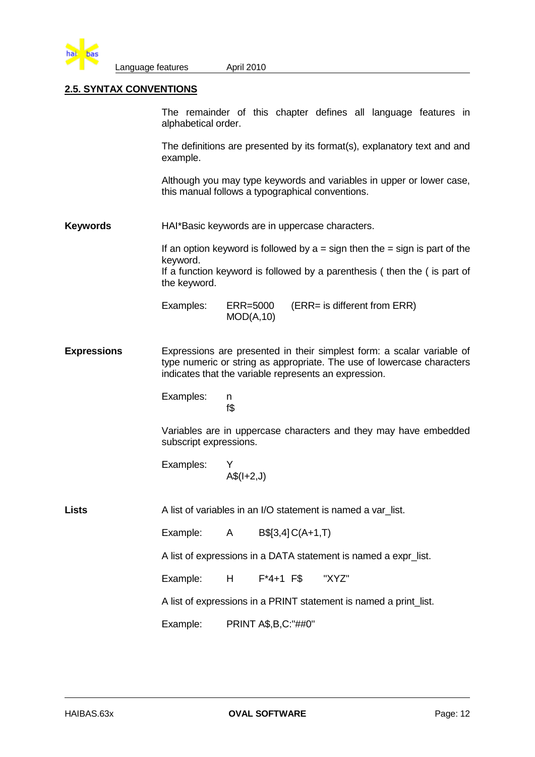## 2.5. SYNTAX CONVENTIONS

The remainder of this chapter defines all language features in alphabetical order.

The definitions are presented by its format(s), explanatory text and and example.

Although you may type keywords and variables in upper or lower case, this manual follows a typographical conventions.

**Keywords**

HAI*Basic keywords are in uppercase characters.

If an option keyword is followed by a = sign then the = sign is part of the keyword.
If a function keyword is followed by a parenthesis ( then the ( is part of the keyword.

Examples:

```
ERR=5000     (ERR= is different from ERR)
MOD(A,10)
```

**Expressions**

Expressions are presented in their simplest form: a scalar variable of type numeric or string as appropriate. The use of lowercase characters indicates that the variable represents an expression.

Examples:

```
n
f$
```

Variables are in uppercase characters and they may have embedded subscript expressions.

Examples:

```
Y
A$(I+2,J)
```

**Lists**

A list of variables in an I/O statement is named a var_list.

Example: `A     B$[3,4] C(A+1,T)`

A list of expressions in a DATA statement is named a expr_list.

Example: `H     F*4+1  F$     "XYZ"`

A list of expressions in a PRINT statement is named a print_list.

Example: `PRINT A$,B,C:"##0"`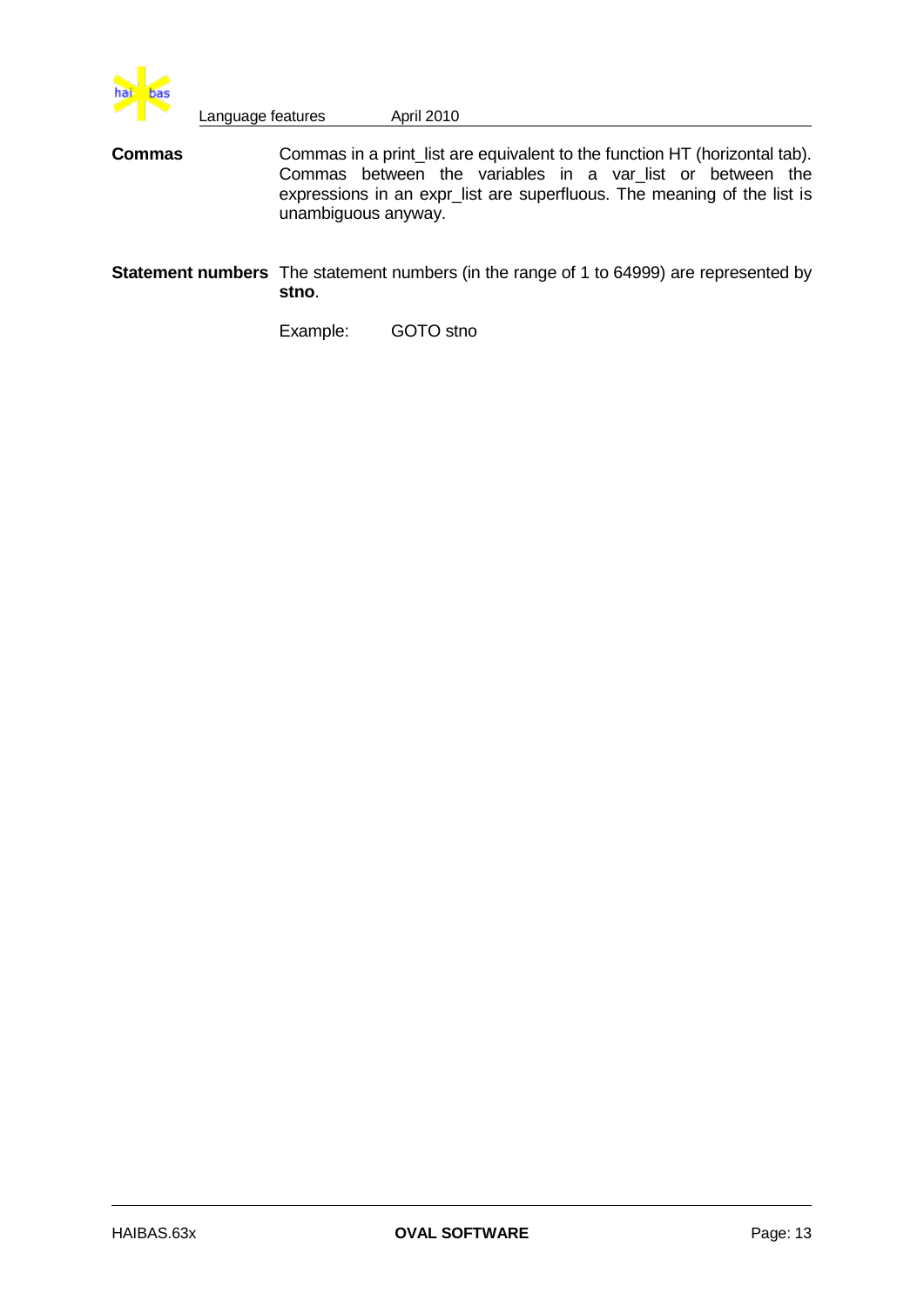**Commas**

Commas in a print_list are equivalent to the function HT (horizontal tab). Commas between the variables in a var_list or between the expressions in an expr_list are superfluous. The meaning of the list is unambiguous anyway.

**Statement numbers**

The statement numbers (in the range of 1 to 64999) are represented by **stno**.

Example: GOTO stno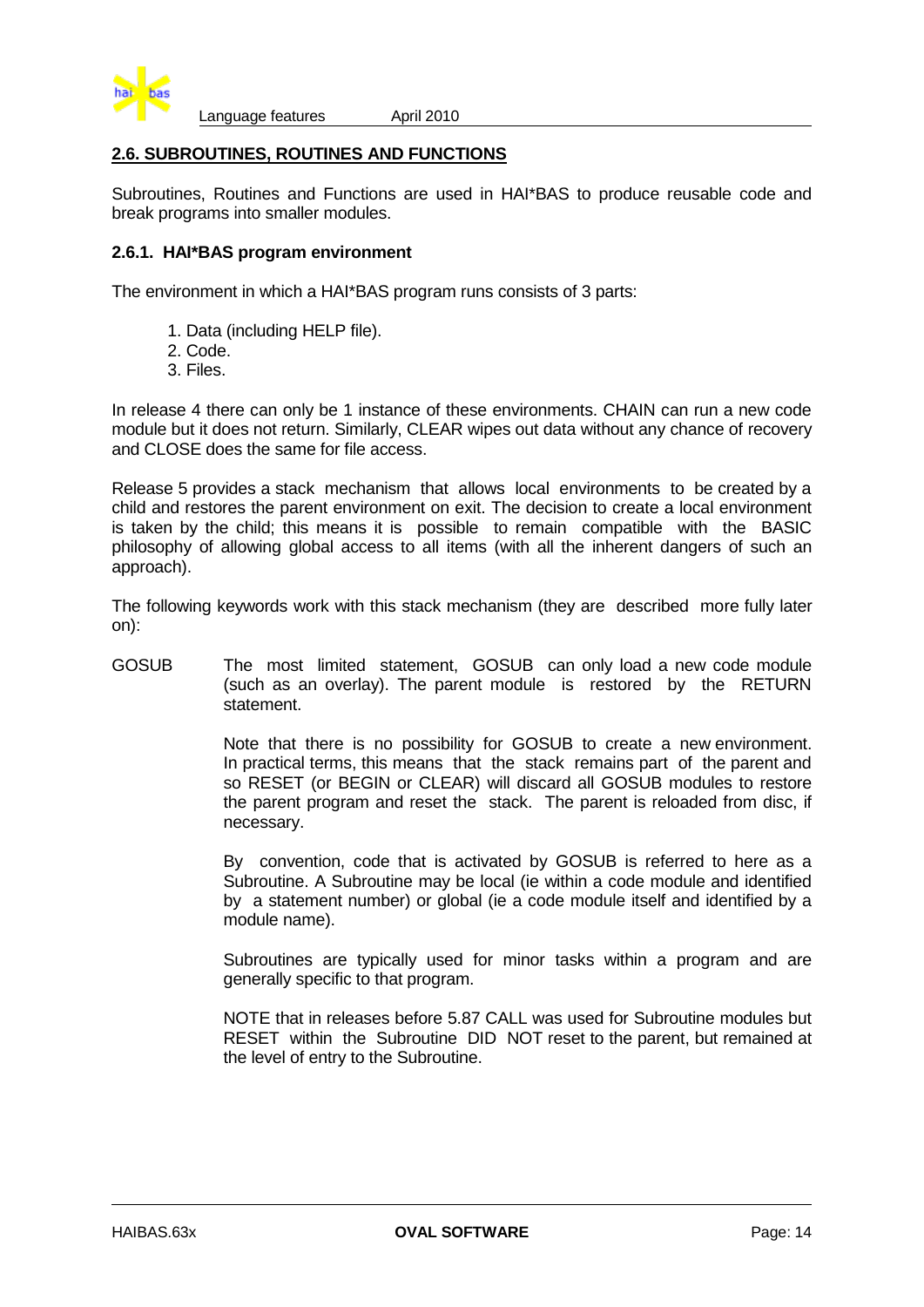## 2.6. SUBROUTINES, ROUTINES AND FUNCTIONS

Subroutines, Routines and Functions are used in HAI*BAS to produce reusable code and break programs into smaller modules.

### 2.6.1. HAI*BAS program environment

The environment in which a HAI*BAS program runs consists of 3 parts:

1. Data (including HELP file).
2. Code.
3. Files.

In release 4 there can only be 1 instance of these environments. CHAIN can run a new code module but it does not return. Similarly, CLEAR wipes out data without any chance of recovery and CLOSE does the same for file access.

Release 5 provides a stack mechanism that allows local environments to be created by a child and restores the parent environment on exit. The decision to create a local environment is taken by the child; this means it is possible to remain compatible with the BASIC philosophy of allowing global access to all items (with all the inherent dangers of such an approach).

The following keywords work with this stack mechanism (they are described more fully later on):

**GOSUB**

The most limited statement, GOSUB can only load a new code module (such as an overlay). The parent module is restored by the RETURN statement.

Note that there is no possibility for GOSUB to create a new environment. In practical terms, this means that the stack remains part of the parent and so RESET (or BEGIN or CLEAR) will discard all GOSUB modules to restore the parent program and reset the stack. The parent is reloaded from disc, if necessary.

By convention, code that is activated by GOSUB is referred to here as a Subroutine. A Subroutine may be local (ie within a code module and identified by a statement number) or global (ie a code module itself and identified by a module name).

Subroutines are typically used for minor tasks within a program and are generally specific to that program.

NOTE that in releases before 5.87 CALL was used for Subroutine modules but RESET within the Subroutine DID NOT reset to the parent, but remained at the level of entry to the Subroutine.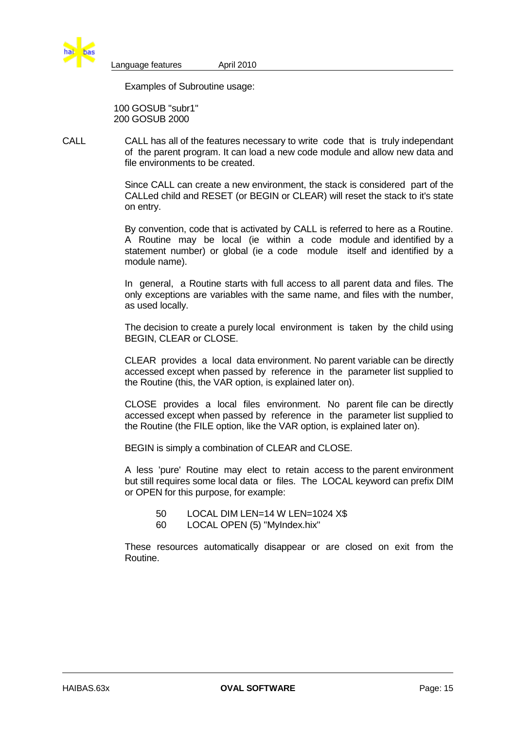Examples of Subroutine usage:

```
100 GOSUB "subr1"
200 GOSUB 2000
```

**CALL**

CALL has all of the features necessary to write code that is truly independant of the parent program. It can load a new code module and allow new data and file environments to be created.

Since CALL can create a new environment, the stack is considered part of the CALLed child and RESET (or BEGIN or CLEAR) will reset the stack to it's state on entry.

By convention, code that is activated by CALL is referred to here as a Routine. A Routine may be local (ie within a code module and identified by a statement number) or global (ie a code module itself and identified by a module name).

In general, a Routine starts with full access to all parent data and files. The only exceptions are variables with the same name, and files with the number, as used locally.

The decision to create a purely local environment is taken by the child using BEGIN, CLEAR or CLOSE.

CLEAR provides a local data environment. No parent variable can be directly accessed except when passed by reference in the parameter list supplied to the Routine (this, the VAR option, is explained later on).

CLOSE provides a local files environment. No parent file can be directly accessed except when passed by reference in the parameter list supplied to the Routine (the FILE option, like the VAR option, is explained later on).

BEGIN is simply a combination of CLEAR and CLOSE.

A less 'pure' Routine may elect to retain access to the parent environment but still requires some local data or files. The LOCAL keyword can prefix DIM or OPEN for this purpose, for example:

```
50    LOCAL DIM LEN=14 W LEN=1024 X$
60    LOCAL OPEN (5) "MyIndex.hix"
```

These resources automatically disappear or are closed on exit from the Routine.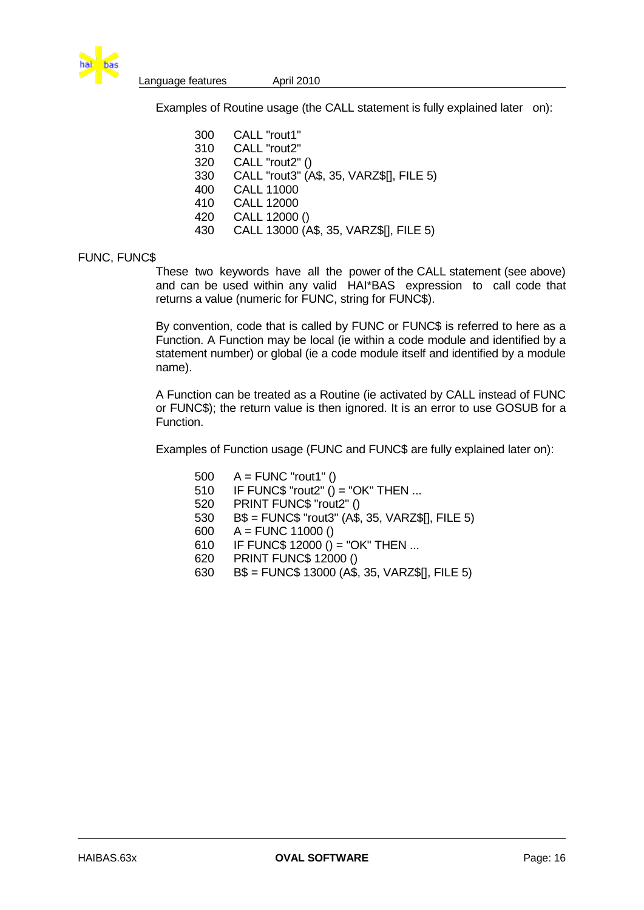Examples of Routine usage (the CALL statement is fully explained later on):

```
300    CALL "rout1"
310    CALL "rout2"
320    CALL "rout2" ()
330    CALL "rout3" (A$, 35, VARZ$[], FILE 5)
400    CALL 11000
410    CALL 12000
420    CALL 12000 ()
430    CALL 13000 (A$, 35, VARZ$[], FILE 5)
```

## FUNC, FUNC$

These two keywords have all the power of the CALL statement (see above) and can be used within any valid HAI*BAS expression to call code that returns a value (numeric for FUNC, string for FUNC$).

By convention, code that is called by FUNC or FUNC$ is referred to here as a Function. A Function may be local (ie within a code module and identified by a statement number) or global (ie a code module itself and identified by a module name).

A Function can be treated as a Routine (ie activated by CALL instead of FUNC or FUNC$); the return value is then ignored. It is an error to use GOSUB for a Function.

Examples of Function usage (FUNC and FUNC$ are fully explained later on):

```
500    A = FUNC "rout1" ()
510    IF FUNC$ "rout2" () = "OK" THEN ...
520    PRINT FUNC$ "rout2" ()
530    B$ = FUNC$ "rout3" (A$, 35, VARZ$[], FILE 5)
600    A = FUNC 11000 ()
610    IF FUNC$ 12000 () = "OK" THEN ...
620    PRINT FUNC$ 12000 ()
630    B$ = FUNC$ 13000 (A$, 35, VARZ$[], FILE 5)
```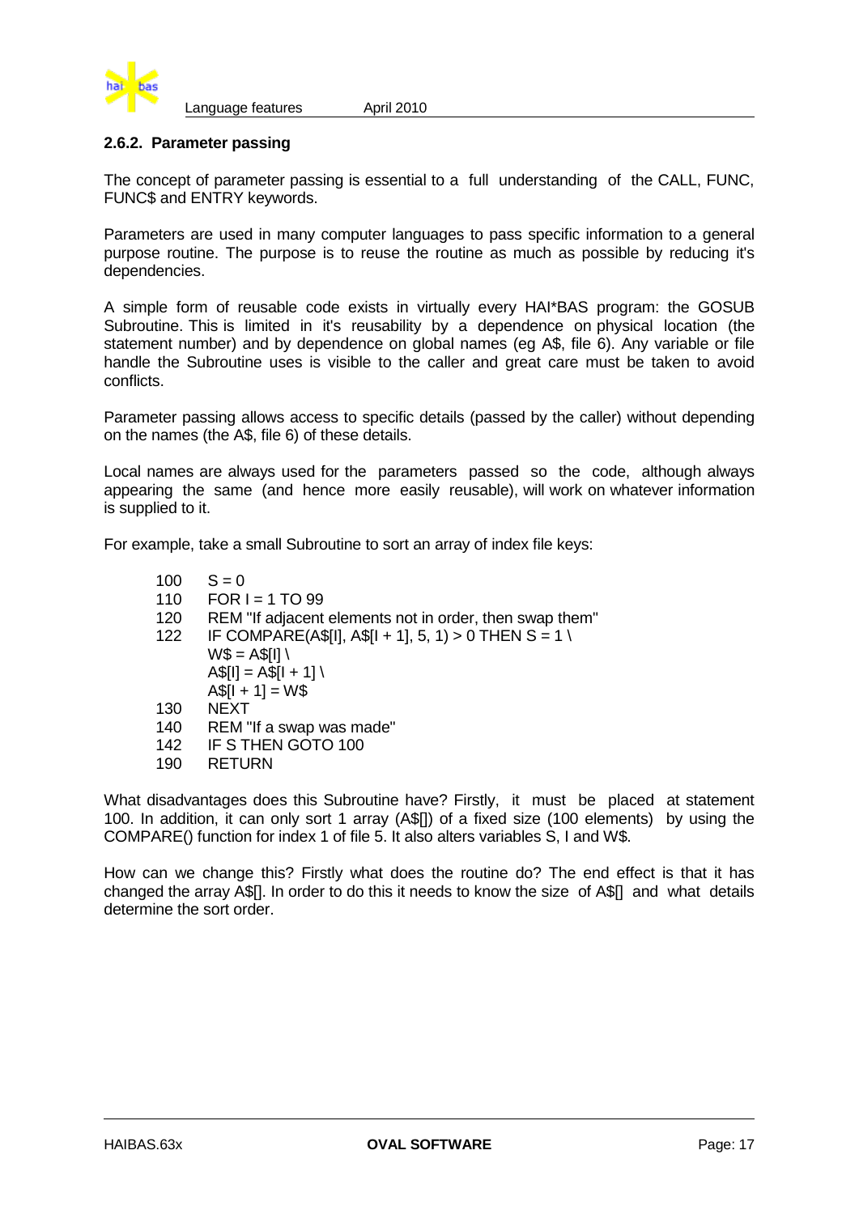### 2.6.2. Parameter passing

The concept of parameter passing is essential to a full understanding of the CALL, FUNC, FUNC$ and ENTRY keywords.

Parameters are used in many computer languages to pass specific information to a general purpose routine. The purpose is to reuse the routine as much as possible by reducing it's dependencies.

A simple form of reusable code exists in virtually every HAI*BAS program: the GOSUB Subroutine. This is limited in it's reusability by a dependence on physical location (the statement number) and by dependence on global names (eg A$, file 6). Any variable or file handle the Subroutine uses is visible to the caller and great care must be taken to avoid conflicts.

Parameter passing allows access to specific details (passed by the caller) without depending on the names (the A$, file 6) of these details.

Local names are always used for the parameters passed so the code, although always appearing the same (and hence more easily reusable), will work on whatever information is supplied to it.

For example, take a small Subroutine to sort an array of index file keys:

```
100   S = 0
110   FOR I = 1 TO 99
120   REM "If adjacent elements not in order, then swap them"
122   IF COMPARE(A$[I], A$[I + 1], 5, 1) > 0 THEN S = 1 \
      W$ = A$[I] \
      A$[I] = A$[I + 1] \
      A$[I + 1] = W$
130   NEXT
140   REM "If a swap was made"
142   IF S THEN GOTO 100
190   RETURN
```

What disadvantages does this Subroutine have? Firstly, it must be placed at statement 100. In addition, it can only sort 1 array (A$[]) of a fixed size (100 elements) by using the COMPARE() function for index 1 of file 5. It also alters variables S, I and W$.

How can we change this? Firstly what does the routine do? The end effect is that it has changed the array A$[]. In order to do this it needs to know the size of A$[] and what details determine the sort order.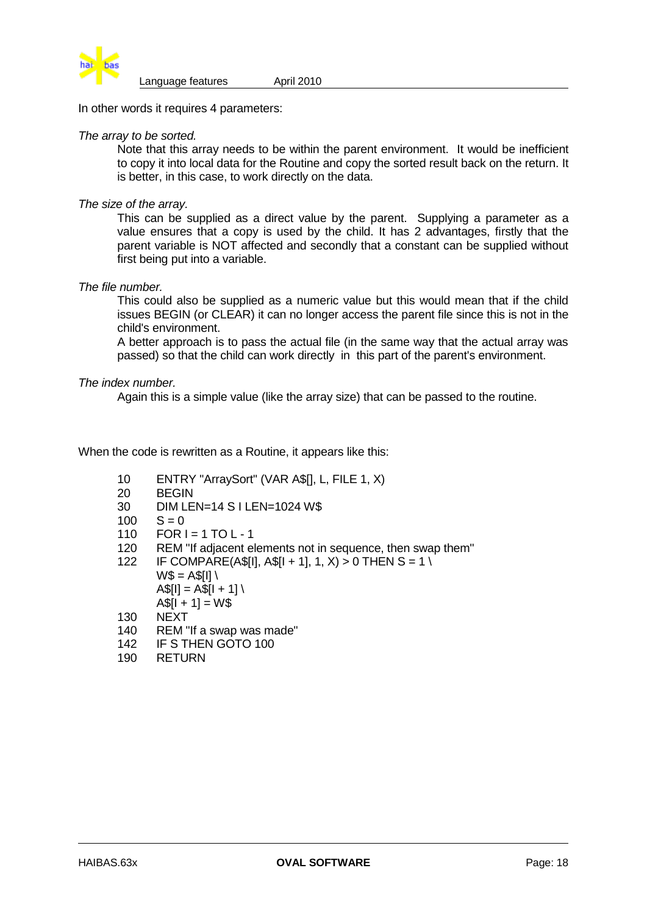In other words it requires 4 parameters:

*The array to be sorted.*

Note that this array needs to be within the parent environment. It would be inefficient to copy it into local data for the Routine and copy the sorted result back on the return. It is better, in this case, to work directly on the data.

*The size of the array.*

This can be supplied as a direct value by the parent. Supplying a parameter as a value ensures that a copy is used by the child. It has 2 advantages, firstly that the parent variable is NOT affected and secondly that a constant can be supplied without first being put into a variable.

*The file number.*

This could also be supplied as a numeric value but this would mean that if the child issues BEGIN (or CLEAR) it can no longer access the parent file since this is not in the child's environment.

A better approach is to pass the actual file (in the same way that the actual array was passed) so that the child can work directly in this part of the parent's environment.

*The index number.*

Again this is a simple value (like the array size) that can be passed to the routine.

When the code is rewritten as a Routine, it appears like this:

```
10      ENTRY "ArraySort" (VAR A$[], L, FILE 1, X)
20      BEGIN
30      DIM LEN=14 S I LEN=1024 W$
100     S = 0
110     FOR I = 1 TO L - 1
120     REM "If adjacent elements not in sequence, then swap them"
122     IF COMPARE(A$[I], A$[I + 1], 1, X) > 0 THEN S = 1 \
        W$ = A$[I] \
        A$[I] = A$[I + 1] \
        A$[I + 1] = W$
130     NEXT
140     REM "If a swap was made"
142     IF S THEN GOTO 100
190     RETURN
```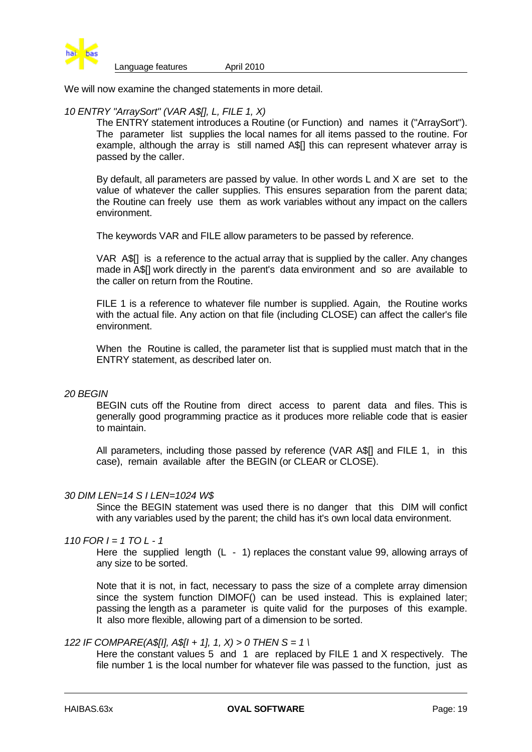We will now examine the changed statements in more detail.

*10 ENTRY "ArraySort" (VAR A$[], L, FILE 1, X)*

The ENTRY statement introduces a Routine (or Function) and names it ("ArraySort"). The parameter list supplies the local names for all items passed to the routine. For example, although the array is still named A$[] this can represent whatever array is passed by the caller.

By default, all parameters are passed by value. In other words L and X are set to the value of whatever the caller supplies. This ensures separation from the parent data; the Routine can freely use them as work variables without any impact on the callers environment.

The keywords VAR and FILE allow parameters to be passed by reference.

VAR A$[] is a reference to the actual array that is supplied by the caller. Any changes made in A$[] work directly in the parent's data environment and so are available to the caller on return from the Routine.

FILE 1 is a reference to whatever file number is supplied. Again, the Routine works with the actual file. Any action on that file (including CLOSE) can affect the caller's file environment.

When the Routine is called, the parameter list that is supplied must match that in the ENTRY statement, as described later on.

*20 BEGIN*

BEGIN cuts off the Routine from direct access to parent data and files. This is generally good programming practice as it produces more reliable code that is easier to maintain.

All parameters, including those passed by reference (VAR A$[] and FILE 1, in this case), remain available after the BEGIN (or CLEAR or CLOSE).

*30 DIM LEN=14 S I LEN=1024 W$*

Since the BEGIN statement was used there is no danger that this DIM will confict with any variables used by the parent; the child has it's own local data environment.

*110 FOR I = 1 TO L - 1*

Here the supplied length (L - 1) replaces the constant value 99, allowing arrays of any size to be sorted.

Note that it is not, in fact, necessary to pass the size of a complete array dimension since the system function DIMOF() can be used instead. This is explained later; passing the length as a parameter is quite valid for the purposes of this example. It also more flexible, allowing part of a dimension to be sorted.

*122 IF COMPARE(A$[I], A$[I + 1], 1, X) > 0 THEN S = 1 \*

Here the constant values 5 and 1 are replaced by FILE 1 and X respectively. The file number 1 is the local number for whatever file was passed to the function, just as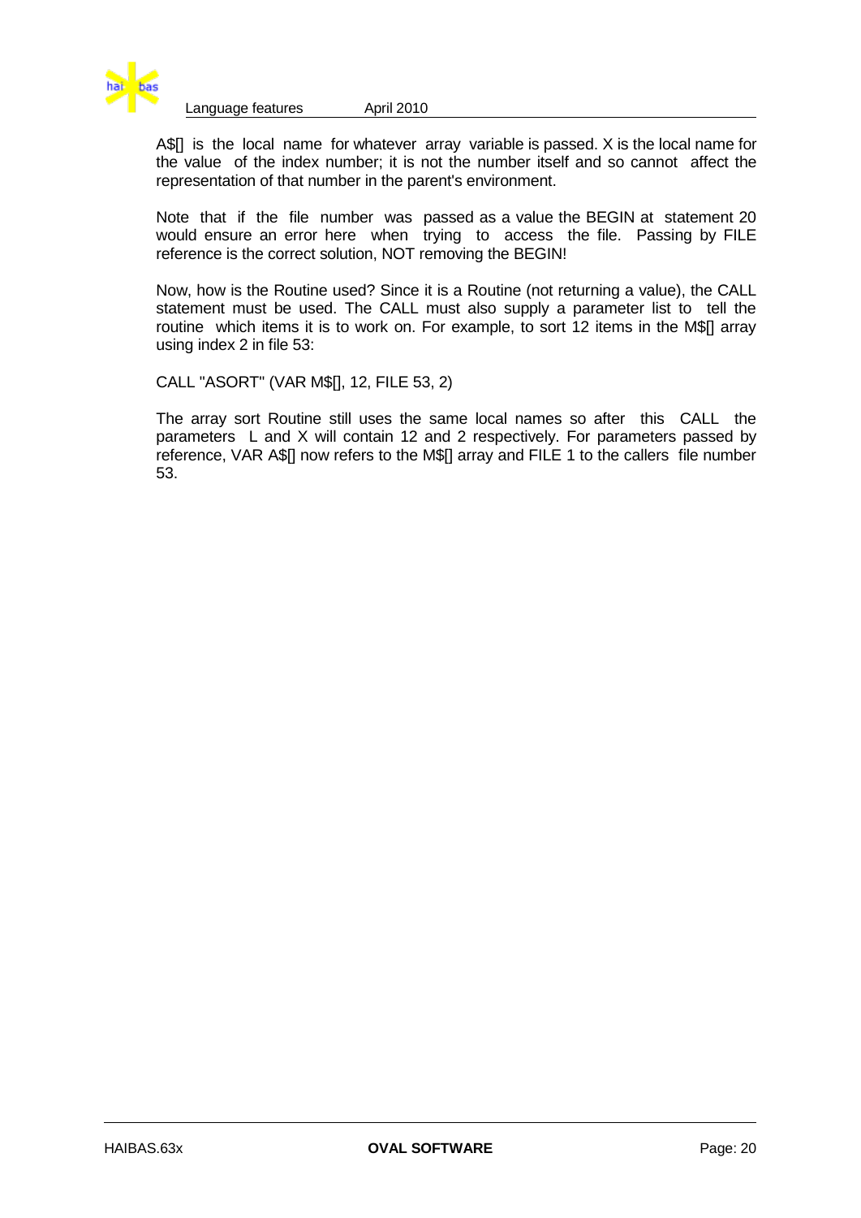A$[] is the local name for whatever array variable is passed. X is the local name for the value of the index number; it is not the number itself and so cannot affect the representation of that number in the parent's environment.

Note that if the file number was passed as a value the BEGIN at statement 20 would ensure an error here when trying to access the file. Passing by FILE reference is the correct solution, NOT removing the BEGIN!

Now, how is the Routine used? Since it is a Routine (not returning a value), the CALL statement must be used. The CALL must also supply a parameter list to tell the routine which items it is to work on. For example, to sort 12 items in the M$[] array using index 2 in file 53:

```
CALL "ASORT" (VAR M$[], 12, FILE 53, 2)
```

The array sort Routine still uses the same local names so after this CALL the parameters L and X will contain 12 and 2 respectively. For parameters passed by reference, VAR A$[] now refers to the M$[] array and FILE 1 to the callers file number 53.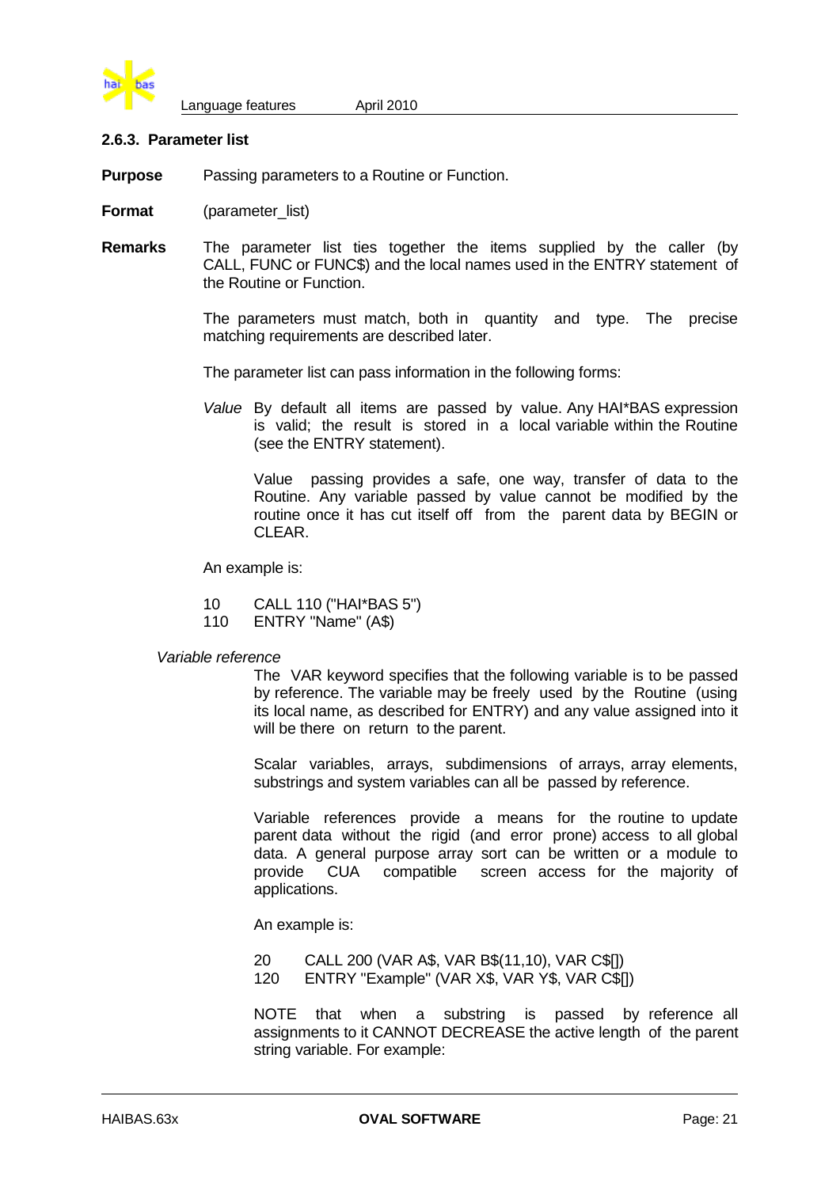### 2.6.3. Parameter list

**Purpose** Passing parameters to a Routine or Function.

**Format** (parameter_list)

**Remarks** The parameter list ties together the items supplied by the caller (by CALL, FUNC or FUNC$) and the local names used in the ENTRY statement of the Routine or Function.

The parameters must match, both in quantity and type. The precise matching requirements are described later.

The parameter list can pass information in the following forms:

*Value* By default all items are passed by value. Any HAI*BAS expression is valid; the result is stored in a local variable within the Routine (see the ENTRY statement).

Value passing provides a safe, one way, transfer of data to the Routine. Any variable passed by value cannot be modified by the routine once it has cut itself off from the parent data by BEGIN or CLEAR.

An example is:

```
10      CALL 110 ("HAI*BAS 5")
110     ENTRY "Name" (A$)
```

*Variable reference*

The VAR keyword specifies that the following variable is to be passed by reference. The variable may be freely used by the Routine (using its local name, as described for ENTRY) and any value assigned into it will be there on return to the parent.

Scalar variables, arrays, subdimensions of arrays, array elements, substrings and system variables can all be passed by reference.

Variable references provide a means for the routine to update parent data without the rigid (and error prone) access to all global data. A general purpose array sort can be written or a module to provide CUA compatible screen access for the majority of applications.

An example is:

```
20      CALL 200 (VAR A$, VAR B$(11,10), VAR C$[])
120     ENTRY "Example" (VAR X$, VAR Y$, VAR C$[])
```

NOTE that when a substring is passed by reference all assignments to it CANNOT DECREASE the active length of the parent string variable. For example: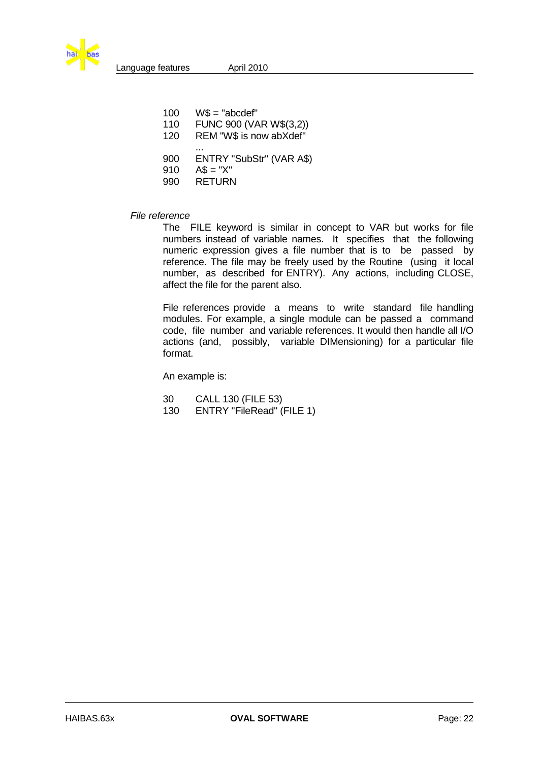```
100    W$ = "abcdef"
110    FUNC 900 (VAR W$(3,2))
120    REM "W$ is now abXdef"
       ...
900    ENTRY "SubStr" (VAR A$)
910    A$ = "X"
990    RETURN
```

*File reference*

The FILE keyword is similar in concept to VAR but works for file numbers instead of variable names. It specifies that the following numeric expression gives a file number that is to be passed by reference. The file may be freely used by the Routine (using it local number, as described for ENTRY). Any actions, including CLOSE, affect the file for the parent also.

File references provide a means to write standard file handling modules. For example, a single module can be passed a command code, file number and variable references. It would then handle all I/O actions (and, possibly, variable DIMensioning) for a particular file format.

An example is:

```
30     CALL 130 (FILE 53)
130    ENTRY "FileRead" (FILE 1)
```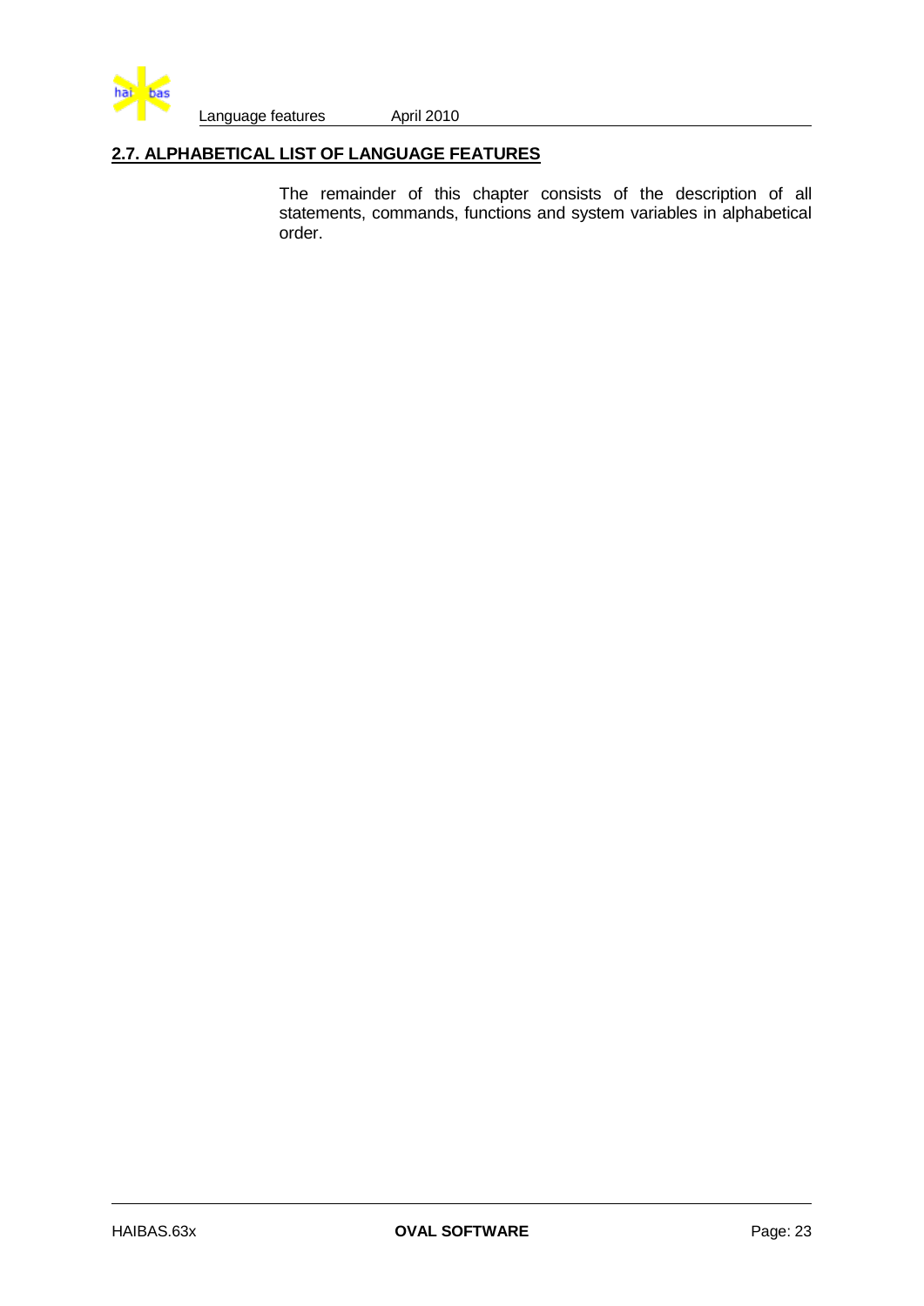## 2.7. ALPHABETICAL LIST OF LANGUAGE FEATURES

The remainder of this chapter consists of the description of all statements, commands, functions and system variables in alphabetical order.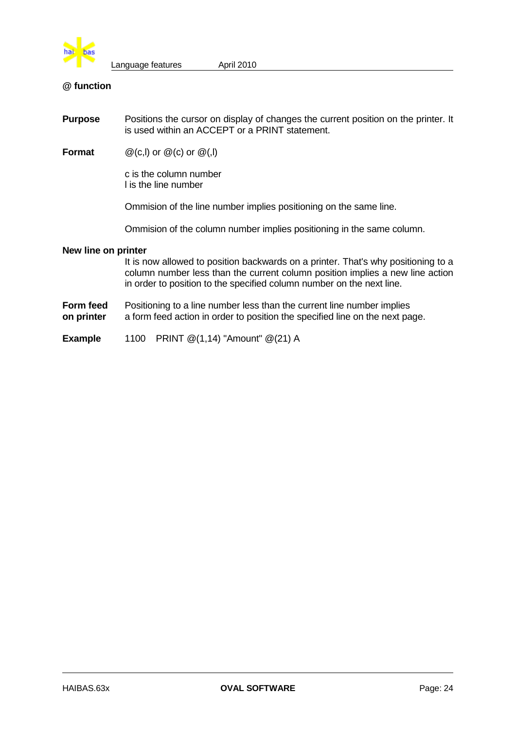## @ function

**Purpose** Positions the cursor on display of changes the current position on the printer. It is used within an ACCEPT or a PRINT statement.

**Format** @(c,l) or @(c) or @(,l)

c is the column number
l is the line number

Ommision of the line number implies positioning on the same line.

Ommision of the column number implies positioning in the same column.

**New line on printer**

It is now allowed to position backwards on a printer. That's why positioning to a column number less than the current column position implies a new line action in order to position to the specified column number on the next line.

**Form feed on printer** Positioning to a line number less than the current line number implies a form feed action in order to position the specified line on the next page.

**Example**

```
1100   PRINT @(1,14) "Amount" @(21) A
```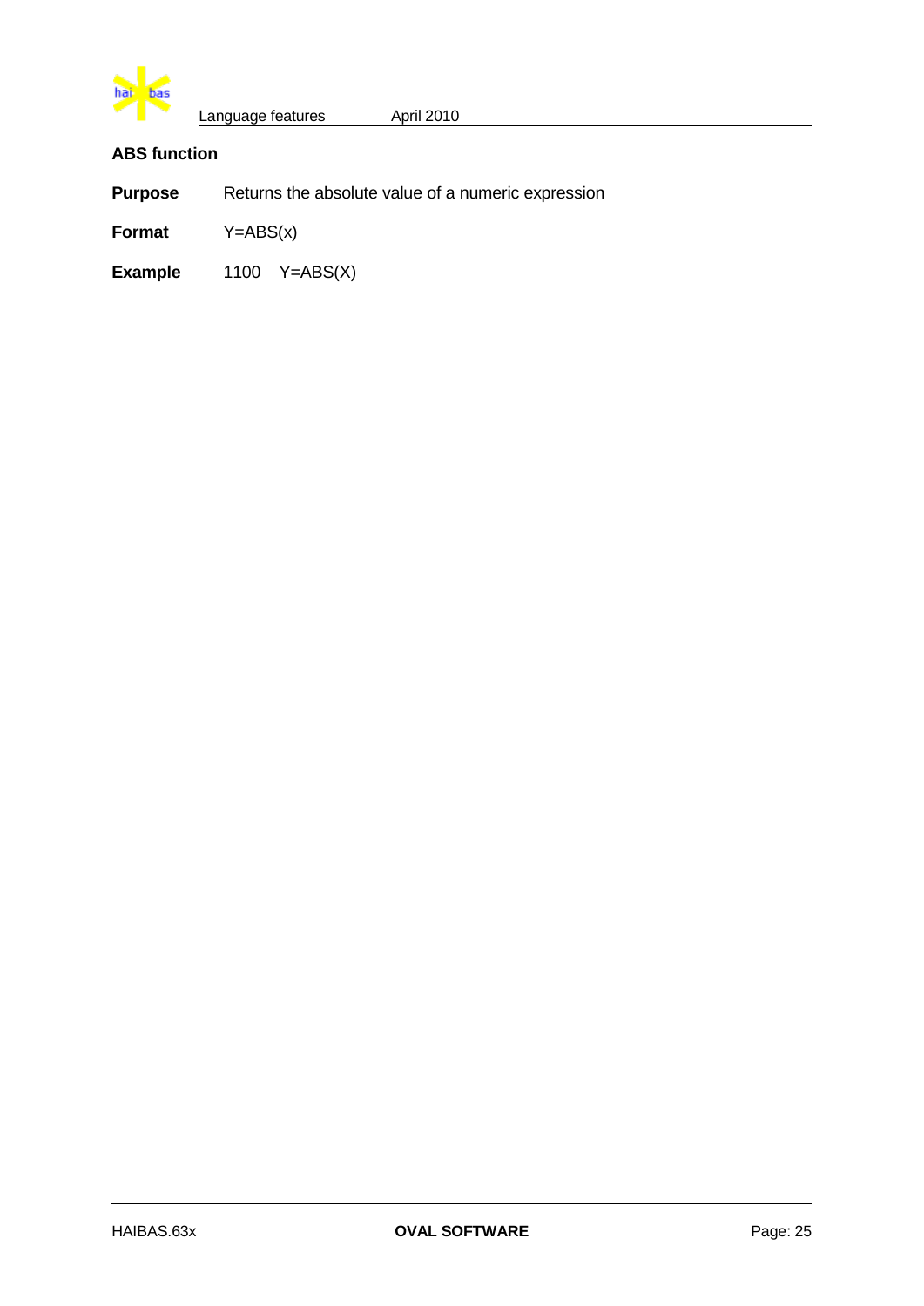## ABS function

**Purpose** Returns the absolute value of a numeric expression

**Format** Y=ABS(x)

**Example** 1100 Y=ABS(X)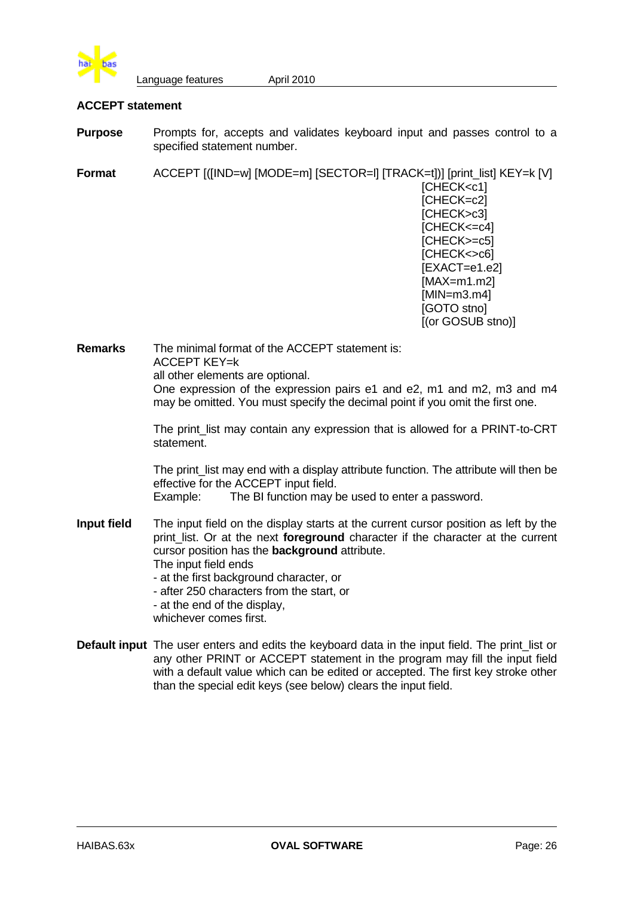## ACCEPT statement

**Purpose** Prompts for, accepts and validates keyboard input and passes control to a specified statement number.

**Format**

```
ACCEPT [([IND=w] [MODE=m] [SECTOR=l] [TRACK=t])] [print_list] KEY=k [V]
                                                   [CHECK<c1]
                                                   [CHECK=c2]
                                                   [CHECK>c3]
                                                   [CHECK<=c4]
                                                   [CHECK>=c5]
                                                   [CHECK<>c6]
                                                   [EXACT=e1.e2]
                                                   [MAX=m1.m2]
                                                   [MIN=m3.m4]
                                                   [GOTO stno]
                                                   [(or GOSUB stno)]
```

**Remarks** The minimal format of the ACCEPT statement is:
ACCEPT KEY=k
all other elements are optional.
One expression of the expression pairs e1 and e2, m1 and m2, m3 and m4 may be omitted. You must specify the decimal point if you omit the first one.

The print_list may contain any expression that is allowed for a PRINT-to-CRT statement.

The print_list may end with a display attribute function. The attribute will then be effective for the ACCEPT input field.
Example: The BI function may be used to enter a password.

**Input field** The input field on the display starts at the current cursor position as left by the print_list. Or at the next **foreground** character if the character at the current cursor position has the **background** attribute.
The input field ends
- at the first background character, or
- after 250 characters from the start, or
- at the end of the display,

whichever comes first.

**Default input** The user enters and edits the keyboard data in the input field. The print_list or any other PRINT or ACCEPT statement in the program may fill the input field with a default value which can be edited or accepted. The first key stroke other than the special edit keys (see below) clears the input field.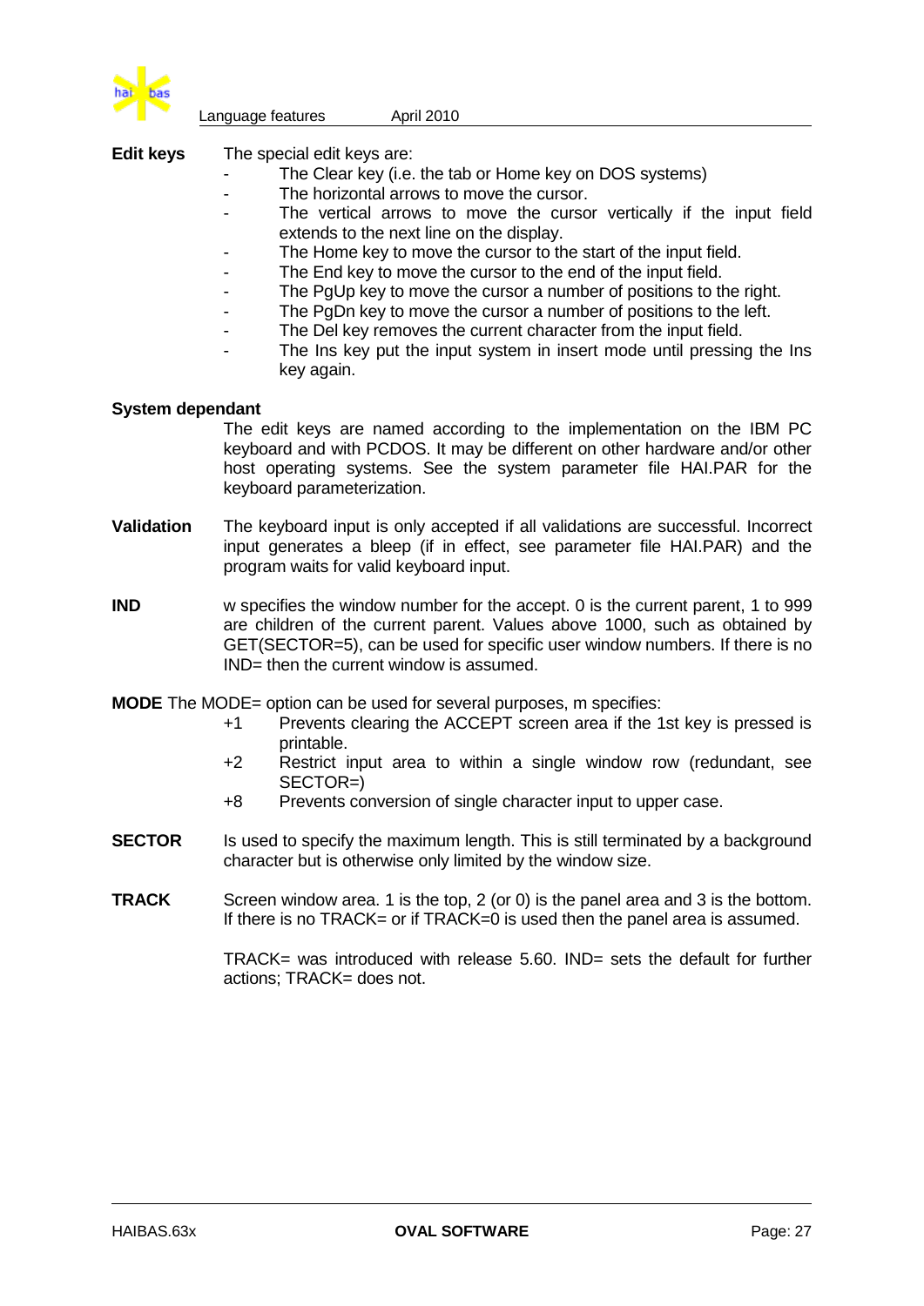**Edit keys** The special edit keys are:

- The Clear key (i.e. the tab or Home key on DOS systems)
- The horizontal arrows to move the cursor.
- The vertical arrows to move the cursor vertically if the input field extends to the next line on the display.
- The Home key to move the cursor to the start of the input field.
- The End key to move the cursor to the end of the input field.
- The PgUp key to move the cursor a number of positions to the right.
- The PgDn key to move the cursor a number of positions to the left.
- The Del key removes the current character from the input field.
- The Ins key put the input system in insert mode until pressing the Ins key again.

**System dependant**

The edit keys are named according to the implementation on the IBM PC keyboard and with PCDOS. It may be different on other hardware and/or other host operating systems. See the system parameter file HAI.PAR for the keyboard parameterization.

**Validation** The keyboard input is only accepted if all validations are successful. Incorrect input generates a bleep (if in effect, see parameter file HAI.PAR) and the program waits for valid keyboard input.

**IND** w specifies the window number for the accept. 0 is the current parent, 1 to 999 are children of the current parent. Values above 1000, such as obtained by GET(SECTOR=5), can be used for specific user window numbers. If there is no IND= then the current window is assumed.

**MODE** The MODE= option can be used for several purposes, m specifies:

- +1 Prevents clearing the ACCEPT screen area if the 1st key is pressed is printable.
- +2 Restrict input area to within a single window row (redundant, see SECTOR=)
- +8 Prevents conversion of single character input to upper case.

**SECTOR** Is used to specify the maximum length. This is still terminated by a background character but is otherwise only limited by the window size.

**TRACK** Screen window area. 1 is the top, 2 (or 0) is the panel area and 3 is the bottom. If there is no TRACK= or if TRACK=0 is used then the panel area is assumed.

TRACK= was introduced with release 5.60. IND= sets the default for further actions; TRACK= does not.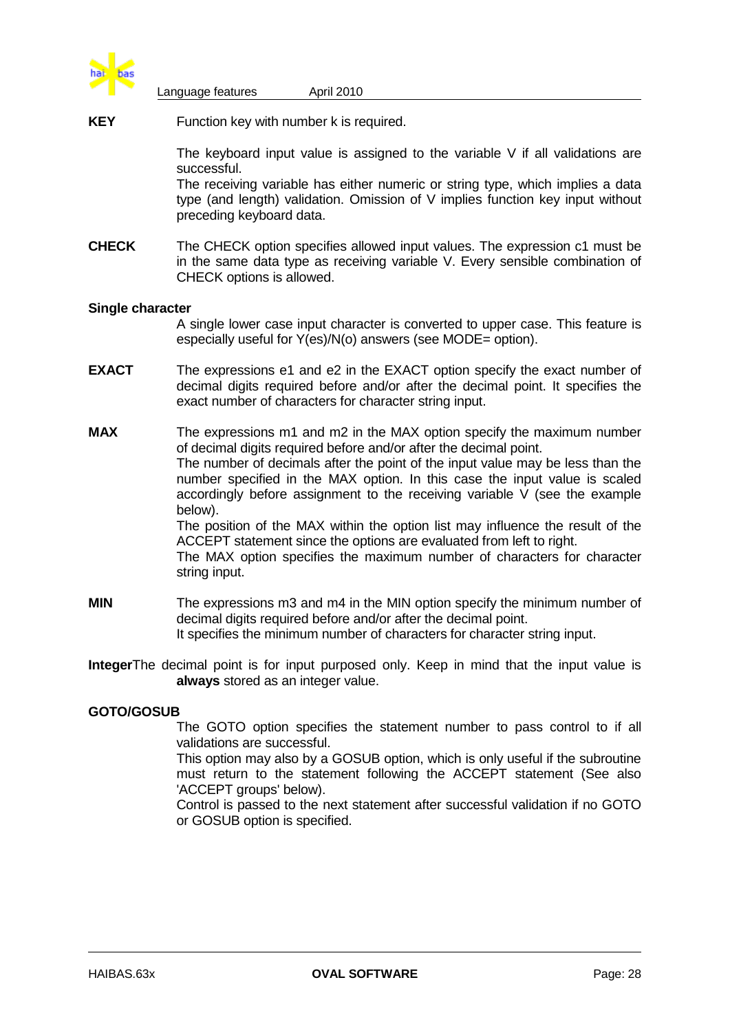**KEY** Function key with number k is required.

The keyboard input value is assigned to the variable V if all validations are successful.
The receiving variable has either numeric or string type, which implies a data type (and length) validation. Omission of V implies function key input without preceding keyboard data.

**CHECK** The CHECK option specifies allowed input values. The expression c1 must be in the same data type as receiving variable V. Every sensible combination of CHECK options is allowed.

**Single character**

A single lower case input character is converted to upper case. This feature is especially useful for Y(es)/N(o) answers (see MODE= option).

**EXACT** The expressions e1 and e2 in the EXACT option specify the exact number of decimal digits required before and/or after the decimal point. It specifies the exact number of characters for character string input.

**MAX** The expressions m1 and m2 in the MAX option specify the maximum number of decimal digits required before and/or after the decimal point.
The number of decimals after the point of the input value may be less than the number specified in the MAX option. In this case the input value is scaled accordingly before assignment to the receiving variable V (see the example below).
The position of the MAX within the option list may influence the result of the ACCEPT statement since the options are evaluated from left to right.
The MAX option specifies the maximum number of characters for character string input.

**MIN** The expressions m3 and m4 in the MIN option specify the minimum number of decimal digits required before and/or after the decimal point.
It specifies the minimum number of characters for character string input.

**Integer**The decimal point is for input purposed only. Keep in mind that the input value is **always** stored as an integer value.

**GOTO/GOSUB**

The GOTO option specifies the statement number to pass control to if all validations are successful.
This option may also by a GOSUB option, which is only useful if the subroutine must return to the statement following the ACCEPT statement (See also 'ACCEPT groups' below).
Control is passed to the next statement after successful validation if no GOTO or GOSUB option is specified.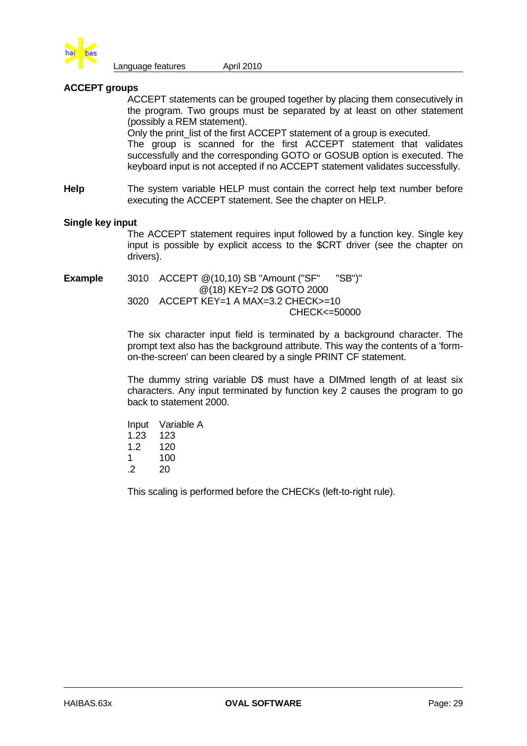**ACCEPT groups**

ACCEPT statements can be grouped together by placing them consecutively in the program. Two groups must be separated by at least on other statement (possibly a REM statement).
Only the print_list of the first ACCEPT statement of a group is executed.
The group is scanned for the first ACCEPT statement that validates successfully and the corresponding GOTO or GOSUB option is executed. The keyboard input is not accepted if no ACCEPT statement validates successfully.

**Help**

The system variable HELP must contain the correct help text number before executing the ACCEPT statement. See the chapter on HELP.

**Single key input**

The ACCEPT statement requires input followed by a function key. Single key input is possible by explicit access to the $CRT driver (see the chapter on drivers).

**Example**

```
3010  ACCEPT @(10,10) SB "Amount ("SF"      "SB")"
                     @(18) KEY=2 D$ GOTO 2000
3020  ACCEPT KEY=1 A MAX=3.2 CHECK>=10
                                       CHECK<=50000
```

The six character input field is terminated by a background character. The prompt text also has the background attribute. This way the contents of a 'form-on-the-screen' can been cleared by a single PRINT CF statement.

The dummy string variable D$ must have a DIMmed length of at least six characters. Any input terminated by function key 2 causes the program to go back to statement 2000.

| Input | Variable A |
|---|---|
| 1.23 | 123 |
| 1.2 | 120 |
| 1 | 100 |
| .2 | 20 |

This scaling is performed before the CHECKs (left-to-right rule).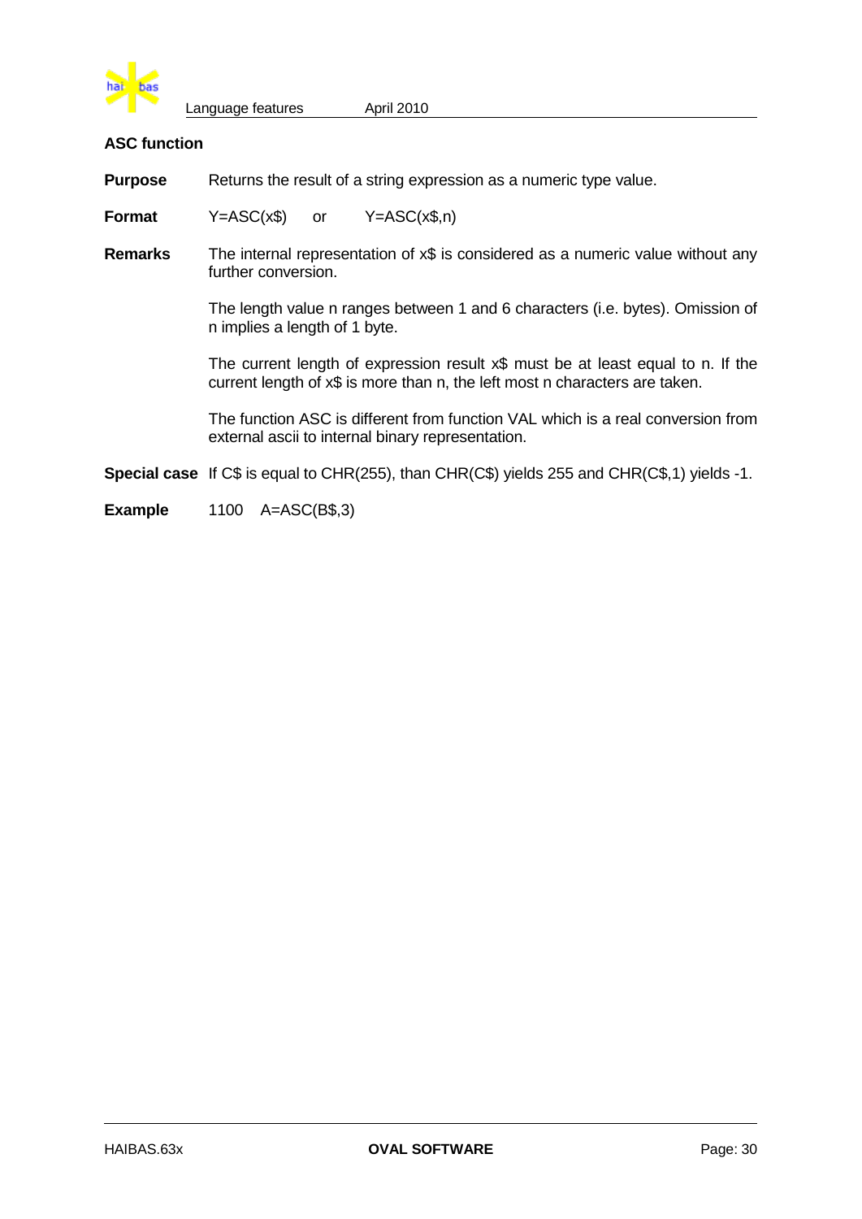## ASC function

**Purpose** Returns the result of a string expression as a numeric type value.

**Format** Y=ASC(x$) or Y=ASC(x$,n)

**Remarks** The internal representation of x$ is considered as a numeric value without any further conversion.

The length value n ranges between 1 and 6 characters (i.e. bytes). Omission of n implies a length of 1 byte.

The current length of expression result x$ must be at least equal to n. If the current length of x$ is more than n, the left most n characters are taken.

The function ASC is different from function VAL which is a real conversion from external ascii to internal binary representation.

**Special case** If C$ is equal to CHR(255), than CHR(C$) yields 255 and CHR(C$,1) yields -1.

**Example**

```
1100 A=ASC(B$,3)
```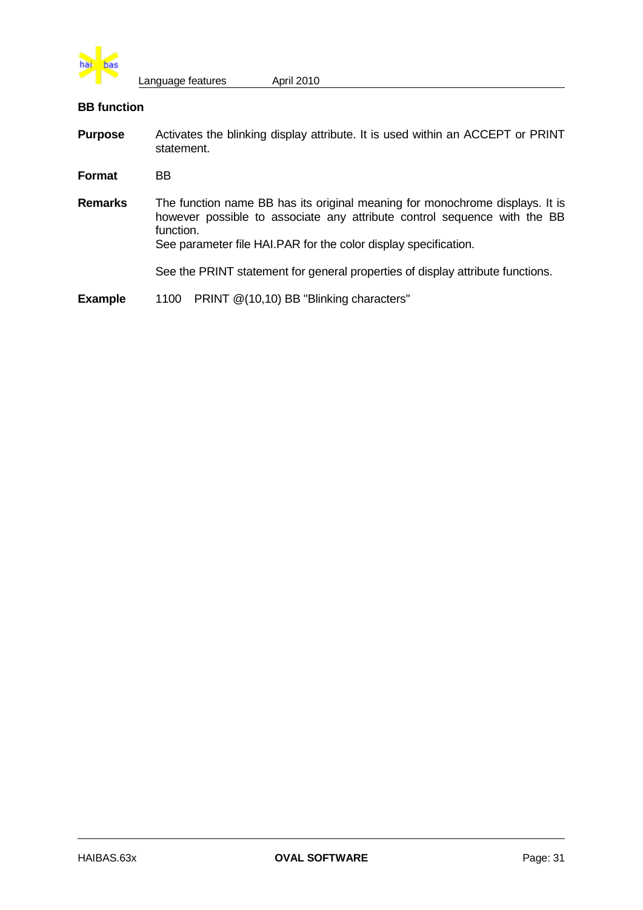### BB function

**Purpose** Activates the blinking display attribute. It is used within an ACCEPT or PRINT statement.

**Format** BB

**Remarks** The function name BB has its original meaning for monochrome displays. It is however possible to associate any attribute control sequence with the BB function.
See parameter file HAI.PAR for the color display specification.

See the PRINT statement for general properties of display attribute functions.

**Example**

```
1100   PRINT @(10,10) BB "Blinking characters"
```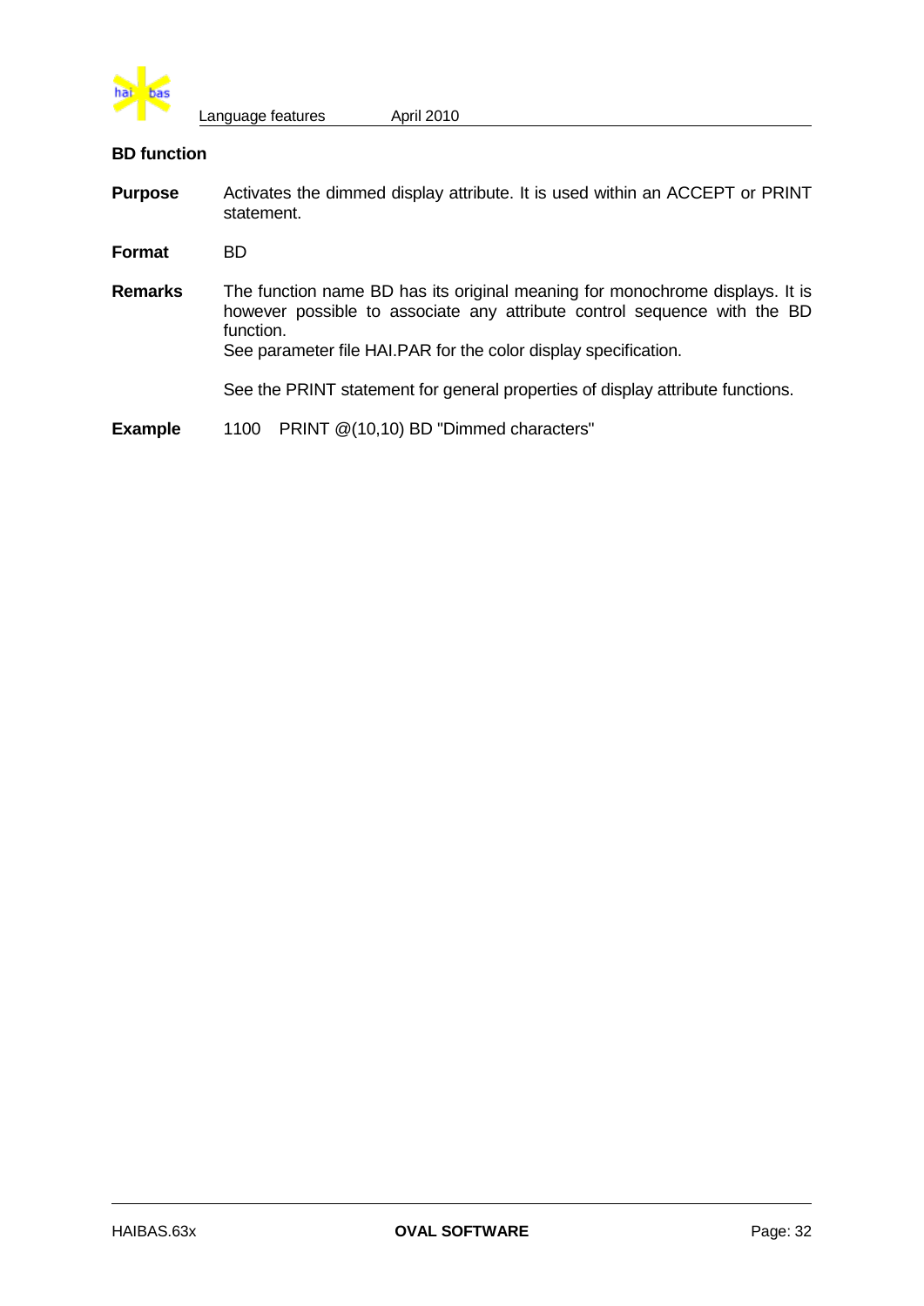## BD function

**Purpose** Activates the dimmed display attribute. It is used within an ACCEPT or PRINT statement.

**Format** BD

**Remarks** The function name BD has its original meaning for monochrome displays. It is however possible to associate any attribute control sequence with the BD function.
See parameter file HAI.PAR for the color display specification.

See the PRINT statement for general properties of display attribute functions.

**Example**

```
1100   PRINT @(10,10) BD "Dimmed characters"
```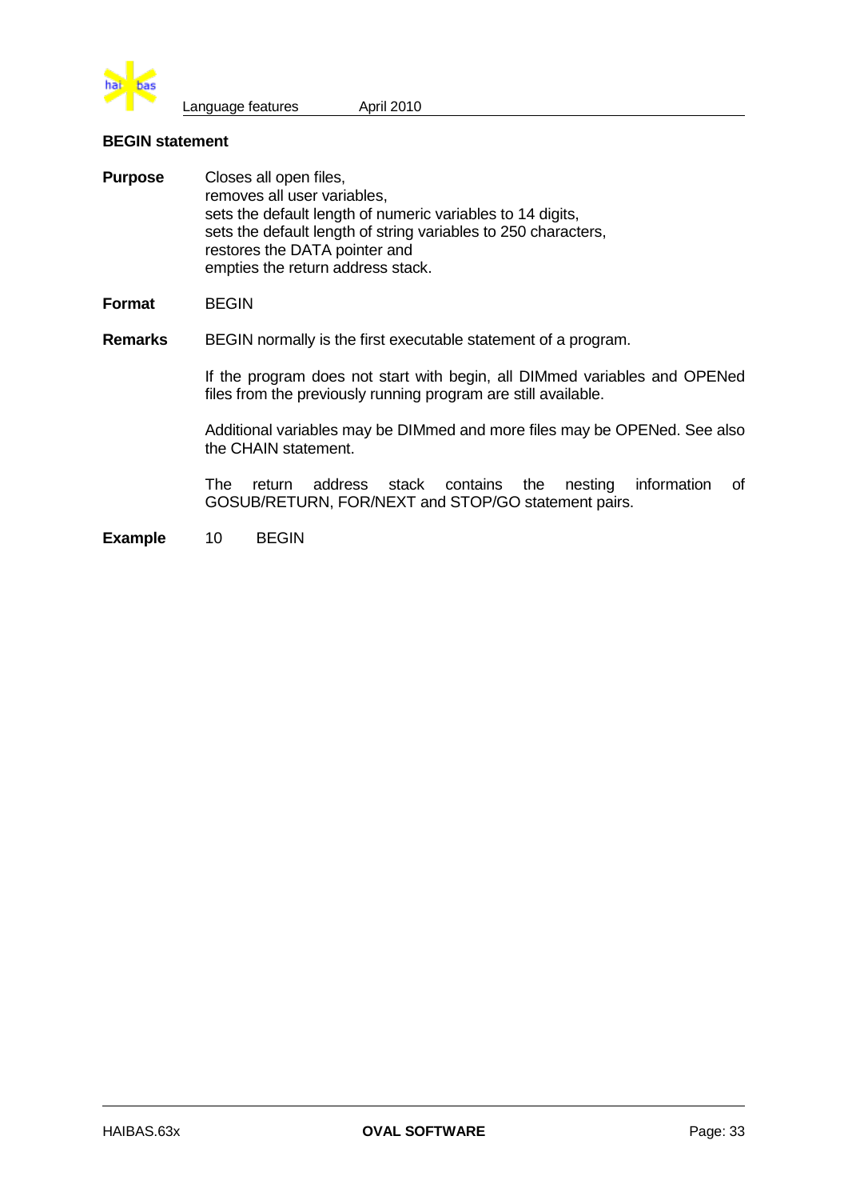### BEGIN statement

**Purpose** Closes all open files,
removes all user variables,
sets the default length of numeric variables to 14 digits,
sets the default length of string variables to 250 characters,
restores the DATA pointer and
empties the return address stack.

**Format** BEGIN

**Remarks** BEGIN normally is the first executable statement of a program.

If the program does not start with begin, all DIMmed variables and OPENed files from the previously running program are still available.

Additional variables may be DIMmed and more files may be OPENed. See also the CHAIN statement.

The return address stack contains the nesting information of GOSUB/RETURN, FOR/NEXT and STOP/GO statement pairs.

**Example**

```
10      BEGIN
```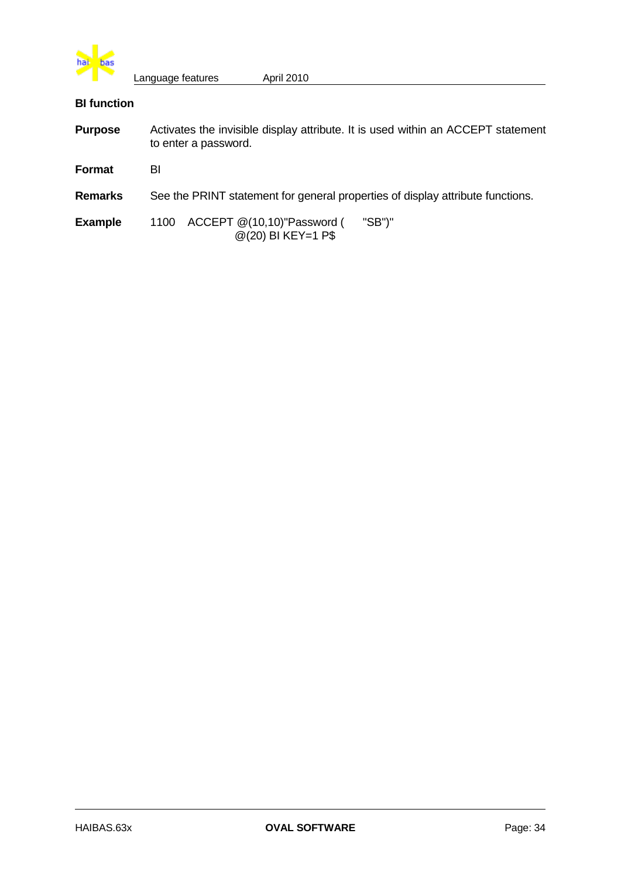### BI function

**Purpose** Activates the invisible display attribute. It is used within an ACCEPT statement to enter a password.

**Format** BI

**Remarks** See the PRINT statement for general properties of display attribute functions.

**Example**

```
1100  ACCEPT @(10,10)"Password (      "SB")"
             @(20) BI KEY=1 P$
```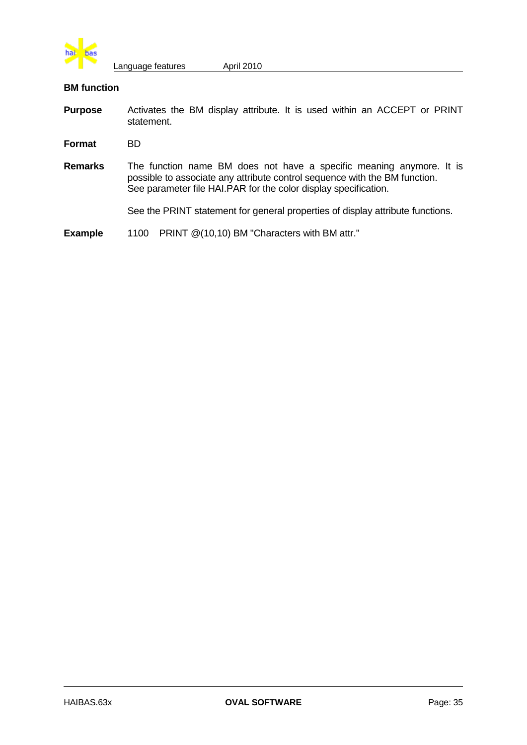## BM function

**Purpose** Activates the BM display attribute. It is used within an ACCEPT or PRINT statement.

**Format** BD

**Remarks** The function name BM does not have a specific meaning anymore. It is possible to associate any attribute control sequence with the BM function. See parameter file HAI.PAR for the color display specification.

See the PRINT statement for general properties of display attribute functions.

**Example**

```
1100   PRINT @(10,10) BM "Characters with BM attr."
```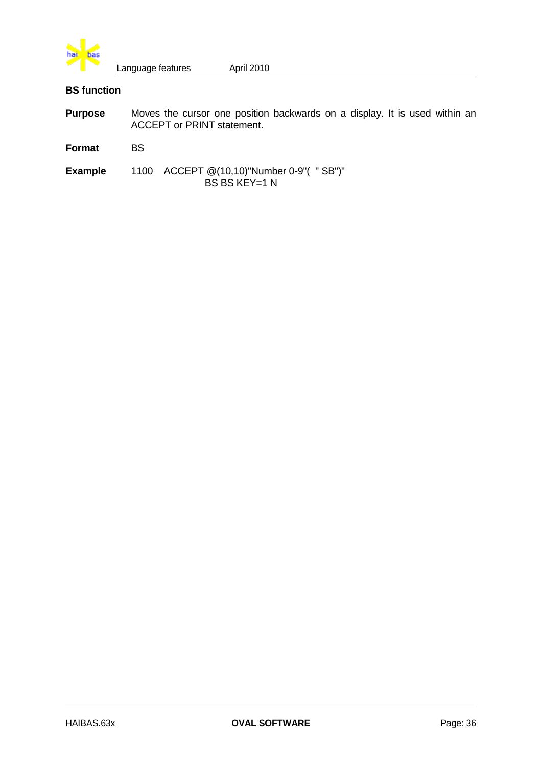### BS function

**Purpose** Moves the cursor one position backwards on a display. It is used within an ACCEPT or PRINT statement.

**Format** BS

**Example**

```
1100   ACCEPT @(10,10)"Number 0-9"(  " SB")"
             BS BS KEY=1 N
```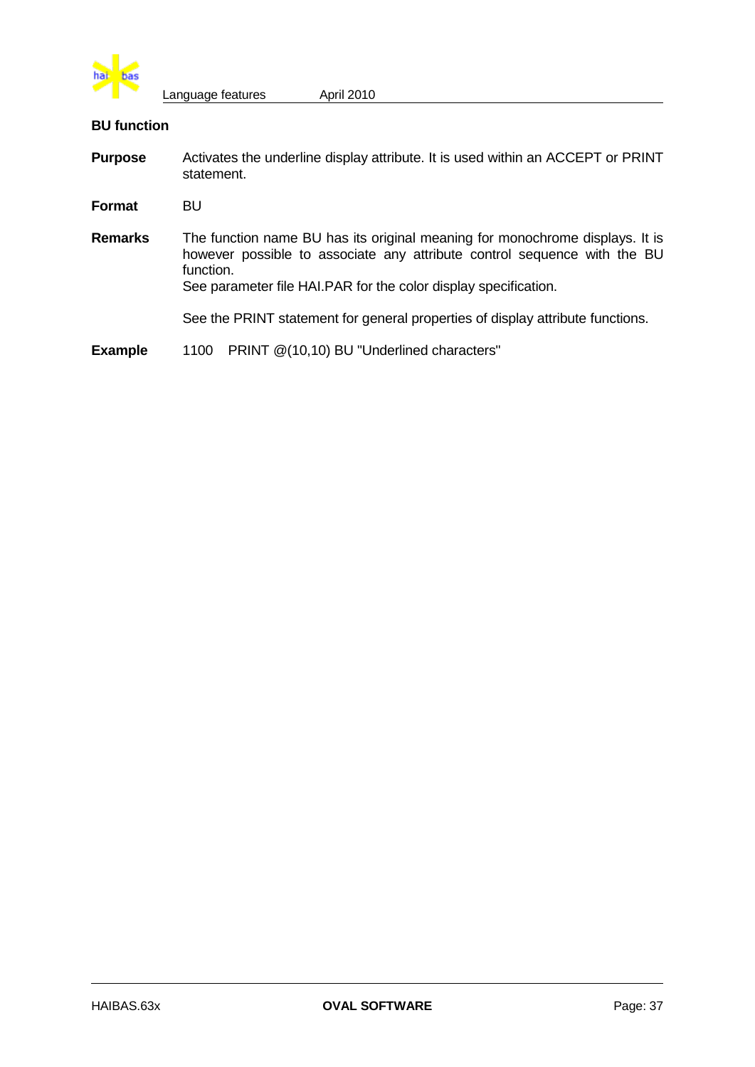## BU function

**Purpose** Activates the underline display attribute. It is used within an ACCEPT or PRINT statement.

**Format** BU

**Remarks** The function name BU has its original meaning for monochrome displays. It is however possible to associate any attribute control sequence with the BU function.
See parameter file HAI.PAR for the color display specification.

See the PRINT statement for general properties of display attribute functions.

**Example**

```
1100    PRINT @(10,10) BU "Underlined characters"
```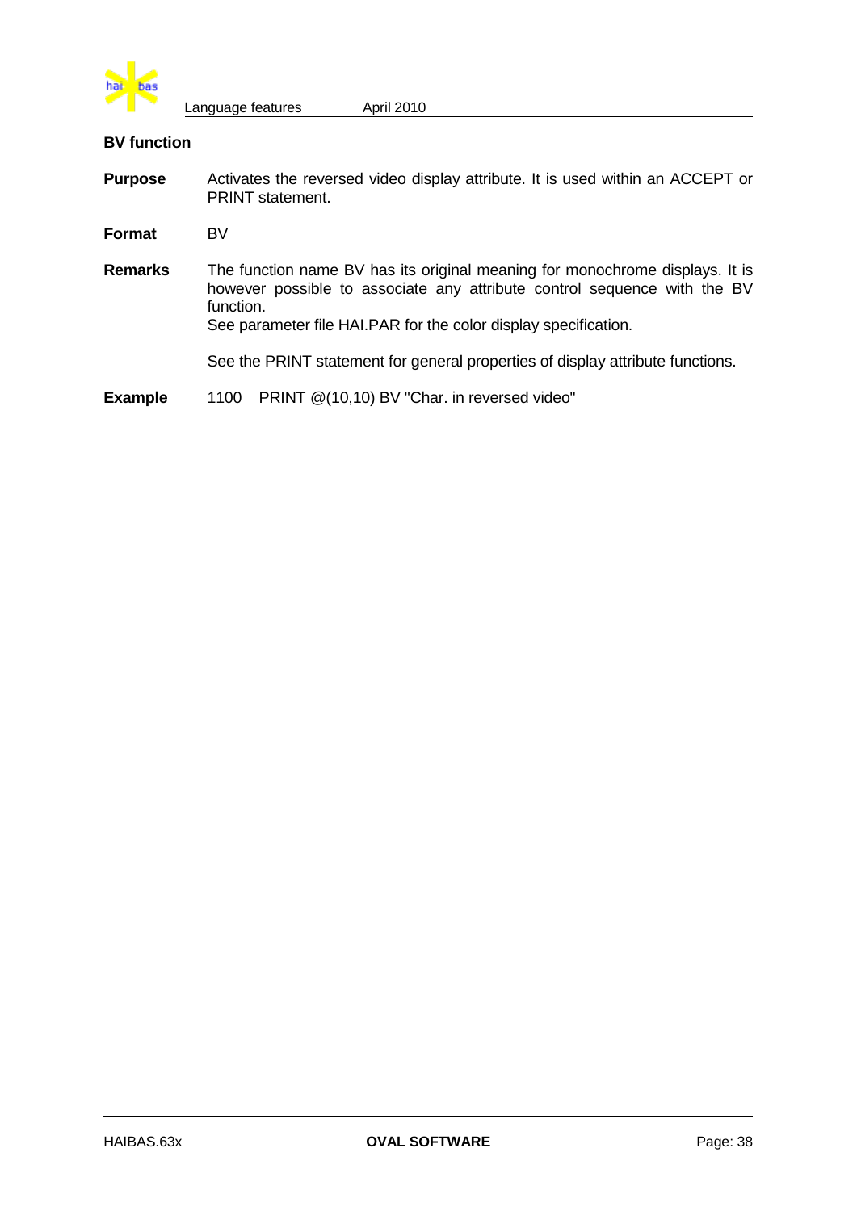### BV function

**Purpose** Activates the reversed video display attribute. It is used within an ACCEPT or PRINT statement.

**Format** BV

**Remarks** The function name BV has its original meaning for monochrome displays. It is however possible to associate any attribute control sequence with the BV function.
See parameter file HAI.PAR for the color display specification.

See the PRINT statement for general properties of display attribute functions.

**Example**

```
1100   PRINT @(10,10) BV "Char. in reversed video"
```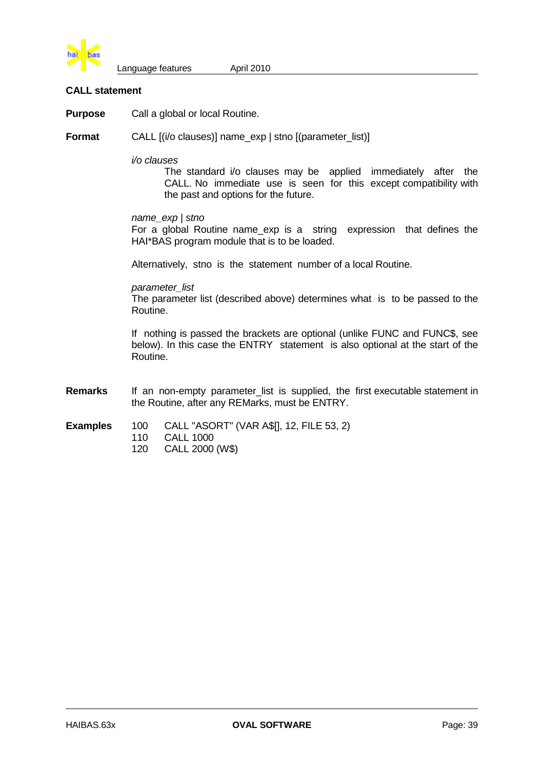## CALL statement

**Purpose** Call a global or local Routine.

**Format** CALL [(i/o clauses)] name_exp | stno [(parameter_list)]

*i/o clauses*

The standard i/o clauses may be applied immediately after the CALL. No immediate use is seen for this except compatibility with the past and options for the future.

*name_exp | stno*

For a global Routine name_exp is a string expression that defines the HAI*BAS program module that is to be loaded.

Alternatively, stno is the statement number of a local Routine.

*parameter_list*

The parameter list (described above) determines what is to be passed to the Routine.

If nothing is passed the brackets are optional (unlike FUNC and FUNC$, see below). In this case the ENTRY statement is also optional at the start of the Routine.

**Remarks** If an non-empty parameter_list is supplied, the first executable statement in the Routine, after any REMarks, must be ENTRY.

**Examples**

```
100   CALL "ASORT" (VAR A$[], 12, FILE 53, 2)
110   CALL 1000
120   CALL 2000 (W$)
```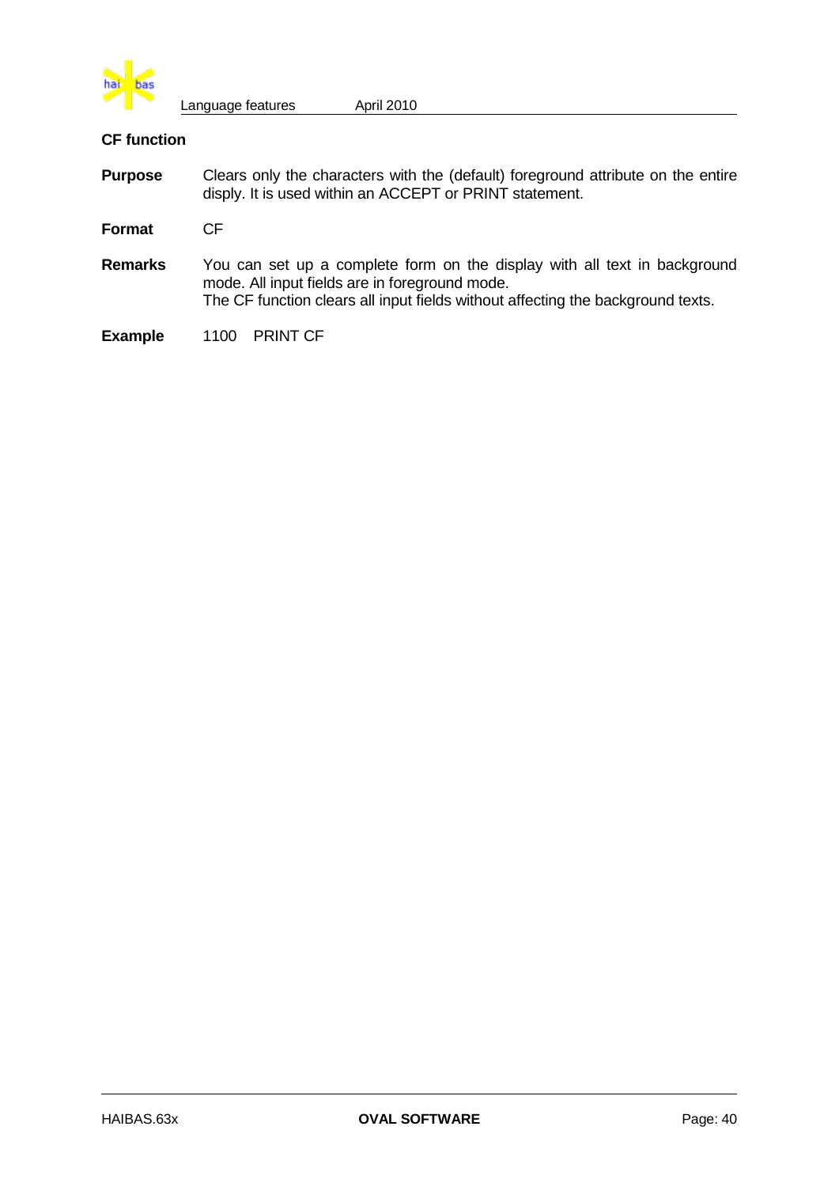### CF function

**Purpose** Clears only the characters with the (default) foreground attribute on the entire disply. It is used within an ACCEPT or PRINT statement.

**Format** CF

**Remarks** You can set up a complete form on the display with all text in background mode. All input fields are in foreground mode.
The CF function clears all input fields without affecting the background texts.

**Example**

```
1100   PRINT CF
```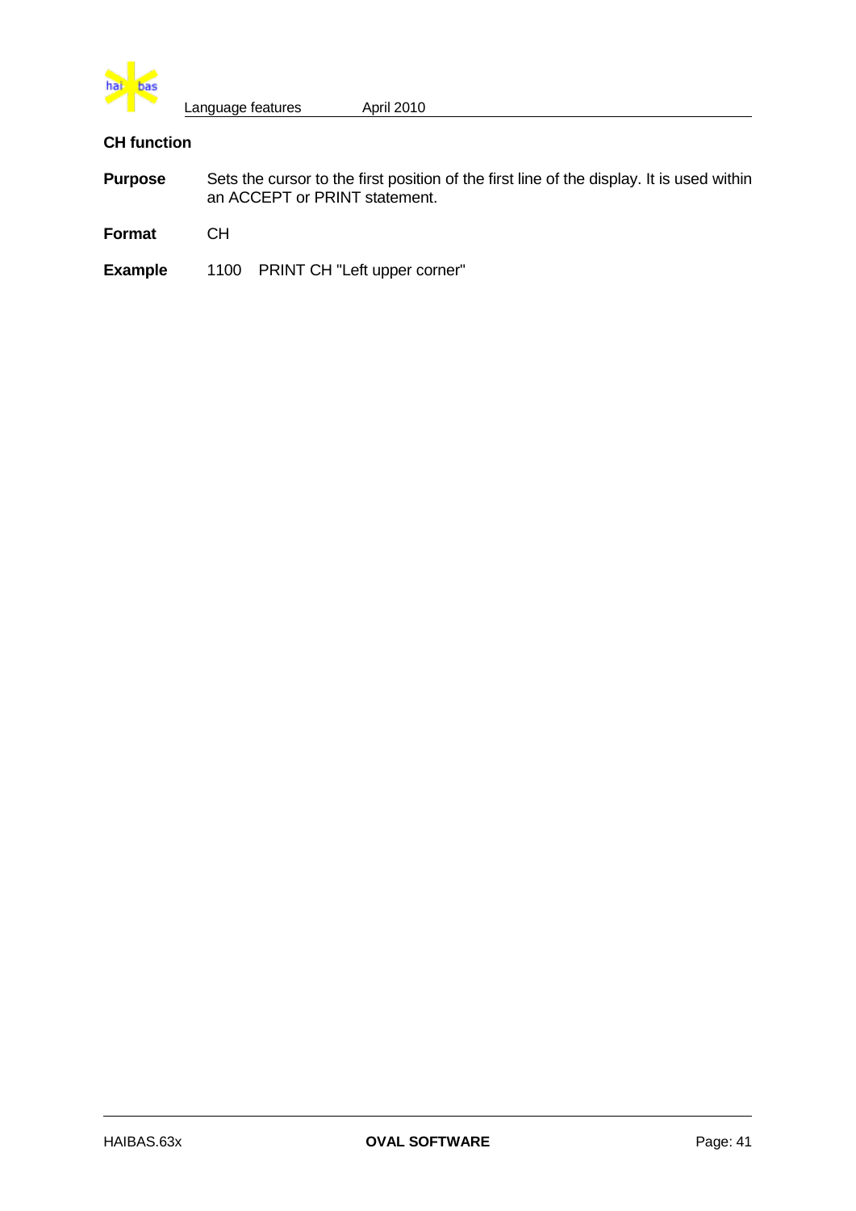### CH function

**Purpose** Sets the cursor to the first position of the first line of the display. It is used within an ACCEPT or PRINT statement.

**Format** CH

**Example**

```
1100   PRINT CH "Left upper corner"
```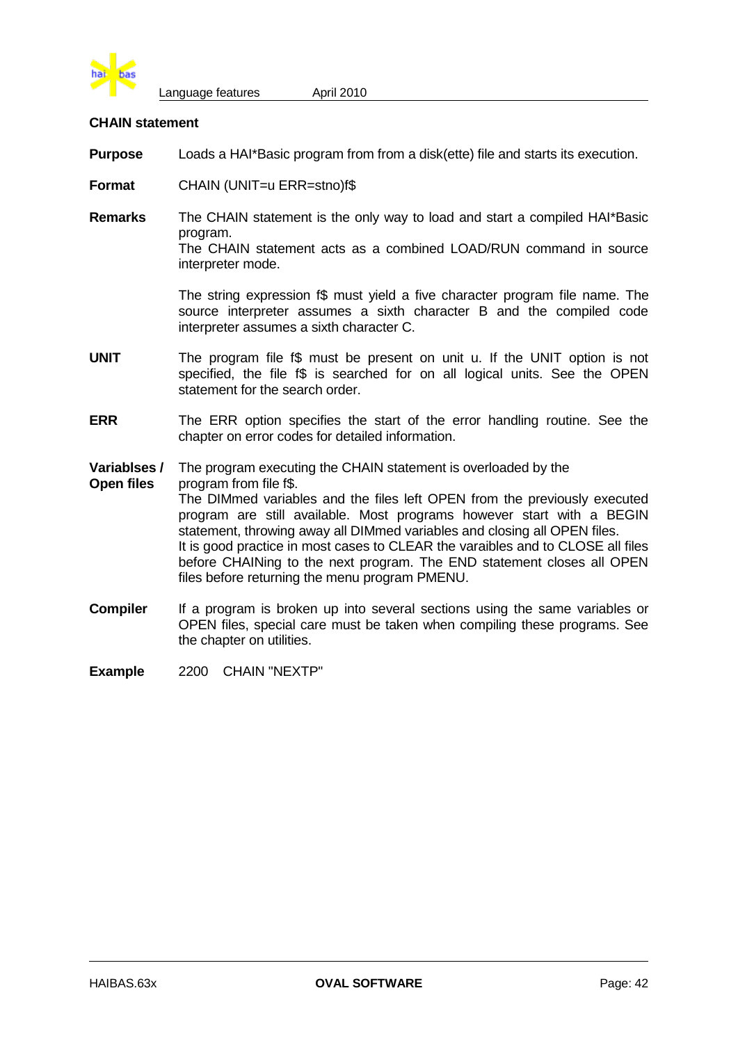## CHAIN statement

**Purpose** Loads a HAI*Basic program from from a disk(ette) file and starts its execution.

**Format** CHAIN (UNIT=u ERR=stno)f$

**Remarks** The CHAIN statement is the only way to load and start a compiled HAI*Basic program.
The CHAIN statement acts as a combined LOAD/RUN command in source interpreter mode.

The string expression f$ must yield a five character program file name. The source interpreter assumes a sixth character B and the compiled code interpreter assumes a sixth character C.

**UNIT** The program file f$ must be present on unit u. If the UNIT option is not specified, the file f$ is searched for on all logical units. See the OPEN statement for the search order.

**ERR** The ERR option specifies the start of the error handling routine. See the chapter on error codes for detailed information.

**Variablses / Open files** The program executing the CHAIN statement is overloaded by the program from file f$.
The DIMmed variables and the files left OPEN from the previously executed program are still available. Most programs however start with a BEGIN statement, throwing away all DIMmed variables and closing all OPEN files.
It is good practice in most cases to CLEAR the varaibles and to CLOSE all files before CHAINing to the next program. The END statement closes all OPEN files before returning the menu program PMENU.

**Compiler** If a program is broken up into several sections using the same variables or OPEN files, special care must be taken when compiling these programs. See the chapter on utilities.

**Example**

```
2200    CHAIN "NEXTP"
```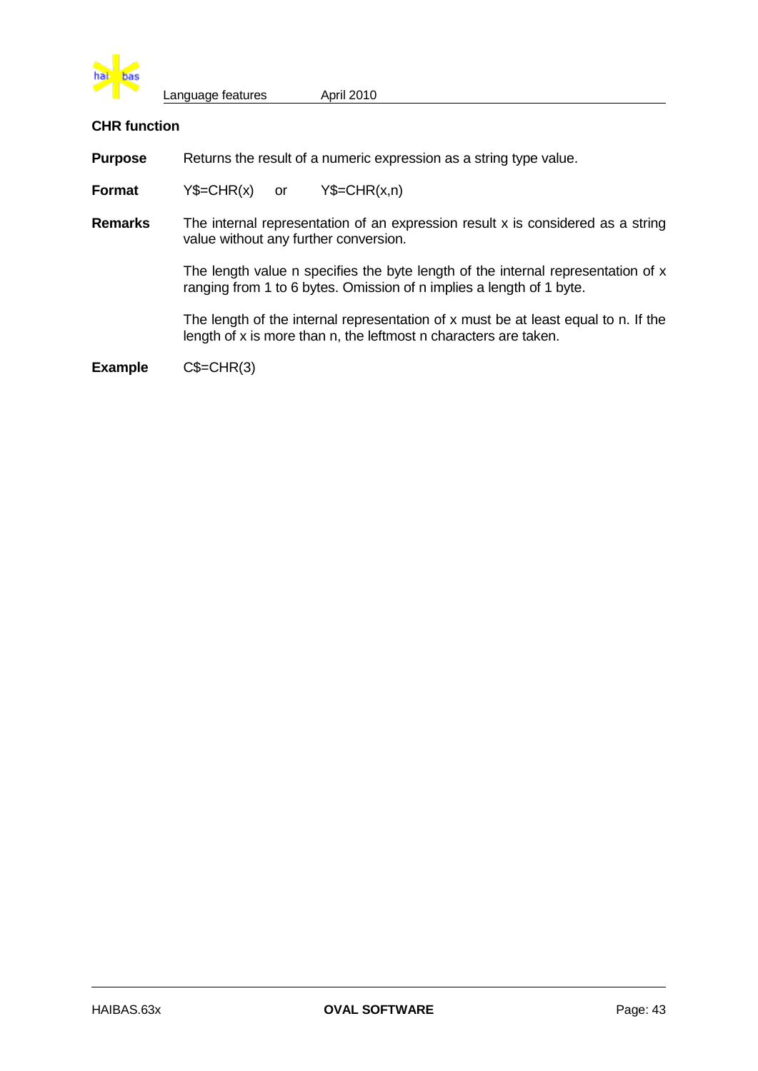### CHR function

**Purpose** Returns the result of a numeric expression as a string type value.

**Format** Y$=CHR(x) or Y$=CHR(x,n)

**Remarks** The internal representation of an expression result x is considered as a string value without any further conversion.

The length value n specifies the byte length of the internal representation of x ranging from 1 to 6 bytes. Omission of n implies a length of 1 byte.

The length of the internal representation of x must be at least equal to n. If the length of x is more than n, the leftmost n characters are taken.

**Example** C$=CHR(3)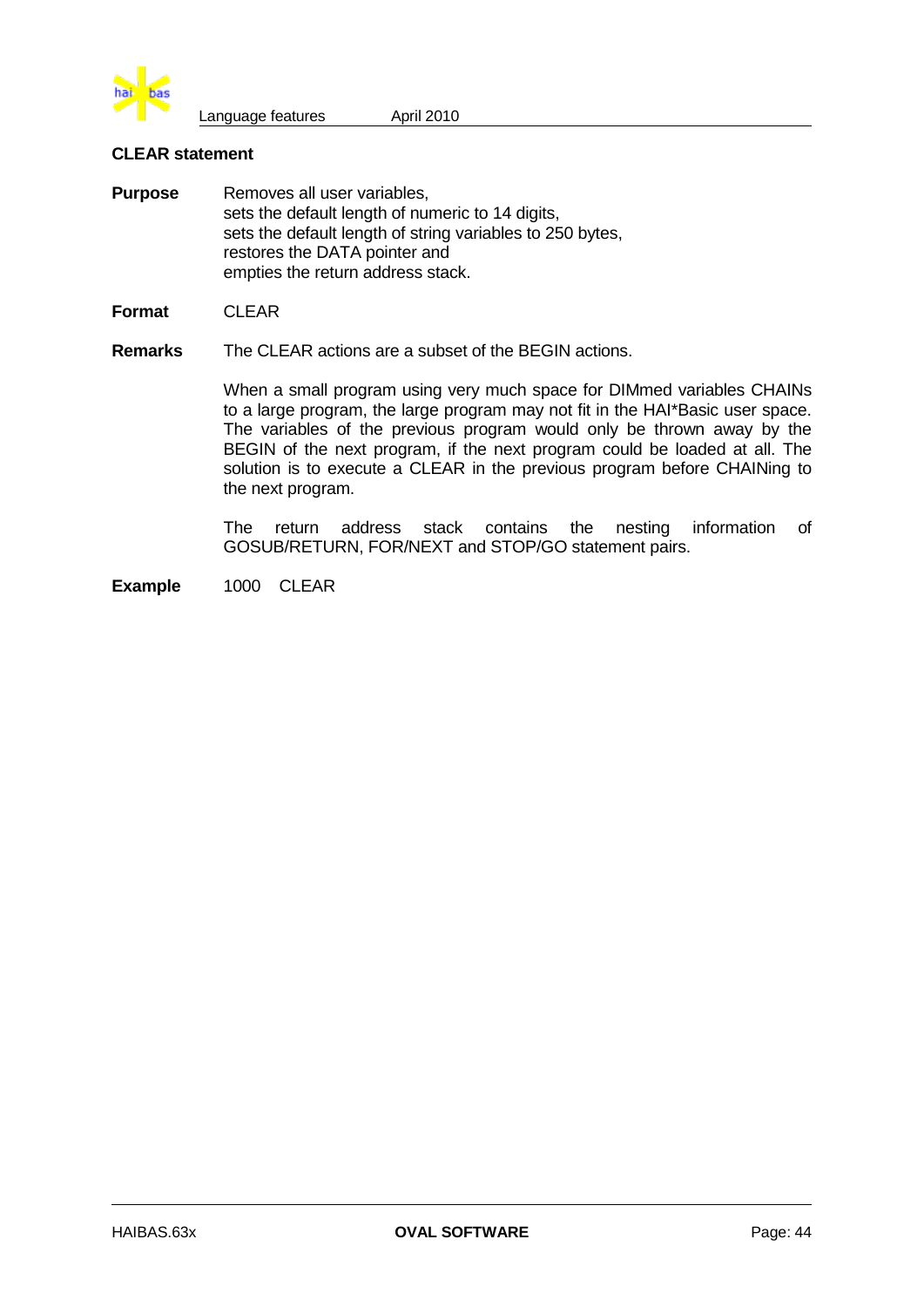### CLEAR statement

**Purpose** Removes all user variables,
sets the default length of numeric to 14 digits,
sets the default length of string variables to 250 bytes,
restores the DATA pointer and
empties the return address stack.

**Format** CLEAR

**Remarks** The CLEAR actions are a subset of the BEGIN actions.

When a small program using very much space for DIMmed variables CHAINs to a large program, the large program may not fit in the HAI*Basic user space. The variables of the previous program would only be thrown away by the BEGIN of the next program, if the next program could be loaded at all. The solution is to execute a CLEAR in the previous program before CHAINing to the next program.

The return address stack contains the nesting information of GOSUB/RETURN, FOR/NEXT and STOP/GO statement pairs.

**Example**

```
1000   CLEAR
```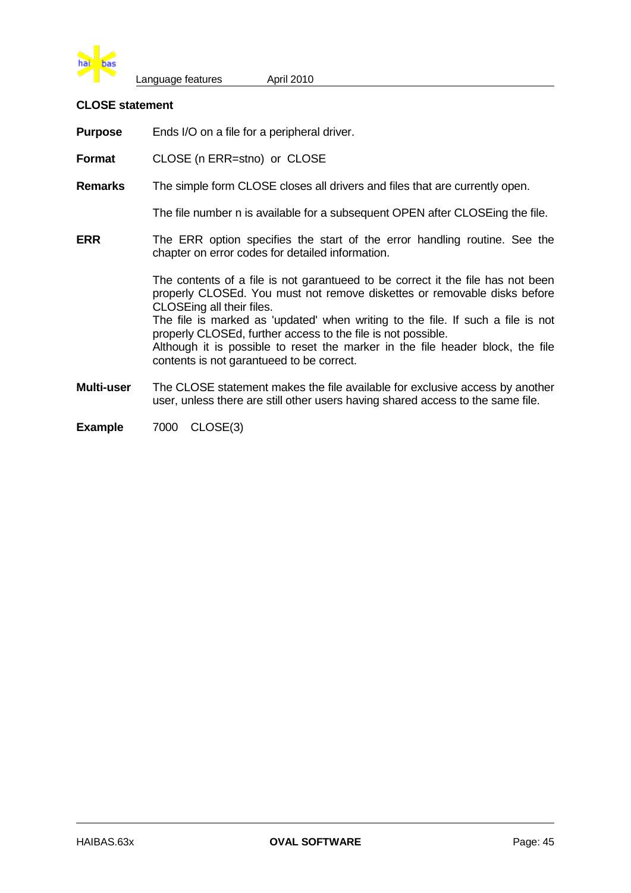### CLOSE statement

**Purpose** Ends I/O on a file for a peripheral driver.

**Format** CLOSE (n ERR=stno) or CLOSE

**Remarks** The simple form CLOSE closes all drivers and files that are currently open.

The file number n is available for a subsequent OPEN after CLOSEing the file.

**ERR** The ERR option specifies the start of the error handling routine. See the chapter on error codes for detailed information.

The contents of a file is not garantueed to be correct it the file has not been properly CLOSEd. You must not remove diskettes or removable disks before CLOSEing all their files.
The file is marked as 'updated' when writing to the file. If such a file is not properly CLOSEd, further access to the file is not possible.
Although it is possible to reset the marker in the file header block, the file contents is not garantueed to be correct.

**Multi-user** The CLOSE statement makes the file available for exclusive access by another user, unless there are still other users having shared access to the same file.

**Example**

```
7000   CLOSE(3)
```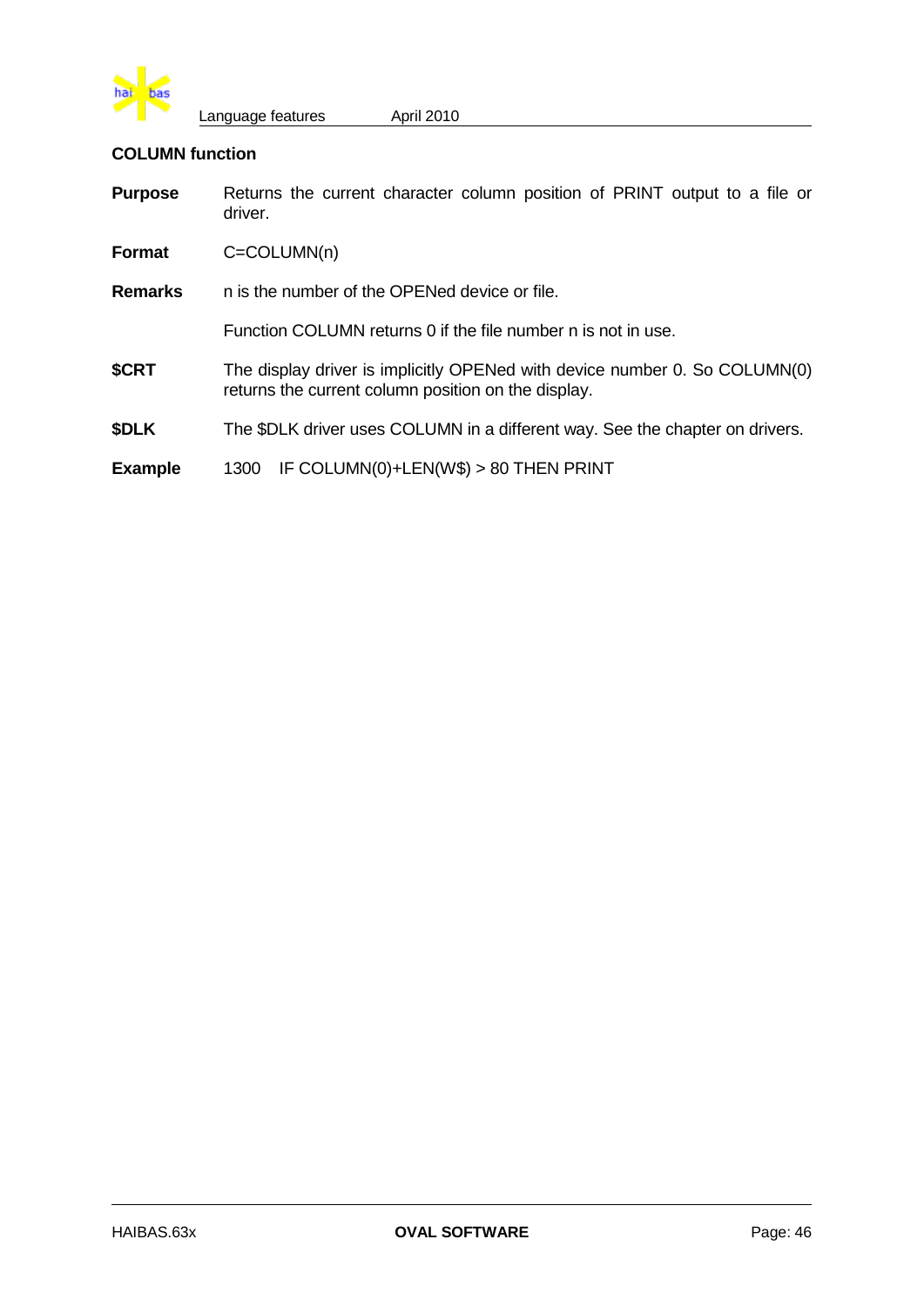### COLUMN function

**Purpose** Returns the current character column position of PRINT output to a file or driver.

**Format** C=COLUMN(n)

**Remarks** n is the number of the OPENed device or file.

Function COLUMN returns 0 if the file number n is not in use.

**$CRT** The display driver is implicitly OPENed with device number 0. So COLUMN(0) returns the current column position on the display.

**$DLK** The $DLK driver uses COLUMN in a different way. See the chapter on drivers.

**Example**

```
1300   IF COLUMN(0)+LEN(W$) > 80 THEN PRINT
```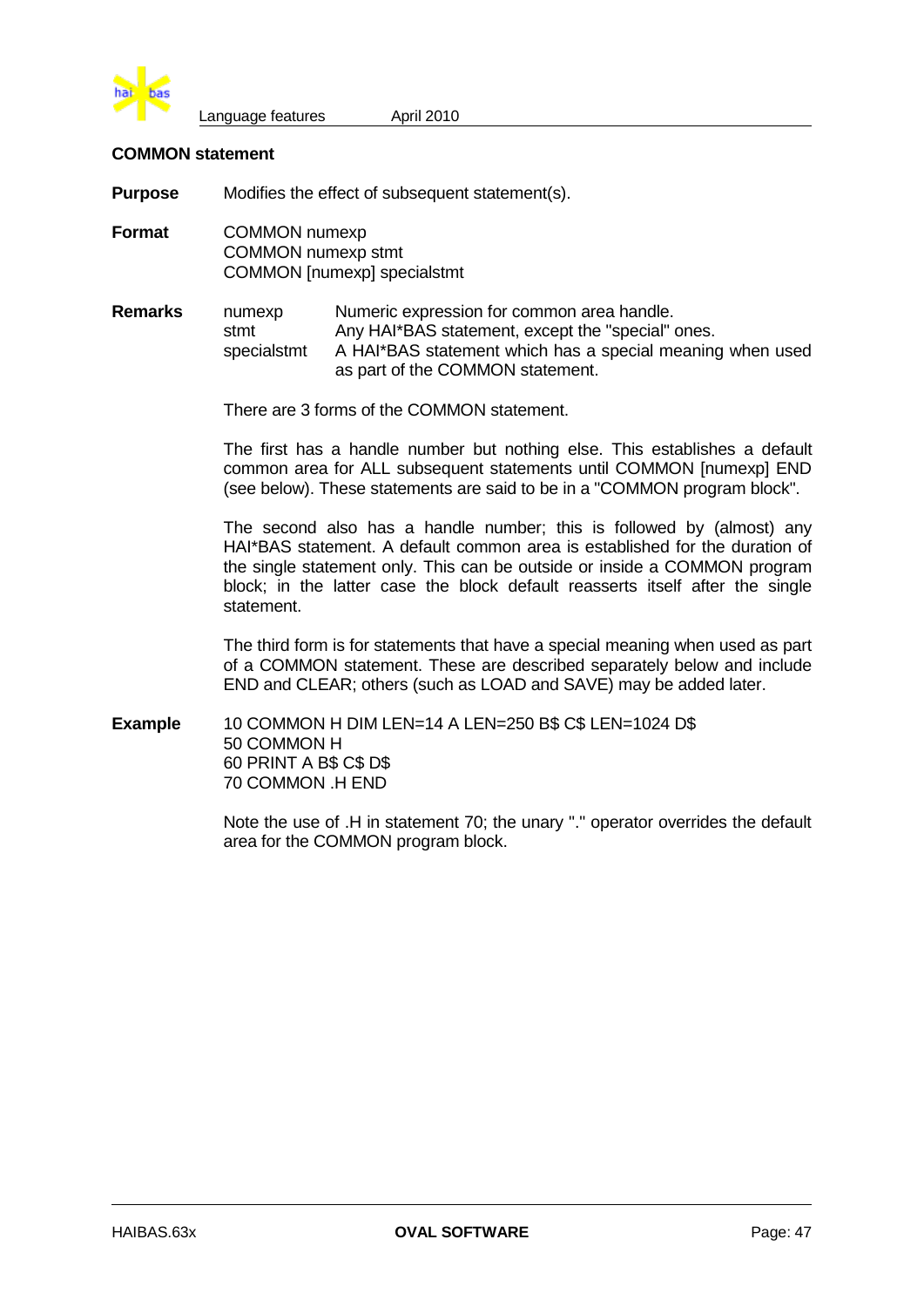## COMMON statement

**Purpose** Modifies the effect of subsequent statement(s).

**Format**

```
COMMON numexp
COMMON numexp stmt
COMMON [numexp] specialstmt
```

**Remarks**

| | |
|---|---|
| numexp | Numeric expression for common area handle. |
| stmt | Any HAI*BAS statement, except the "special" ones. |
| specialstmt | A HAI*BAS statement which has a special meaning when used as part of the COMMON statement. |

There are 3 forms of the COMMON statement.

The first has a handle number but nothing else. This establishes a default common area for ALL subsequent statements until COMMON [numexp] END (see below). These statements are said to be in a "COMMON program block".

The second also has a handle number; this is followed by (almost) any HAI*BAS statement. A default common area is established for the duration of the single statement only. This can be outside or inside a COMMON program block; in the latter case the block default reasserts itself after the single statement.

The third form is for statements that have a special meaning when used as part of a COMMON statement. These are described separately below and include END and CLEAR; others (such as LOAD and SAVE) may be added later.

**Example**

```
10 COMMON H DIM LEN=14 A LEN=250 B$ C$ LEN=1024 D$
50 COMMON H
60 PRINT A B$ C$ D$
70 COMMON .H END
```

Note the use of .H in statement 70; the unary "." operator overrides the default area for the COMMON program block.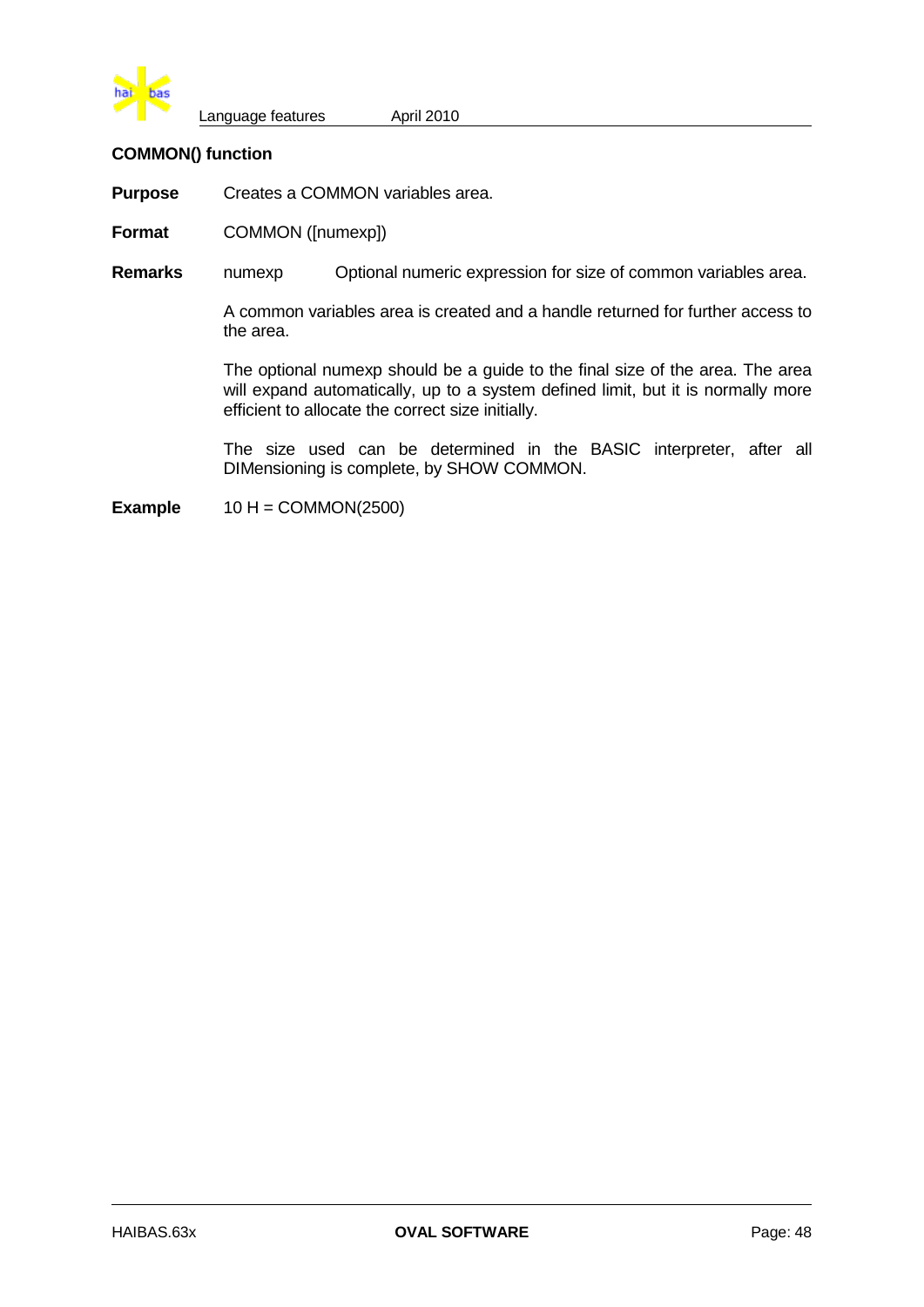### COMMON() function

**Purpose** Creates a COMMON variables area.

**Format** COMMON ([numexp])

**Remarks**

numexp — Optional numeric expression for size of common variables area.

A common variables area is created and a handle returned for further access to the area.

The optional numexp should be a guide to the final size of the area. The area will expand automatically, up to a system defined limit, but it is normally more efficient to allocate the correct size initially.

The size used can be determined in the BASIC interpreter, after all DIMensioning is complete, by SHOW COMMON.

**Example**

```
10 H = COMMON(2500)
```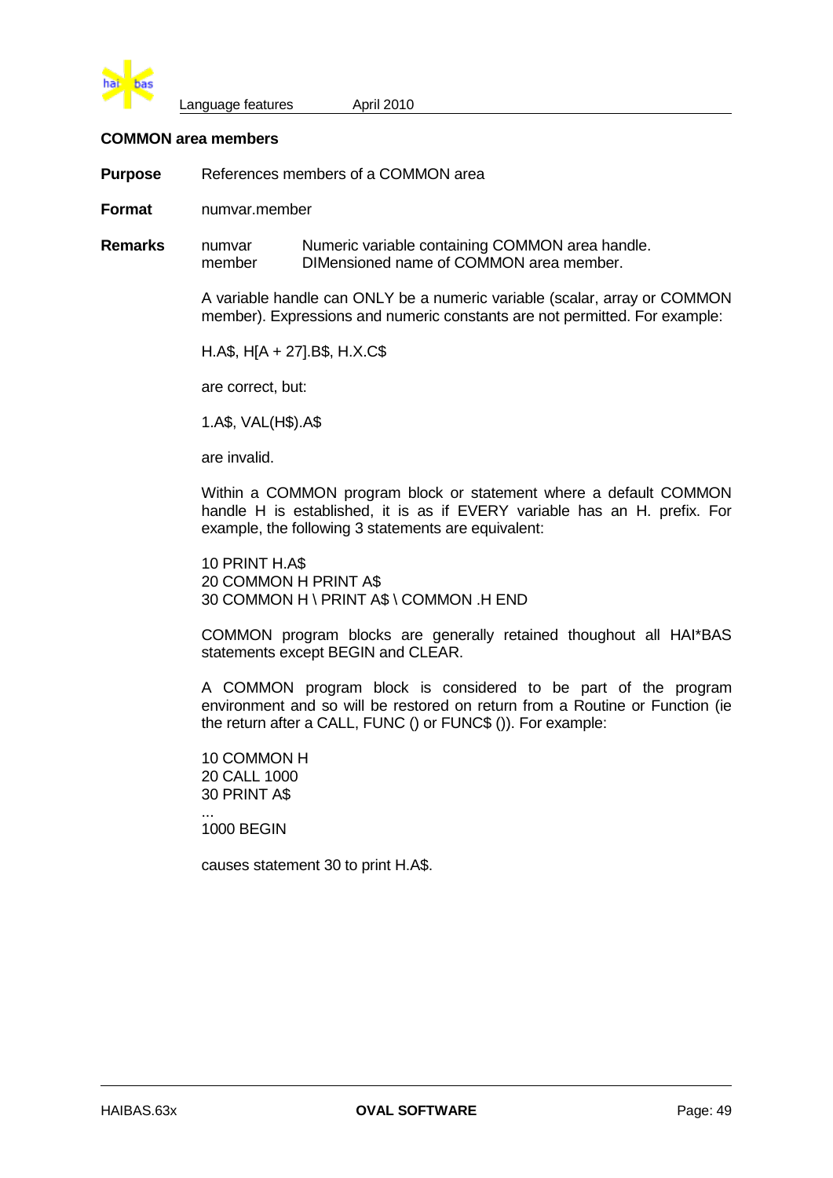## COMMON area members

**Purpose** References members of a COMMON area

**Format** numvar.member

**Remarks**

| | |
|---|---|
| numvar | Numeric variable containing COMMON area handle. |
| member | DIMensioned name of COMMON area member. |

A variable handle can ONLY be a numeric variable (scalar, array or COMMON member). Expressions and numeric constants are not permitted. For example:

```
H.A$, H[A + 27].B$, H.X.C$
```

are correct, but:

```
1.A$, VAL(H$).A$
```

are invalid.

Within a COMMON program block or statement where a default COMMON handle H is established, it is as if EVERY variable has an H. prefix. For example, the following 3 statements are equivalent:

```
10 PRINT H.A$
20 COMMON H PRINT A$
30 COMMON H \ PRINT A$ \ COMMON .H END
```

COMMON program blocks are generally retained thoughout all HAI*BAS statements except BEGIN and CLEAR.

A COMMON program block is considered to be part of the program environment and so will be restored on return from a Routine or Function (ie the return after a CALL, FUNC () or FUNC$ ()). For example:

```
10 COMMON H
20 CALL 1000
30 PRINT A$
...
1000 BEGIN
```

causes statement 30 to print H.A$.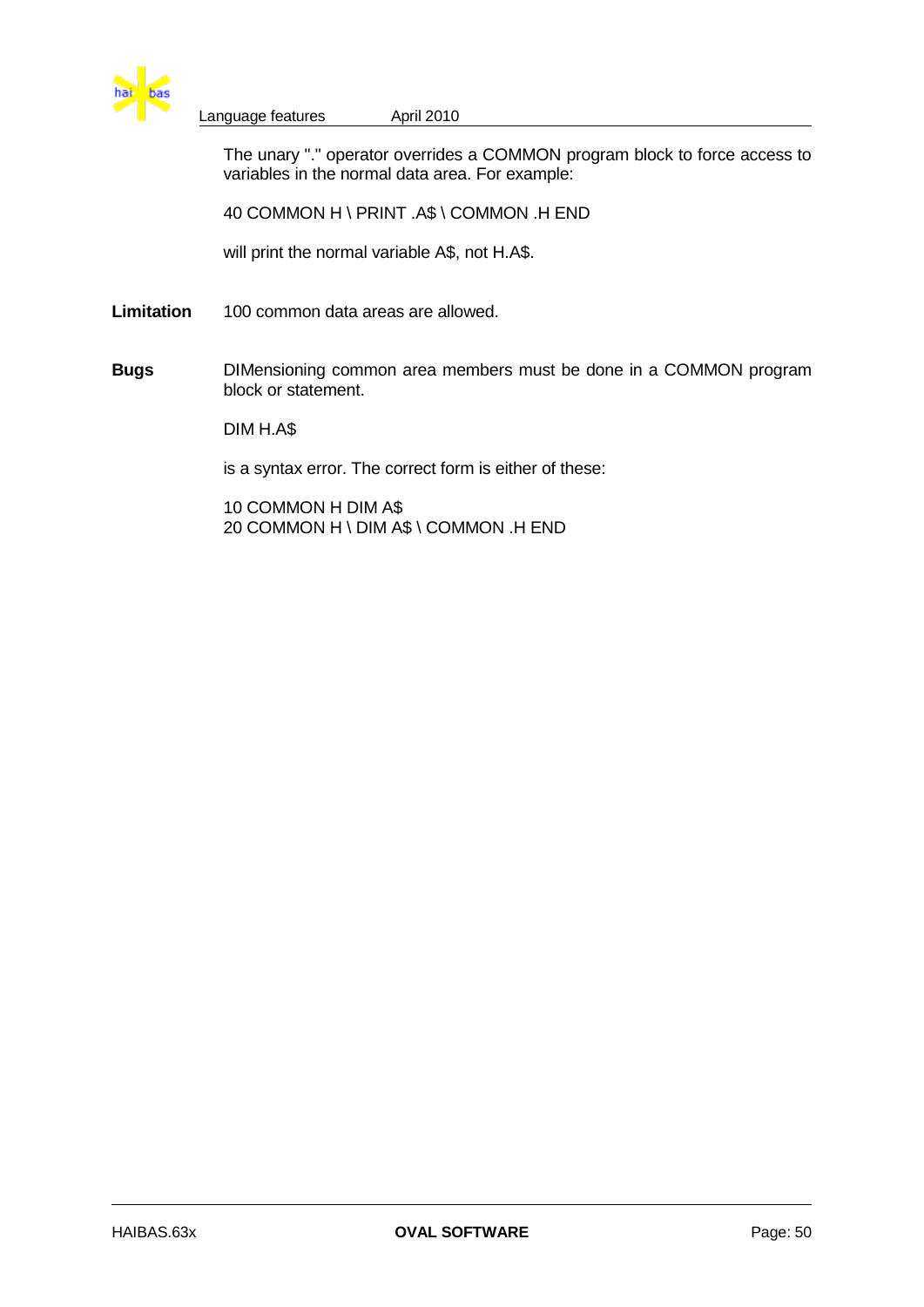The unary "." operator overrides a COMMON program block to force access to variables in the normal data area. For example:

```
40 COMMON H \ PRINT .A$ \ COMMON .H END
```

will print the normal variable A$, not H.A$.

**Limitation** 100 common data areas are allowed.

**Bugs** DIMensioning common area members must be done in a COMMON program block or statement.

```
DIM H.A$
```

is a syntax error. The correct form is either of these:

```
10 COMMON H DIM A$
20 COMMON H \ DIM A$ \ COMMON .H END
```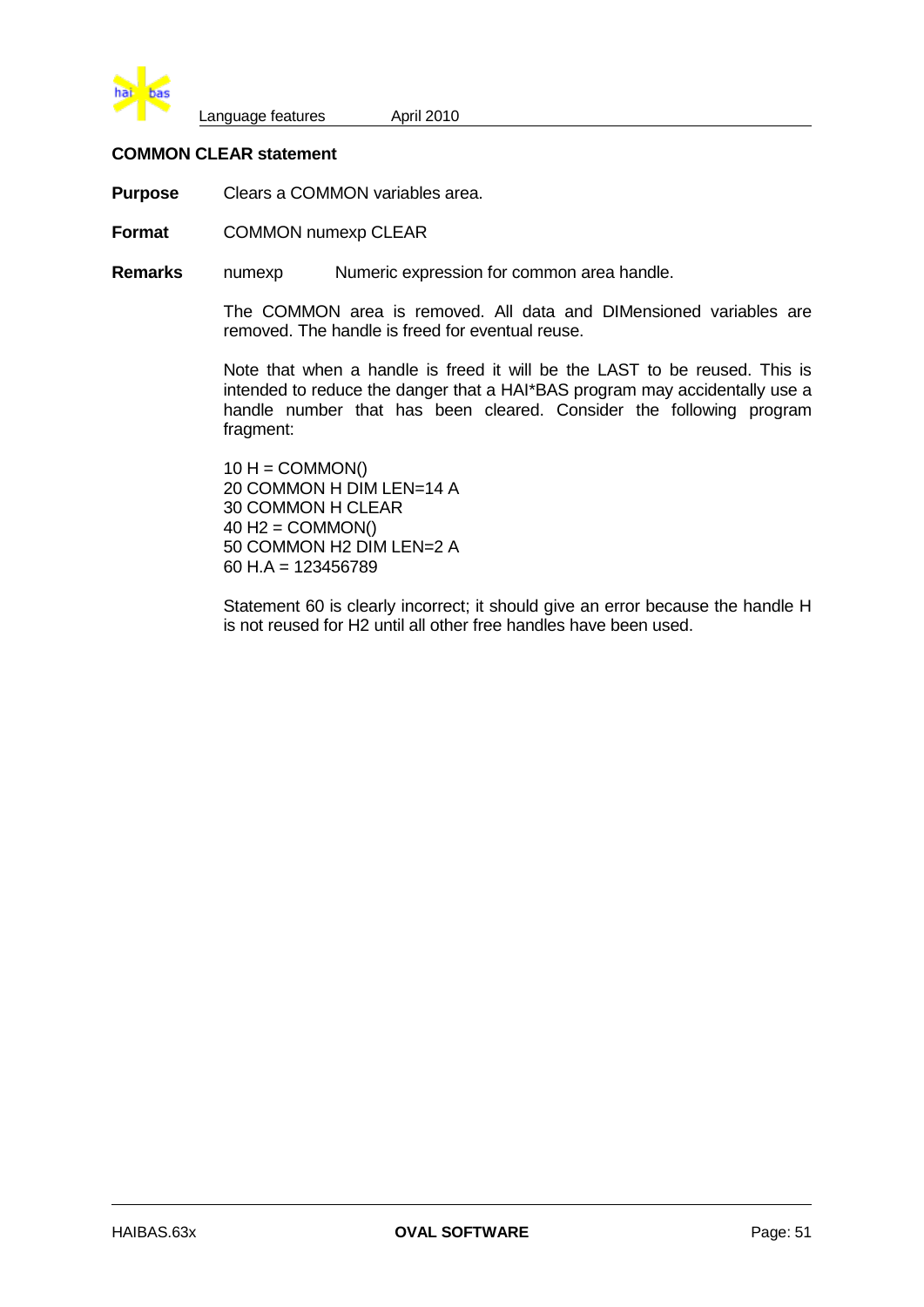### COMMON CLEAR statement

**Purpose** Clears a COMMON variables area.

**Format** COMMON numexp CLEAR

**Remarks** numexp Numeric expression for common area handle.

The COMMON area is removed. All data and DIMensioned variables are removed. The handle is freed for eventual reuse.

Note that when a handle is freed it will be the LAST to be reused. This is intended to reduce the danger that a HAI*BAS program may accidentally use a handle number that has been cleared. Consider the following program fragment:

```
10 H = COMMON()
20 COMMON H DIM LEN=14 A
30 COMMON H CLEAR
40 H2 = COMMON()
50 COMMON H2 DIM LEN=2 A
60 H.A = 123456789
```

Statement 60 is clearly incorrect; it should give an error because the handle H is not reused for H2 until all other free handles have been used.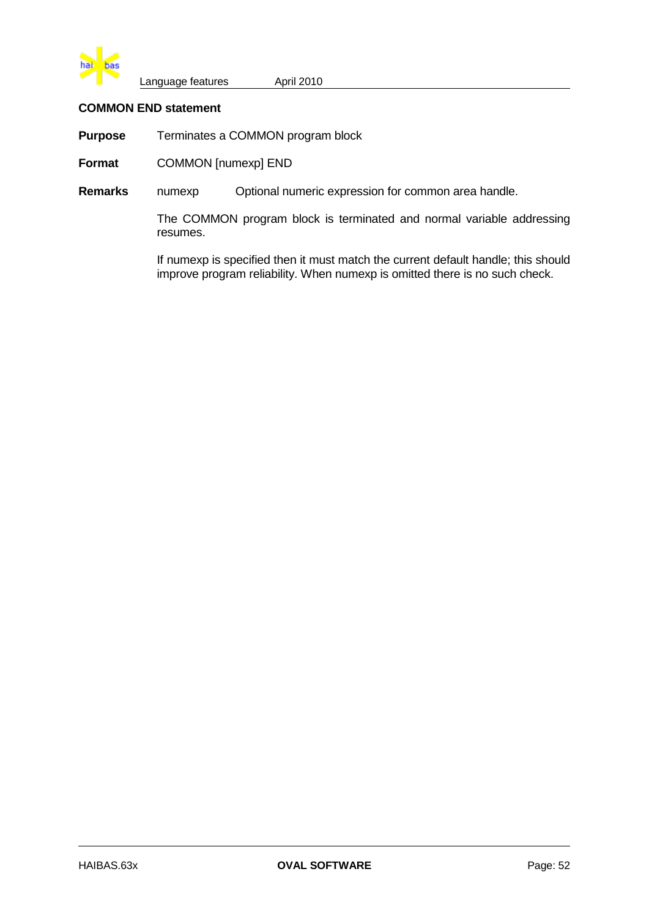### COMMON END statement

**Purpose** Terminates a COMMON program block

**Format** COMMON [numexp] END

**Remarks**

| | |
|---|---|
| numexp | Optional numeric expression for common area handle. |

The COMMON program block is terminated and normal variable addressing resumes.

If numexp is specified then it must match the current default handle; this should improve program reliability. When numexp is omitted there is no such check.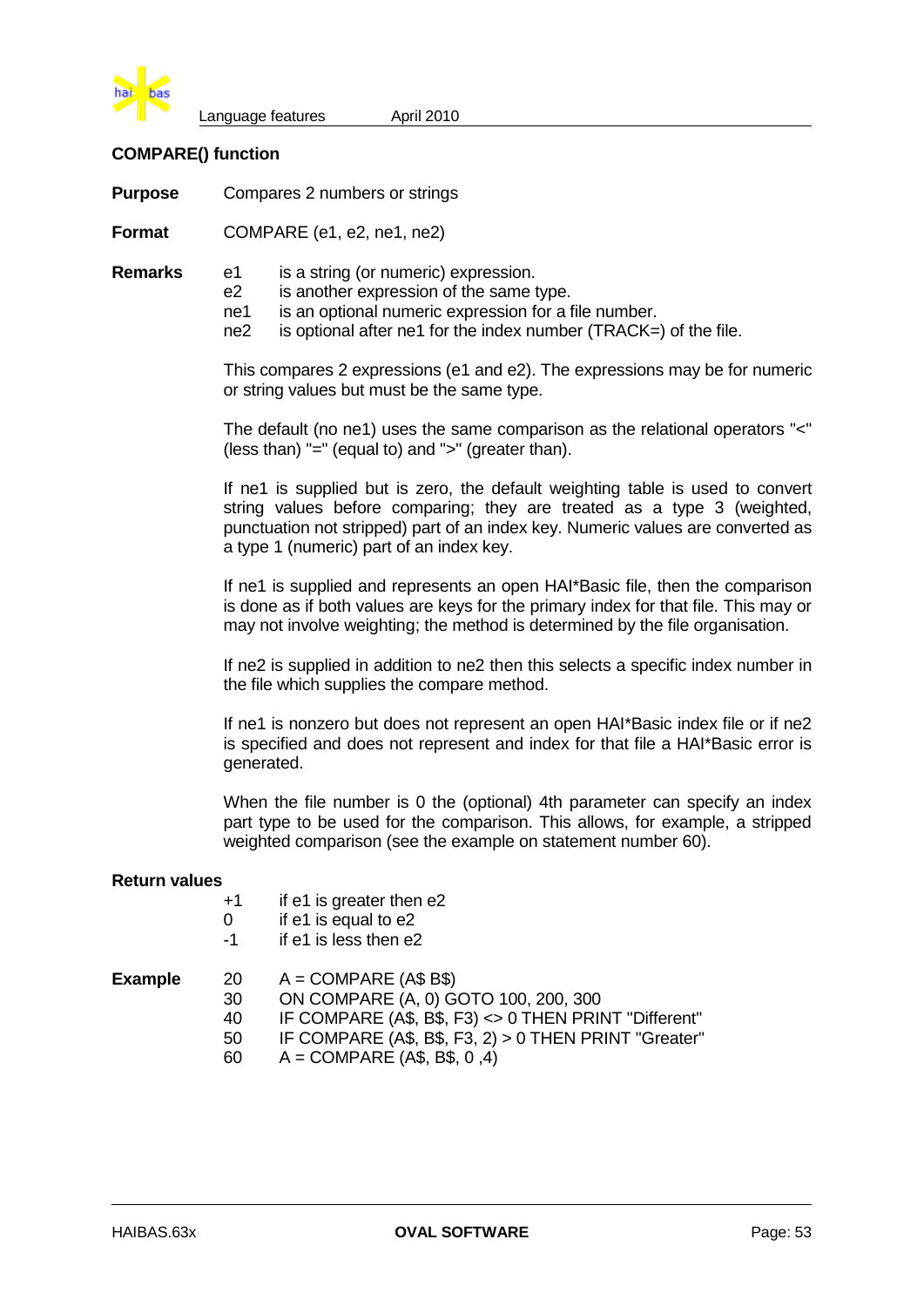## COMPARE() function

**Purpose** Compares 2 numbers or strings

**Format** COMPARE (e1, e2, ne1, ne2)

**Remarks**

e1 is a string (or numeric) expression.
e2 is another expression of the same type.
ne1 is an optional numeric expression for a file number.
ne2 is optional after ne1 for the index number (TRACK=) of the file.

This compares 2 expressions (e1 and e2). The expressions may be for numeric or string values but must be the same type.

The default (no ne1) uses the same comparison as the relational operators "<" (less than) "=" (equal to) and ">" (greater than).

If ne1 is supplied but is zero, the default weighting table is used to convert string values before comparing; they are treated as a type 3 (weighted, punctuation not stripped) part of an index key. Numeric values are converted as a type 1 (numeric) part of an index key.

If ne1 is supplied and represents an open HAI*Basic file, then the comparison is done as if both values are keys for the primary index for that file. This may or may not involve weighting; the method is determined by the file organisation.

If ne2 is supplied in addition to ne2 then this selects a specific index number in the file which supplies the compare method.

If ne1 is nonzero but does not represent an open HAI*Basic index file or if ne2 is specified and does not represent and index for that file a HAI*Basic error is generated.

When the file number is 0 the (optional) 4th parameter can specify an index part type to be used for the comparison. This allows, for example, a stripped weighted comparison (see the example on statement number 60).

**Return values**

+1 if e1 is greater then e2
0 if e1 is equal to e2
-1 if e1 is less then e2

**Example**

```
20    A = COMPARE (A$ B$)
30    ON COMPARE (A, 0) GOTO 100, 200, 300
40    IF COMPARE (A$, B$, F3) <> 0 THEN PRINT "Different"
50    IF COMPARE (A$, B$, F3, 2) > 0 THEN PRINT "Greater"
60    A = COMPARE (A$, B$, 0 ,4)
```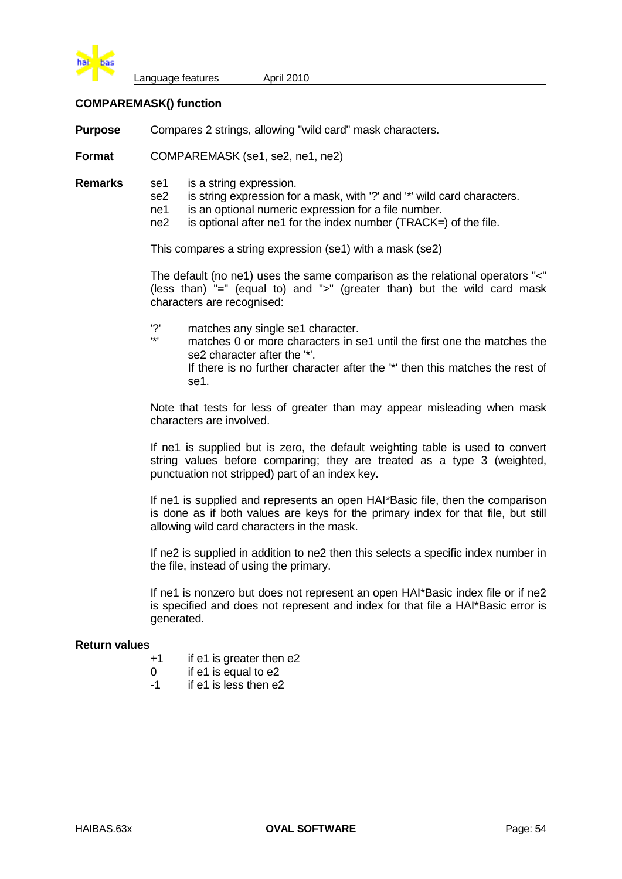## COMPAREMASK() function

**Purpose** Compares 2 strings, allowing "wild card" mask characters.

**Format** COMPAREMASK (se1, se2, ne1, ne2)

**Remarks**

- se1 is a string expression.
- se2 is string expression for a mask, with '?' and '*' wild card characters.
- ne1 is an optional numeric expression for a file number.
- ne2 is optional after ne1 for the index number (TRACK=) of the file.

This compares a string expression (se1) with a mask (se2)

The default (no ne1) uses the same comparison as the relational operators "<" (less than) "=" (equal to) and ">" (greater than) but the wild card mask characters are recognised:

- '?' matches any single se1 character.
- '*' matches 0 or more characters in se1 until the first one the matches the se2 character after the '*'.
  If there is no further character after the '*' then this matches the rest of se1.

Note that tests for less of greater than may appear misleading when mask characters are involved.

If ne1 is supplied but is zero, the default weighting table is used to convert string values before comparing; they are treated as a type 3 (weighted, punctuation not stripped) part of an index key.

If ne1 is supplied and represents an open HAI*Basic file, then the comparison is done as if both values are keys for the primary index for that file, but still allowing wild card characters in the mask.

If ne2 is supplied in addition to ne2 then this selects a specific index number in the file, instead of using the primary.

If ne1 is nonzero but does not represent an open HAI*Basic index file or if ne2 is specified and does not represent and index for that file a HAI*Basic error is generated.

**Return values**

- +1 if e1 is greater then e2
- 0 if e1 is equal to e2
- -1 if e1 is less then e2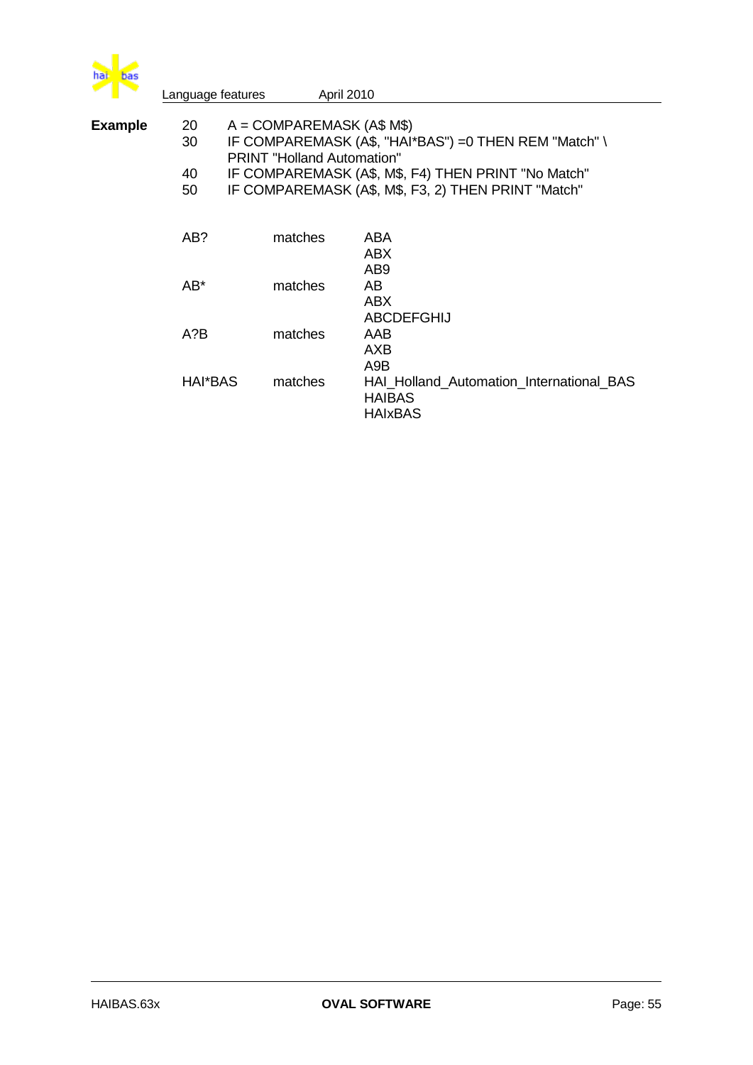**Example**

```
20   A = COMPAREMASK (A$ M$)
30   IF COMPAREMASK (A$, "HAI*BAS") =0 THEN REM "Match" \
     PRINT "Holland Automation"
40   IF COMPAREMASK (A$, M$, F4) THEN PRINT "No Match"
50   IF COMPAREMASK (A$, M$, F3, 2) THEN PRINT "Match"
```

| | | |
|---|---|---|
| AB? | matches | ABA |
| | | ABX |
| | | AB9 |
| AB* | matches | AB |
| | | ABX |
| | | ABCDEFGHIJ |
| A?B | matches | AAB |
| | | AXB |
| | | A9B |
| HAI*BAS | matches | HAI_Holland_Automation_International_BAS |
| | | HAIBAS |
| | | HAIxBAS |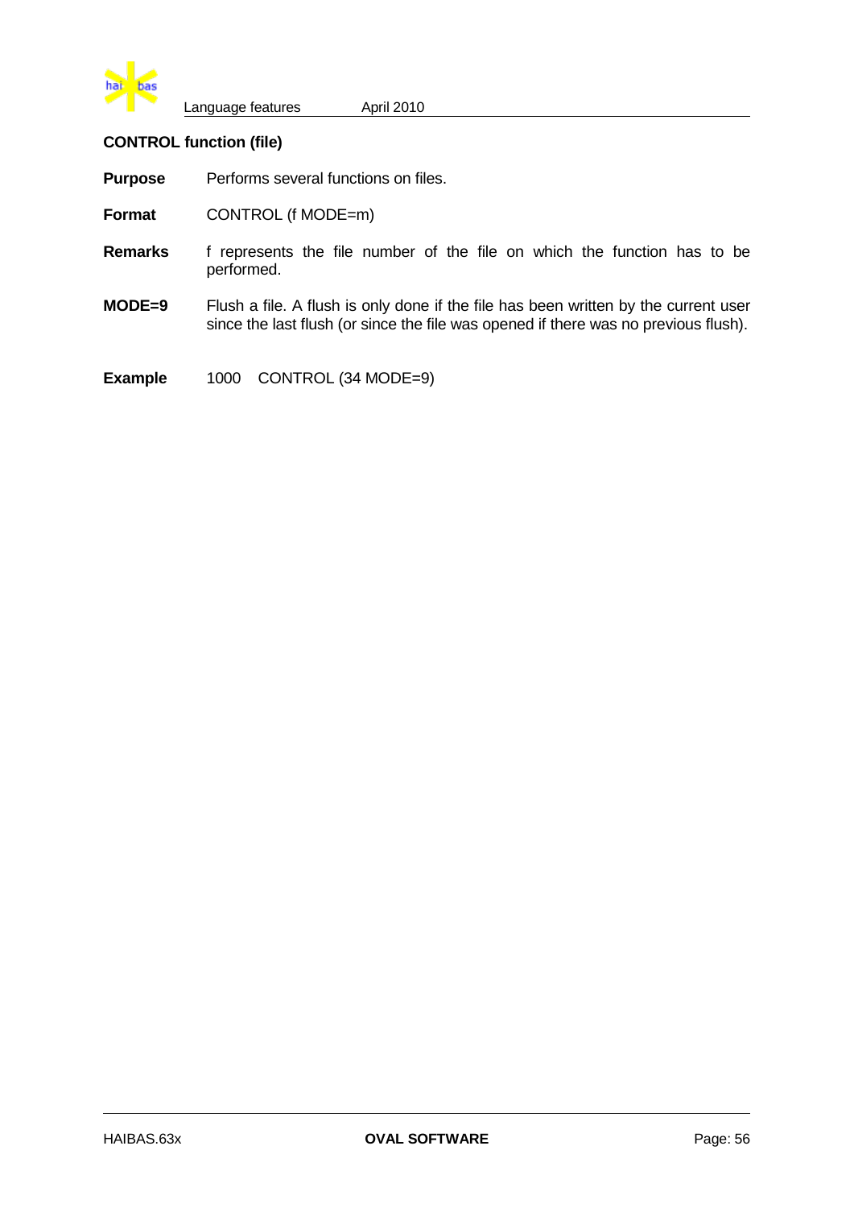### CONTROL function (file)

**Purpose** Performs several functions on files.

**Format** CONTROL (f MODE=m)

**Remarks** f represents the file number of the file on which the function has to be performed.

**MODE=9** Flush a file. A flush is only done if the file has been written by the current user since the last flush (or since the file was opened if there was no previous flush).

**Example**

```
1000   CONTROL (34 MODE=9)
```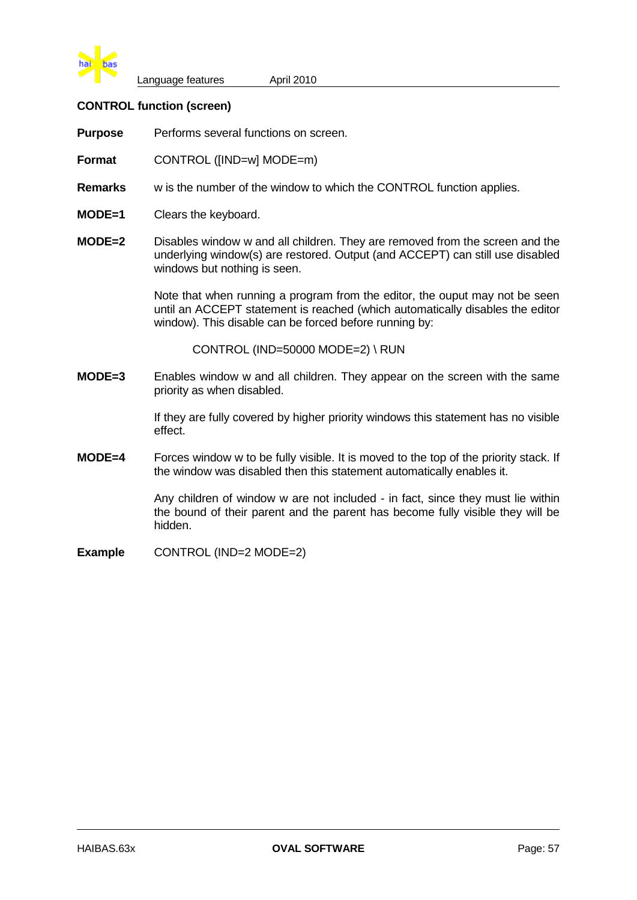### CONTROL function (screen)

**Purpose** Performs several functions on screen.

**Format** CONTROL ([IND=w] MODE=m)

**Remarks** w is the number of the window to which the CONTROL function applies.

**MODE=1** Clears the keyboard.

**MODE=2** Disables window w and all children. They are removed from the screen and the underlying window(s) are restored. Output (and ACCEPT) can still use disabled windows but nothing is seen.

Note that when running a program from the editor, the ouput may not be seen until an ACCEPT statement is reached (which automatically disables the editor window). This disable can be forced before running by:

```
CONTROL (IND=50000 MODE=2) \ RUN
```

**MODE=3** Enables window w and all children. They appear on the screen with the same priority as when disabled.

If they are fully covered by higher priority windows this statement has no visible effect.

**MODE=4** Forces window w to be fully visible. It is moved to the top of the priority stack. If the window was disabled then this statement automatically enables it.

Any children of window w are not included - in fact, since they must lie within the bound of their parent and the parent has become fully visible they will be hidden.

**Example** CONTROL (IND=2 MODE=2)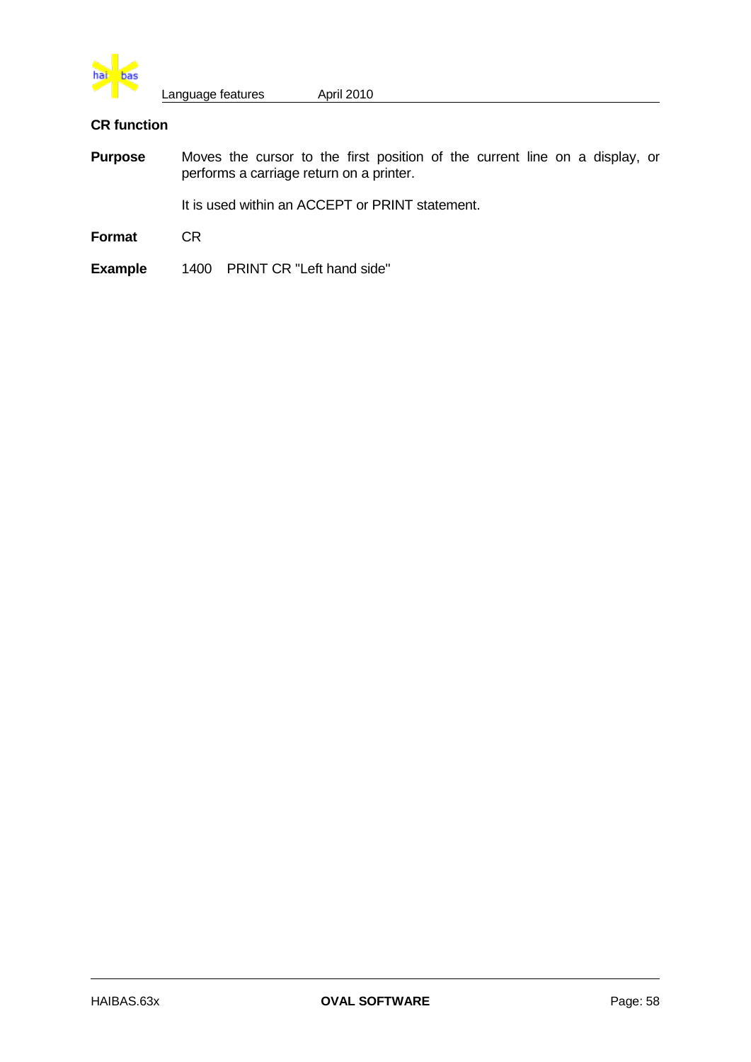## CR function

**Purpose** Moves the cursor to the first position of the current line on a display, or performs a carriage return on a printer.

It is used within an ACCEPT or PRINT statement.

**Format** CR

**Example**

```
1400   PRINT CR "Left hand side"
```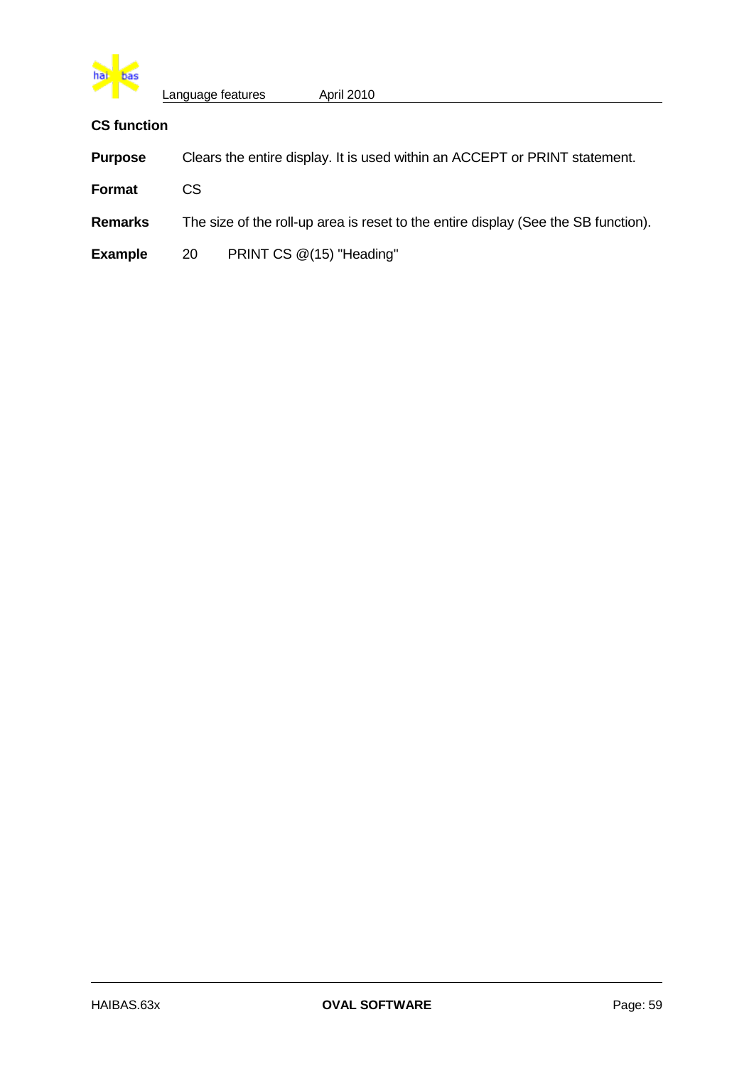### CS function

**Purpose** Clears the entire display. It is used within an ACCEPT or PRINT statement.

**Format** CS

**Remarks** The size of the roll-up area is reset to the entire display (See the SB function).

**Example**

```
20      PRINT CS @(15) "Heading"
```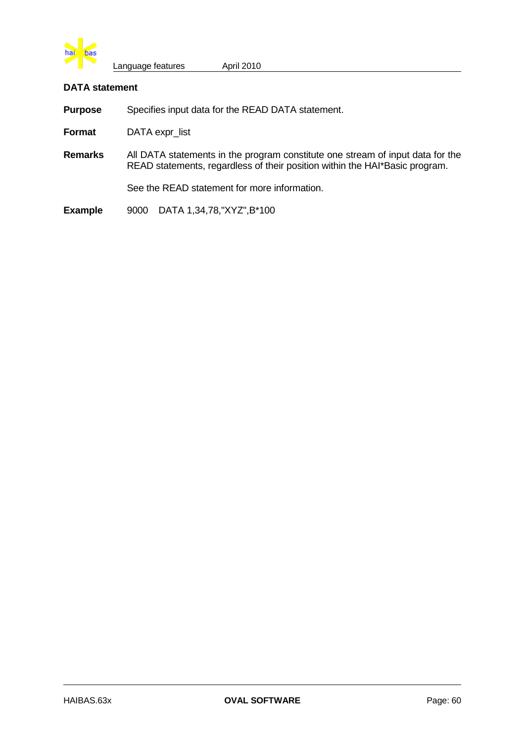### DATA statement

**Purpose** Specifies input data for the READ DATA statement.

**Format** DATA expr_list

**Remarks** All DATA statements in the program constitute one stream of input data for the READ statements, regardless of their position within the HAI*Basic program.

See the READ statement for more information.

**Example**

```
9000   DATA 1,34,78,"XYZ",B*100
```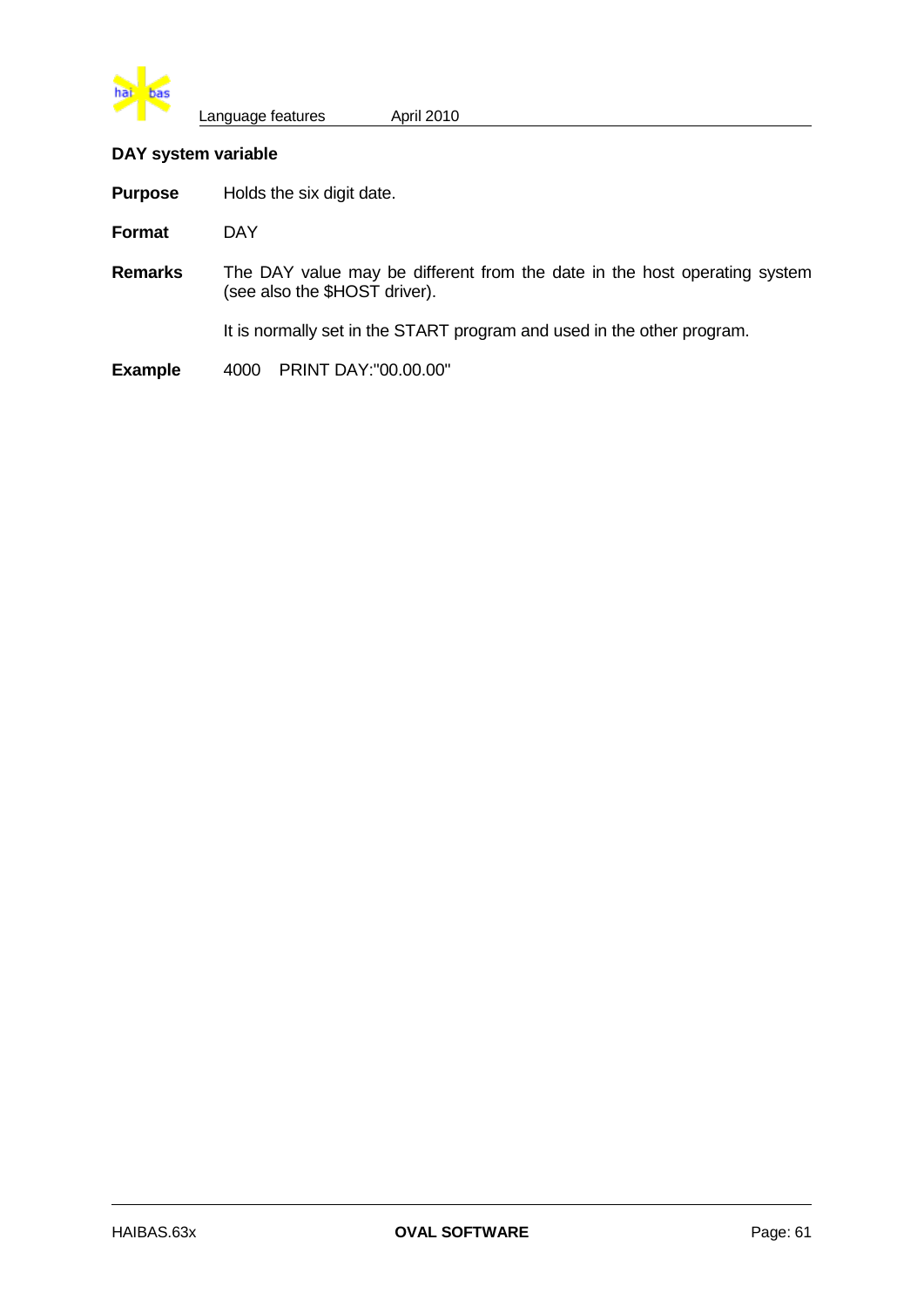## DAY system variable

**Purpose** Holds the six digit date.

**Format** DAY

**Remarks** The DAY value may be different from the date in the host operating system (see also the $HOST driver).

It is normally set in the START program and used in the other program.

**Example**

```
4000  PRINT DAY:"00.00.00"
```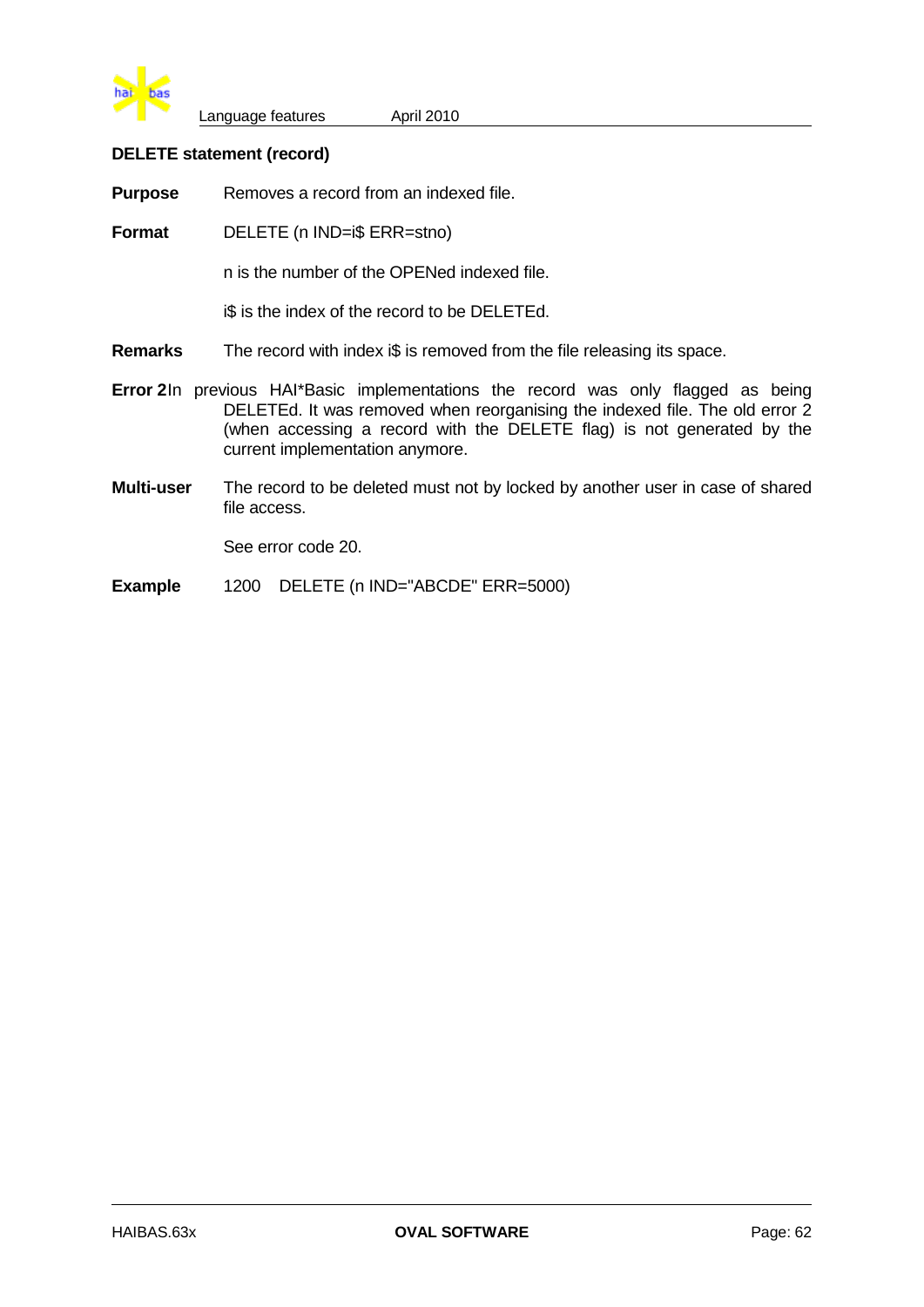### DELETE statement (record)

**Purpose** Removes a record from an indexed file.

**Format** DELETE (n IND=i$ ERR=stno)

n is the number of the OPENed indexed file.

i$ is the index of the record to be DELETEd.

**Remarks** The record with index i$ is removed from the file releasing its space.

**Error 2** In previous HAI*Basic implementations the record was only flagged as being DELETEd. It was removed when reorganising the indexed file. The old error 2 (when accessing a record with the DELETE flag) is not generated by the current implementation anymore.

**Multi-user** The record to be deleted must not by locked by another user in case of shared file access.

See error code 20.

**Example**

```
1200    DELETE (n IND="ABCDE" ERR=5000)
```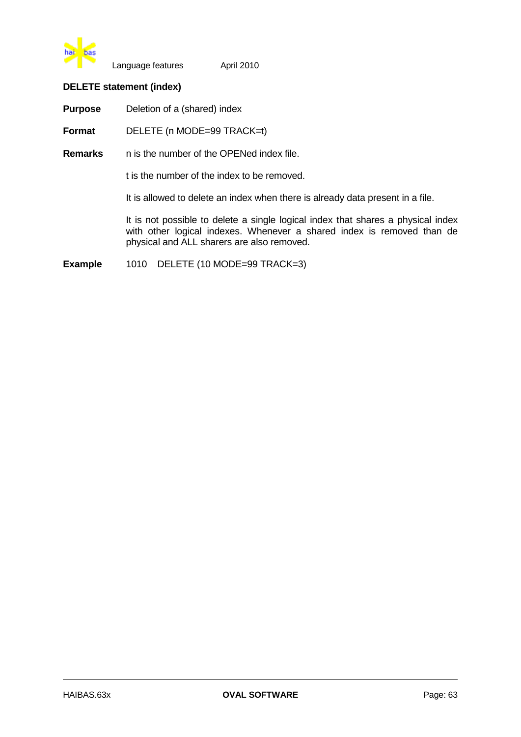## DELETE statement (index)

**Purpose** Deletion of a (shared) index

**Format** DELETE (n MODE=99 TRACK=t)

**Remarks** n is the number of the OPENed index file.

t is the number of the index to be removed.

It is allowed to delete an index when there is already data present in a file.

It is not possible to delete a single logical index that shares a physical index with other logical indexes. Whenever a shared index is removed than de physical and ALL sharers are also removed.

**Example**

```
1010    DELETE (10 MODE=99 TRACK=3)
```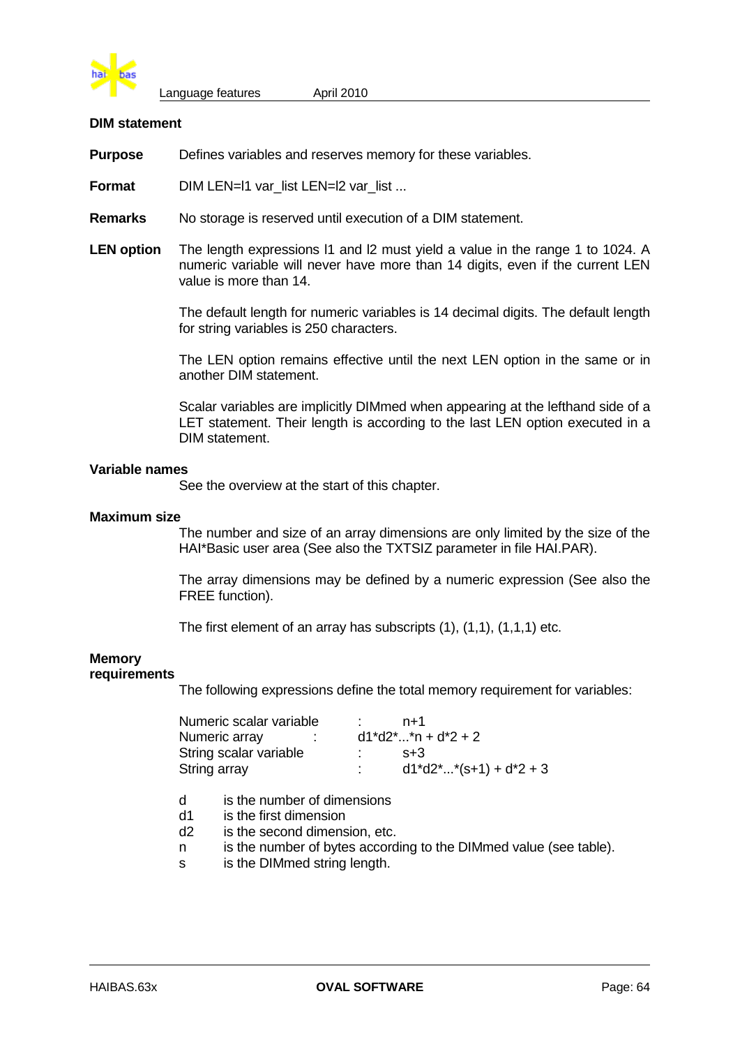## DIM statement

**Purpose** Defines variables and reserves memory for these variables.

**Format** DIM LEN=l1 var_list LEN=l2 var_list ...

**Remarks** No storage is reserved until execution of a DIM statement.

**LEN option** The length expressions l1 and l2 must yield a value in the range 1 to 1024. A numeric variable will never have more than 14 digits, even if the current LEN value is more than 14.

The default length for numeric variables is 14 decimal digits. The default length for string variables is 250 characters.

The LEN option remains effective until the next LEN option in the same or in another DIM statement.

Scalar variables are implicitly DIMmed when appearing at the lefthand side of a LET statement. Their length is according to the last LEN option executed in a DIM statement.

**Variable names**

See the overview at the start of this chapter.

**Maximum size**

The number and size of an array dimensions are only limited by the size of the HAI*Basic user area (See also the TXTSIZ parameter in file HAI.PAR).

The array dimensions may be defined by a numeric expression (See also the FREE function).

The first element of an array has subscripts (1), (1,1), (1,1,1) etc.

**Memory requirements**

The following expressions define the total memory requirement for variables:

| | | |
|---|---|---|
| Numeric scalar variable | : | n+1 |
| Numeric array | : | d1*d2*...*n + d*2 + 2 |
| String scalar variable | : | s+3 |
| String array | : | d1*d2*...*(s+1) + d*2 + 3 |

- d is the number of dimensions
- d1 is the first dimension
- d2 is the second dimension, etc.
- n is the number of bytes according to the DIMmed value (see table).
- s is the DIMmed string length.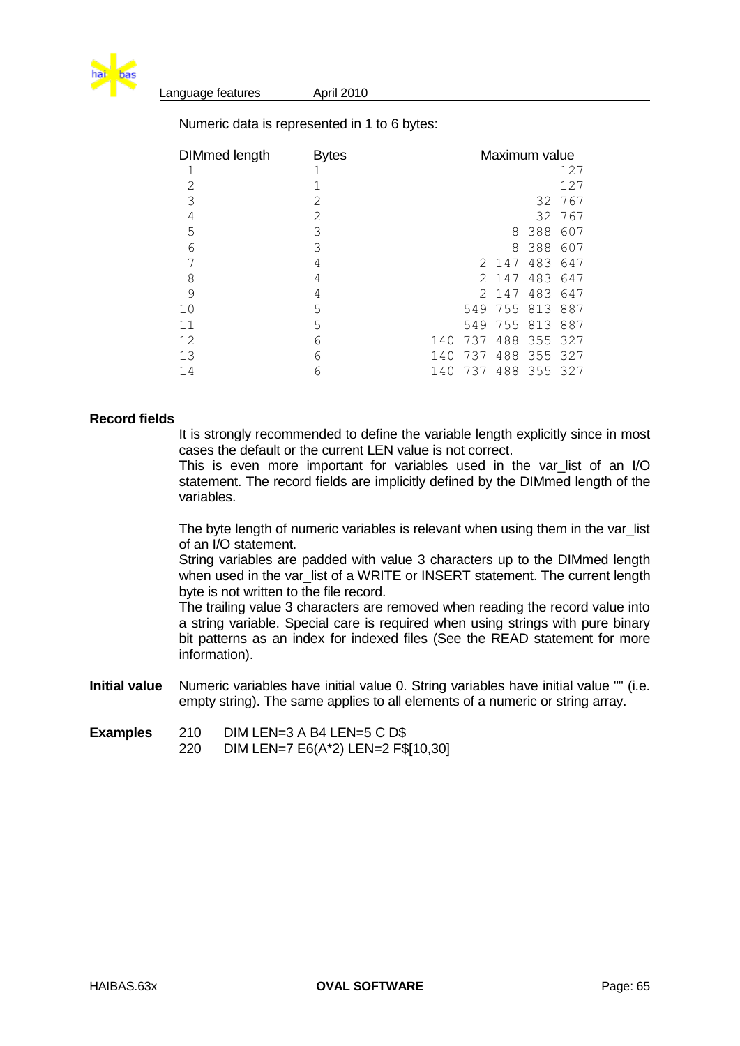Numeric data is represented in 1 to 6 bytes:

| DIMmed length | Bytes | Maximum value |
|---|---|---|
| 1 | 1 | 127 |
| 2 | 1 | 127 |
| 3 | 2 | 32 767 |
| 4 | 2 | 32 767 |
| 5 | 3 | 8 388 607 |
| 6 | 3 | 8 388 607 |
| 7 | 4 | 2 147 483 647 |
| 8 | 4 | 2 147 483 647 |
| 9 | 4 | 2 147 483 647 |
| 10 | 5 | 549 755 813 887 |
| 11 | 5 | 549 755 813 887 |
| 12 | 6 | 140 737 488 355 327 |
| 13 | 6 | 140 737 488 355 327 |
| 14 | 6 | 140 737 488 355 327 |

**Record fields**

It is strongly recommended to define the variable length explicitly since in most cases the default or the current LEN value is not correct.
This is even more important for variables used in the var_list of an I/O statement. The record fields are implicitly defined by the DIMmed length of the variables.

The byte length of numeric variables is relevant when using them in the var_list of an I/O statement.
String variables are padded with value 3 characters up to the DIMmed length when used in the var_list of a WRITE or INSERT statement. The current length byte is not written to the file record.
The trailing value 3 characters are removed when reading the record value into a string variable. Special care is required when using strings with pure binary bit patterns as an index for indexed files (See the READ statement for more information).

**Initial value** Numeric variables have initial value 0. String variables have initial value "" (i.e. empty string). The same applies to all elements of a numeric or string array.

**Examples**

```
210   DIM LEN=3 A B4 LEN=5 C D$
220   DIM LEN=7 E6(A*2) LEN=2 F$[10,30]
```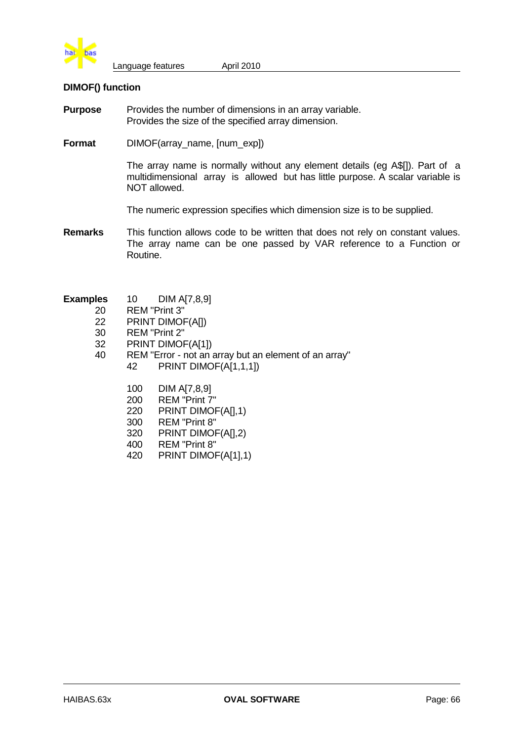## DIMOF() function

**Purpose** Provides the number of dimensions in an array variable.
Provides the size of the specified array dimension.

**Format** DIMOF(array_name, [num_exp])

The array name is normally without any element details (eg A$[]). Part of a multidimensional array is allowed but has little purpose. A scalar variable is NOT allowed.

The numeric expression specifies which dimension size is to be supplied.

**Remarks** This function allows code to be written that does not rely on constant values. The array name can be one passed by VAR reference to a Function or Routine.

**Examples**

```
10    DIM A[7,8,9]
20    REM "Print 3"
22    PRINT DIMOF(A[])
30    REM "Print 2"
32    PRINT DIMOF(A[1])
40    REM "Error - not an array but an element of an array"
42    PRINT DIMOF(A[1,1,1])

100   DIM A[7,8,9]
200   REM "Print 7"
220   PRINT DIMOF(A[],1)
300   REM "Print 8"
320   PRINT DIMOF(A[],2)
400   REM "Print 8"
420   PRINT DIMOF(A[1],1)
```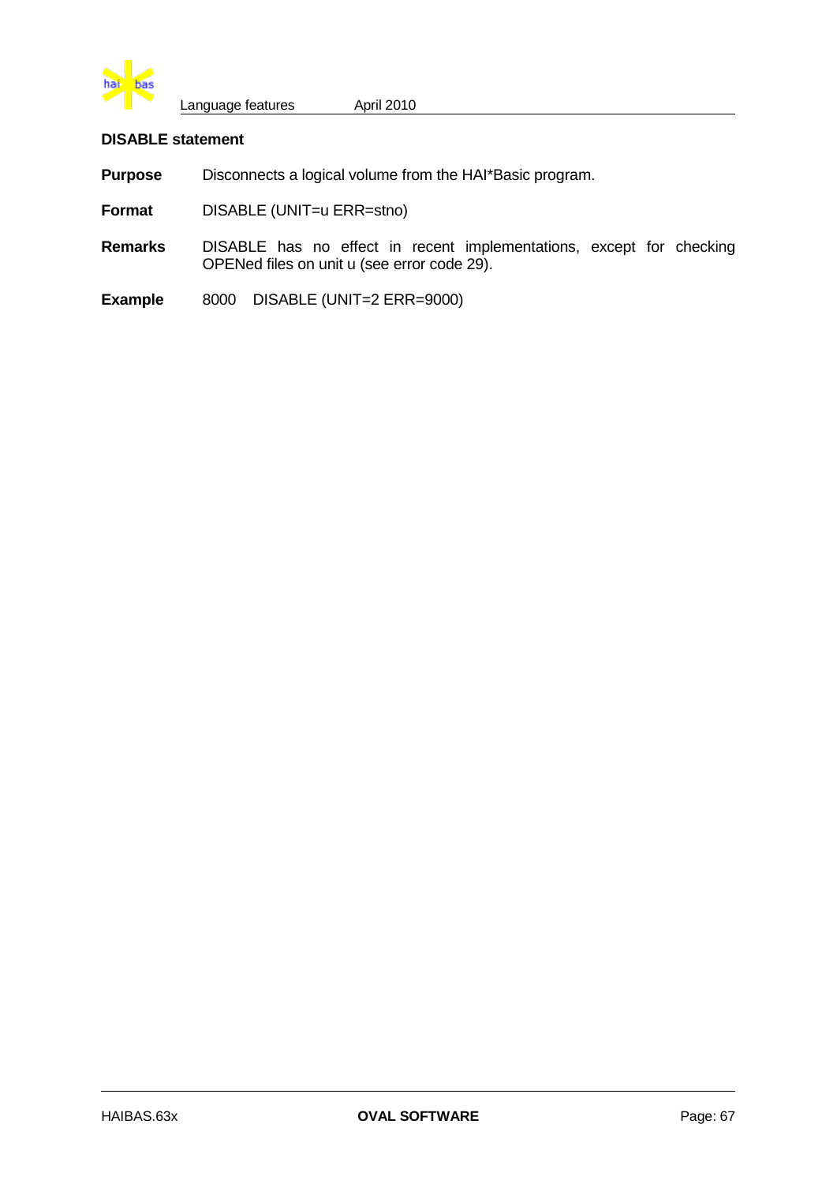### DISABLE statement

**Purpose** Disconnects a logical volume from the HAI*Basic program.

**Format** DISABLE (UNIT=u ERR=stno)

**Remarks** DISABLE has no effect in recent implementations, except for checking OPENed files on unit u (see error code 29).

**Example**

```
8000   DISABLE (UNIT=2 ERR=9000)
```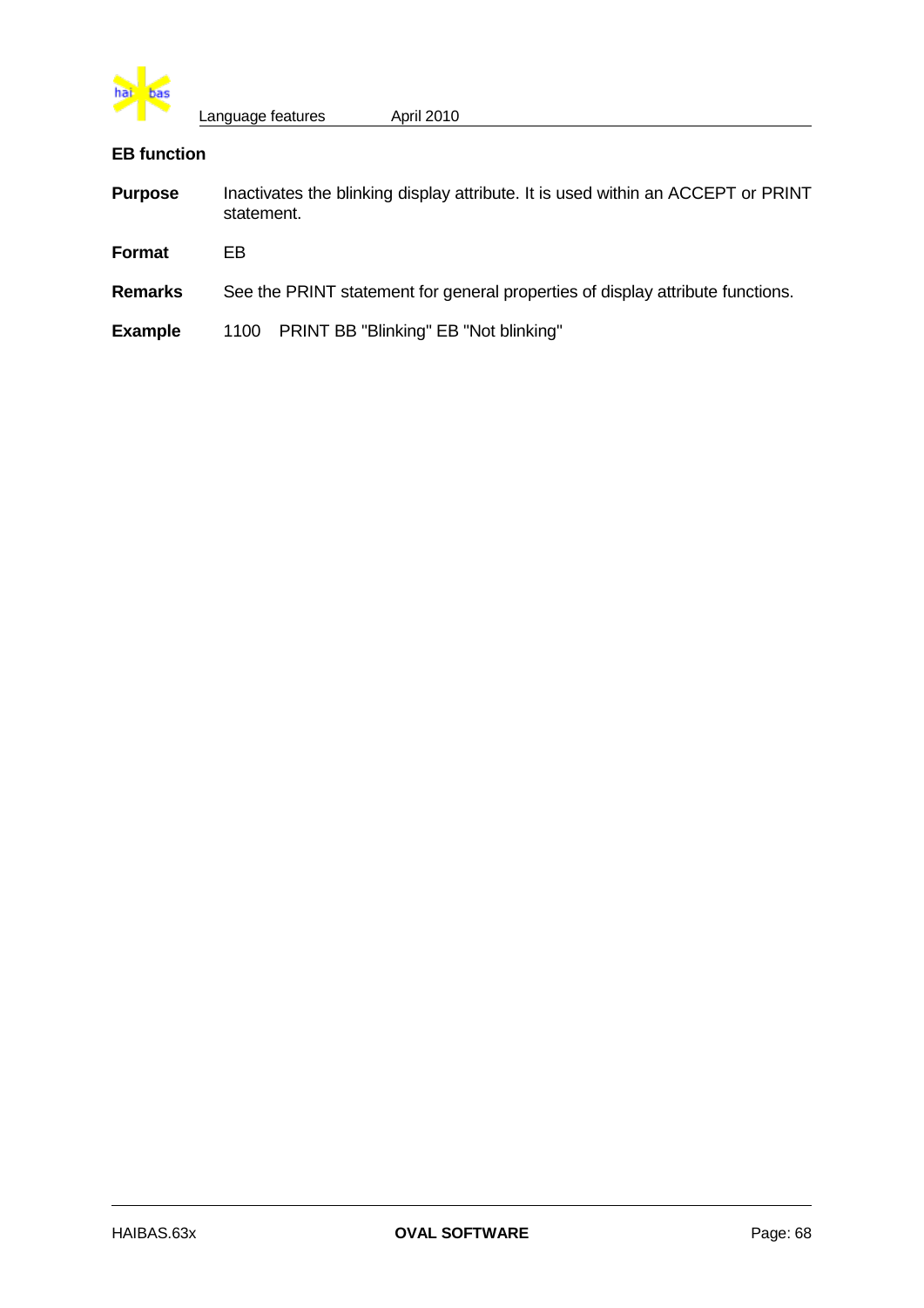## EB function

**Purpose** Inactivates the blinking display attribute. It is used within an ACCEPT or PRINT statement.

**Format** EB

**Remarks** See the PRINT statement for general properties of display attribute functions.

**Example**

```
1100   PRINT BB "Blinking" EB "Not blinking"
```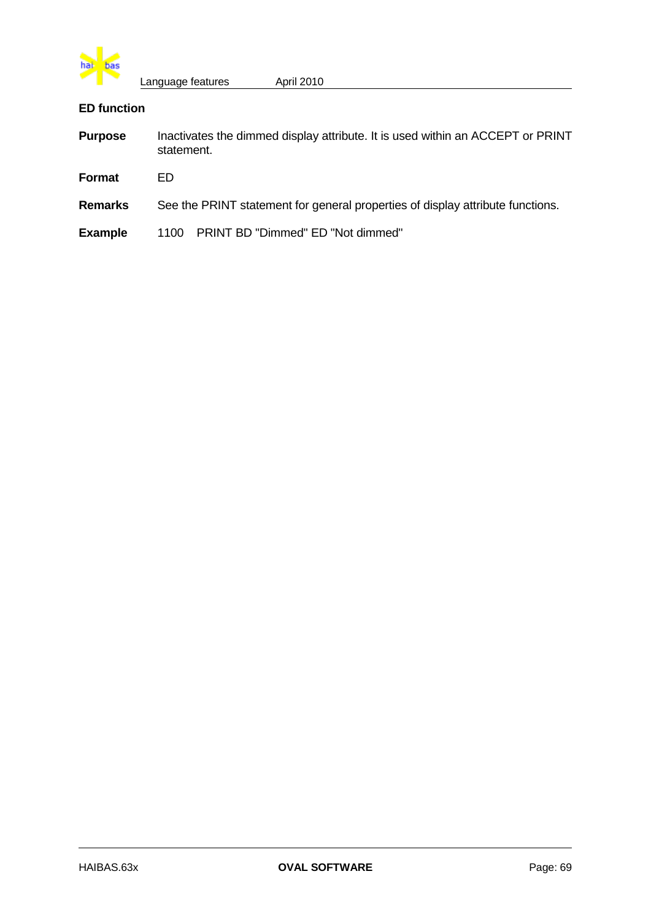## ED function

**Purpose** Inactivates the dimmed display attribute. It is used within an ACCEPT or PRINT statement.

**Format** ED

**Remarks** See the PRINT statement for general properties of display attribute functions.

**Example**

```
1100   PRINT BD "Dimmed" ED "Not dimmed"
```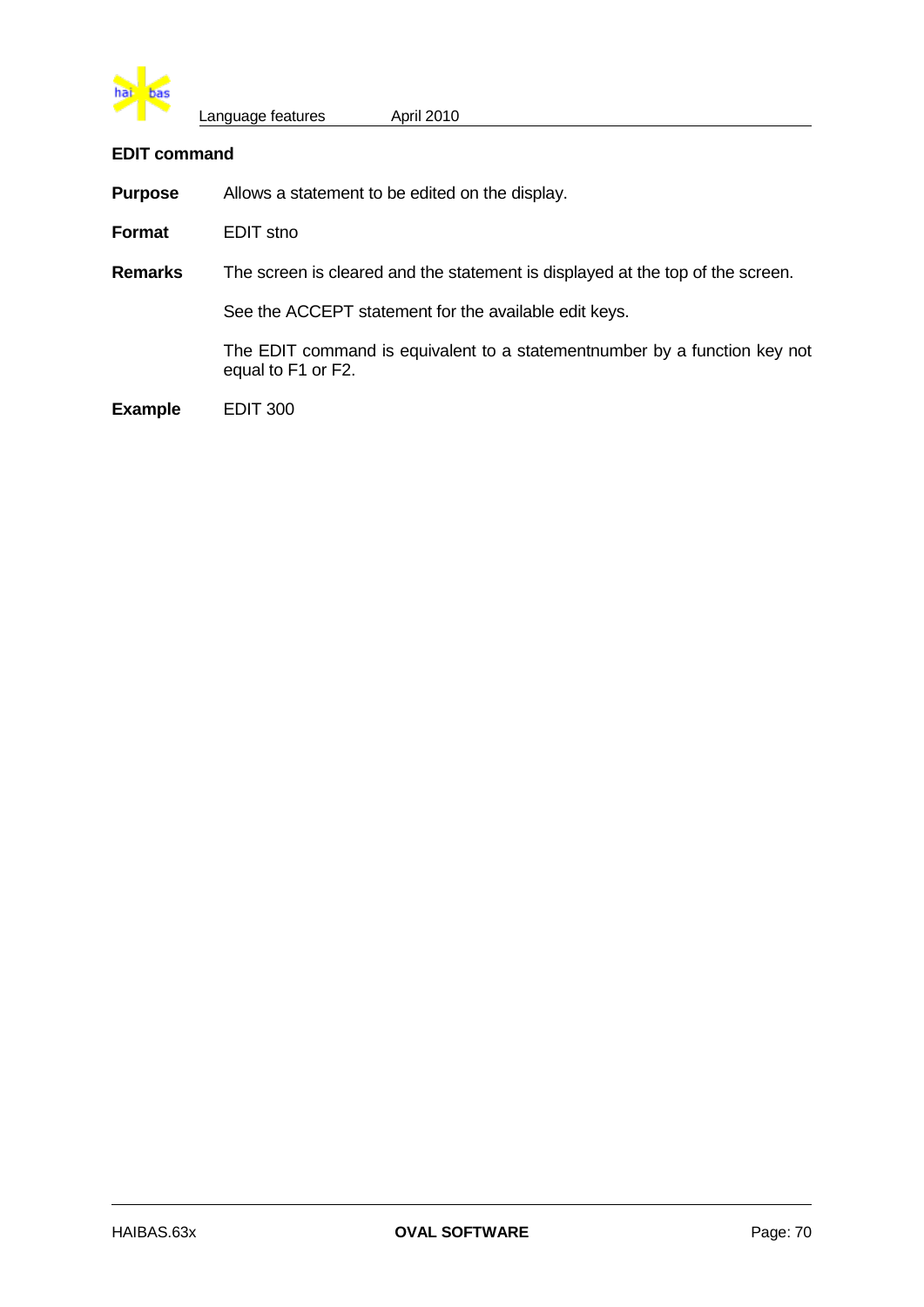## EDIT command

**Purpose** Allows a statement to be edited on the display.

**Format** EDIT stno

**Remarks** The screen is cleared and the statement is displayed at the top of the screen.

See the ACCEPT statement for the available edit keys.

The EDIT command is equivalent to a statementnumber by a function key not equal to F1 or F2.

**Example** EDIT 300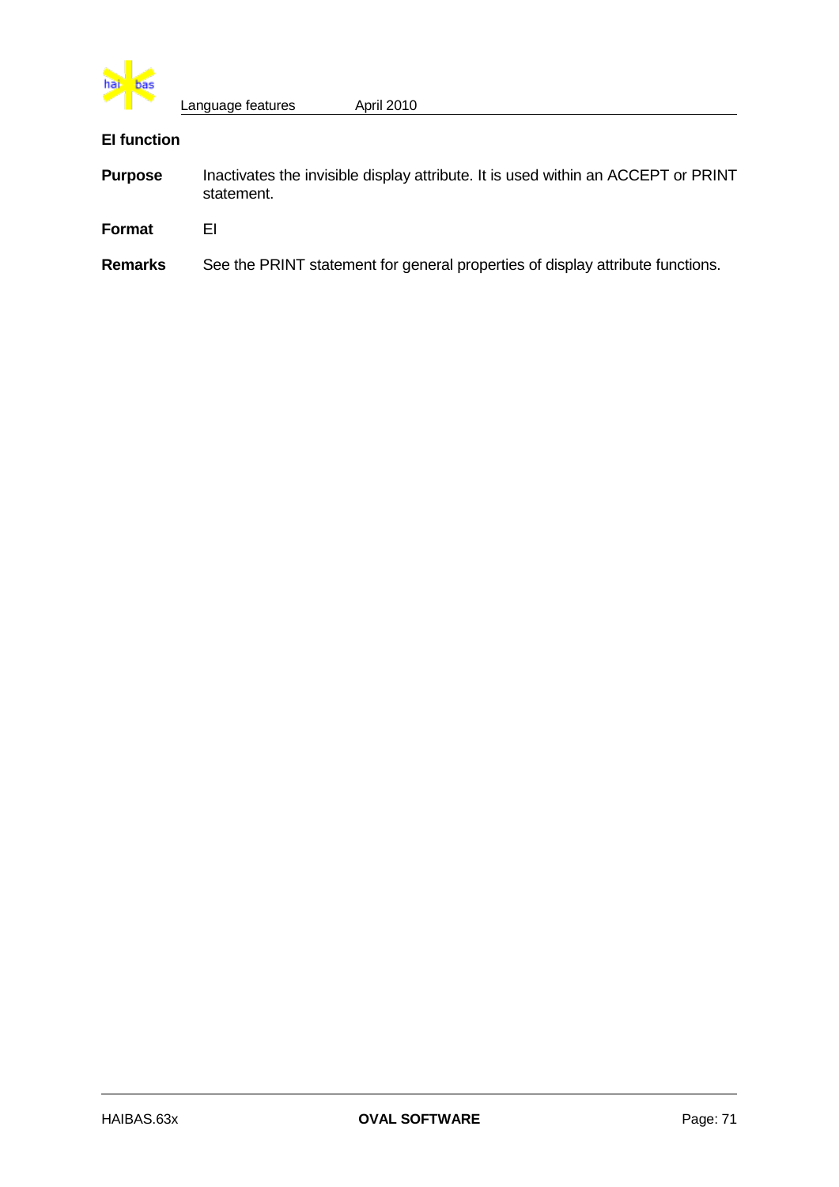## EI function

**Purpose** Inactivates the invisible display attribute. It is used within an ACCEPT or PRINT statement.

**Format** EI

**Remarks** See the PRINT statement for general properties of display attribute functions.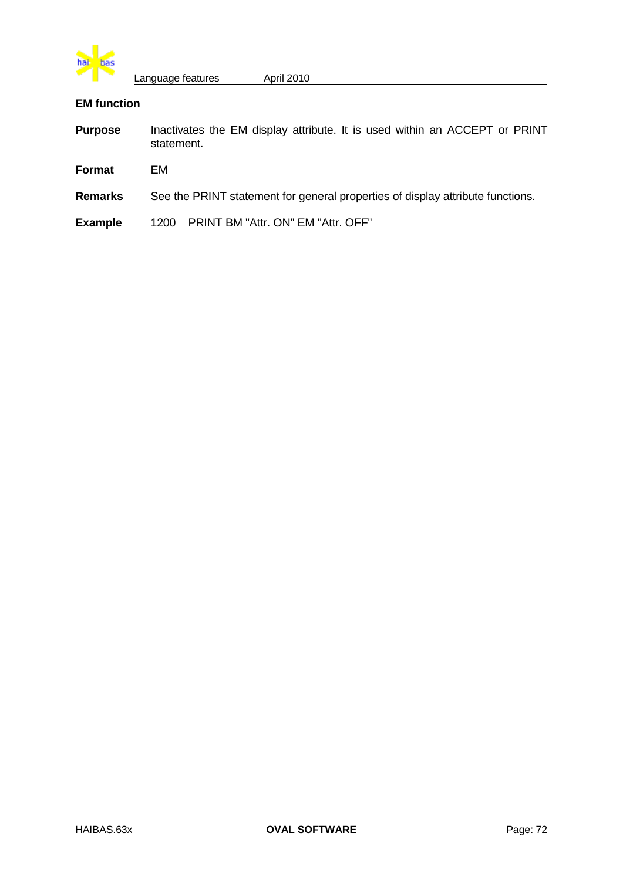## EM function

**Purpose** Inactivates the EM display attribute. It is used within an ACCEPT or PRINT statement.

**Format** EM

**Remarks** See the PRINT statement for general properties of display attribute functions.

**Example**

```
1200  PRINT BM "Attr. ON" EM "Attr. OFF"
```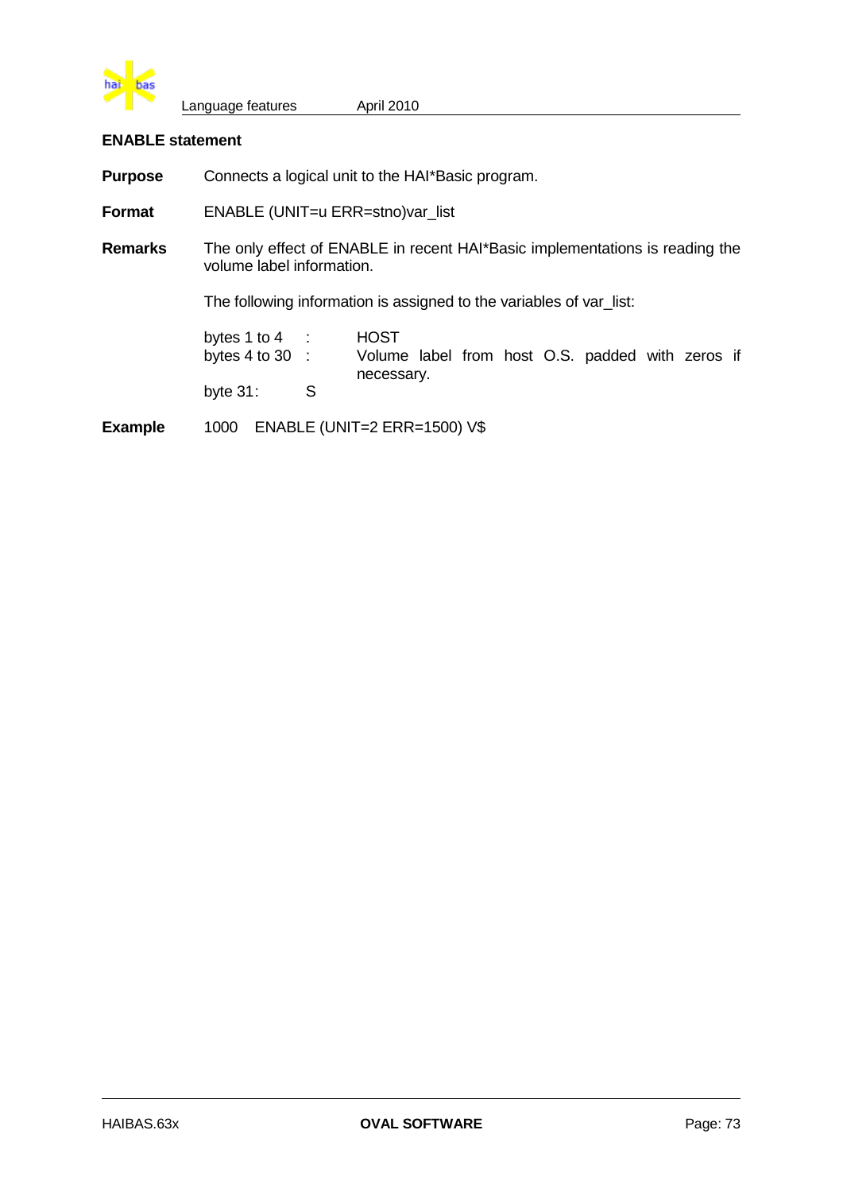## ENABLE statement

**Purpose** Connects a logical unit to the HAI*Basic program.

**Format** ENABLE (UNIT=u ERR=stno)var_list

**Remarks** The only effect of ENABLE in recent HAI*Basic implementations is reading the volume label information.

The following information is assigned to the variables of var_list:

| | |
|---|---|
| bytes 1 to 4 : | HOST |
| bytes 4 to 30 : | Volume label from host O.S. padded with zeros if necessary. |
| byte 31: | S |

**Example**

```
1000  ENABLE (UNIT=2 ERR=1500) V$
```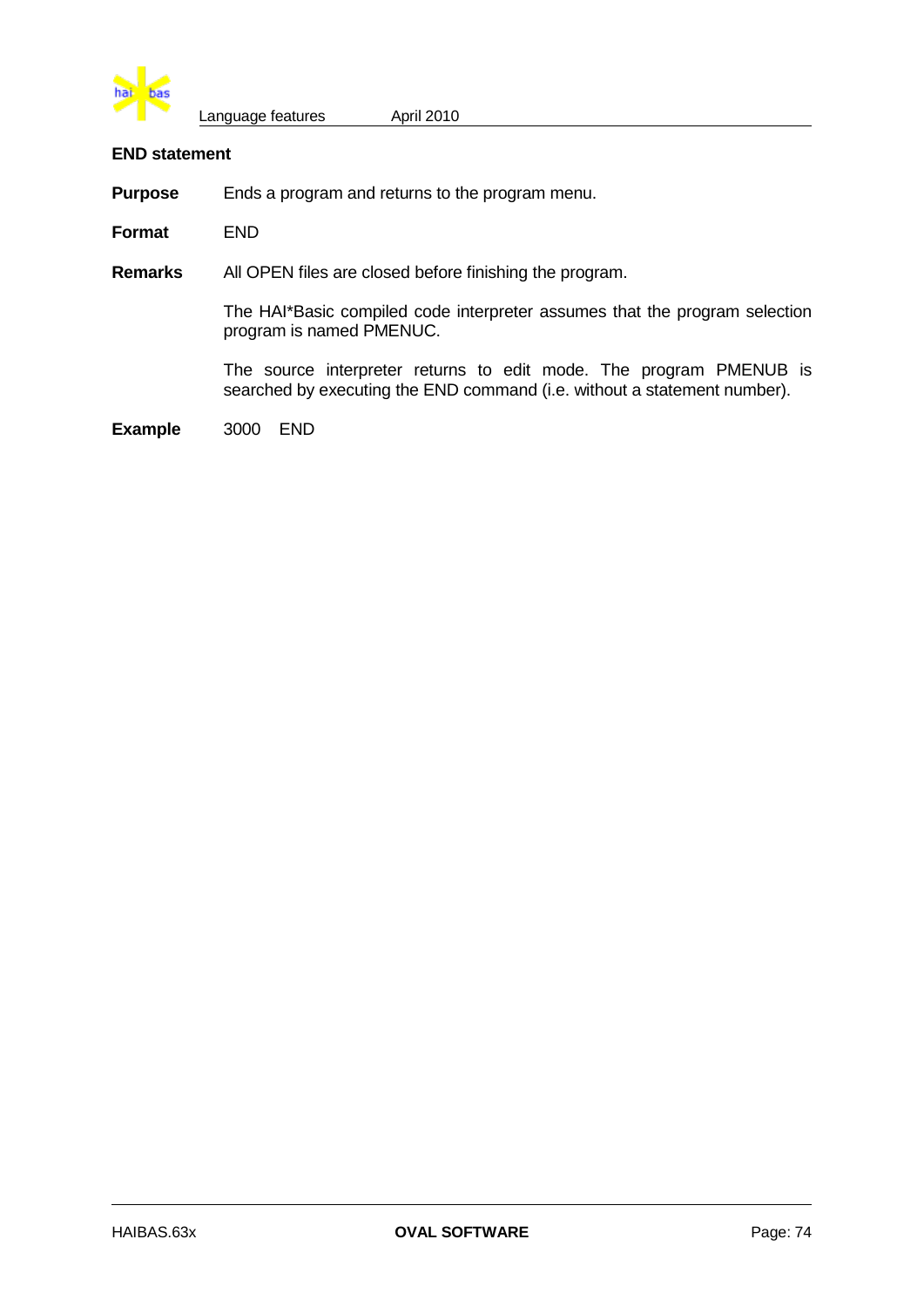### END statement

**Purpose** Ends a program and returns to the program menu.

**Format** END

**Remarks** All OPEN files are closed before finishing the program.

The HAI*Basic compiled code interpreter assumes that the program selection program is named PMENUC.

The source interpreter returns to edit mode. The program PMENUB is searched by executing the END command (i.e. without a statement number).

**Example** 3000 END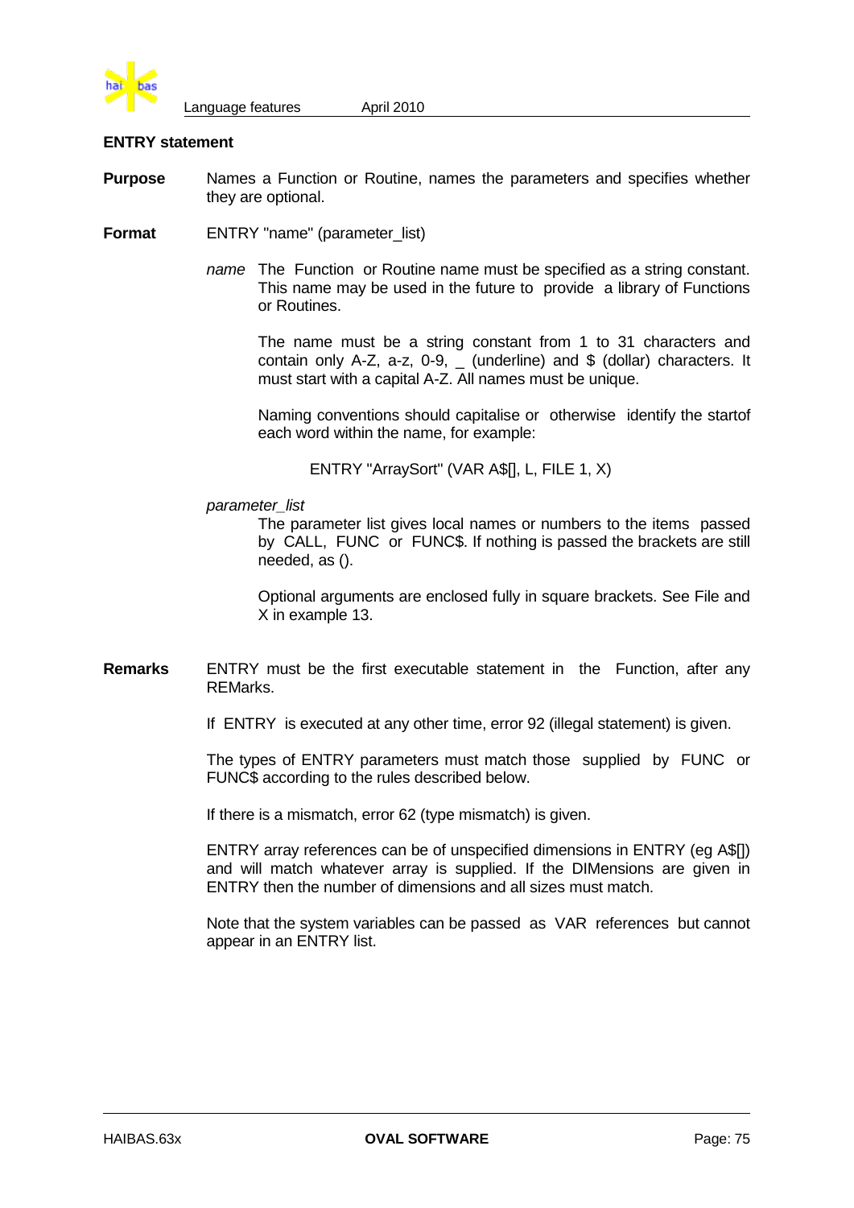## ENTRY statement

**Purpose** Names a Function or Routine, names the parameters and specifies whether they are optional.

**Format** ENTRY "name" (parameter_list)

*name* The Function or Routine name must be specified as a string constant. This name may be used in the future to provide a library of Functions or Routines.

The name must be a string constant from 1 to 31 characters and contain only A-Z, a-z, 0-9, _ (underline) and $ (dollar) characters. It must start with a capital A-Z. All names must be unique.

Naming conventions should capitalise or otherwise identify the startof each word within the name, for example:

```
ENTRY "ArraySort" (VAR A$[], L, FILE 1, X)
```

*parameter_list*

The parameter list gives local names or numbers to the items passed by CALL, FUNC or FUNC$. If nothing is passed the brackets are still needed, as ().

Optional arguments are enclosed fully in square brackets. See File and X in example 13.

**Remarks** ENTRY must be the first executable statement in the Function, after any REMarks.

If ENTRY is executed at any other time, error 92 (illegal statement) is given.

The types of ENTRY parameters must match those supplied by FUNC or FUNC$ according to the rules described below.

If there is a mismatch, error 62 (type mismatch) is given.

ENTRY array references can be of unspecified dimensions in ENTRY (eg A$[]) and will match whatever array is supplied. If the DIMensions are given in ENTRY then the number of dimensions and all sizes must match.

Note that the system variables can be passed as VAR references but cannot appear in an ENTRY list.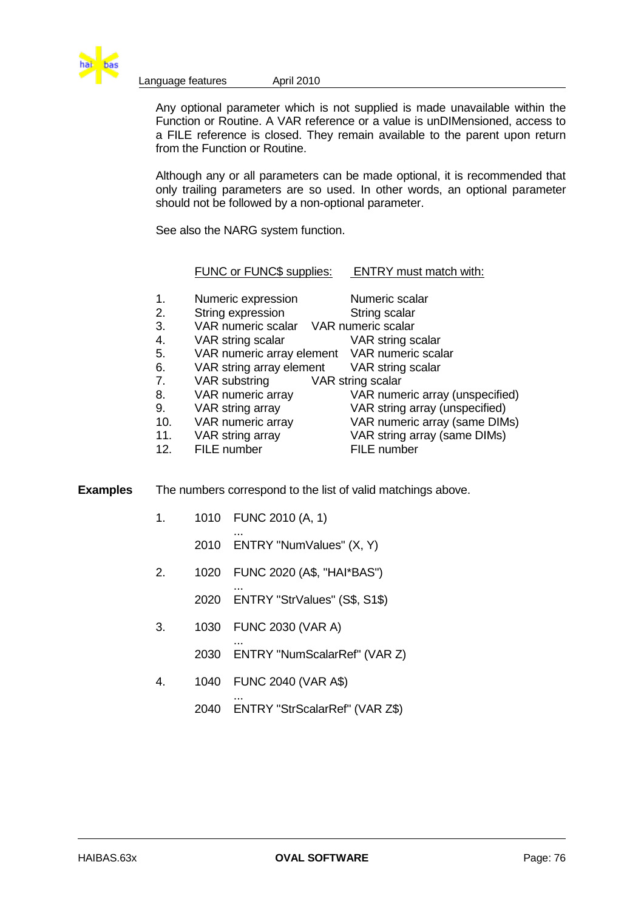Any optional parameter which is not supplied is made unavailable within the Function or Routine. A VAR reference or a value is unDIMensioned, access to a FILE reference is closed. They remain available to the parent upon return from the Function or Routine.

Although any or all parameters can be made optional, it is recommended that only trailing parameters are so used. In other words, an optional parameter should not be followed by a non-optional parameter.

See also the NARG system function.

| | FUNC or FUNC$ supplies: | ENTRY must match with: |
|---|---|---|
| 1. | Numeric expression | Numeric scalar |
| 2. | String expression | String scalar |
| 3. | VAR numeric scalar | VAR numeric scalar |
| 4. | VAR string scalar | VAR string scalar |
| 5. | VAR numeric array element | VAR numeric scalar |
| 6. | VAR string array element | VAR string scalar |
| 7. | VAR substring | VAR string scalar |
| 8. | VAR numeric array | VAR numeric array (unspecified) |
| 9. | VAR string array | VAR string array (unspecified) |
| 10. | VAR numeric array | VAR numeric array (same DIMs) |
| 11. | VAR string array | VAR string array (same DIMs) |
| 12. | FILE number | FILE number |

**Examples** The numbers correspond to the list of valid matchings above.

1.
```
1010 FUNC 2010 (A, 1)
     ...
2010 ENTRY "NumValues" (X, Y)
```

2.
```
1020 FUNC 2020 (A$, "HAI*BAS")
     ...
2020 ENTRY "StrValues" (S$, S1$)
```

3.
```
1030 FUNC 2030 (VAR A)
     ...
2030 ENTRY "NumScalarRef" (VAR Z)
```

4.
```
1040 FUNC 2040 (VAR A$)
     ...
2040 ENTRY "StrScalarRef" (VAR Z$)
```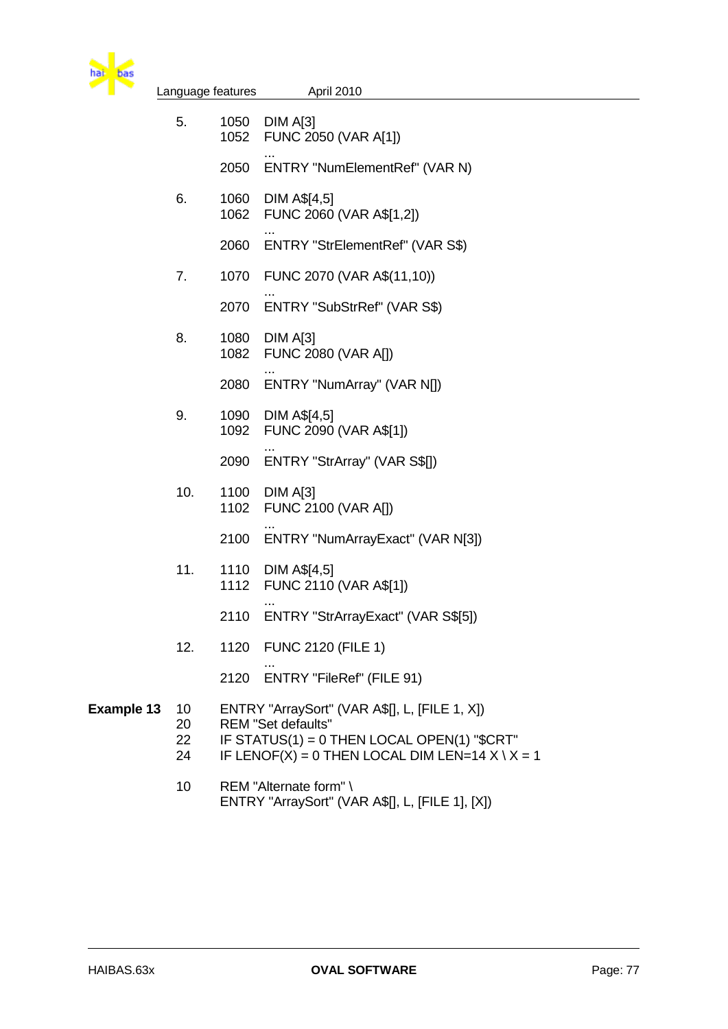5.
```
1050  DIM A[3]
1052  FUNC 2050 (VAR A[1])
      ...
2050  ENTRY "NumElementRef" (VAR N)
```

6.
```
1060  DIM A$[4,5]
1062  FUNC 2060 (VAR A$[1,2])
      ...
2060  ENTRY "StrElementRef" (VAR S$)
```

7.
```
1070  FUNC 2070 (VAR A$(11,10))
      ...
2070  ENTRY "SubStrRef" (VAR S$)
```

8.
```
1080  DIM A[3]
1082  FUNC 2080 (VAR A[])
      ...
2080  ENTRY "NumArray" (VAR N[])
```

9.
```
1090  DIM A$[4,5]
1092  FUNC 2090 (VAR A$[1])
      ...
2090  ENTRY "StrArray" (VAR S$[])
```

10.
```
1100  DIM A[3]
1102  FUNC 2100 (VAR A[])
      ...
2100  ENTRY "NumArrayExact" (VAR N[3])
```

11.
```
1110  DIM A$[4,5]
1112  FUNC 2110 (VAR A$[1])
      ...
2110  ENTRY "StrArrayExact" (VAR S$[5])
```

12.
```
1120  FUNC 2120 (FILE 1)
      ...
2120  ENTRY "FileRef" (FILE 91)
```

**Example 13**

```
10  ENTRY "ArraySort" (VAR A$[], L, [FILE 1, X])
20  REM "Set defaults"
22  IF STATUS(1) = 0 THEN LOCAL OPEN(1) "$CRT"
24  IF LENOF(X) = 0 THEN LOCAL DIM LEN=14 X \ X = 1

10  REM "Alternate form" \
    ENTRY "ArraySort" (VAR A$[], L, [FILE 1], [X])
```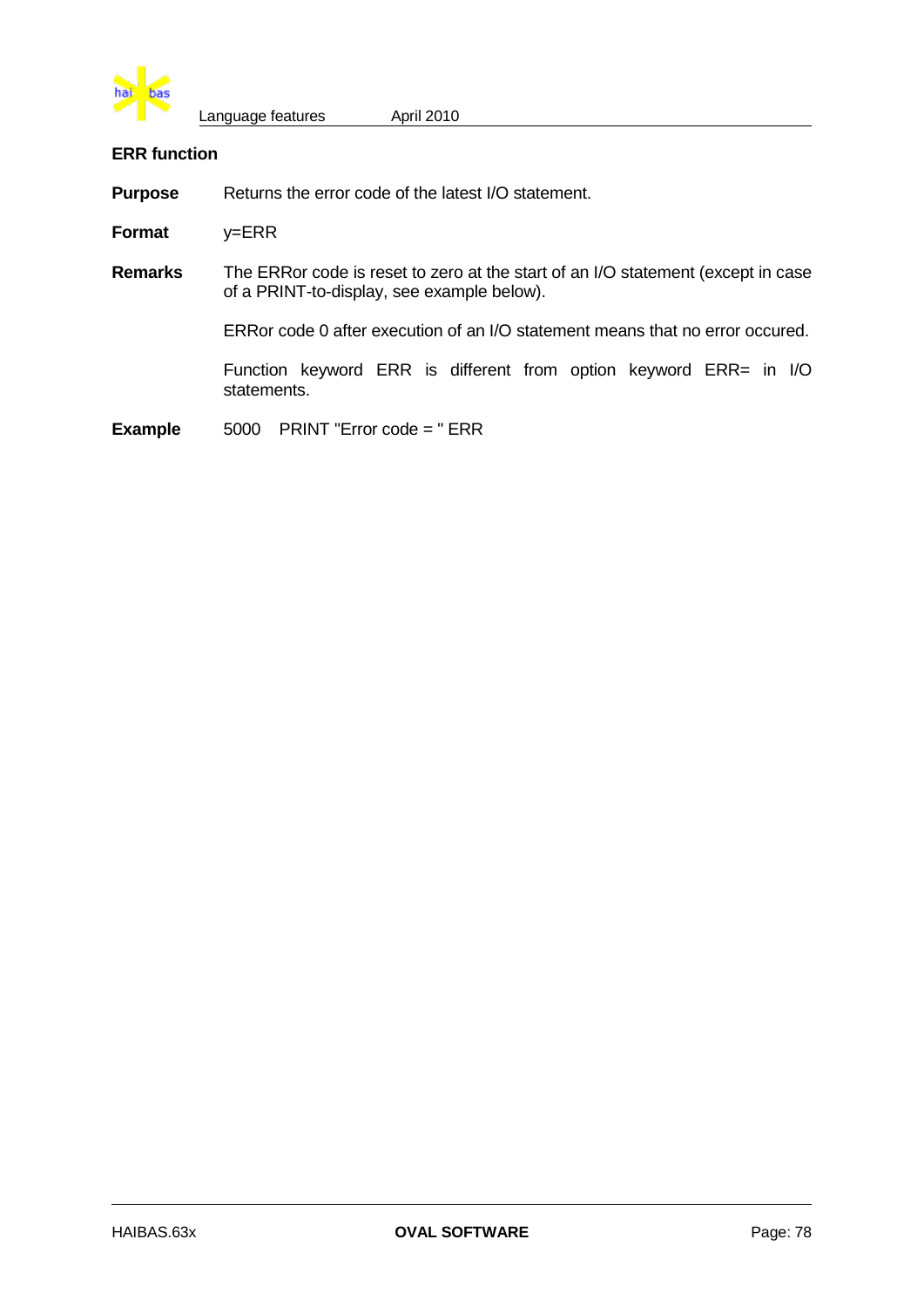## ERR function

**Purpose** Returns the error code of the latest I/O statement.

**Format** y=ERR

**Remarks** The ERRor code is reset to zero at the start of an I/O statement (except in case of a PRINT-to-display, see example below).

ERRor code 0 after execution of an I/O statement means that no error occured.

Function keyword ERR is different from option keyword ERR= in I/O statements.

**Example**

```
5000    PRINT "Error code = " ERR
```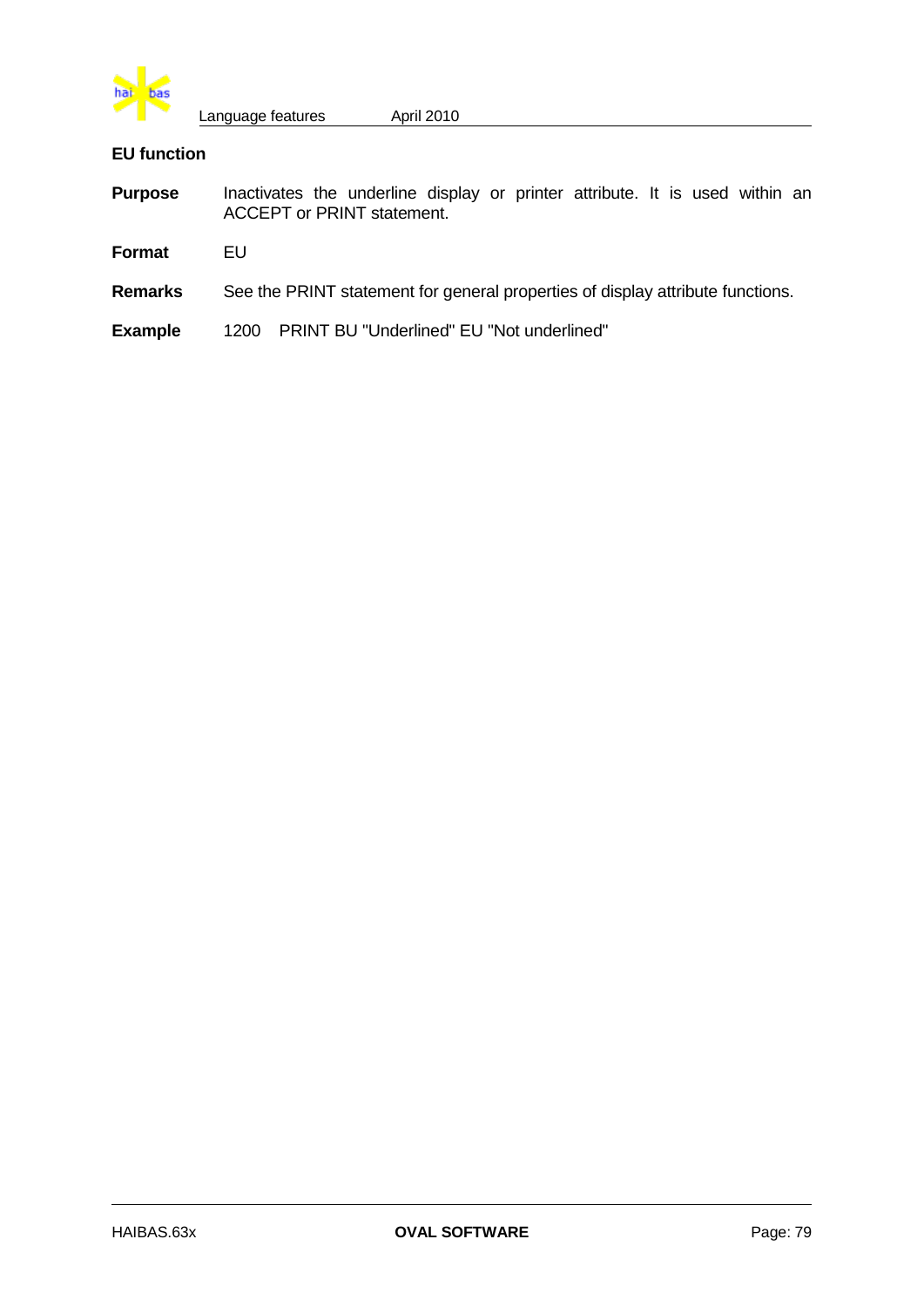## EU function

**Purpose** Inactivates the underline display or printer attribute. It is used within an ACCEPT or PRINT statement.

**Format** EU

**Remarks** See the PRINT statement for general properties of display attribute functions.

**Example**

```
1200   PRINT BU "Underlined" EU "Not underlined"
```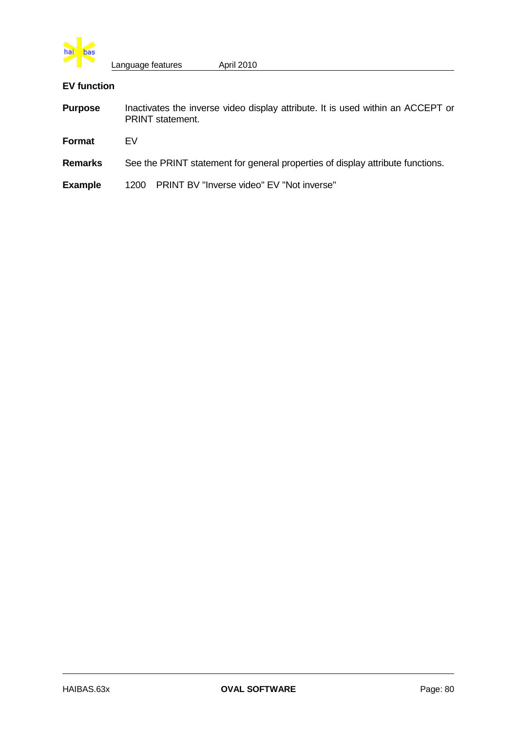## EV function

**Purpose** Inactivates the inverse video display attribute. It is used within an ACCEPT or PRINT statement.

**Format** EV

**Remarks** See the PRINT statement for general properties of display attribute functions.

**Example**

```
1200   PRINT BV "Inverse video" EV "Not inverse"
```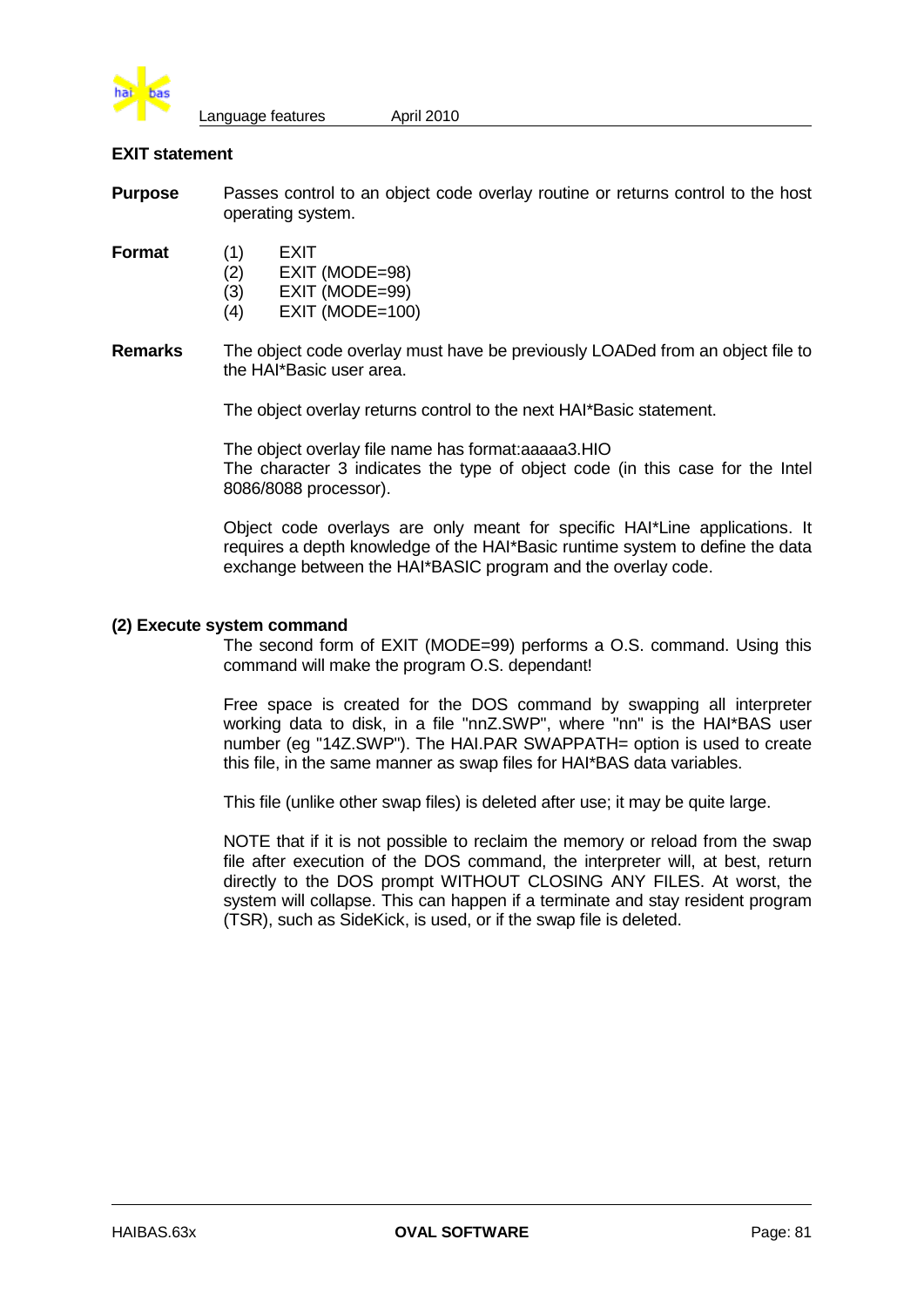### EXIT statement

**Purpose** Passes control to an object code overlay routine or returns control to the host operating system.

**Format**

(1) EXIT
(2) EXIT (MODE=98)
(3) EXIT (MODE=99)
(4) EXIT (MODE=100)

**Remarks** The object code overlay must have be previously LOADed from an object file to the HAI*Basic user area.

The object overlay returns control to the next HAI*Basic statement.

The object overlay file name has format:aaaaa3.HIO
The character 3 indicates the type of object code (in this case for the Intel 8086/8088 processor).

Object code overlays are only meant for specific HAI*Line applications. It requires a depth knowledge of the HAI*Basic runtime system to define the data exchange between the HAI*BASIC program and the overlay code.

**(2) Execute system command**

The second form of EXIT (MODE=99) performs a O.S. command. Using this command will make the program O.S. dependant!

Free space is created for the DOS command by swapping all interpreter working data to disk, in a file "nnZ.SWP", where "nn" is the HAI*BAS user number (eg "14Z.SWP"). The HAI.PAR SWAPPATH= option is used to create this file, in the same manner as swap files for HAI*BAS data variables.

This file (unlike other swap files) is deleted after use; it may be quite large.

NOTE that if it is not possible to reclaim the memory or reload from the swap file after execution of the DOS command, the interpreter will, at best, return directly to the DOS prompt WITHOUT CLOSING ANY FILES. At worst, the system will collapse. This can happen if a terminate and stay resident program (TSR), such as SideKick, is used, or if the swap file is deleted.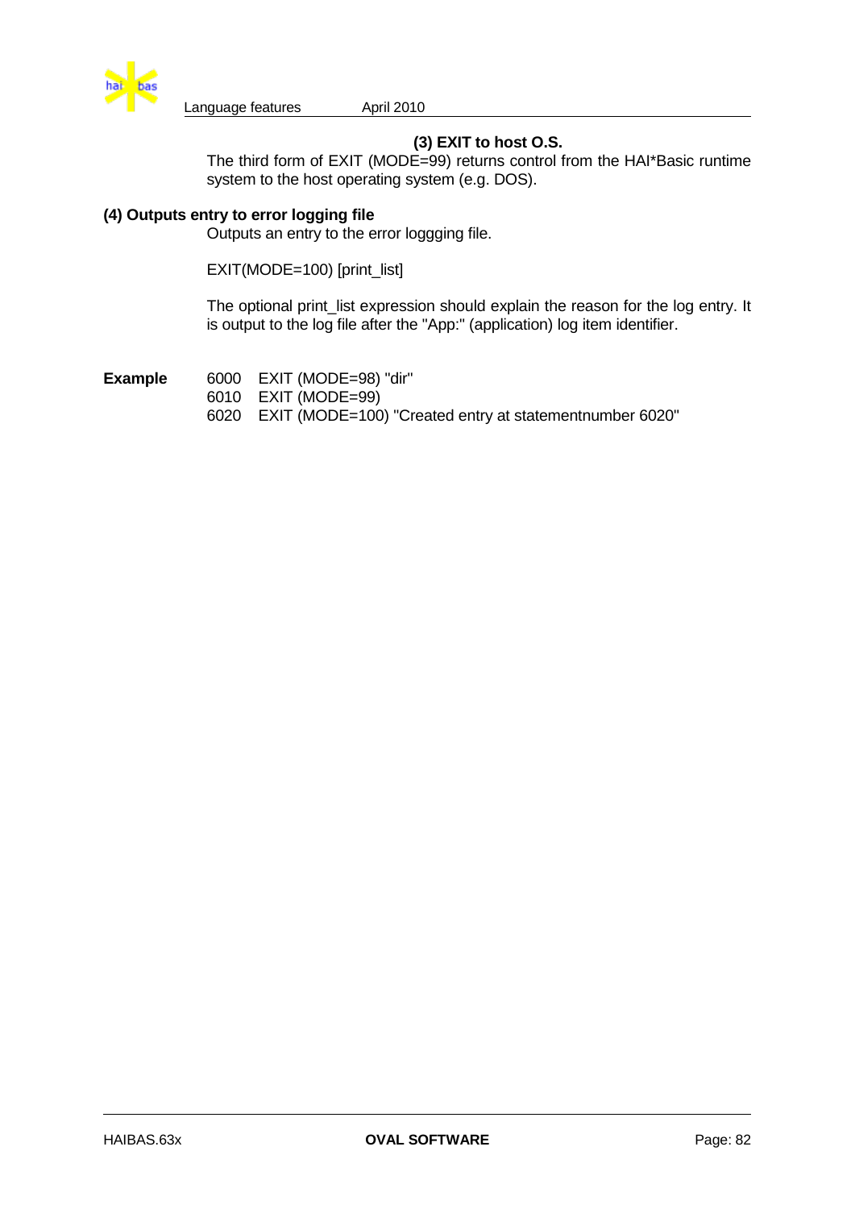### (3) EXIT to host O.S.

The third form of EXIT (MODE=99) returns control from the HAI*Basic runtime system to the host operating system (e.g. DOS).

### (4) Outputs entry to error logging file

Outputs an entry to the error loggging file.

EXIT(MODE=100) [print_list]

The optional print_list expression should explain the reason for the log entry. It is output to the log file after the "App:" (application) log item identifier.

**Example**

```
6000   EXIT (MODE=98) "dir"
6010   EXIT (MODE=99)
6020   EXIT (MODE=100) "Created entry at statementnumber 6020"
```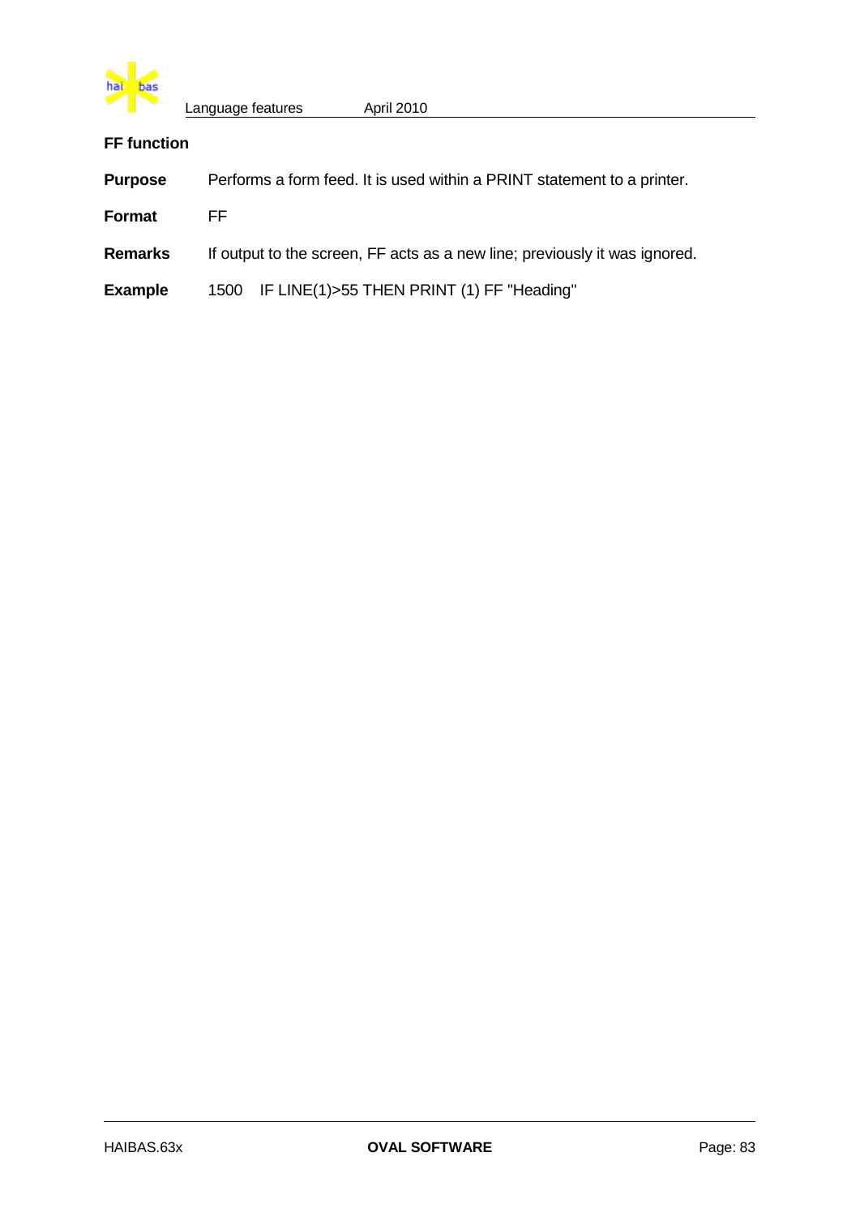### FF function

**Purpose** Performs a form feed. It is used within a PRINT statement to a printer.

**Format** FF

**Remarks** If output to the screen, FF acts as a new line; previously it was ignored.

**Example**

```
1500   IF LINE(1)>55 THEN PRINT (1) FF "Heading"
```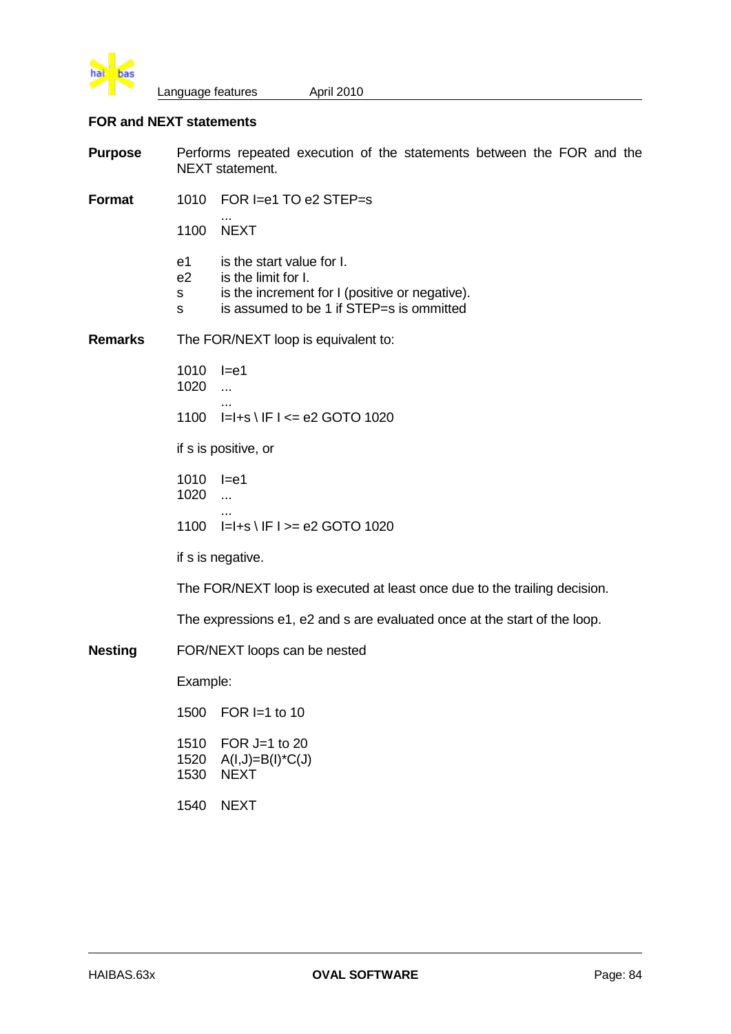## FOR and NEXT statements

**Purpose** Performs repeated execution of the statements between the FOR and the NEXT statement.

**Format**

```
1010   FOR I=e1 TO e2 STEP=s
       ...
1100   NEXT
```

| | |
|---|---|
| e1 | is the start value for I. |
| e2 | is the limit for I. |
| s | is the increment for I (positive or negative). |
| s | is assumed to be 1 if STEP=s is ommitted |

**Remarks** The FOR/NEXT loop is equivalent to:

```
1010   I=e1
1020   ...
       ...
1100   I=I+s \ IF I <= e2 GOTO 1020
```

if s is positive, or

```
1010   I=e1
1020   ...
       ...
1100   I=I+s \ IF I >= e2 GOTO 1020
```

if s is negative.

The FOR/NEXT loop is executed at least once due to the trailing decision.

The expressions e1, e2 and s are evaluated once at the start of the loop.

**Nesting** FOR/NEXT loops can be nested

Example:

```
1500   FOR I=1 to 10

1510   FOR J=1 to 20
1520   A(I,J)=B(I)*C(J)
1530   NEXT

1540   NEXT
```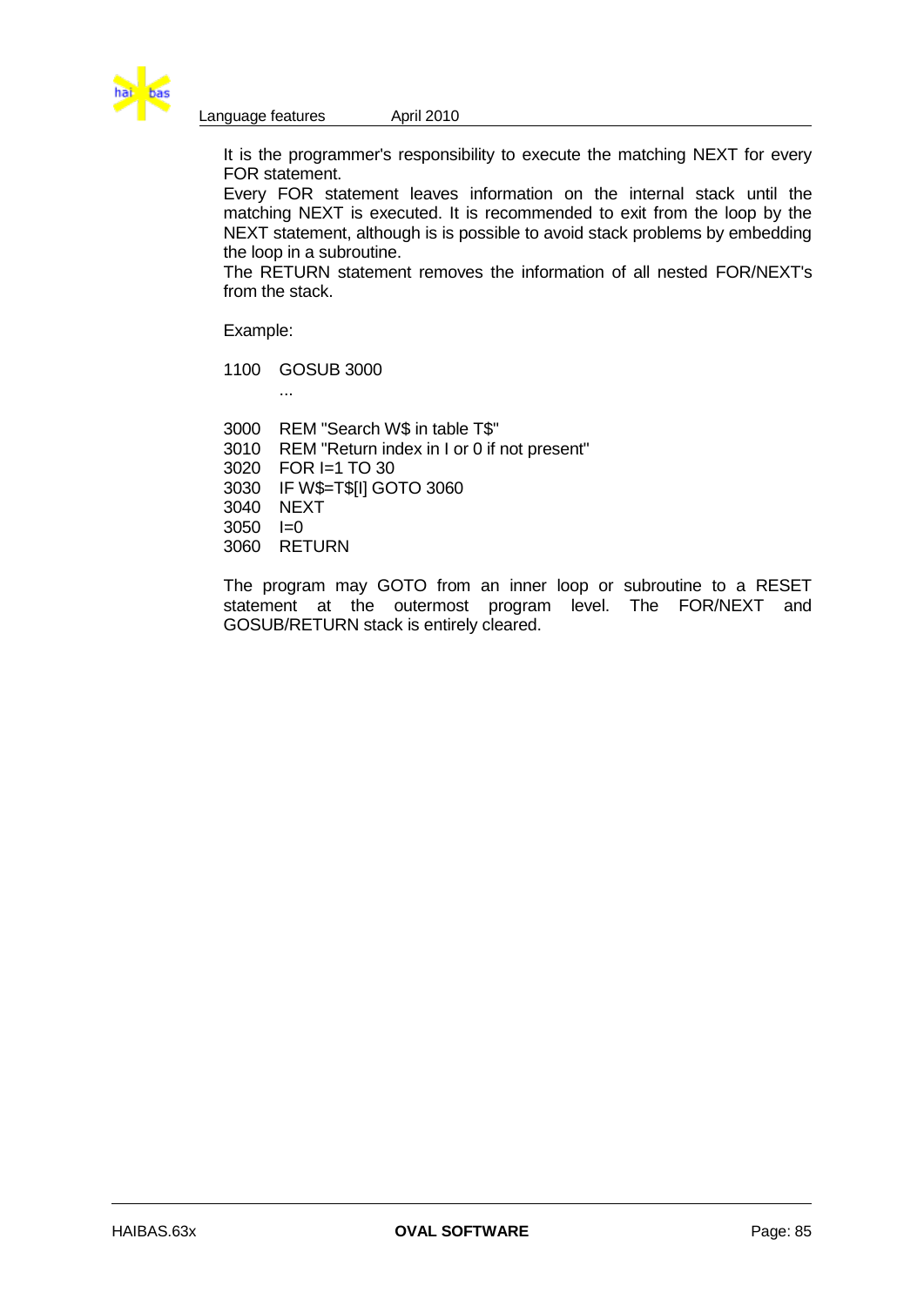It is the programmer's responsibility to execute the matching NEXT for every FOR statement.
Every FOR statement leaves information on the internal stack until the matching NEXT is executed. It is recommended to exit from the loop by the NEXT statement, although is is possible to avoid stack problems by embedding the loop in a subroutine.
The RETURN statement removes the information of all nested FOR/NEXT's from the stack.

Example:

```
1100   GOSUB 3000
       ...

3000   REM "Search W$ in table T$"
3010   REM "Return index in I or 0 if not present"
3020   FOR I=1 TO 30
3030   IF W$=T$[I] GOTO 3060
3040   NEXT
3050   I=0
3060   RETURN
```

The program may GOTO from an inner loop or subroutine to a RESET statement at the outermost program level. The FOR/NEXT and GOSUB/RETURN stack is entirely cleared.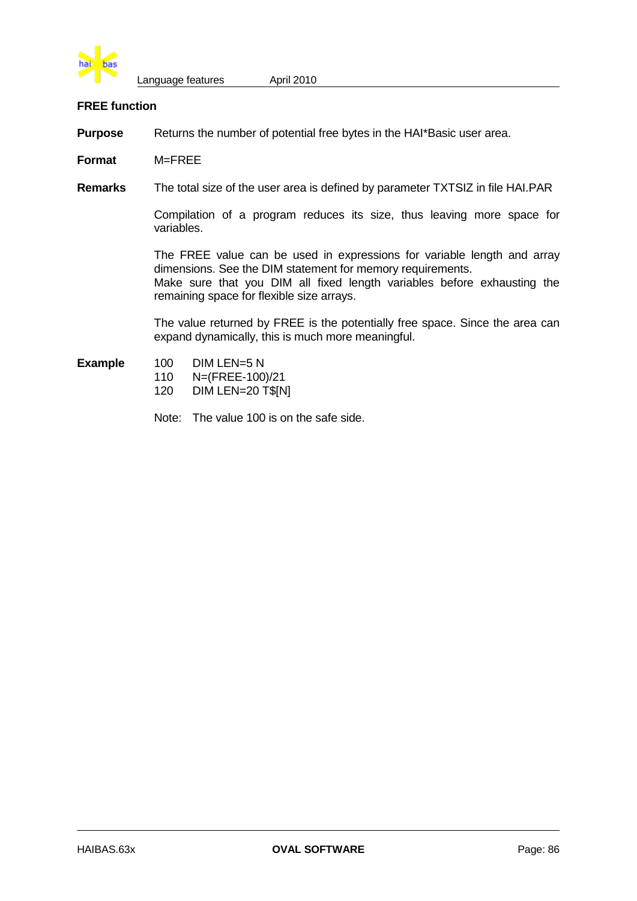## FREE function

**Purpose** Returns the number of potential free bytes in the HAI*Basic user area.

**Format** M=FREE

**Remarks** The total size of the user area is defined by parameter TXTSIZ in file HAI.PAR

Compilation of a program reduces its size, thus leaving more space for variables.

The FREE value can be used in expressions for variable length and array dimensions. See the DIM statement for memory requirements.
Make sure that you DIM all fixed length variables before exhausting the remaining space for flexible size arrays.

The value returned by FREE is the potentially free space. Since the area can expand dynamically, this is much more meaningful.

**Example**

```
100    DIM LEN=5 N
110    N=(FREE-100)/21
120    DIM LEN=20 T$[N]
```

Note: The value 100 is on the safe side.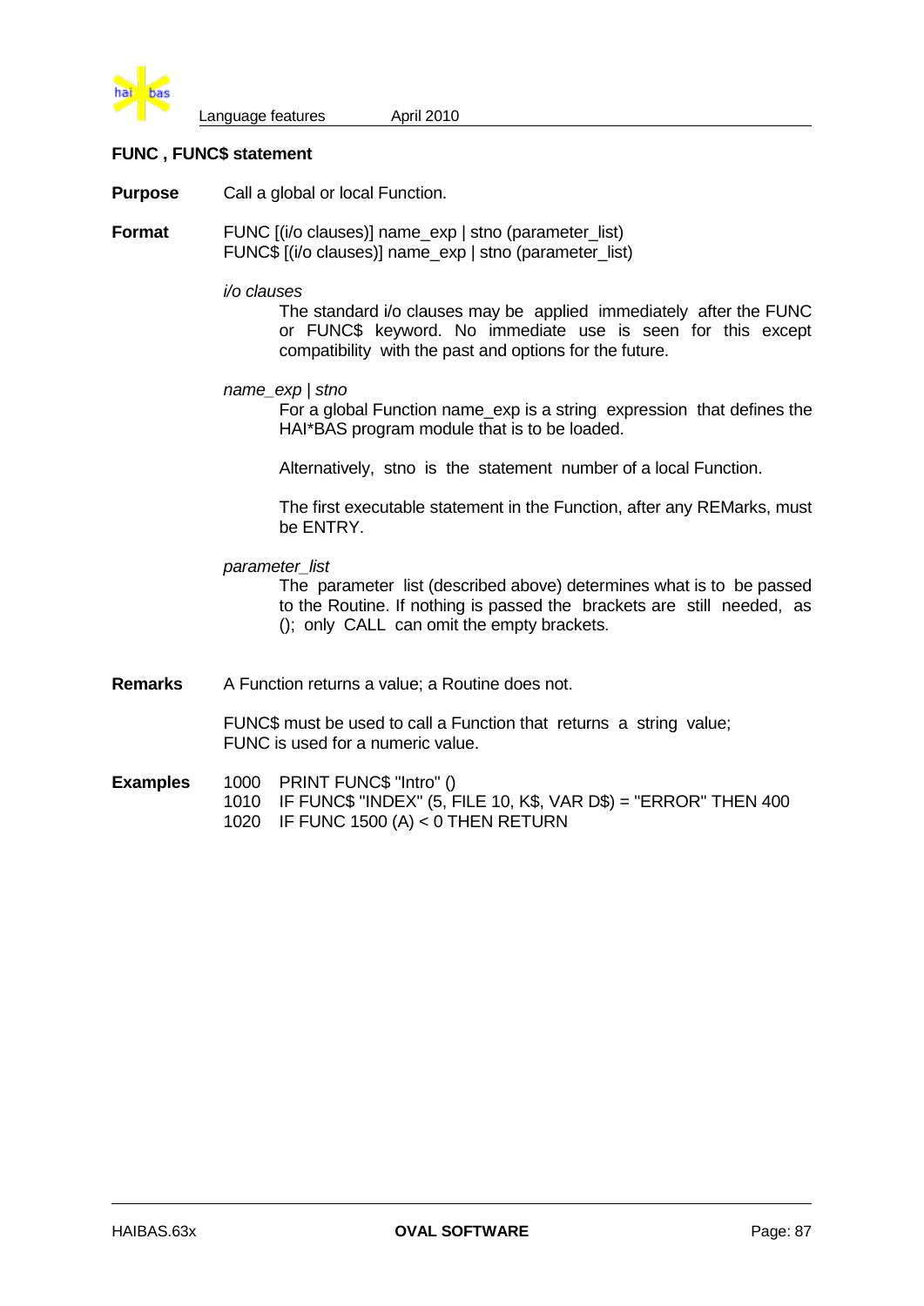## FUNC , FUNC$ statement

**Purpose** Call a global or local Function.

**Format** FUNC [(i/o clauses)] name_exp | stno (parameter_list)
FUNC$ [(i/o clauses)] name_exp | stno (parameter_list)

*i/o clauses*

The standard i/o clauses may be applied immediately after the FUNC or FUNC$ keyword. No immediate use is seen for this except compatibility with the past and options for the future.

*name_exp | stno*

For a global Function name_exp is a string expression that defines the HAI*BAS program module that is to be loaded.

Alternatively, stno is the statement number of a local Function.

The first executable statement in the Function, after any REMarks, must be ENTRY.

*parameter_list*

The parameter list (described above) determines what is to be passed to the Routine. If nothing is passed the brackets are still needed, as (); only CALL can omit the empty brackets.

**Remarks** A Function returns a value; a Routine does not.

FUNC$ must be used to call a Function that returns a string value;
FUNC is used for a numeric value.

**Examples**

```
1000   PRINT FUNC$ "Intro" ()
1010   IF FUNC$ "INDEX" (5, FILE 10, K$, VAR D$) = "ERROR" THEN 400
1020   IF FUNC 1500 (A) < 0 THEN RETURN
```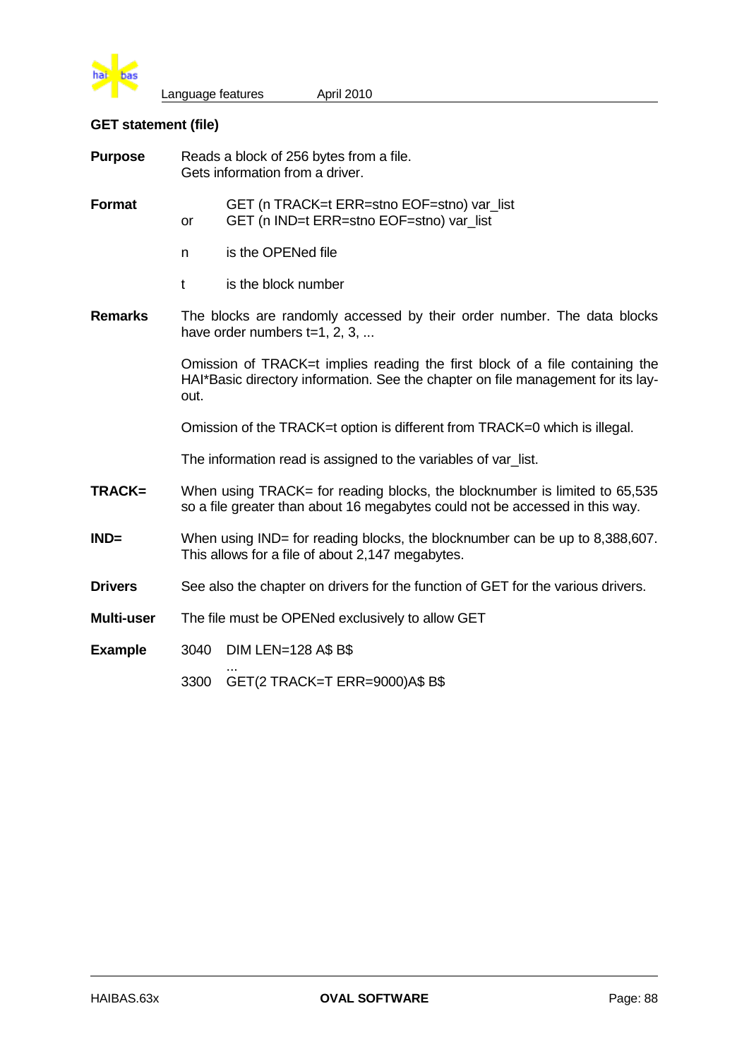### GET statement (file)

**Purpose**
Reads a block of 256 bytes from a file.
Gets information from a driver.

**Format**

```
   GET (n TRACK=t ERR=stno EOF=stno) var_list
or GET (n IND=t ERR=stno EOF=stno) var_list
```

n is the OPENed file

t is the block number

**Remarks**
The blocks are randomly accessed by their order number. The data blocks have order numbers t=1, 2, 3, ...

Omission of TRACK=t implies reading the first block of a file containing the HAI*Basic directory information. See the chapter on file management for its lay-out.

Omission of the TRACK=t option is different from TRACK=0 which is illegal.

The information read is assigned to the variables of var_list.

**TRACK=**
When using TRACK= for reading blocks, the blocknumber is limited to 65,535 so a file greater than about 16 megabytes could not be accessed in this way.

**IND=**
When using IND= for reading blocks, the blocknumber can be up to 8,388,607. This allows for a file of about 2,147 megabytes.

**Drivers**
See also the chapter on drivers for the function of GET for the various drivers.

**Multi-user**
The file must be OPENed exclusively to allow GET

**Example**

```
3040  DIM LEN=128 A$ B$
      ...
3300  GET(2 TRACK=T ERR=9000)A$ B$
```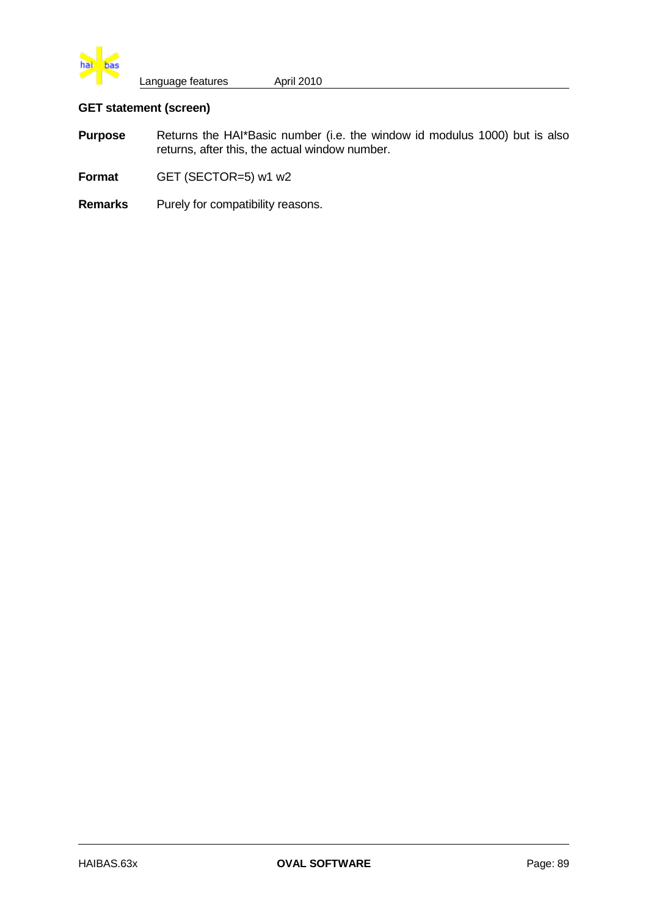### GET statement (screen)

**Purpose** Returns the HAI*Basic number (i.e. the window id modulus 1000) but is also returns, after this, the actual window number.

**Format** GET (SECTOR=5) w1 w2

**Remarks** Purely for compatibility reasons.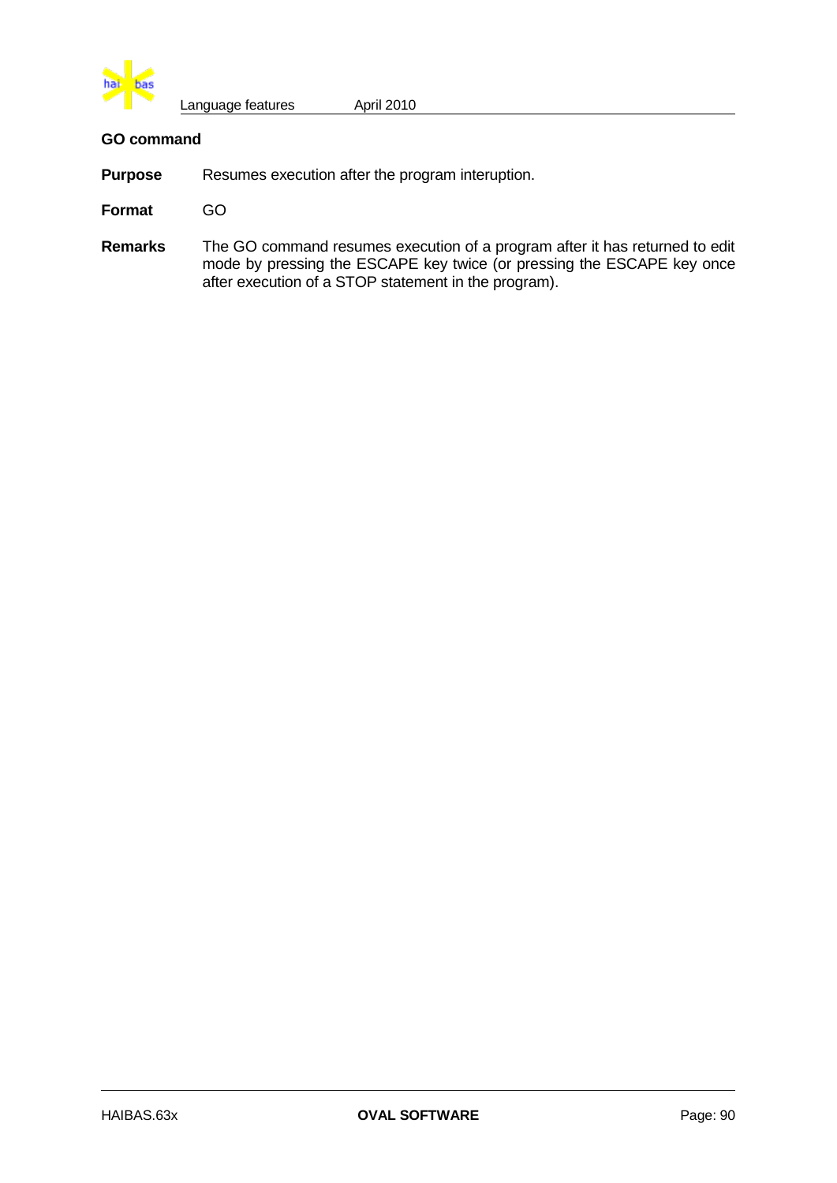## GO command

**Purpose** Resumes execution after the program interuption.

**Format** GO

**Remarks** The GO command resumes execution of a program after it has returned to edit mode by pressing the ESCAPE key twice (or pressing the ESCAPE key once after execution of a STOP statement in the program).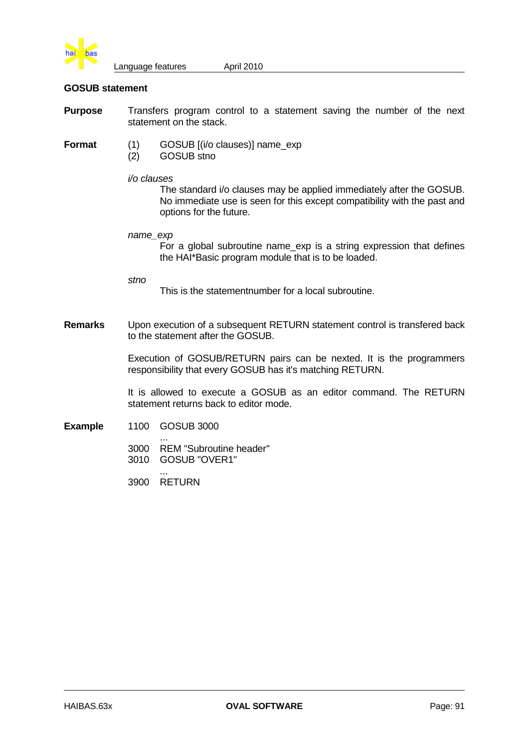## GOSUB statement

**Purpose**

Transfers program control to a statement saving the number of the next statement on the stack.

**Format**

(1) GOSUB [(i/o clauses)] name_exp
(2) GOSUB stno

*i/o clauses*

The standard i/o clauses may be applied immediately after the GOSUB. No immediate use is seen for this except compatibility with the past and options for the future.

*name_exp*

For a global subroutine name_exp is a string expression that defines the HAI*Basic program module that is to be loaded.

*stno*

This is the statementnumber for a local subroutine.

**Remarks**

Upon execution of a subsequent RETURN statement control is transfered back to the statement after the GOSUB.

Execution of GOSUB/RETURN pairs can be nexted. It is the programmers responsibility that every GOSUB has it's matching RETURN.

It is allowed to execute a GOSUB as an editor command. The RETURN statement returns back to editor mode.

**Example**

```
1100  GOSUB 3000
      ...
3000  REM "Subroutine header"
3010  GOSUB "OVER1"
      ...
3900  RETURN
```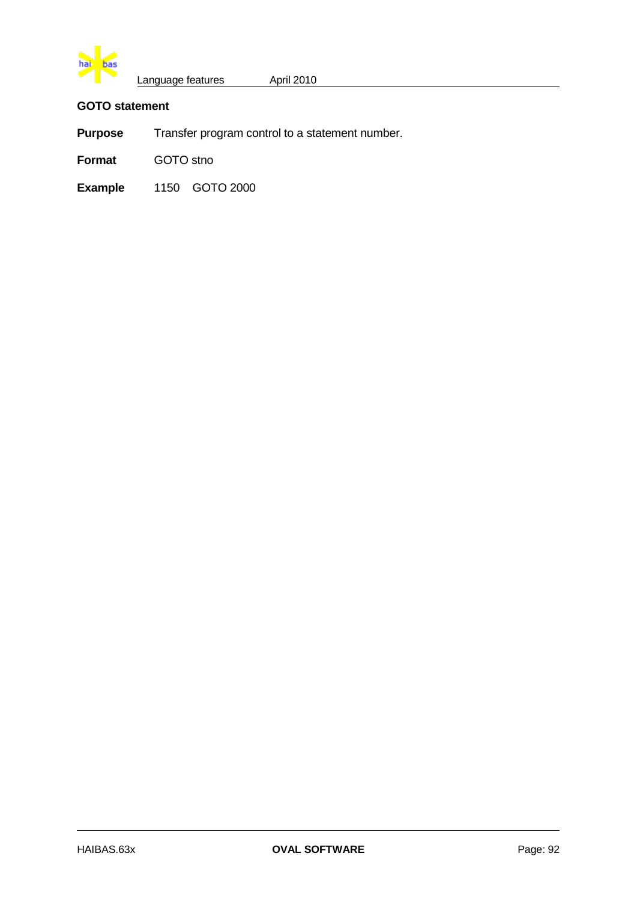## GOTO statement

**Purpose** Transfer program control to a statement number.

**Format** GOTO stno

**Example** 1150 GOTO 2000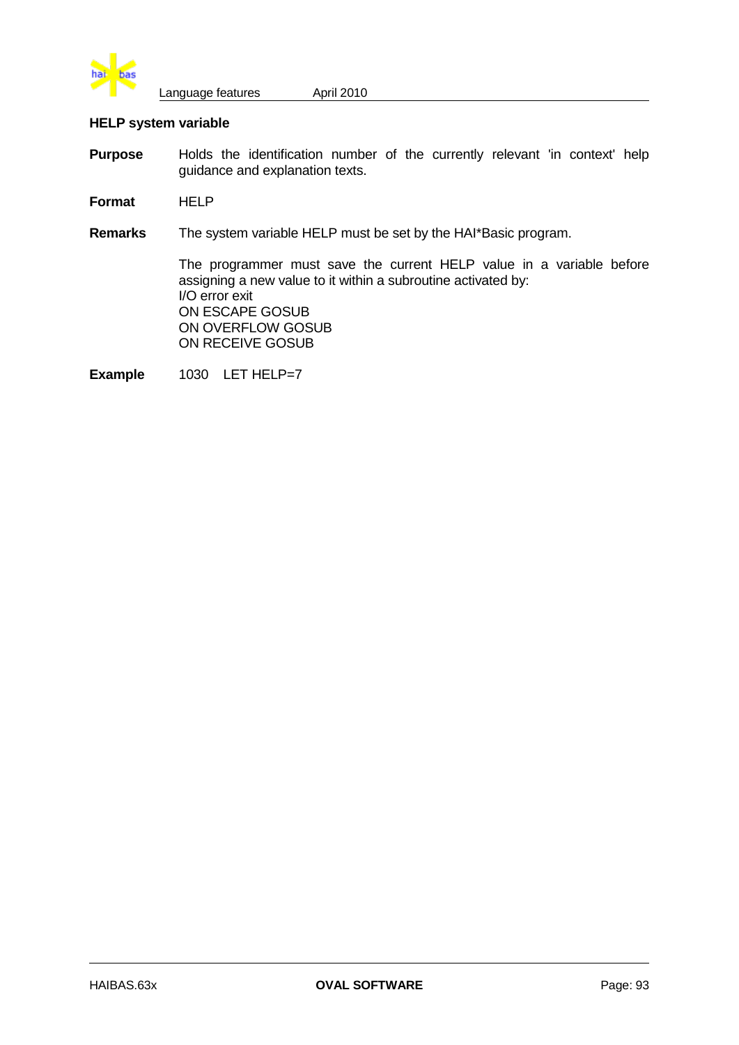### HELP system variable

**Purpose** Holds the identification number of the currently relevant 'in context' help guidance and explanation texts.

**Format** HELP

**Remarks** The system variable HELP must be set by the HAI*Basic program.

The programmer must save the current HELP value in a variable before assigning a new value to it within a subroutine activated by:
I/O error exit
ON ESCAPE GOSUB
ON OVERFLOW GOSUB
ON RECEIVE GOSUB

**Example**

```
1030   LET HELP=7
```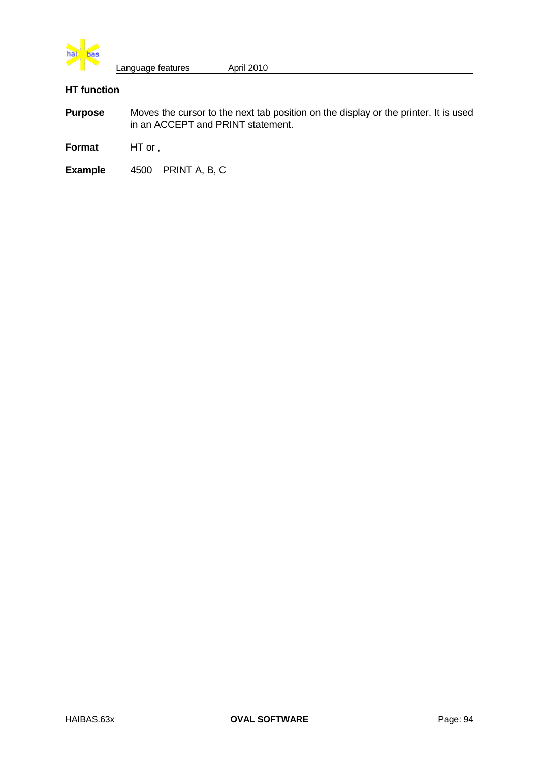### HT function

**Purpose** Moves the cursor to the next tab position on the display or the printer. It is used in an ACCEPT and PRINT statement.

**Format** HT or ,

**Example** 4500 PRINT A, B, C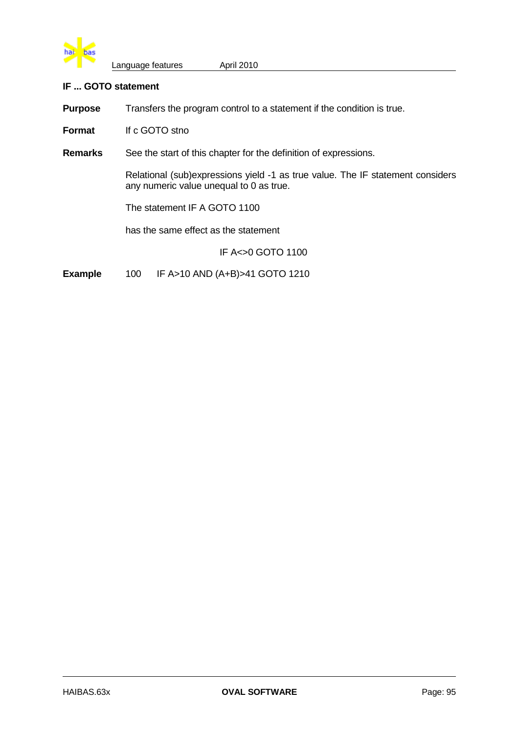### IF ... GOTO statement

**Purpose** Transfers the program control to a statement if the condition is true.

**Format** If c GOTO stno

**Remarks** See the start of this chapter for the definition of expressions.

Relational (sub)expressions yield -1 as true value. The IF statement considers any numeric value unequal to 0 as true.

The statement IF A GOTO 1100

has the same effect as the statement

IF A<>0 GOTO 1100

**Example**

```
100     IF A>10 AND (A+B)>41 GOTO 1210
```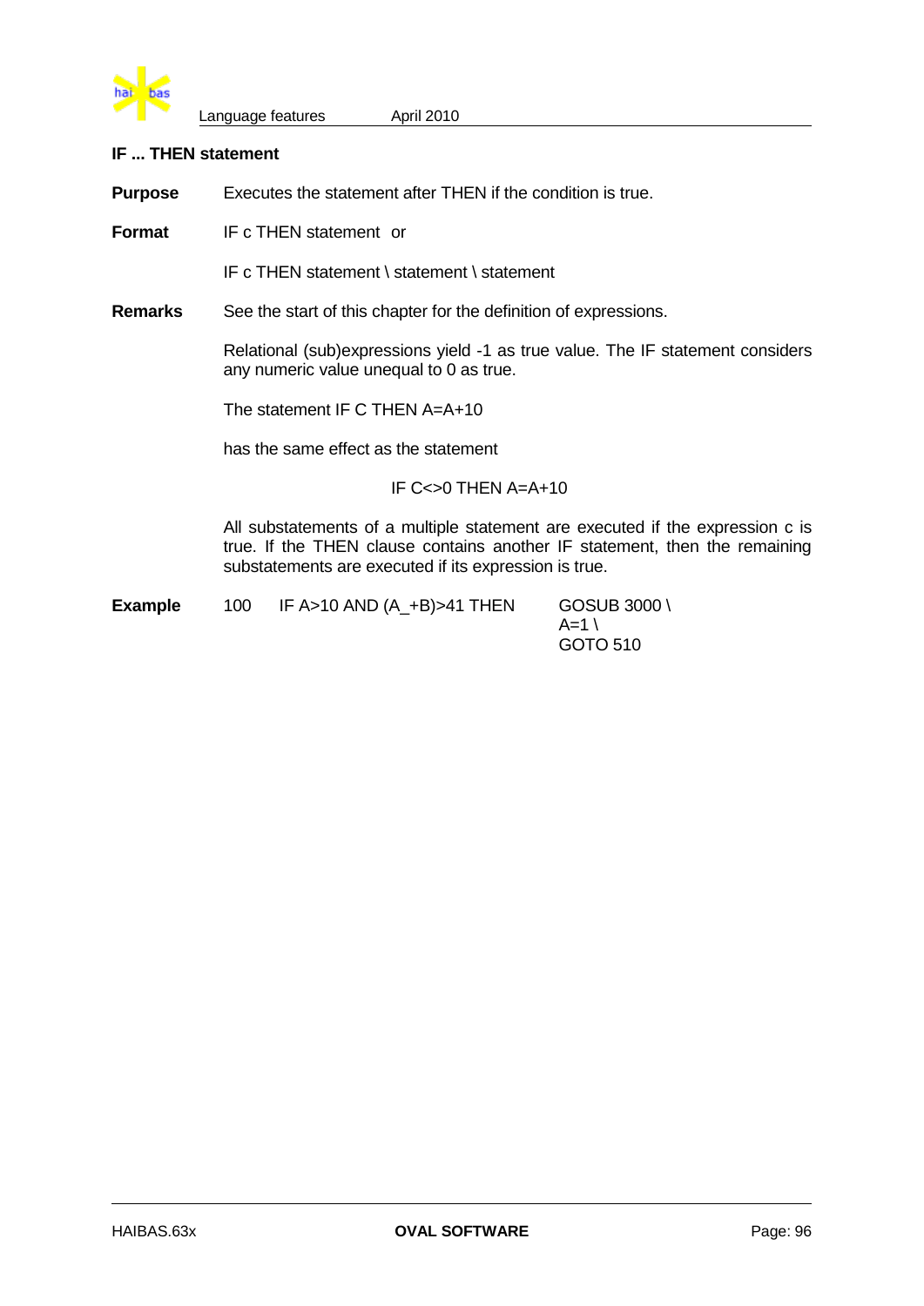## IF ... THEN statement

**Purpose** Executes the statement after THEN if the condition is true.

**Format** IF c THEN statement or

IF c THEN statement \ statement \ statement

**Remarks** See the start of this chapter for the definition of expressions.

Relational (sub)expressions yield -1 as true value. The IF statement considers any numeric value unequal to 0 as true.

The statement IF C THEN A=A+10

has the same effect as the statement

IF C<>0 THEN A=A+10

All substatements of a multiple statement are executed if the expression c is true. If the THEN clause contains another IF statement, then the remaining substatements are executed if its expression is true.

**Example**

```
100    IF A>10 AND (A_+B)>41 THEN    GOSUB 3000 \
                                     A=1 \
                                     GOTO 510
```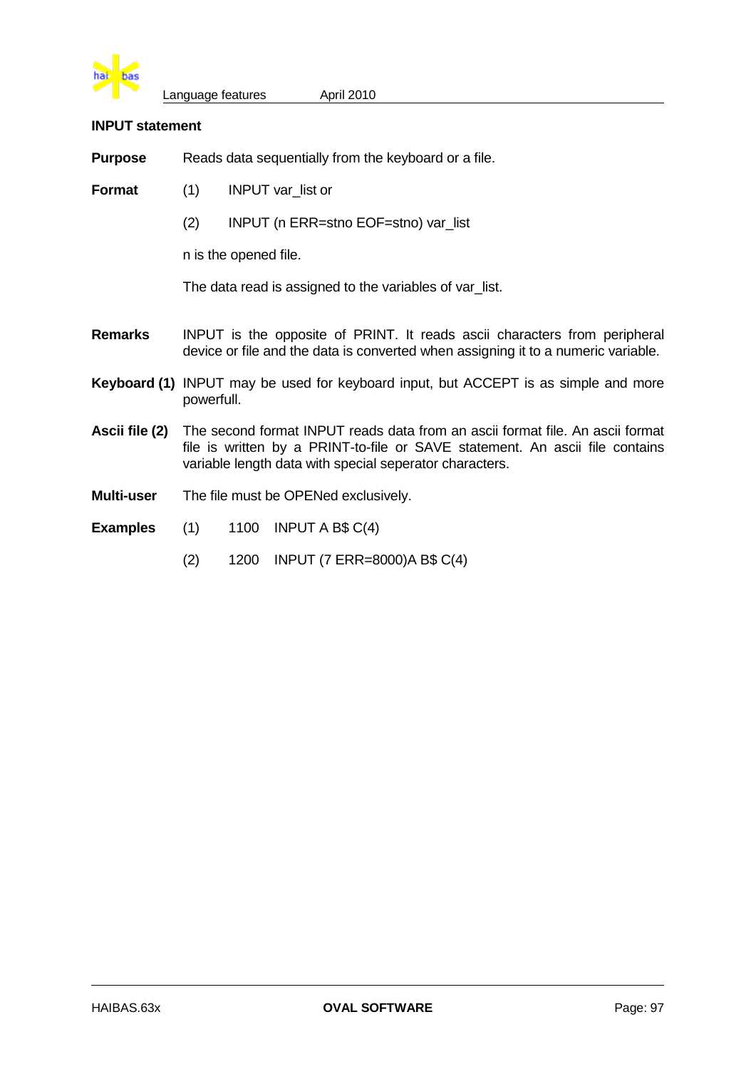## INPUT statement

**Purpose** Reads data sequentially from the keyboard or a file.

**Format**

(1) INPUT var_list or

(2) INPUT (n ERR=stno EOF=stno) var_list

n is the opened file.

The data read is assigned to the variables of var_list.

**Remarks** INPUT is the opposite of PRINT. It reads ascii characters from peripheral device or file and the data is converted when assigning it to a numeric variable.

**Keyboard (1)** INPUT may be used for keyboard input, but ACCEPT is as simple and more powerfull.

**Ascii file (2)** The second format INPUT reads data from an ascii format file. An ascii format file is written by a PRINT-to-file or SAVE statement. An ascii file contains variable length data with special seperator characters.

**Multi-user** The file must be OPENed exclusively.

**Examples**

(1)
```
1100   INPUT A B$ C(4)
```

(2)
```
1200   INPUT (7 ERR=8000)A B$ C(4)
```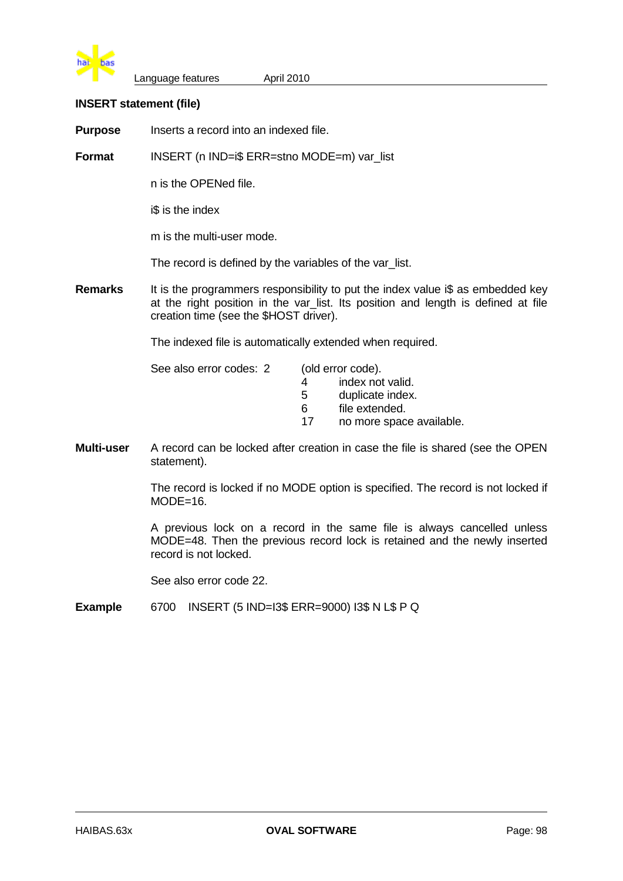## INSERT statement (file)

**Purpose** Inserts a record into an indexed file.

**Format** INSERT (n IND=i$ ERR=stno MODE=m) var_list

n is the OPENed file.

i$ is the index

m is the multi-user mode.

The record is defined by the variables of the var_list.

**Remarks** It is the programmers responsibility to put the index value i$ as embedded key at the right position in the var_list. Its position and length is defined at file creation time (see the $HOST driver).

The indexed file is automatically extended when required.

See also error codes:

| | |
|---|---|
| 2 | (old error code). |
| 4 | index not valid. |
| 5 | duplicate index. |
| 6 | file extended. |
| 17 | no more space available. |

**Multi-user** A record can be locked after creation in case the file is shared (see the OPEN statement).

The record is locked if no MODE option is specified. The record is not locked if MODE=16.

A previous lock on a record in the same file is always cancelled unless MODE=48. Then the previous record lock is retained and the newly inserted record is not locked.

See also error code 22.

**Example**

```
6700    INSERT (5 IND=I3$ ERR=9000) I3$ N L$ P Q
```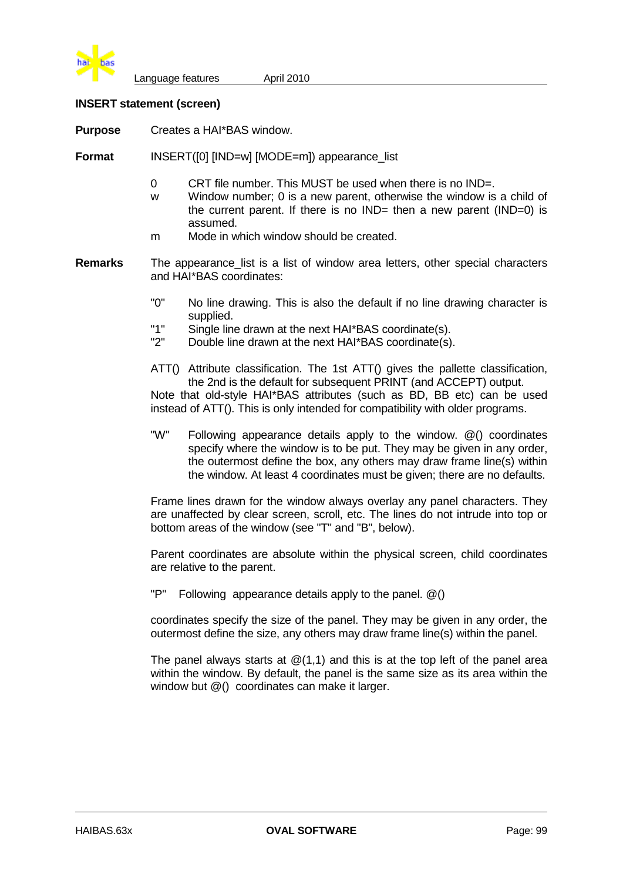### INSERT statement (screen)

**Purpose** Creates a HAI*BAS window.

**Format** INSERT([0] [IND=w] [MODE=m]) appearance_list

- 0 CRT file number. This MUST be used when there is no IND=.
- w Window number; 0 is a new parent, otherwise the window is a child of the current parent. If there is no IND= then a new parent (IND=0) is assumed.
- m Mode in which window should be created.

**Remarks** The appearance_list is a list of window area letters, other special characters and HAI*BAS coordinates:

- "0" No line drawing. This is also the default if no line drawing character is supplied.
- "1" Single line drawn at the next HAI*BAS coordinate(s).
- "2" Double line drawn at the next HAI*BAS coordinate(s).

ATT() Attribute classification. The 1st ATT() gives the pallette classification, the 2nd is the default for subsequent PRINT (and ACCEPT) output.
Note that old-style HAI*BAS attributes (such as BD, BB etc) can be used instead of ATT(). This is only intended for compatibility with older programs.

"W" Following appearance details apply to the window. @() coordinates specify where the window is to be put. They may be given in any order, the outermost define the box, any others may draw frame line(s) within the window. At least 4 coordinates must be given; there are no defaults.

Frame lines drawn for the window always overlay any panel characters. They are unaffected by clear screen, scroll, etc. The lines do not intrude into top or bottom areas of the window (see "T" and "B", below).

Parent coordinates are absolute within the physical screen, child coordinates are relative to the parent.

"P" Following appearance details apply to the panel. @()

coordinates specify the size of the panel. They may be given in any order, the outermost define the size, any others may draw frame line(s) within the panel.

The panel always starts at @(1,1) and this is at the top left of the panel area within the window. By default, the panel is the same size as its area within the window but @() coordinates can make it larger.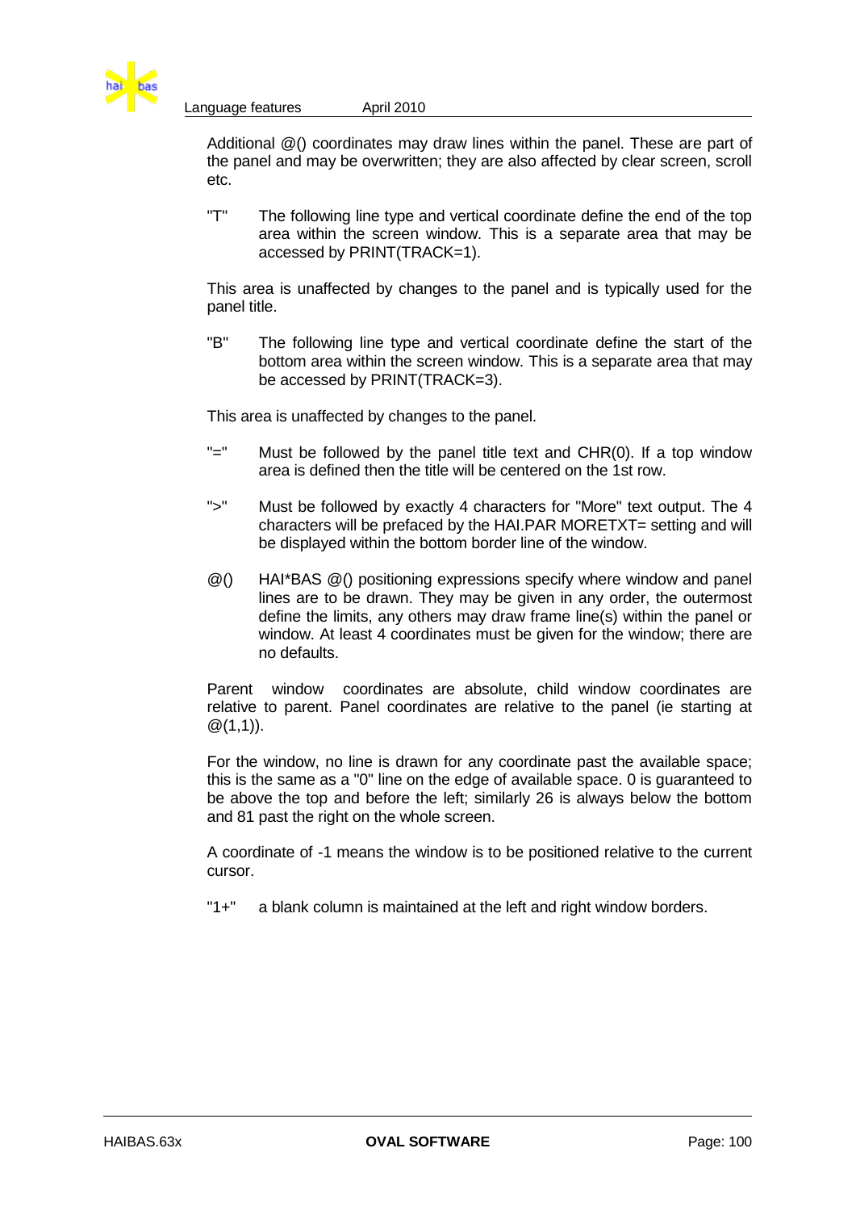Additional @() coordinates may draw lines within the panel. These are part of the panel and may be overwritten; they are also affected by clear screen, scroll etc.

"T" The following line type and vertical coordinate define the end of the top area within the screen window. This is a separate area that may be accessed by PRINT(TRACK=1).

This area is unaffected by changes to the panel and is typically used for the panel title.

"B" The following line type and vertical coordinate define the start of the bottom area within the screen window. This is a separate area that may be accessed by PRINT(TRACK=3).

This area is unaffected by changes to the panel.

"=" Must be followed by the panel title text and CHR(0). If a top window area is defined then the title will be centered on the 1st row.

">" Must be followed by exactly 4 characters for "More" text output. The 4 characters will be prefaced by the HAI.PAR MORETXT= setting and will be displayed within the bottom border line of the window.

@() HAI*BAS @() positioning expressions specify where window and panel lines are to be drawn. They may be given in any order, the outermost define the limits, any others may draw frame line(s) within the panel or window. At least 4 coordinates must be given for the window; there are no defaults.

Parent window coordinates are absolute, child window coordinates are relative to parent. Panel coordinates are relative to the panel (ie starting at @(1,1)).

For the window, no line is drawn for any coordinate past the available space; this is the same as a "0" line on the edge of available space. 0 is guaranteed to be above the top and before the left; similarly 26 is always below the bottom and 81 past the right on the whole screen.

A coordinate of -1 means the window is to be positioned relative to the current cursor.

"1+" a blank column is maintained at the left and right window borders.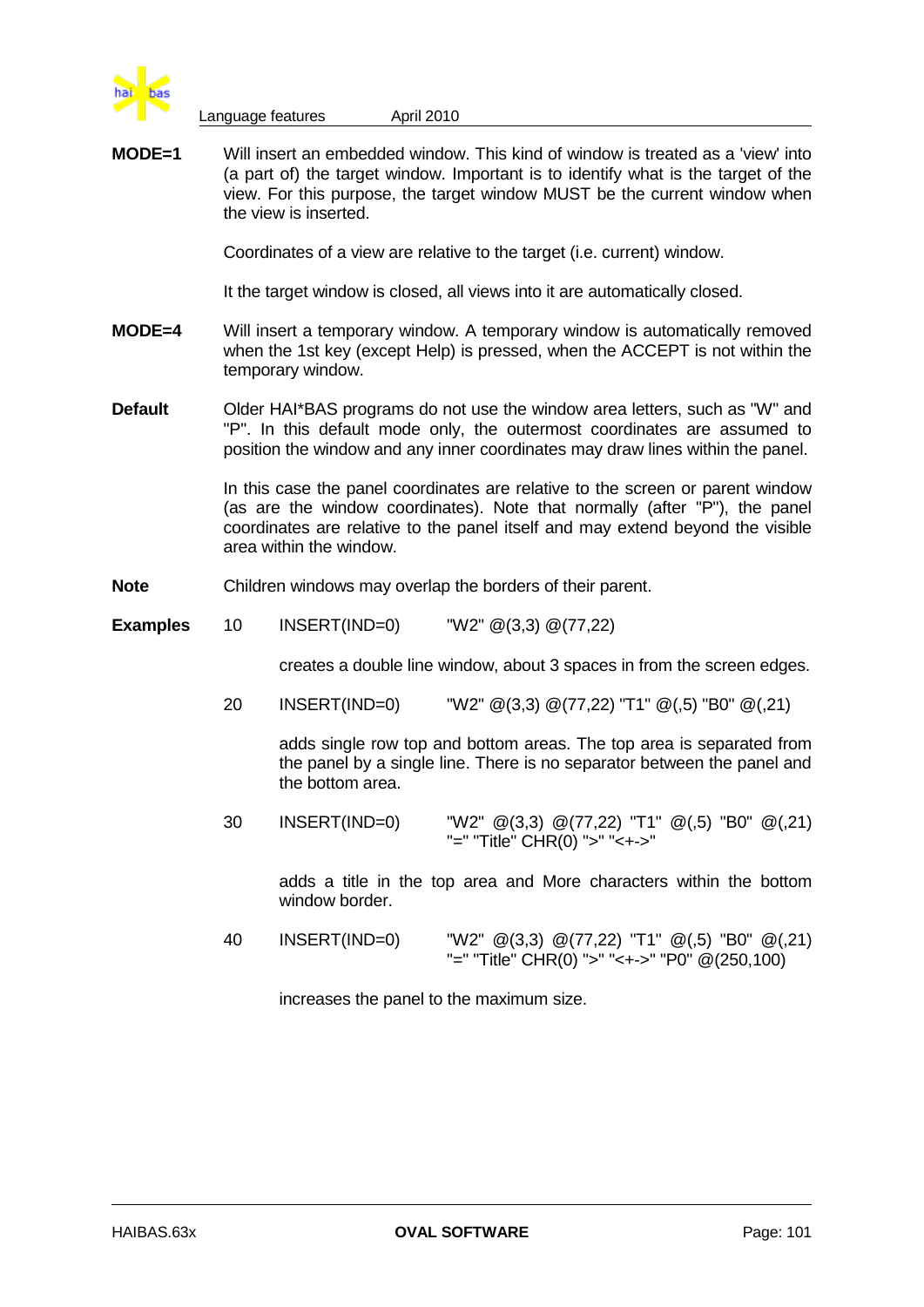**MODE=1** Will insert an embedded window. This kind of window is treated as a 'view' into (a part of) the target window. Important is to identify what is the target of the view. For this purpose, the target window MUST be the current window when the view is inserted.

Coordinates of a view are relative to the target (i.e. current) window.

It the target window is closed, all views into it are automatically closed.

**MODE=4** Will insert a temporary window. A temporary window is automatically removed when the 1st key (except Help) is pressed, when the ACCEPT is not within the temporary window.

**Default** Older HAI*BAS programs do not use the window area letters, such as "W" and "P". In this default mode only, the outermost coordinates are assumed to position the window and any inner coordinates may draw lines within the panel.

In this case the panel coordinates are relative to the screen or parent window (as are the window coordinates). Note that normally (after "P"), the panel coordinates are relative to the panel itself and may extend beyond the visible area within the window.

**Note** Children windows may overlap the borders of their parent.

**Examples**

```
10    INSERT(IND=0)        "W2" @(3,3) @(77,22)
```

creates a double line window, about 3 spaces in from the screen edges.

```
20    INSERT(IND=0)        "W2" @(3,3) @(77,22) "T1" @(,5) "B0" @(,21)
```

adds single row top and bottom areas. The top area is separated from the panel by a single line. There is no separator between the panel and the bottom area.

```
30    INSERT(IND=0)        "W2" @(3,3) @(77,22) "T1" @(,5) "B0" @(,21)
                           "=" "Title" CHR(0) ">" "<+->"
```

adds a title in the top area and More characters within the bottom window border.

```
40    INSERT(IND=0)        "W2" @(3,3) @(77,22) "T1" @(,5) "B0" @(,21)
                           "=" "Title" CHR(0) ">" "<+->" "P0" @(250,100)
```

increases the panel to the maximum size.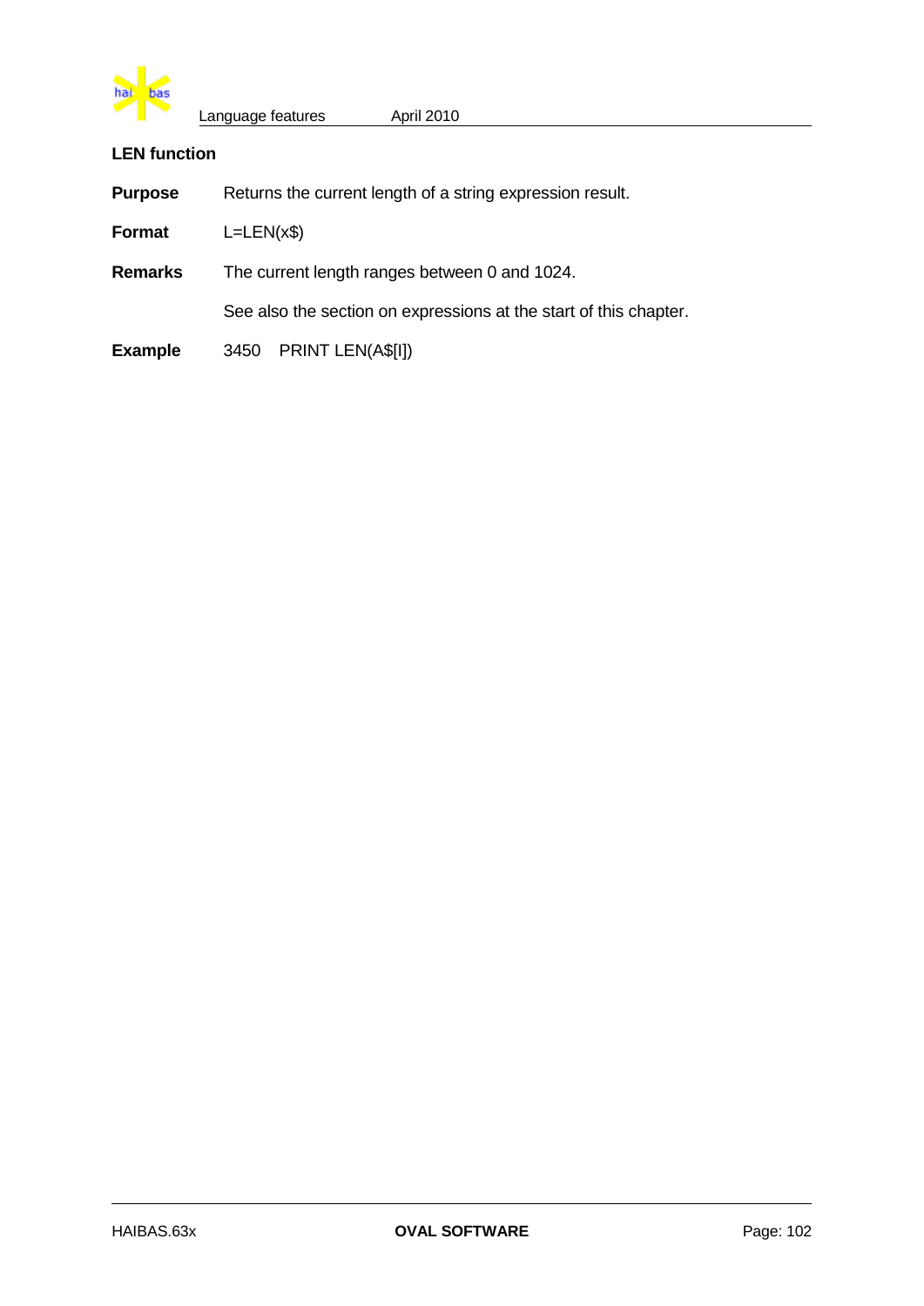### LEN function

**Purpose** Returns the current length of a string expression result.

**Format** L=LEN(x$)

**Remarks** The current length ranges between 0 and 1024.

See also the section on expressions at the start of this chapter.

**Example**

```
3450   PRINT LEN(A$[I])
```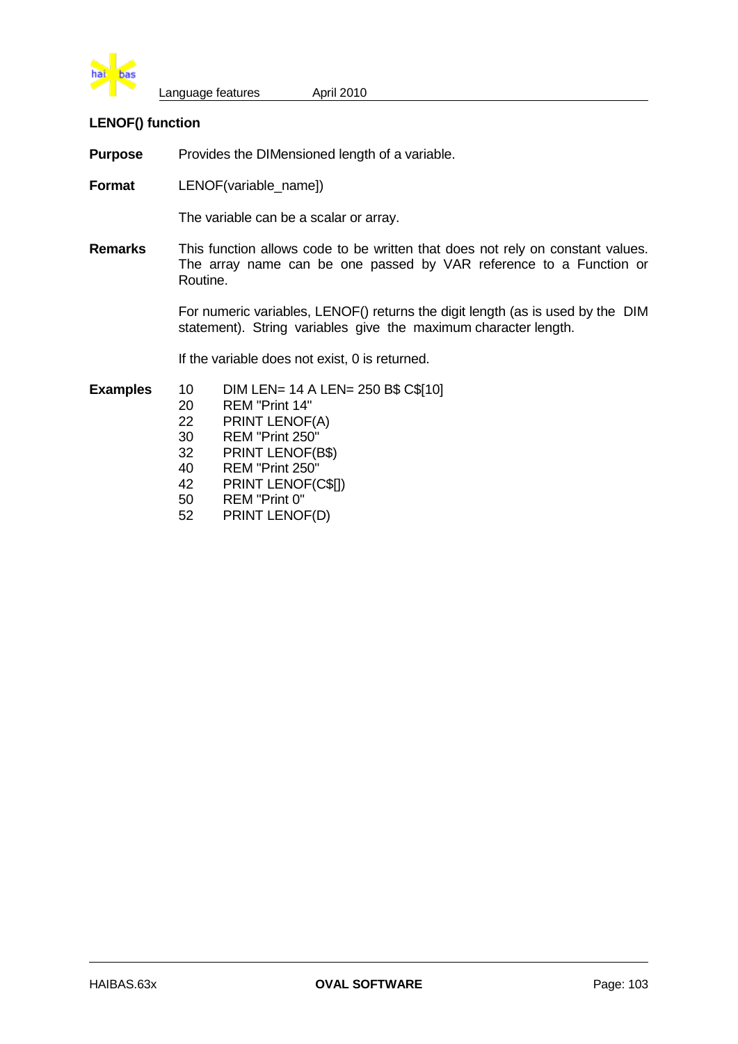## LENOF() function

**Purpose** Provides the DIMensioned length of a variable.

**Format** LENOF(variable_name])

The variable can be a scalar or array.

**Remarks** This function allows code to be written that does not rely on constant values. The array name can be one passed by VAR reference to a Function or Routine.

For numeric variables, LENOF() returns the digit length (as is used by the DIM statement). String variables give the maximum character length.

If the variable does not exist, 0 is returned.

**Examples**

```
10    DIM LEN= 14 A LEN= 250 B$ C$[10]
20    REM "Print 14"
22    PRINT LENOF(A)
30    REM "Print 250"
32    PRINT LENOF(B$)
40    REM "Print 250"
42    PRINT LENOF(C$[])
50    REM "Print 0"
52    PRINT LENOF(D)
```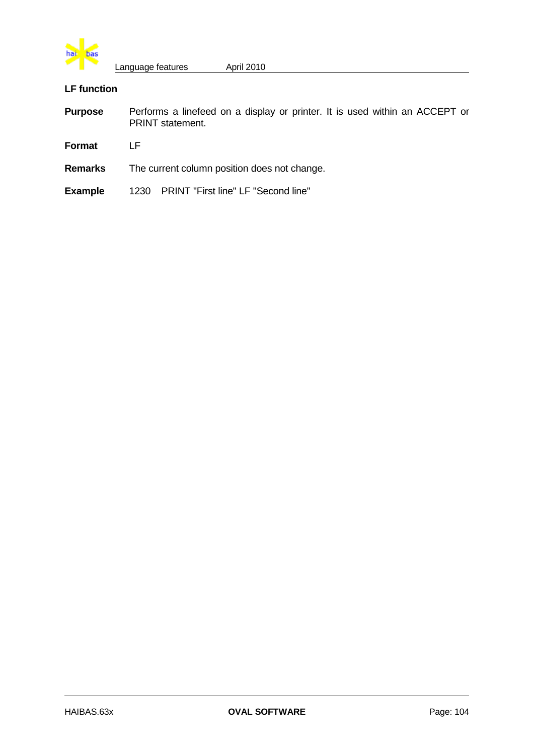## LF function

**Purpose** Performs a linefeed on a display or printer. It is used within an ACCEPT or PRINT statement.

**Format** LF

**Remarks** The current column position does not change.

**Example**

```
1230   PRINT "First line" LF "Second line"
```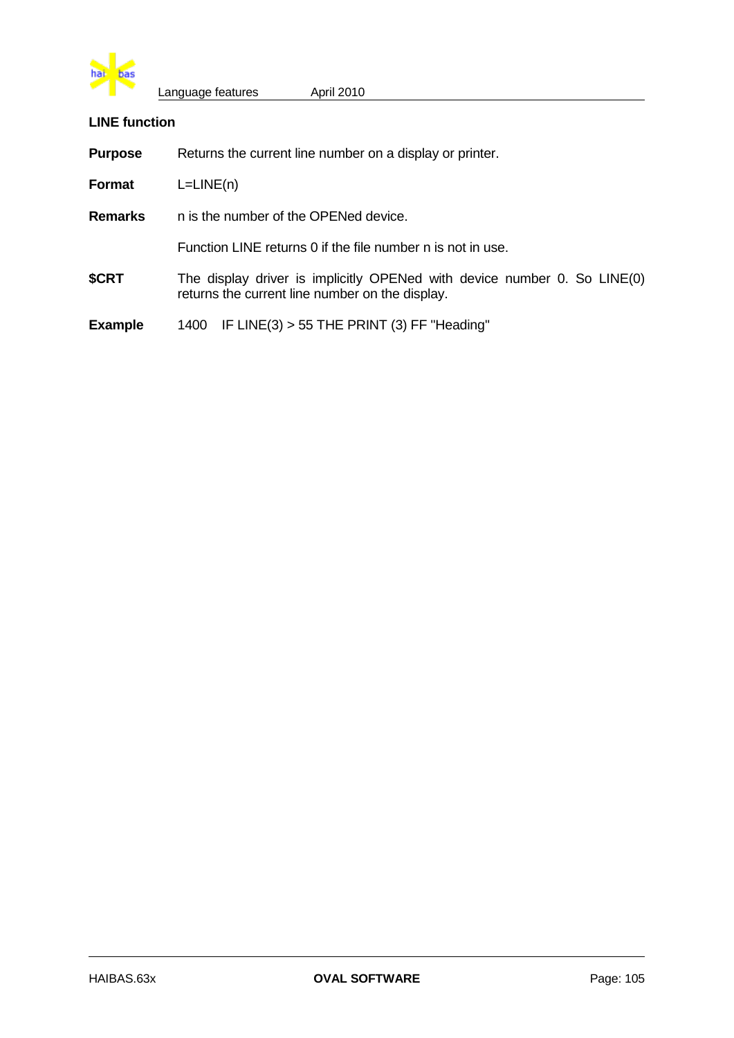## LINE function

**Purpose** Returns the current line number on a display or printer.

**Format** L=LINE(n)

**Remarks** n is the number of the OPENed device.

Function LINE returns 0 if the file number n is not in use.

**$CRT** The display driver is implicitly OPENed with device number 0. So LINE(0) returns the current line number on the display.

**Example**

```
1400   IF LINE(3) > 55 THE PRINT (3) FF "Heading"
```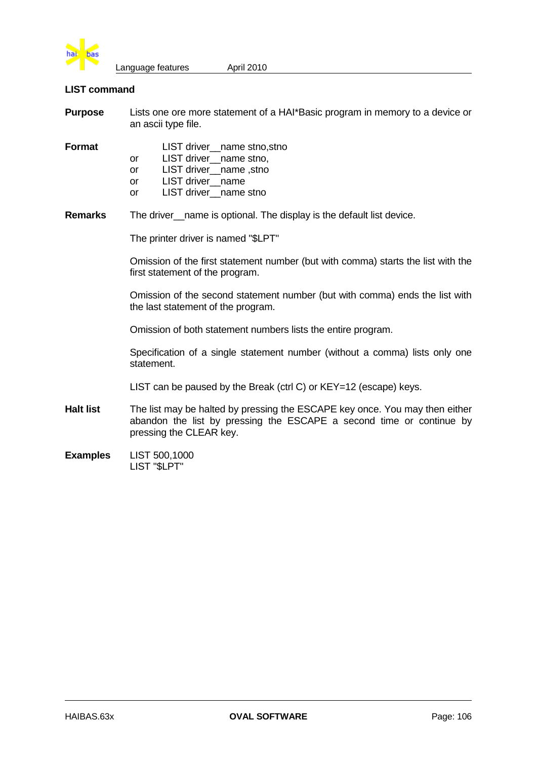## LIST command

**Purpose** Lists one ore more statement of a HAI*Basic program in memory to a device or an ascii type file.

**Format**

```
       LIST driver__name stno,stno
or     LIST driver__name stno,
or     LIST driver__name ,stno
or     LIST driver__name
or     LIST driver__name stno
```

**Remarks** The driver__name is optional. The display is the default list device.

The printer driver is named "$LPT"

Omission of the first statement number (but with comma) starts the list with the first statement of the program.

Omission of the second statement number (but with comma) ends the list with the last statement of the program.

Omission of both statement numbers lists the entire program.

Specification of a single statement number (without a comma) lists only one statement.

LIST can be paused by the Break (ctrl C) or KEY=12 (escape) keys.

**Halt list** The list may be halted by pressing the ESCAPE key once. You may then either abandon the list by pressing the ESCAPE a second time or continue by pressing the CLEAR key.

**Examples**

```
LIST 500,1000
LIST "$LPT"
```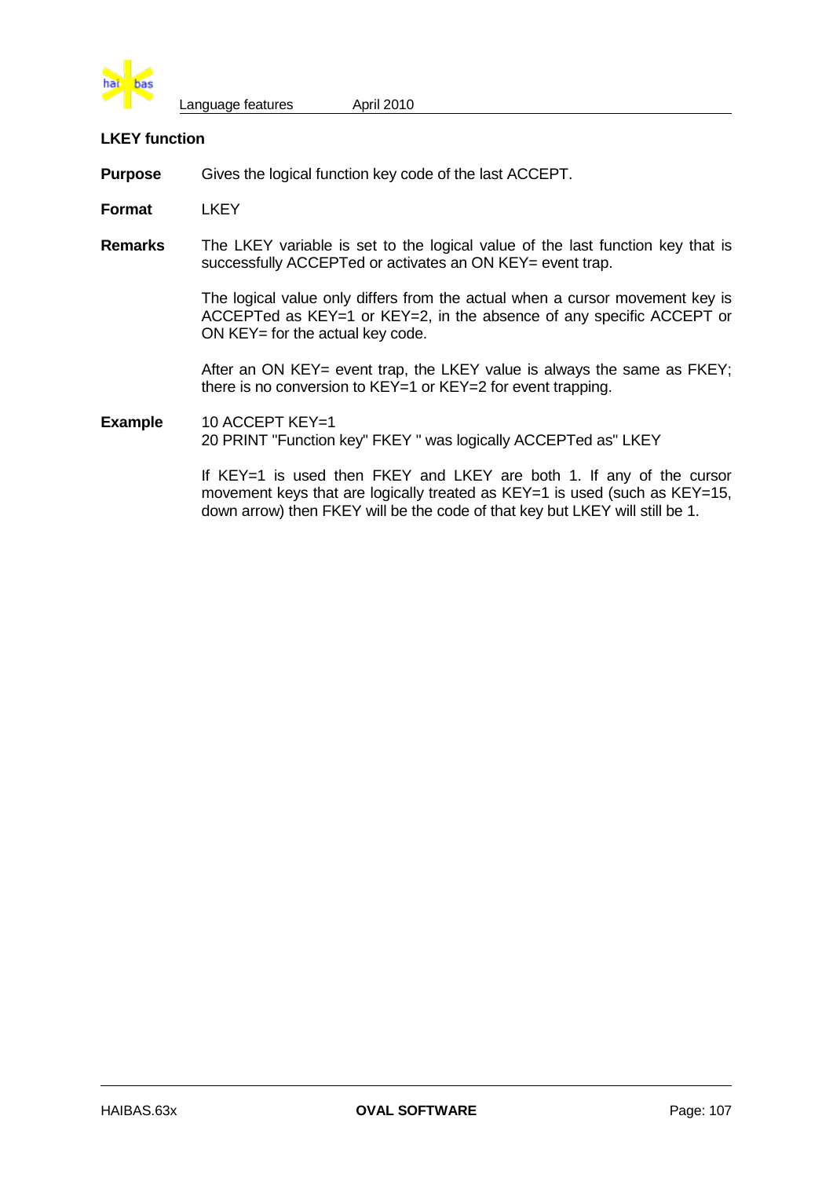## LKEY function

**Purpose** Gives the logical function key code of the last ACCEPT.

**Format** LKEY

**Remarks** The LKEY variable is set to the logical value of the last function key that is successfully ACCEPTed or activates an ON KEY= event trap.

The logical value only differs from the actual when a cursor movement key is ACCEPTed as KEY=1 or KEY=2, in the absence of any specific ACCEPT or ON KEY= for the actual key code.

After an ON KEY= event trap, the LKEY value is always the same as FKEY; there is no conversion to KEY=1 or KEY=2 for event trapping.

**Example**

```
10 ACCEPT KEY=1
20 PRINT "Function key" FKEY " was logically ACCEPTed as" LKEY
```

If KEY=1 is used then FKEY and LKEY are both 1. If any of the cursor movement keys that are logically treated as KEY=1 is used (such as KEY=15, down arrow) then FKEY will be the code of that key but LKEY will still be 1.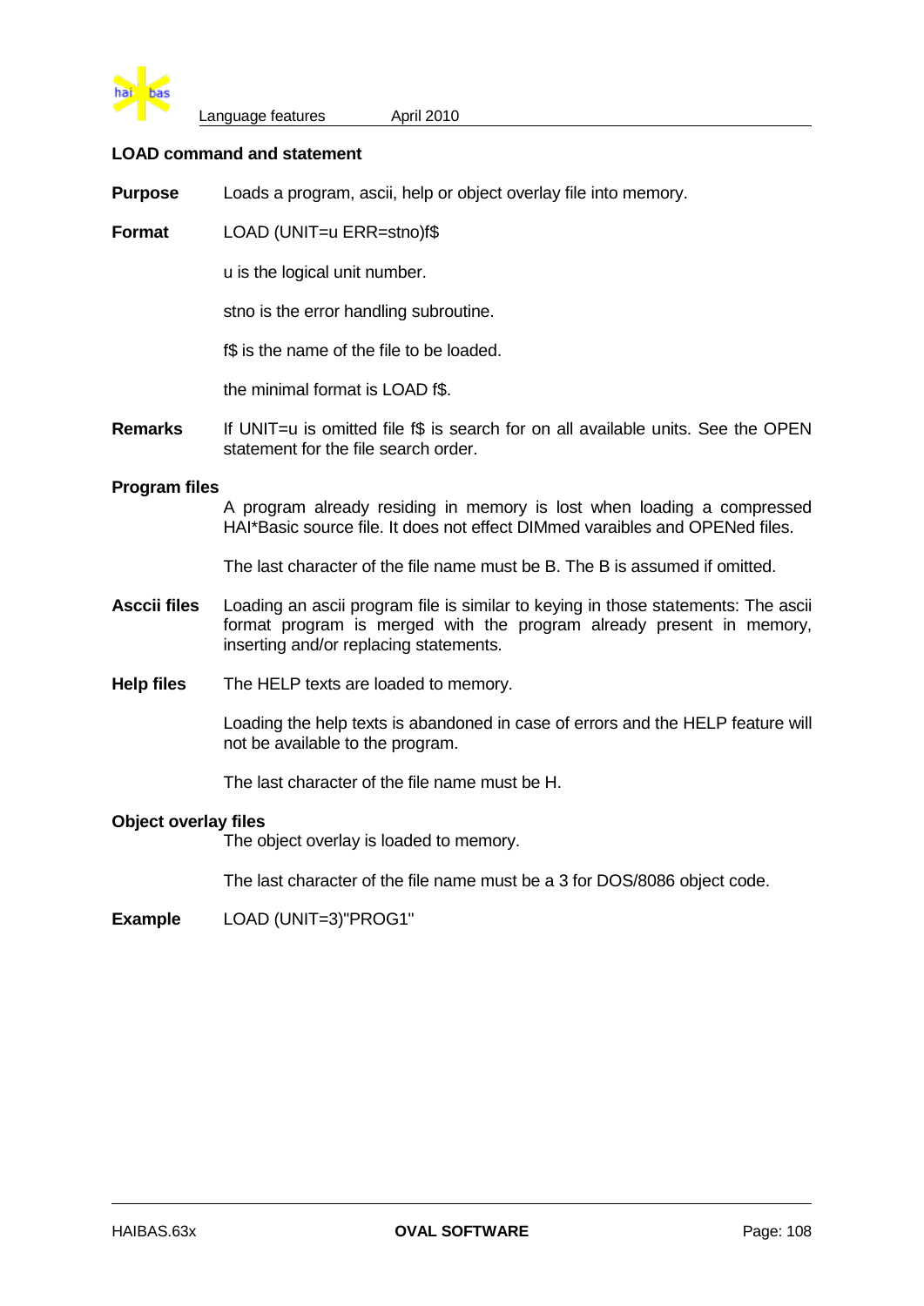## LOAD command and statement

**Purpose** Loads a program, ascii, help or object overlay file into memory.

**Format** LOAD (UNIT=u ERR=stno)f$

u is the logical unit number.

stno is the error handling subroutine.

f$ is the name of the file to be loaded.

the minimal format is LOAD f$.

**Remarks** If UNIT=u is omitted file f$ is search for on all available units. See the OPEN statement for the file search order.

**Program files**

A program already residing in memory is lost when loading a compressed HAI*Basic source file. It does not effect DIMmed varaibles and OPENed files.

The last character of the file name must be B. The B is assumed if omitted.

**Asccii files** Loading an ascii program file is similar to keying in those statements: The ascii format program is merged with the program already present in memory, inserting and/or replacing statements.

**Help files** The HELP texts are loaded to memory.

Loading the help texts is abandoned in case of errors and the HELP feature will not be available to the program.

The last character of the file name must be H.

**Object overlay files**

The object overlay is loaded to memory.

The last character of the file name must be a 3 for DOS/8086 object code.

**Example** LOAD (UNIT=3)"PROG1"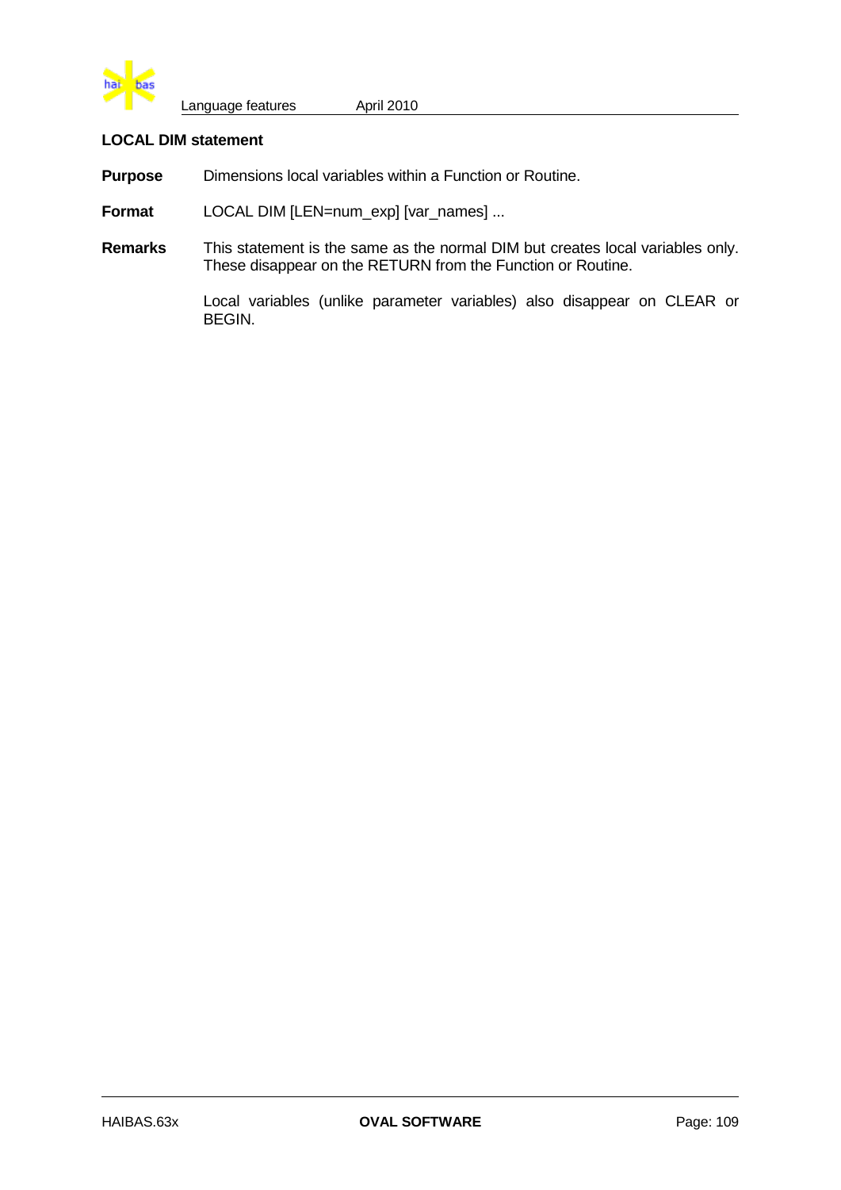**LOCAL DIM statement**

**Purpose** Dimensions local variables within a Function or Routine.

**Format** LOCAL DIM [LEN=num_exp] [var_names] ...

**Remarks** This statement is the same as the normal DIM but creates local variables only. These disappear on the RETURN from the Function or Routine.

Local variables (unlike parameter variables) also disappear on CLEAR or BEGIN.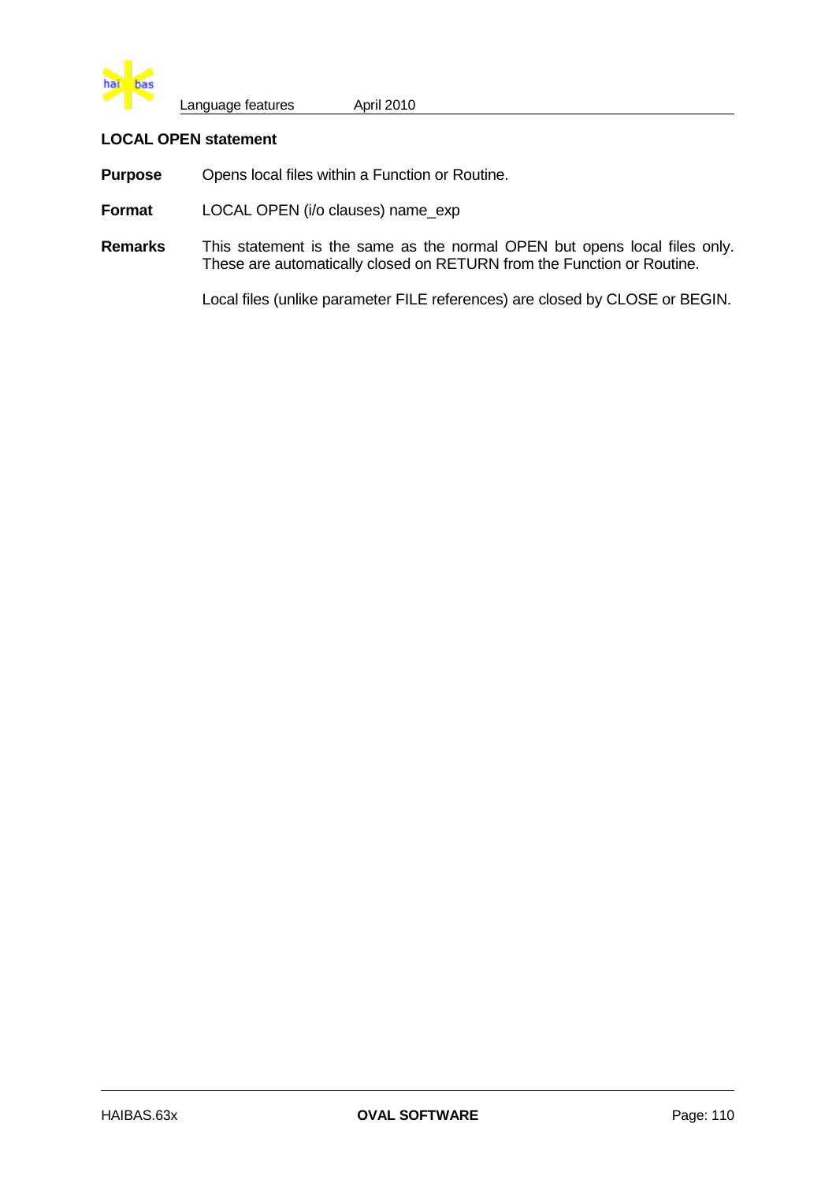### LOCAL OPEN statement

**Purpose** Opens local files within a Function or Routine.

**Format** LOCAL OPEN (i/o clauses) name_exp

**Remarks** This statement is the same as the normal OPEN but opens local files only. These are automatically closed on RETURN from the Function or Routine.

Local files (unlike parameter FILE references) are closed by CLOSE or BEGIN.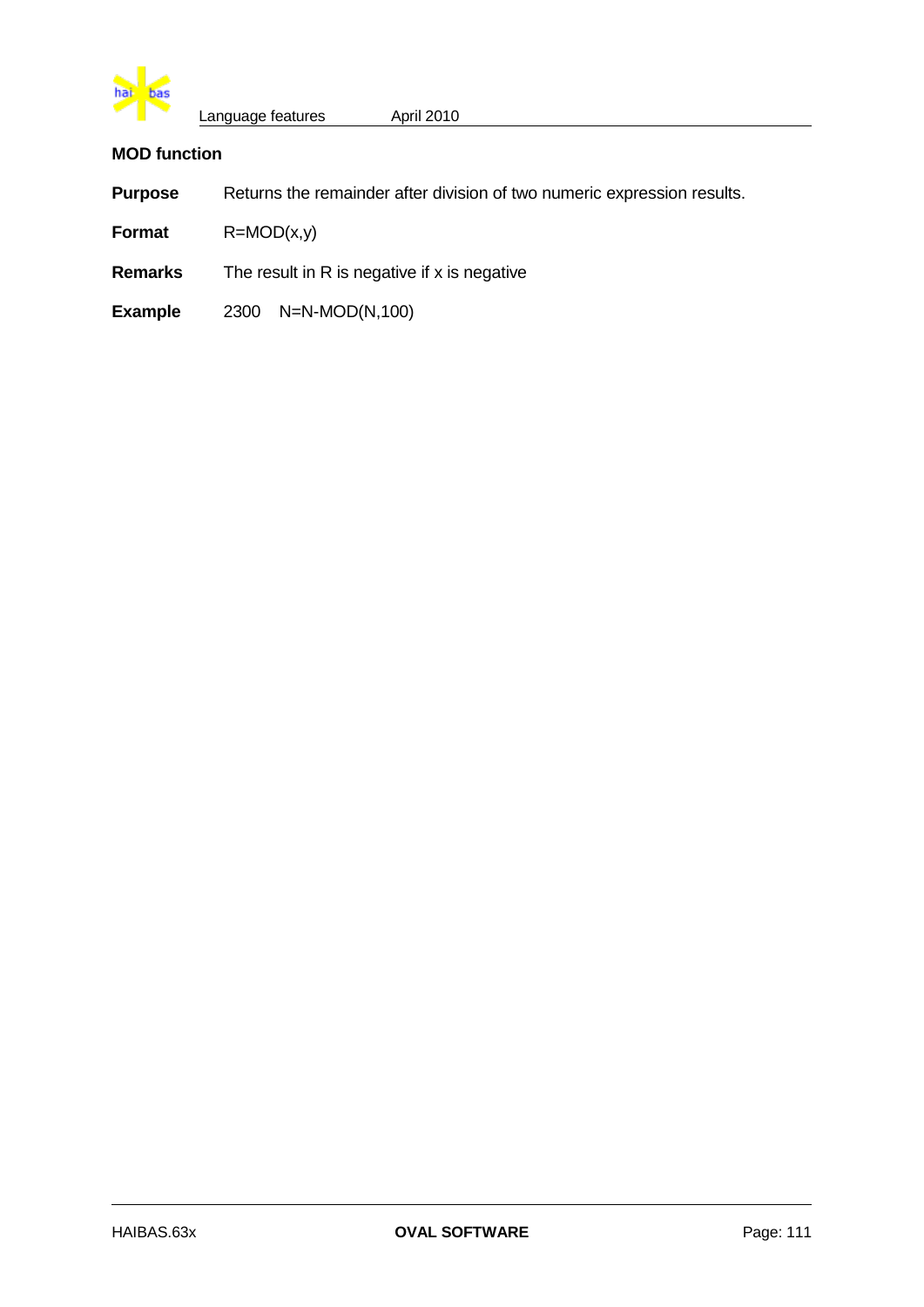### MOD function

**Purpose** Returns the remainder after division of two numeric expression results.

**Format** R=MOD(x,y)

**Remarks** The result in R is negative if x is negative

**Example** 2300 N=N-MOD(N,100)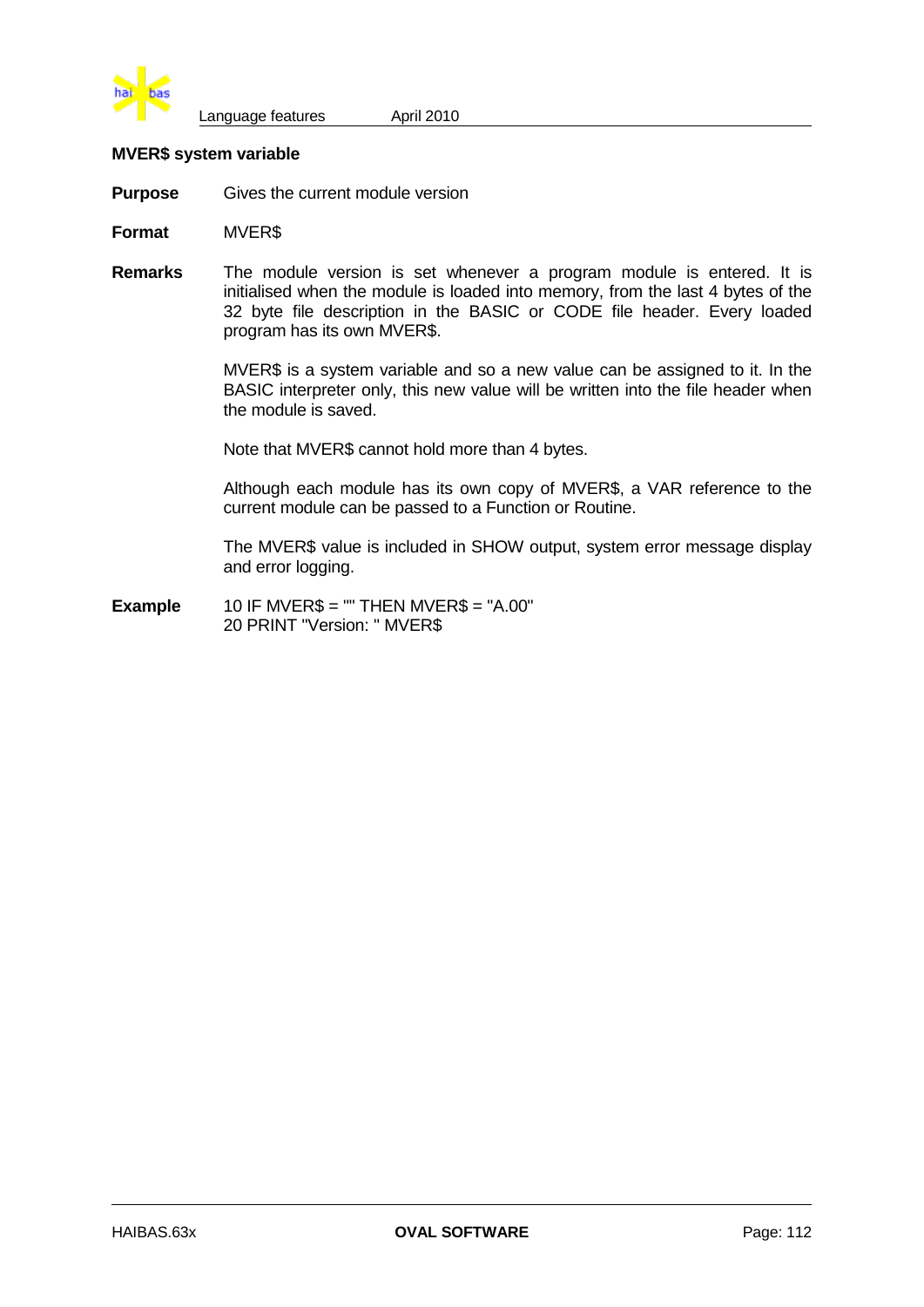## MVER$ system variable

**Purpose** Gives the current module version

**Format** MVER$

**Remarks** The module version is set whenever a program module is entered. It is initialised when the module is loaded into memory, from the last 4 bytes of the 32 byte file description in the BASIC or CODE file header. Every loaded program has its own MVER$.

MVER$ is a system variable and so a new value can be assigned to it. In the BASIC interpreter only, this new value will be written into the file header when the module is saved.

Note that MVER$ cannot hold more than 4 bytes.

Although each module has its own copy of MVER$, a VAR reference to the current module can be passed to a Function or Routine.

The MVER$ value is included in SHOW output, system error message display and error logging.

**Example**

```
10 IF MVER$ = "" THEN MVER$ = "A.00"
20 PRINT "Version: " MVER$
```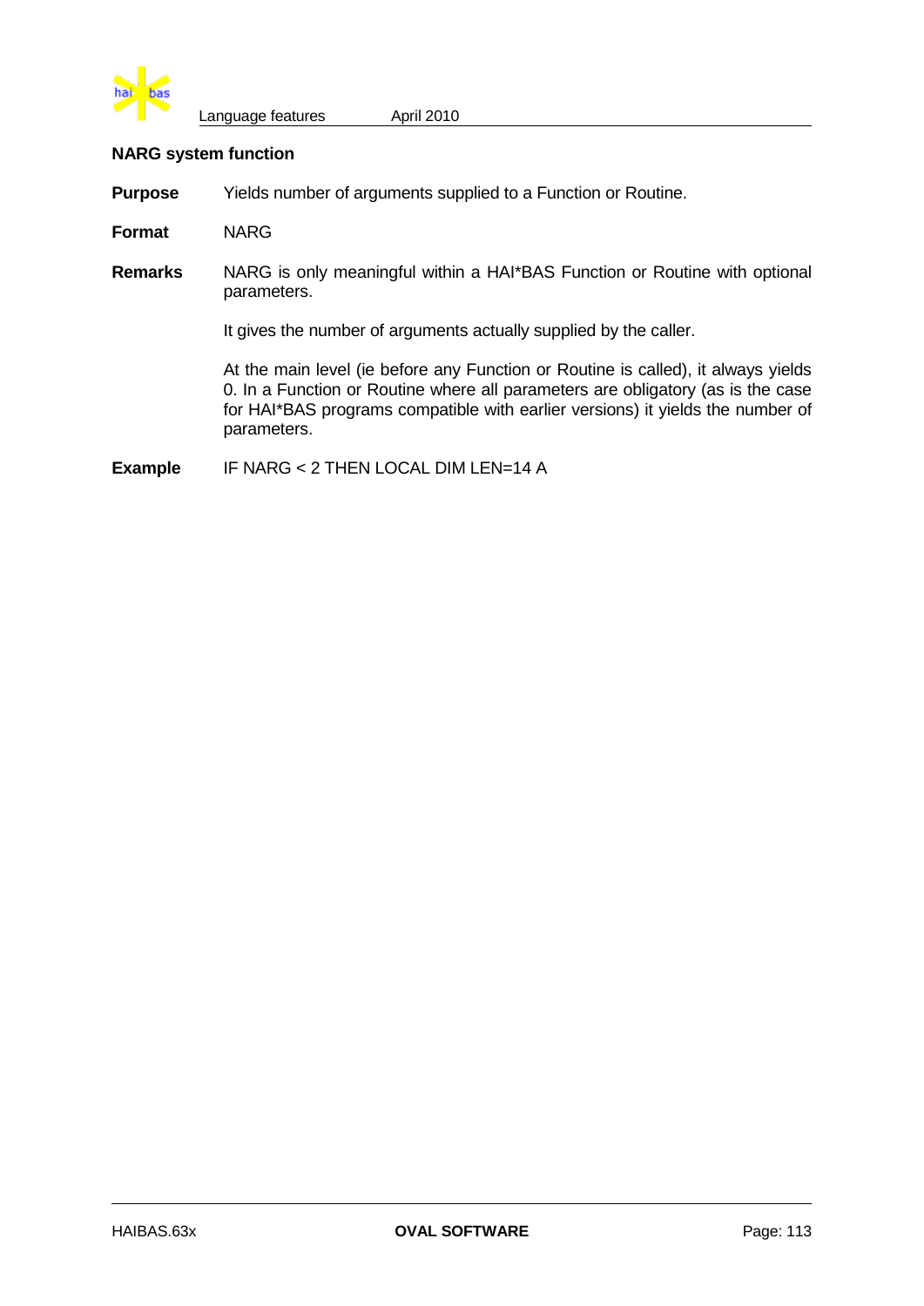## NARG system function

**Purpose** Yields number of arguments supplied to a Function or Routine.

**Format** NARG

**Remarks** NARG is only meaningful within a HAI*BAS Function or Routine with optional parameters.

It gives the number of arguments actually supplied by the caller.

At the main level (ie before any Function or Routine is called), it always yields 0. In a Function or Routine where all parameters are obligatory (as is the case for HAI*BAS programs compatible with earlier versions) it yields the number of parameters.

**Example** IF NARG < 2 THEN LOCAL DIM LEN=14 A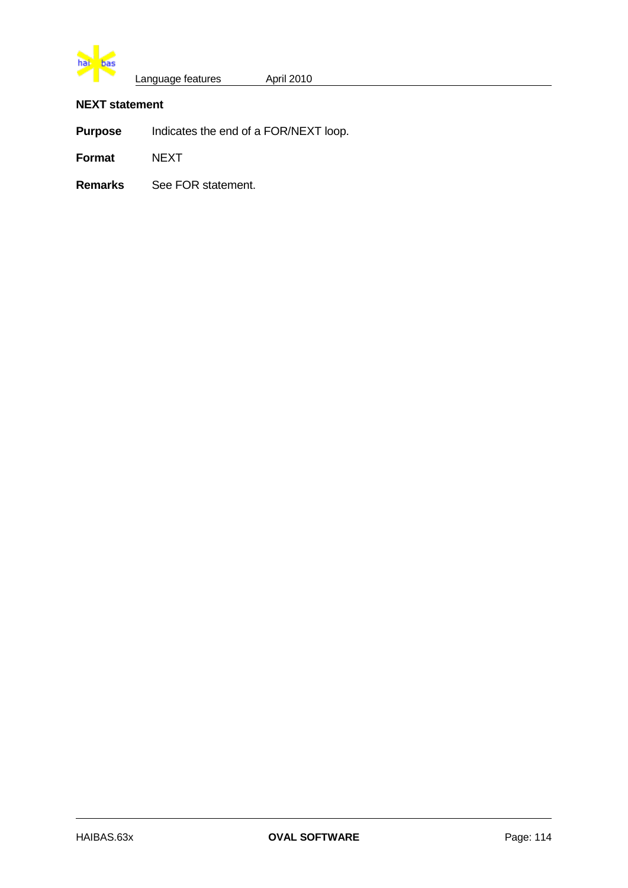### NEXT statement

**Purpose** Indicates the end of a FOR/NEXT loop.

**Format** NEXT

**Remarks** See FOR statement.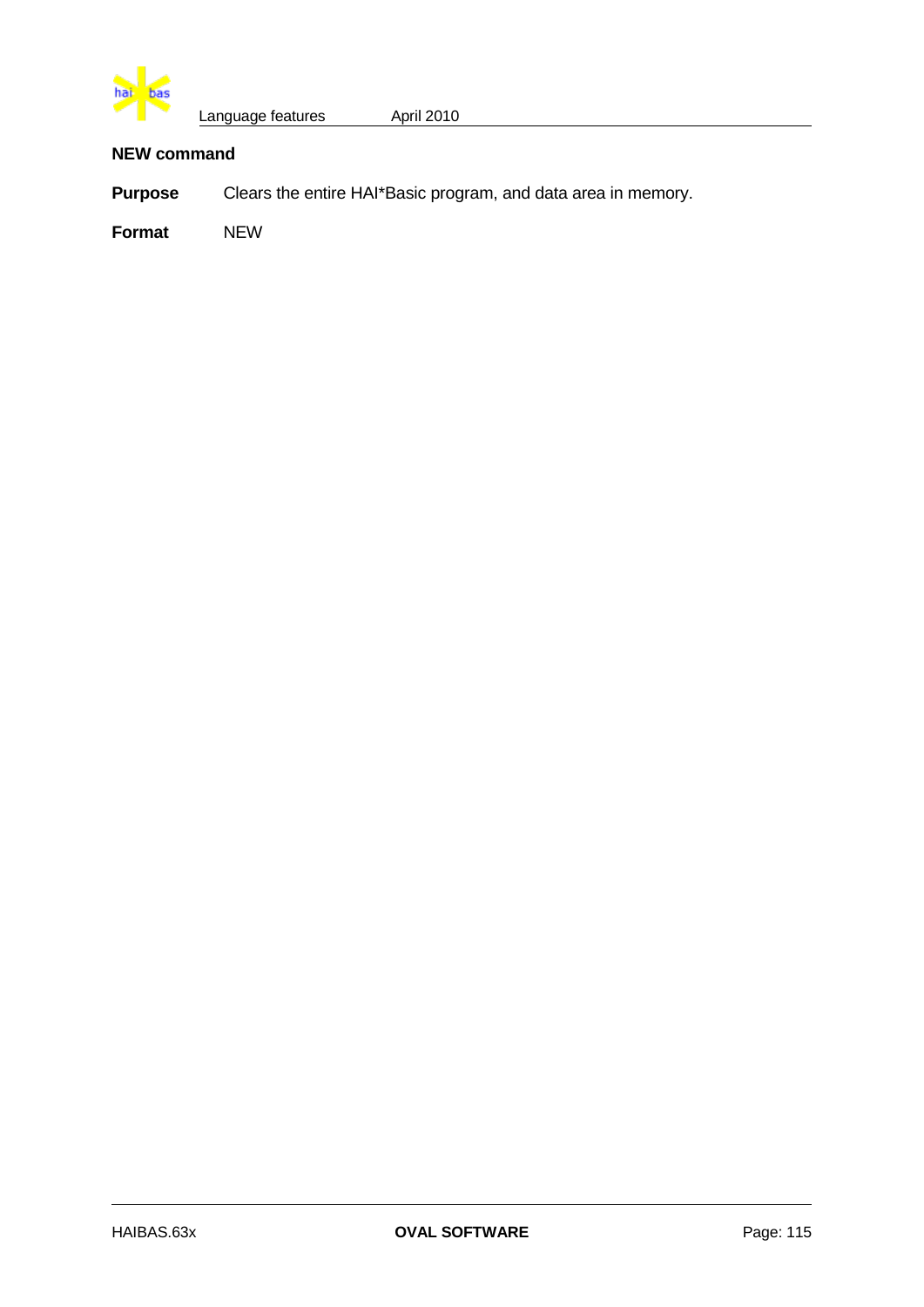### NEW command

**Purpose** Clears the entire HAI*Basic program, and data area in memory.

**Format** NEW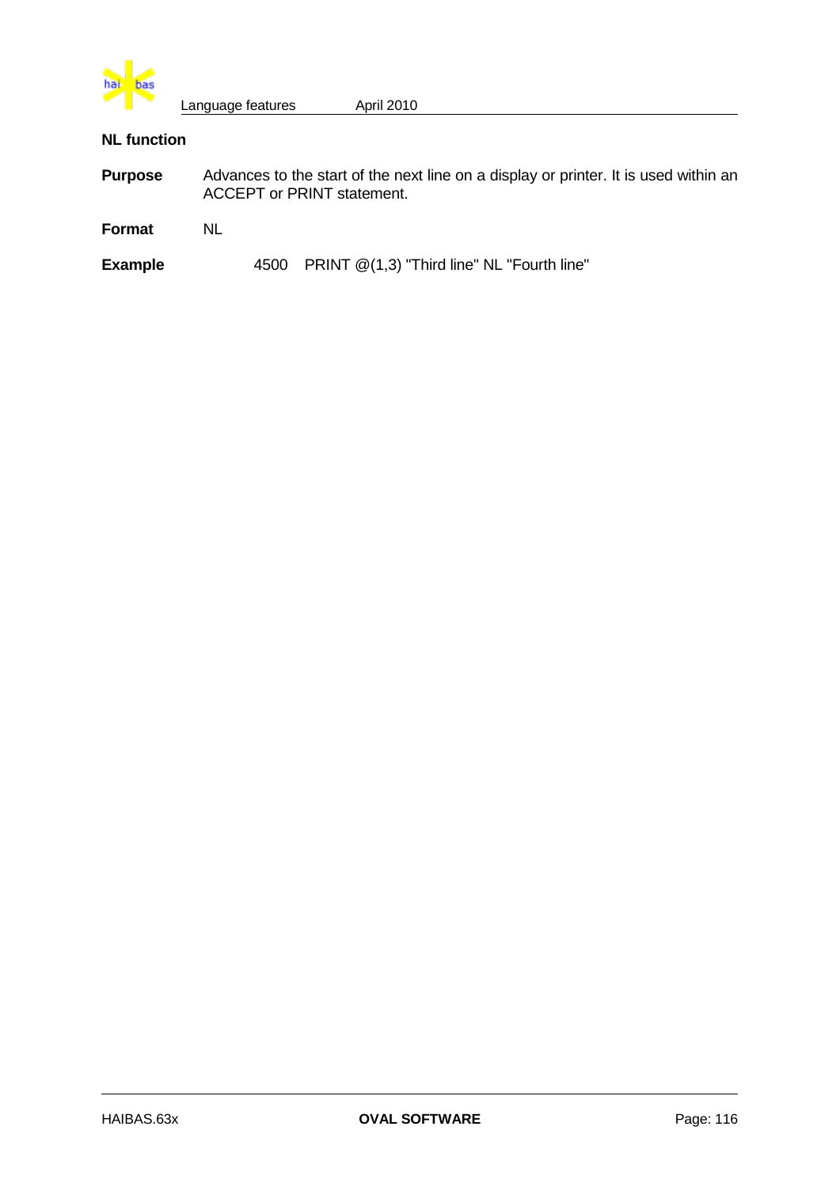## NL function

**Purpose** Advances to the start of the next line on a display or printer. It is used within an ACCEPT or PRINT statement.

**Format** NL

**Example**

```
4500   PRINT @(1,3) "Third line" NL "Fourth line"
```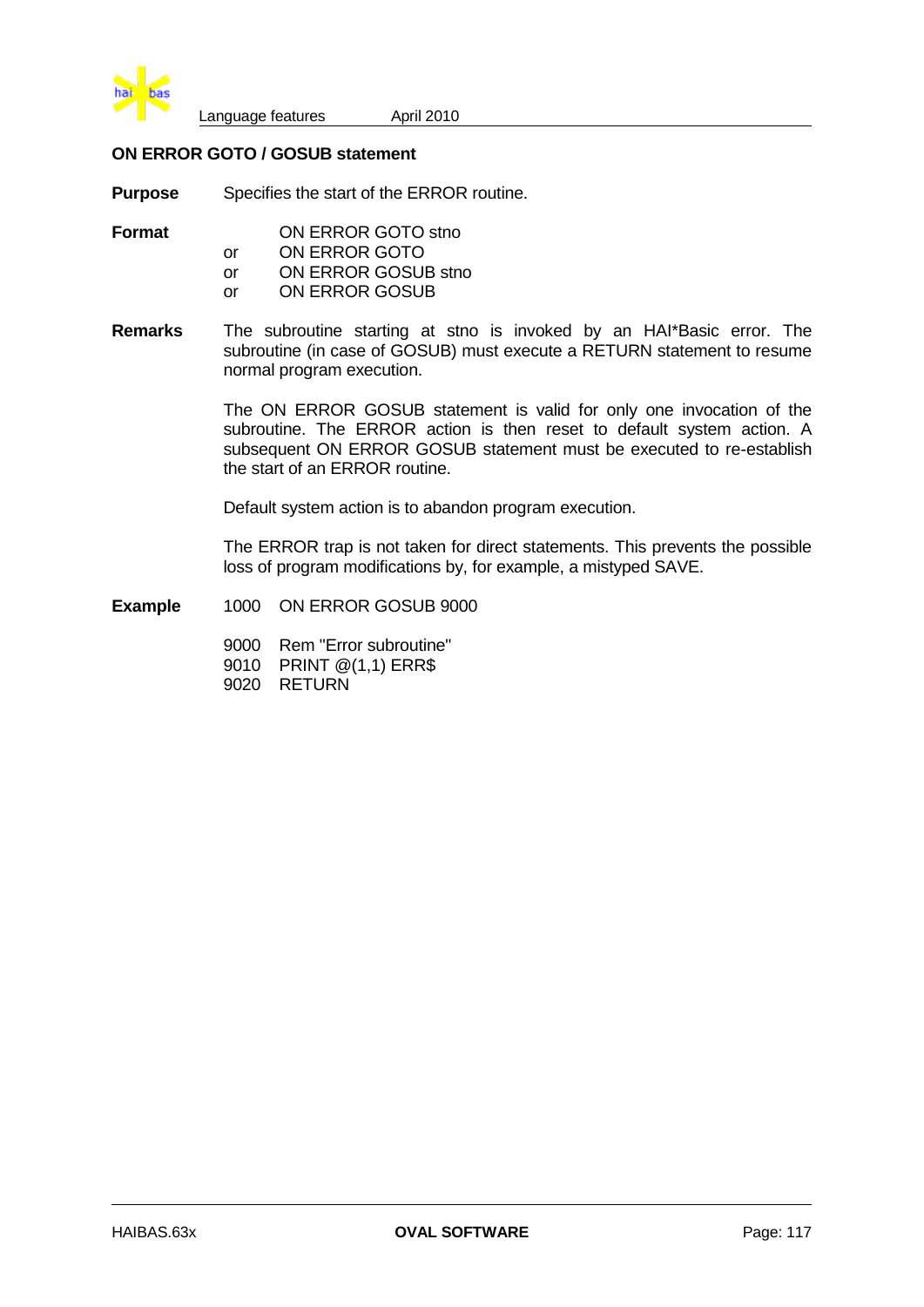### ON ERROR GOTO / GOSUB statement

**Purpose** Specifies the start of the ERROR routine.

**Format**

```
   ON ERROR GOTO stno
or ON ERROR GOTO
or ON ERROR GOSUB stno
or ON ERROR GOSUB
```

**Remarks** The subroutine starting at stno is invoked by an HAI*Basic error. The subroutine (in case of GOSUB) must execute a RETURN statement to resume normal program execution.

The ON ERROR GOSUB statement is valid for only one invocation of the subroutine. The ERROR action is then reset to default system action. A subsequent ON ERROR GOSUB statement must be executed to re-establish the start of an ERROR routine.

Default system action is to abandon program execution.

The ERROR trap is not taken for direct statements. This prevents the possible loss of program modifications by, for example, a mistyped SAVE.

**Example**

```
1000 ON ERROR GOSUB 9000

9000 Rem "Error subroutine"
9010 PRINT @(1,1) ERR$
9020 RETURN
```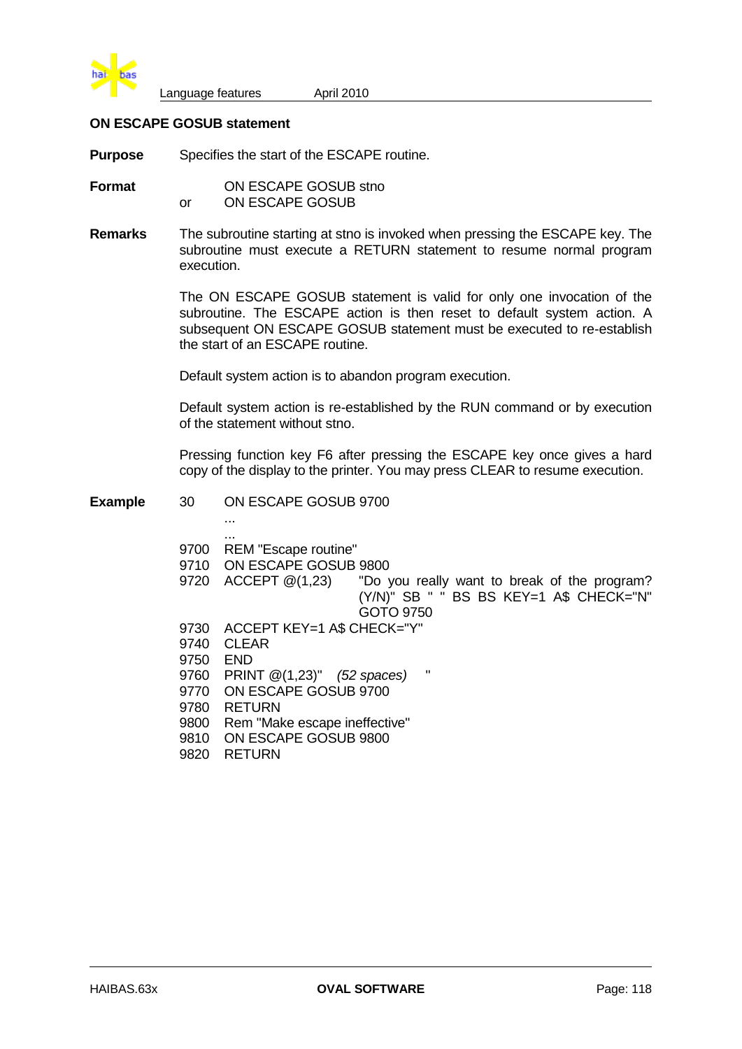## ON ESCAPE GOSUB statement

**Purpose** Specifies the start of the ESCAPE routine.

**Format**

```
   ON ESCAPE GOSUB stno
or ON ESCAPE GOSUB
```

**Remarks** The subroutine starting at stno is invoked when pressing the ESCAPE key. The subroutine must execute a RETURN statement to resume normal program execution.

The ON ESCAPE GOSUB statement is valid for only one invocation of the subroutine. The ESCAPE action is then reset to default system action. A subsequent ON ESCAPE GOSUB statement must be executed to re-establish the start of an ESCAPE routine.

Default system action is to abandon program execution.

Default system action is re-established by the RUN command or by execution of the statement without stno.

Pressing function key F6 after pressing the ESCAPE key once gives a hard copy of the display to the printer. You may press CLEAR to resume execution.

**Example**

```
30    ON ESCAPE GOSUB 9700
      ...
      ...
9700  REM "Escape routine"
9710  ON ESCAPE GOSUB 9800
9720  ACCEPT @(1,23)    "Do you really want to break of the program?
                        (Y/N)" SB " " BS BS KEY=1 A$ CHECK="N"
                        GOTO 9750
9730  ACCEPT KEY=1 A$ CHECK="Y"
9740  CLEAR
9750  END
9760  PRINT @(1,23)"  (52 spaces)   "
9770  ON ESCAPE GOSUB 9700
9780  RETURN
9800  Rem "Make escape ineffective"
9810  ON ESCAPE GOSUB 9800
9820  RETURN
```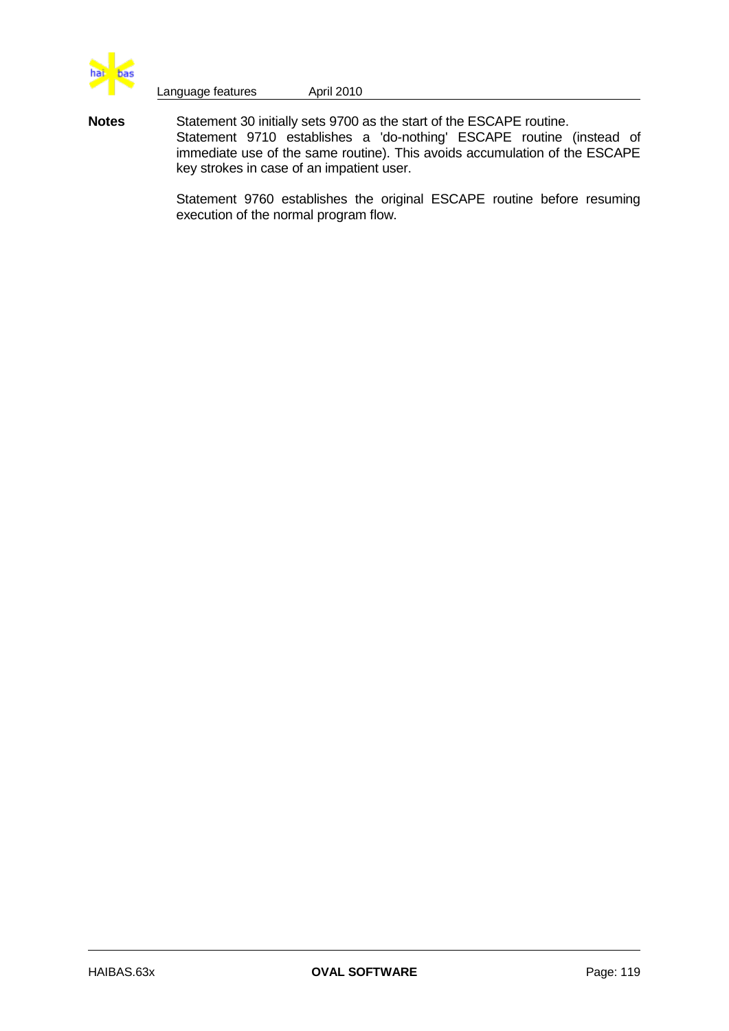**Notes**

Statement 30 initially sets 9700 as the start of the ESCAPE routine.
Statement 9710 establishes a 'do-nothing' ESCAPE routine (instead of immediate use of the same routine). This avoids accumulation of the ESCAPE key strokes in case of an impatient user.

Statement 9760 establishes the original ESCAPE routine before resuming execution of the normal program flow.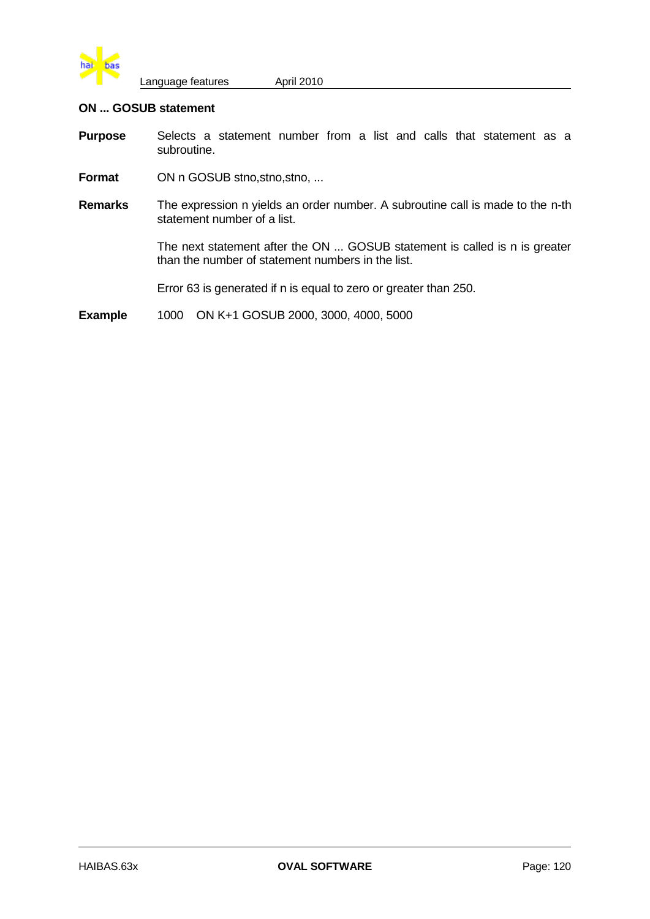### ON ... GOSUB statement

**Purpose** Selects a statement number from a list and calls that statement as a subroutine.

**Format** ON n GOSUB stno,stno,stno, ...

**Remarks** The expression n yields an order number. A subroutine call is made to the n-th statement number of a list.

The next statement after the ON ... GOSUB statement is called is n is greater than the number of statement numbers in the list.

Error 63 is generated if n is equal to zero or greater than 250.

**Example**

```
1000   ON K+1 GOSUB 2000, 3000, 4000, 5000
```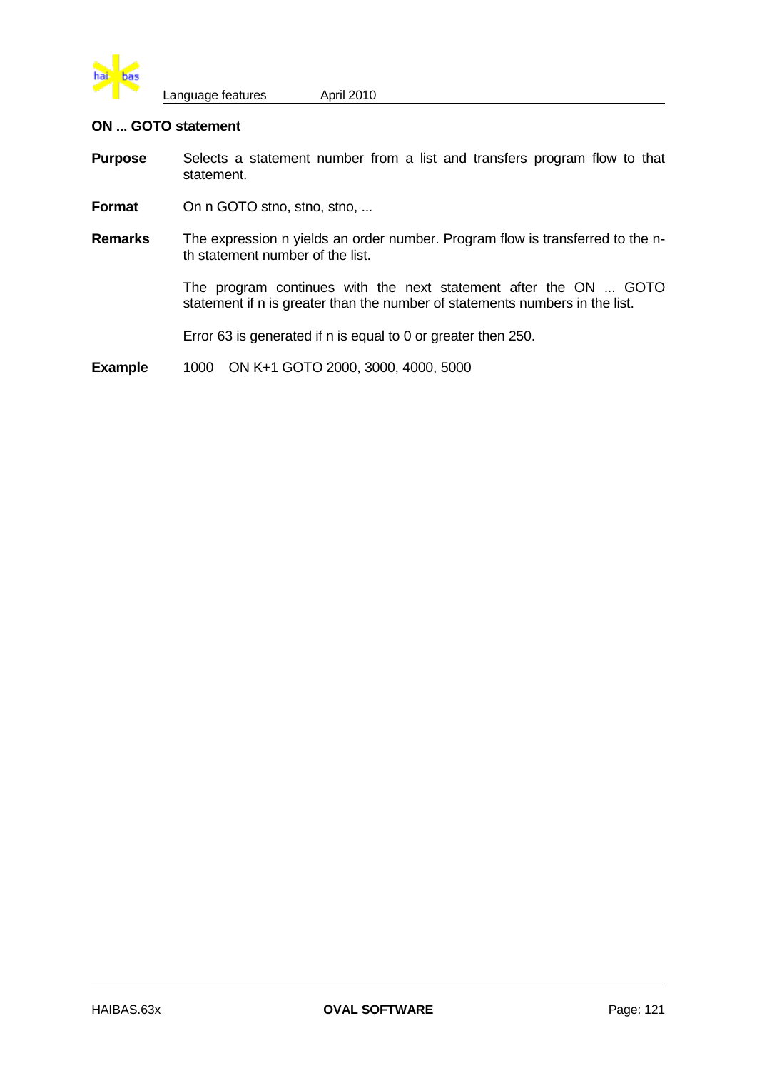## ON ... GOTO statement

**Purpose** Selects a statement number from a list and transfers program flow to that statement.

**Format** On n GOTO stno, stno, stno, ...

**Remarks** The expression n yields an order number. Program flow is transferred to the n-th statement number of the list.

The program continues with the next statement after the ON ... GOTO statement if n is greater than the number of statements numbers in the list.

Error 63 is generated if n is equal to 0 or greater then 250.

**Example**

```
1000   ON K+1 GOTO 2000, 3000, 4000, 5000
```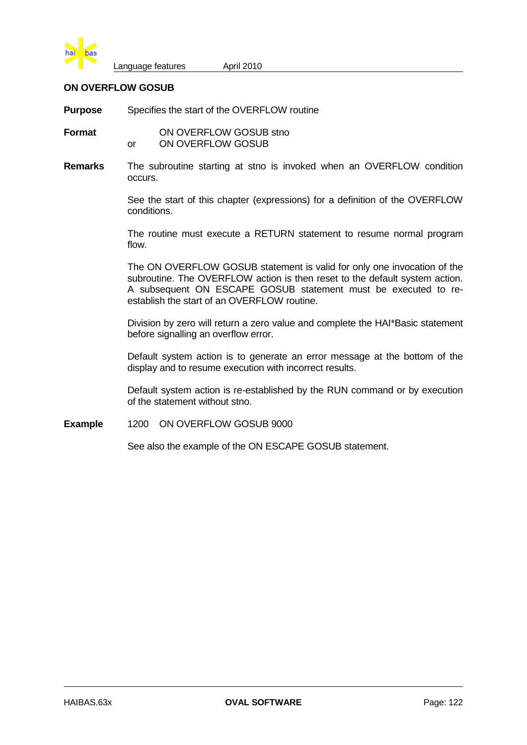## ON OVERFLOW GOSUB

**Purpose** Specifies the start of the OVERFLOW routine

**Format**

```
   ON OVERFLOW GOSUB stno
or ON OVERFLOW GOSUB
```

**Remarks** The subroutine starting at stno is invoked when an OVERFLOW condition occurs.

See the start of this chapter (expressions) for a definition of the OVERFLOW conditions.

The routine must execute a RETURN statement to resume normal program flow.

The ON OVERFLOW GOSUB statement is valid for only one invocation of the subroutine. The OVERFLOW action is then reset to the default system action. A subsequent ON ESCAPE GOSUB statement must be executed to re-establish the start of an OVERFLOW routine.

Division by zero will return a zero value and complete the HAI*Basic statement before signalling an overflow error.

Default system action is to generate an error message at the bottom of the display and to resume execution with incorrect results.

Default system action is re-established by the RUN command or by execution of the statement without stno.

**Example**

```
1200   ON OVERFLOW GOSUB 9000
```

See also the example of the ON ESCAPE GOSUB statement.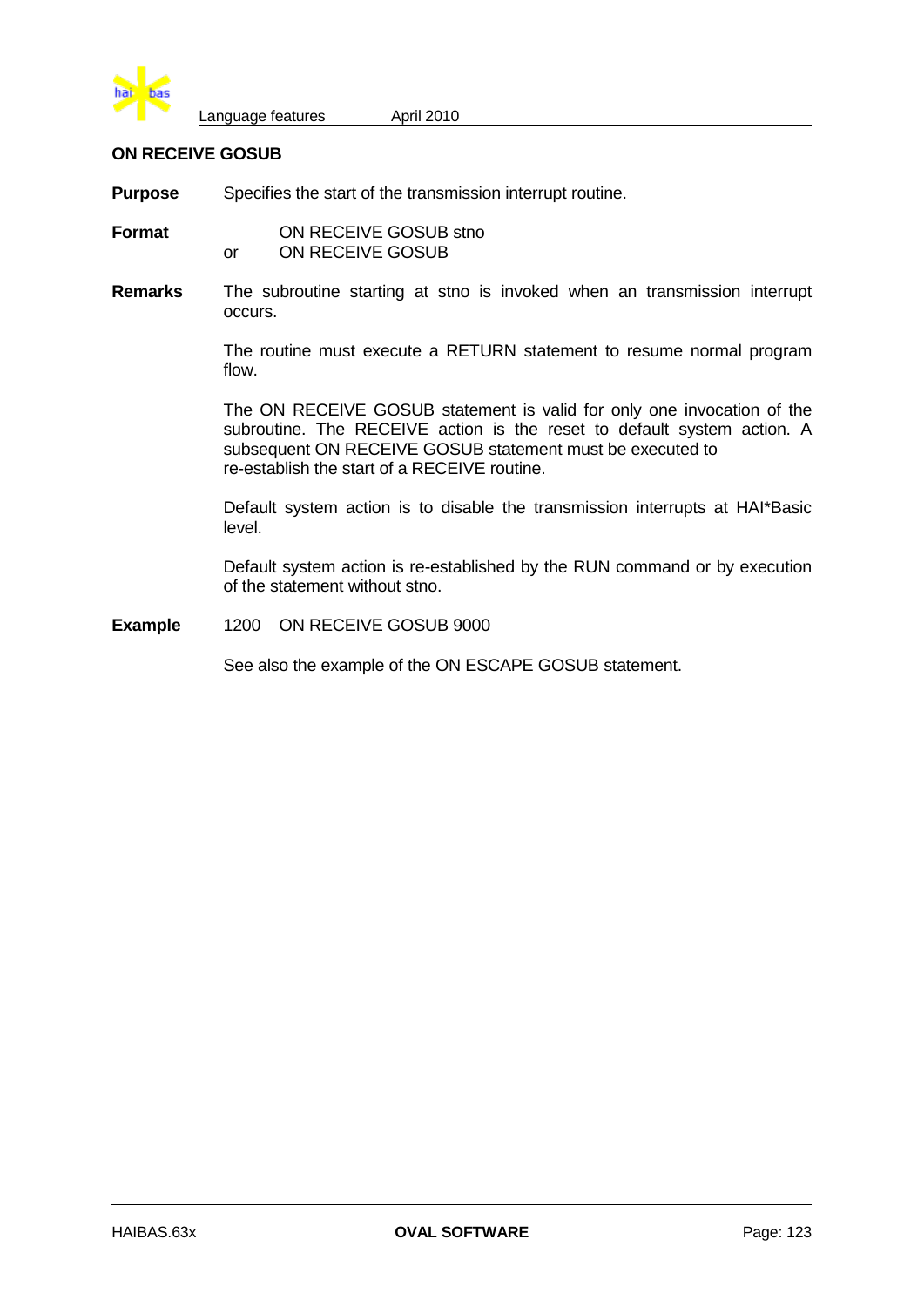## ON RECEIVE GOSUB

**Purpose** Specifies the start of the transmission interrupt routine.

**Format**

```
   ON RECEIVE GOSUB stno
or ON RECEIVE GOSUB
```

**Remarks** The subroutine starting at stno is invoked when an transmission interrupt occurs.

The routine must execute a RETURN statement to resume normal program flow.

The ON RECEIVE GOSUB statement is valid for only one invocation of the subroutine. The RECEIVE action is the reset to default system action. A subsequent ON RECEIVE GOSUB statement must be executed to re-establish the start of a RECEIVE routine.

Default system action is to disable the transmission interrupts at HAI*Basic level.

Default system action is re-established by the RUN command or by execution of the statement without stno.

**Example**

```
1200    ON RECEIVE GOSUB 9000
```

See also the example of the ON ESCAPE GOSUB statement.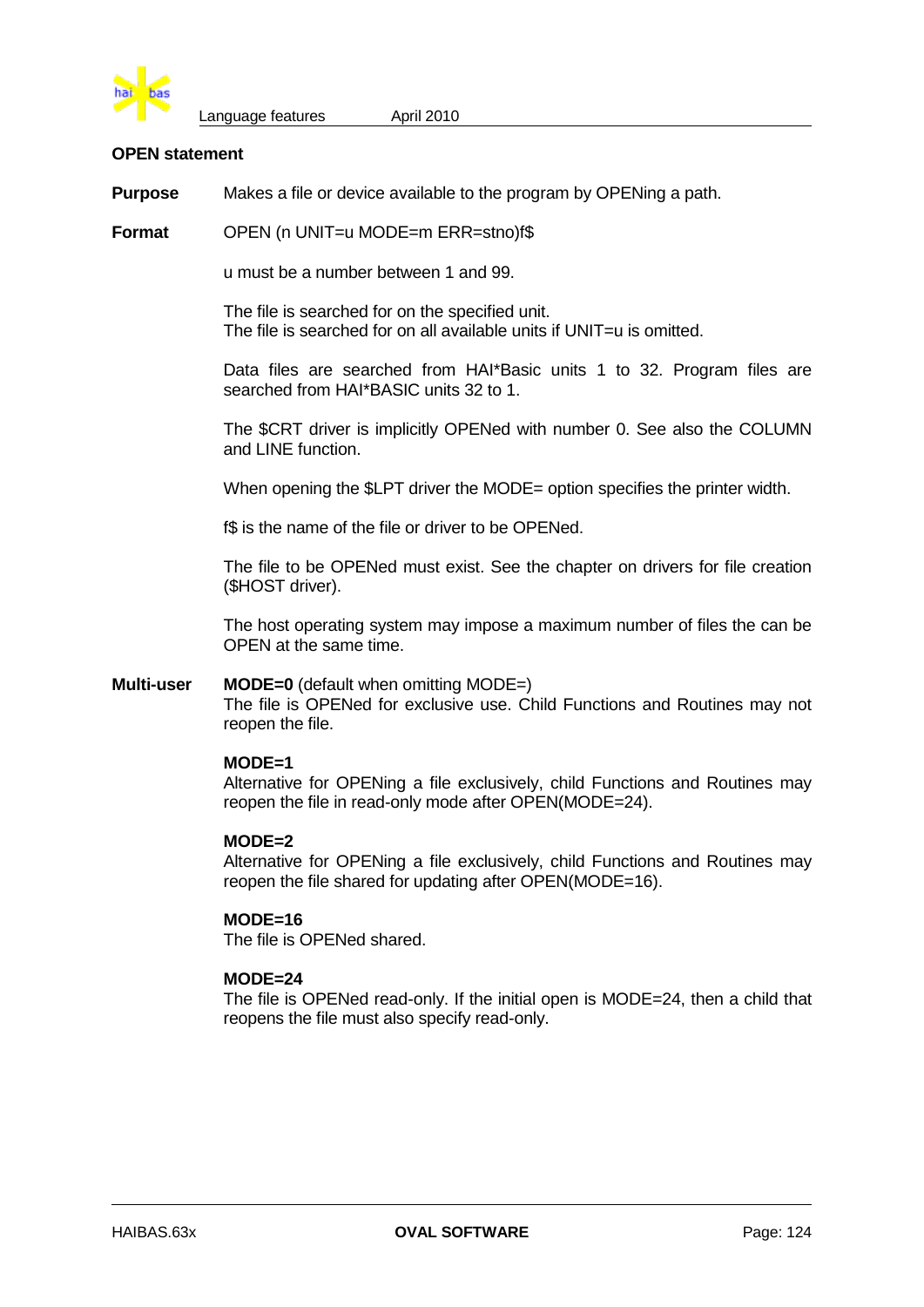## OPEN statement

**Purpose** Makes a file or device available to the program by OPENing a path.

**Format** OPEN (n UNIT=u MODE=m ERR=stno)f$

u must be a number between 1 and 99.

The file is searched for on the specified unit.
The file is searched for on all available units if UNIT=u is omitted.

Data files are searched from HAI*Basic units 1 to 32. Program files are searched from HAI*BASIC units 32 to 1.

The $CRT driver is implicitly OPENed with number 0. See also the COLUMN and LINE function.

When opening the $LPT driver the MODE= option specifies the printer width.

f$ is the name of the file or driver to be OPENed.

The file to be OPENed must exist. See the chapter on drivers for file creation ($HOST driver).

The host operating system may impose a maximum number of files the can be OPEN at the same time.

**Multi-user**

**MODE=0** (default when omitting MODE=)
The file is OPENed for exclusive use. Child Functions and Routines may not reopen the file.

**MODE=1**
Alternative for OPENing a file exclusively, child Functions and Routines may reopen the file in read-only mode after OPEN(MODE=24).

**MODE=2**
Alternative for OPENing a file exclusively, child Functions and Routines may reopen the file shared for updating after OPEN(MODE=16).

**MODE=16**
The file is OPENed shared.

**MODE=24**
The file is OPENed read-only. If the initial open is MODE=24, then a child that reopens the file must also specify read-only.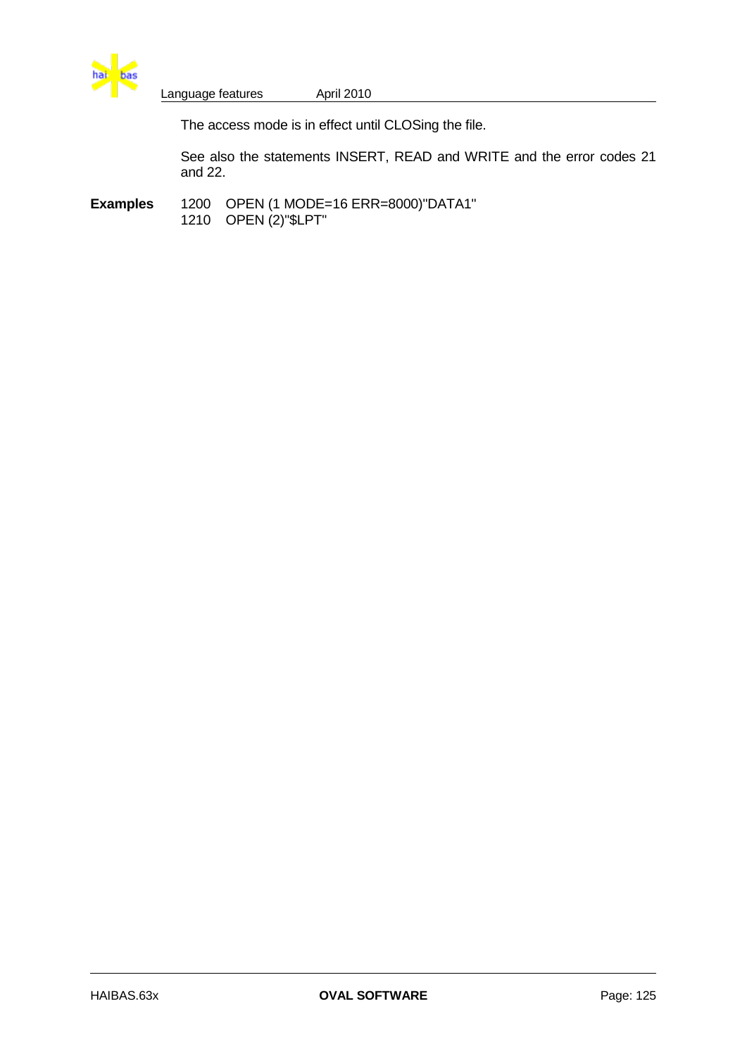The access mode is in effect until CLOSing the file.

See also the statements INSERT, READ and WRITE and the error codes 21 and 22.

**Examples**

```
1200   OPEN (1 MODE=16 ERR=8000)"DATA1"
1210   OPEN (2)"$LPT"
```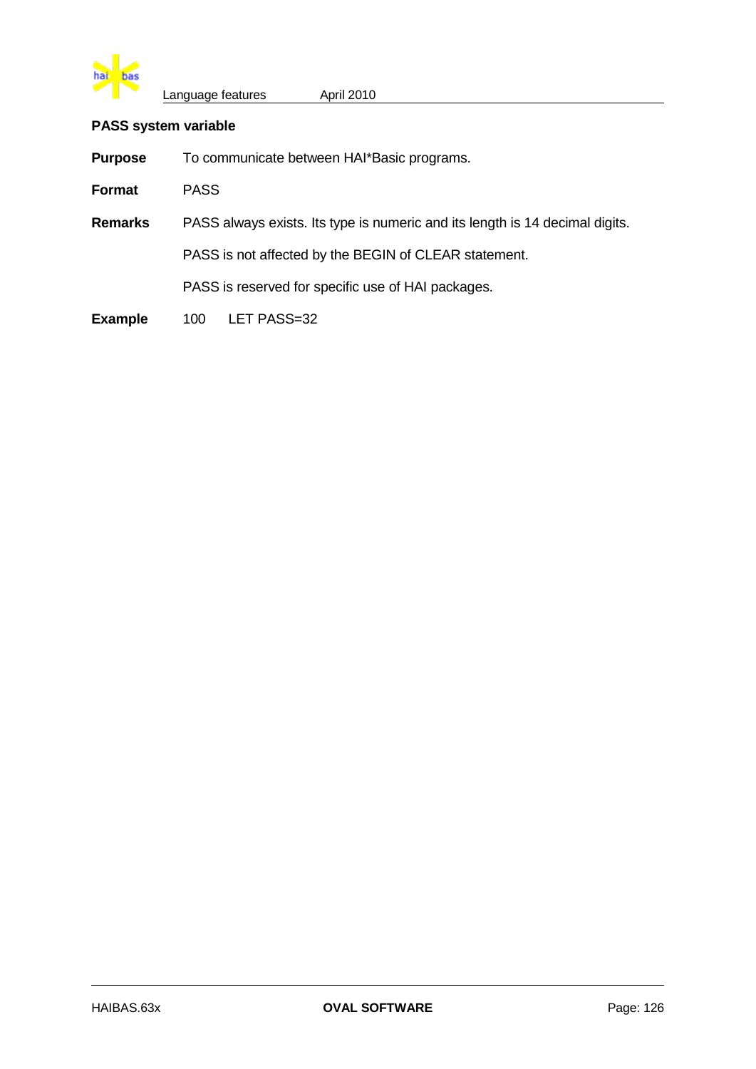## PASS system variable

**Purpose** To communicate between HAI*Basic programs.

**Format** PASS

**Remarks** PASS always exists. Its type is numeric and its length is 14 decimal digits.

PASS is not affected by the BEGIN of CLEAR statement.

PASS is reserved for specific use of HAI packages.

**Example**

```
100     LET PASS=32
```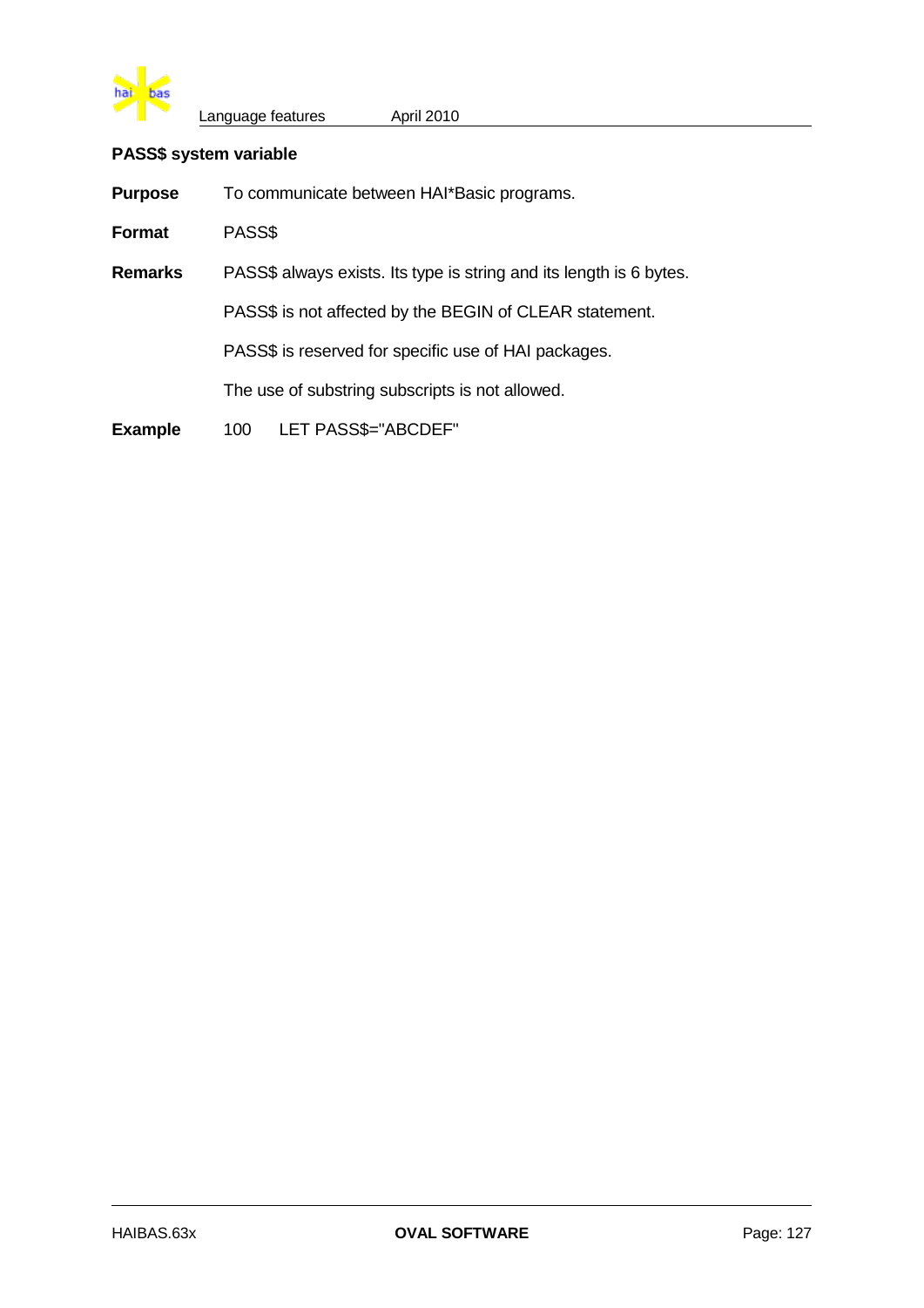## PASS$ system variable

**Purpose** To communicate between HAI*Basic programs.

**Format** PASS$

**Remarks** PASS$ always exists. Its type is string and its length is 6 bytes.

PASS$ is not affected by the BEGIN of CLEAR statement.

PASS$ is reserved for specific use of HAI packages.

The use of substring subscripts is not allowed.

**Example**

```
100    LET PASS$="ABCDEF"
```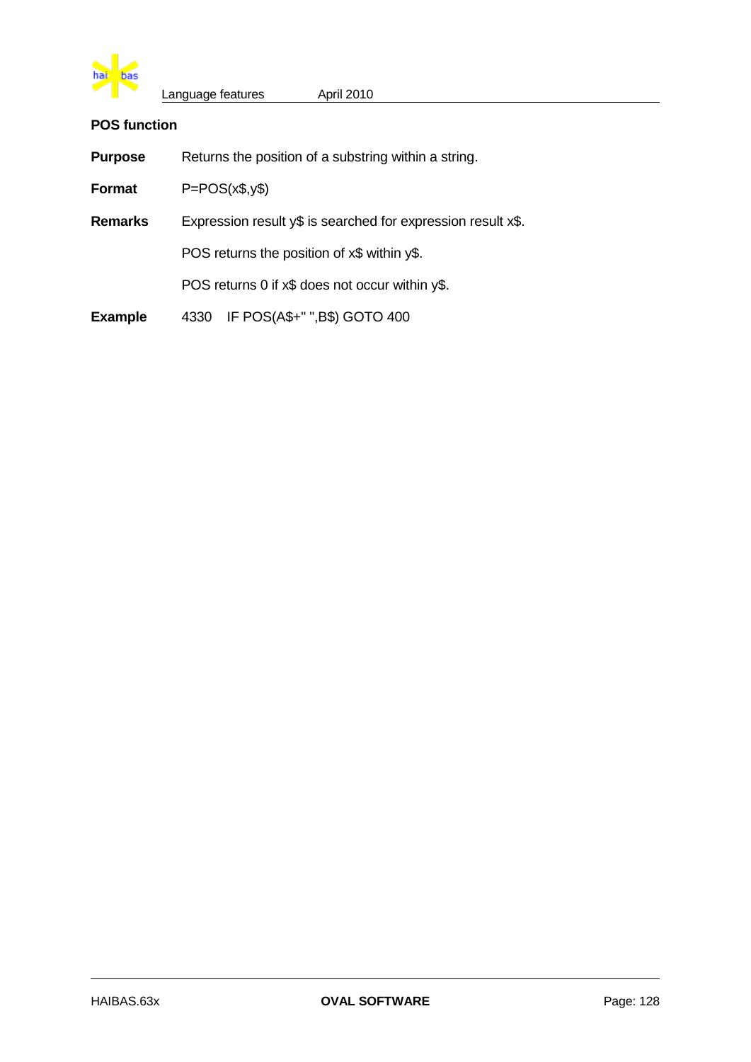## POS function

**Purpose** Returns the position of a substring within a string.

**Format** P=POS(x$,y$)

**Remarks** Expression result y$ is searched for expression result x$.

POS returns the position of x$ within y$.

POS returns 0 if x$ does not occur within y$.

**Example**

```
4330    IF POS(A$+" ",B$) GOTO 400
```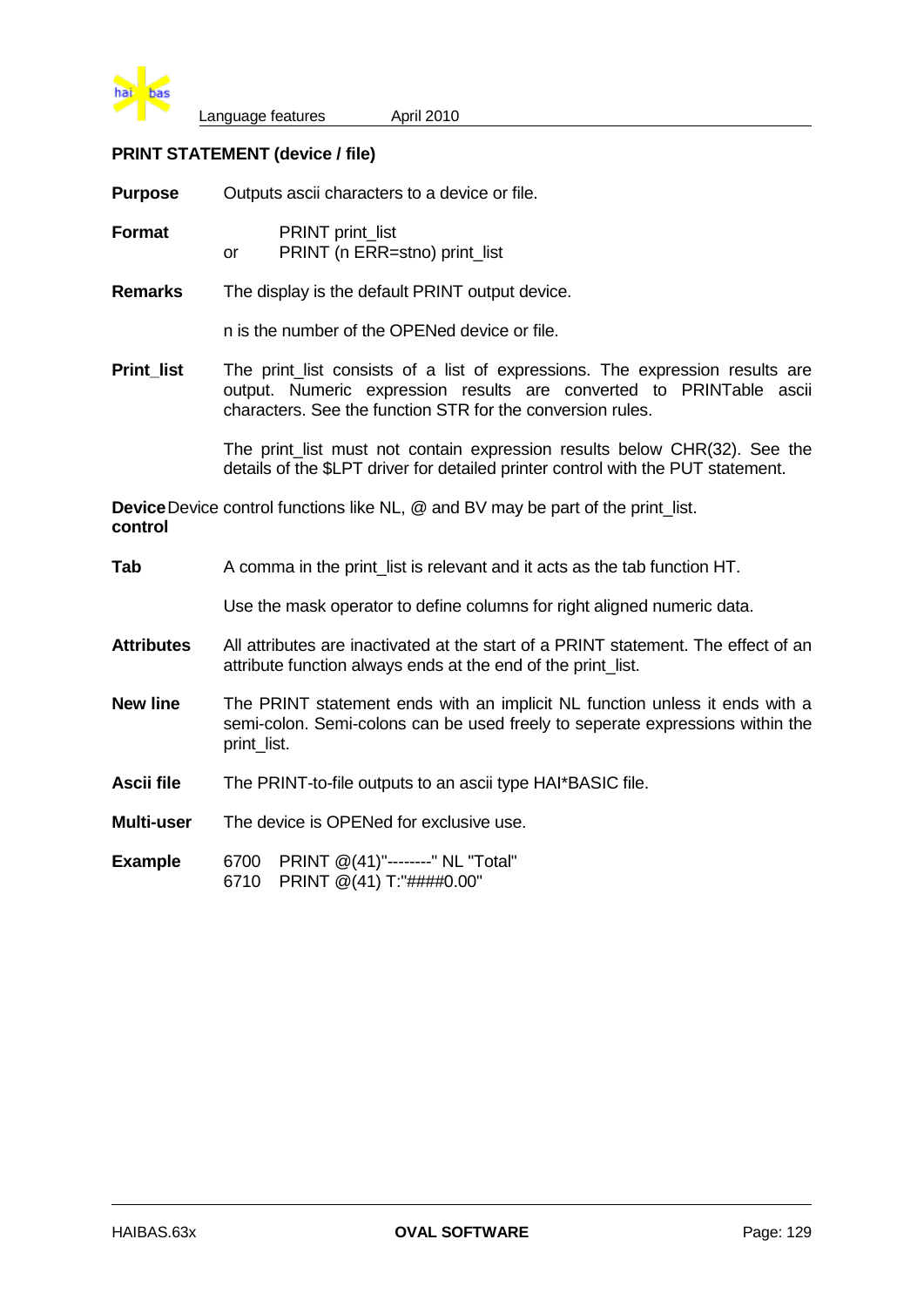## PRINT STATEMENT (device / file)

**Purpose** Outputs ascii characters to a device or file.

**Format**

```
    PRINT print_list
or  PRINT (n ERR=stno) print_list
```

**Remarks** The display is the default PRINT output device.

n is the number of the OPENed device or file.

**Print_list** The print_list consists of a list of expressions. The expression results are output. Numeric expression results are converted to PRINTable ascii characters. See the function STR for the conversion rules.

The print_list must not contain expression results below CHR(32). See the details of the $LPT driver for detailed printer control with the PUT statement.

**Device control** Device control functions like NL, @ and BV may be part of the print_list.

**Tab** A comma in the print_list is relevant and it acts as the tab function HT.

Use the mask operator to define columns for right aligned numeric data.

**Attributes** All attributes are inactivated at the start of a PRINT statement. The effect of an attribute function always ends at the end of the print_list.

**New line** The PRINT statement ends with an implicit NL function unless it ends with a semi-colon. Semi-colons can be used freely to seperate expressions within the print_list.

**Ascii file** The PRINT-to-file outputs to an ascii type HAI*BASIC file.

**Multi-user** The device is OPENed for exclusive use.

**Example**

```
6700  PRINT @(41)"--------" NL "Total"
6710  PRINT @(41) T:"####0.00"
```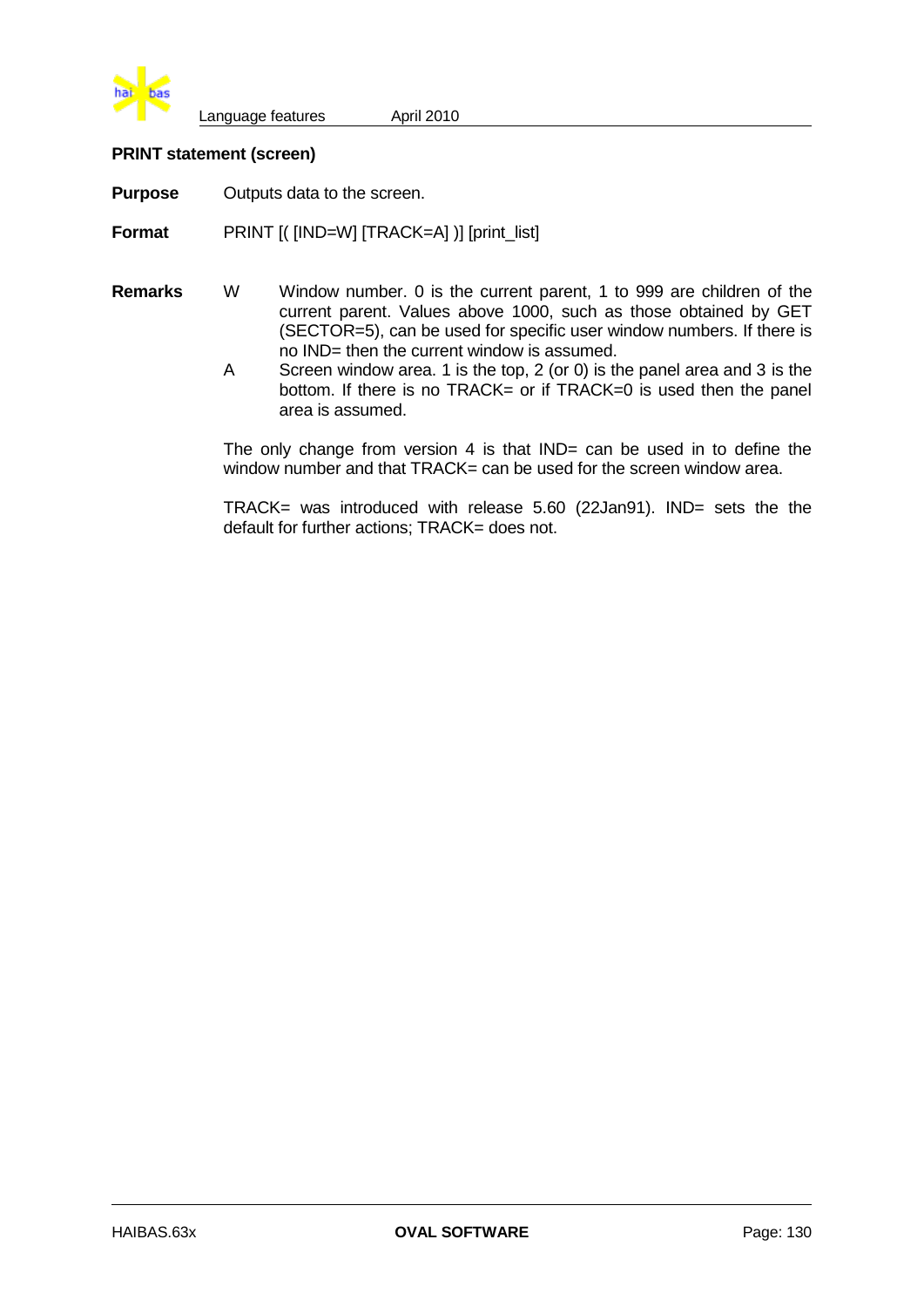## PRINT statement (screen)

**Purpose** Outputs data to the screen.

**Format** PRINT [( [IND=W] [TRACK=A] )] [print_list]

**Remarks**

W Window number. 0 is the current parent, 1 to 999 are children of the current parent. Values above 1000, such as those obtained by GET (SECTOR=5), can be used for specific user window numbers. If there is no IND= then the current window is assumed.

A Screen window area. 1 is the top, 2 (or 0) is the panel area and 3 is the bottom. If there is no TRACK= or if TRACK=0 is used then the panel area is assumed.

The only change from version 4 is that IND= can be used in to define the window number and that TRACK= can be used for the screen window area.

TRACK= was introduced with release 5.60 (22Jan91). IND= sets the the default for further actions; TRACK= does not.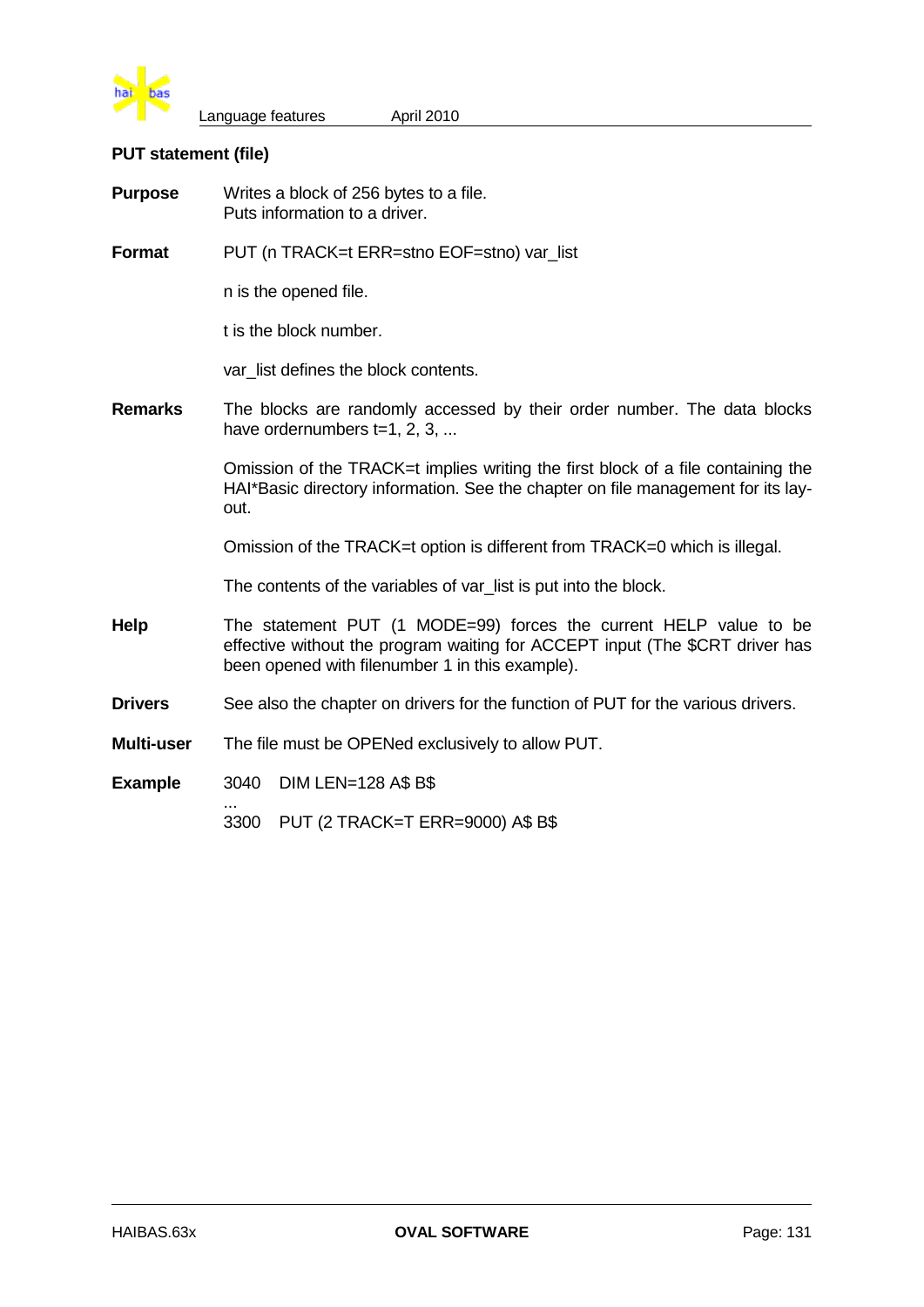### PUT statement (file)

**Purpose**

Writes a block of 256 bytes to a file.
Puts information to a driver.

**Format**

PUT (n TRACK=t ERR=stno EOF=stno) var_list

n is the opened file.

t is the block number.

var_list defines the block contents.

**Remarks**

The blocks are randomly accessed by their order number. The data blocks have ordernumbers t=1, 2, 3, ...

Omission of the TRACK=t implies writing the first block of a file containing the HAI*Basic directory information. See the chapter on file management for its lay-out.

Omission of the TRACK=t option is different from TRACK=0 which is illegal.

The contents of the variables of var_list is put into the block.

**Help**

The statement PUT (1 MODE=99) forces the current HELP value to be effective without the program waiting for ACCEPT input (The $CRT driver has been opened with filenumber 1 in this example).

**Drivers**

See also the chapter on drivers for the function of PUT for the various drivers.

**Multi-user**

The file must be OPENed exclusively to allow PUT.

**Example**

```
3040   DIM LEN=128 A$ B$
...
3300   PUT (2 TRACK=T ERR=9000) A$ B$
```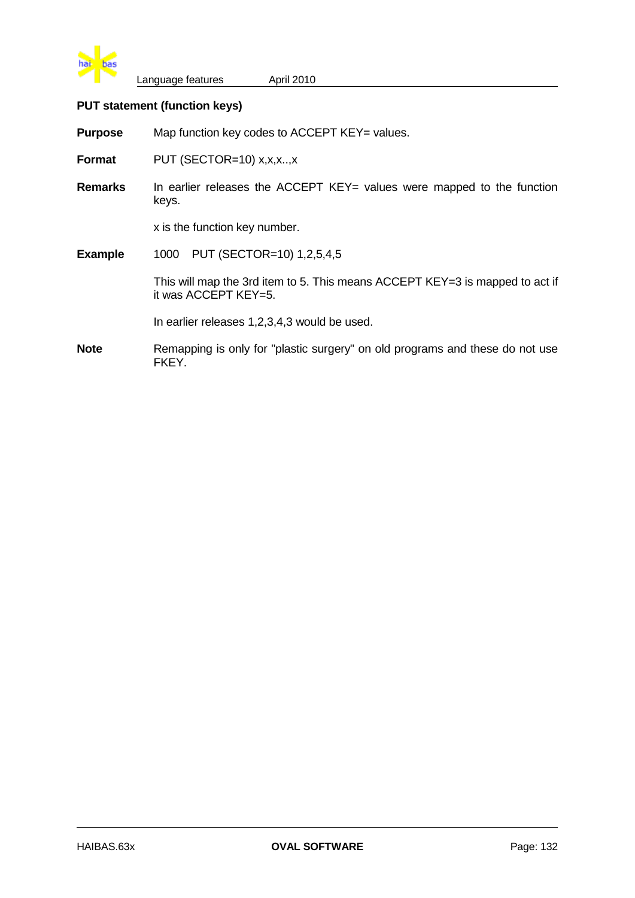### PUT statement (function keys)

**Purpose** Map function key codes to ACCEPT KEY= values.

**Format** PUT (SECTOR=10) x,x,x..,x

**Remarks** In earlier releases the ACCEPT KEY= values were mapped to the function keys.

x is the function key number.

**Example**

```
1000   PUT (SECTOR=10) 1,2,5,4,5
```

This will map the 3rd item to 5. This means ACCEPT KEY=3 is mapped to act if it was ACCEPT KEY=5.

In earlier releases 1,2,3,4,3 would be used.

**Note** Remapping is only for "plastic surgery" on old programs and these do not use FKEY.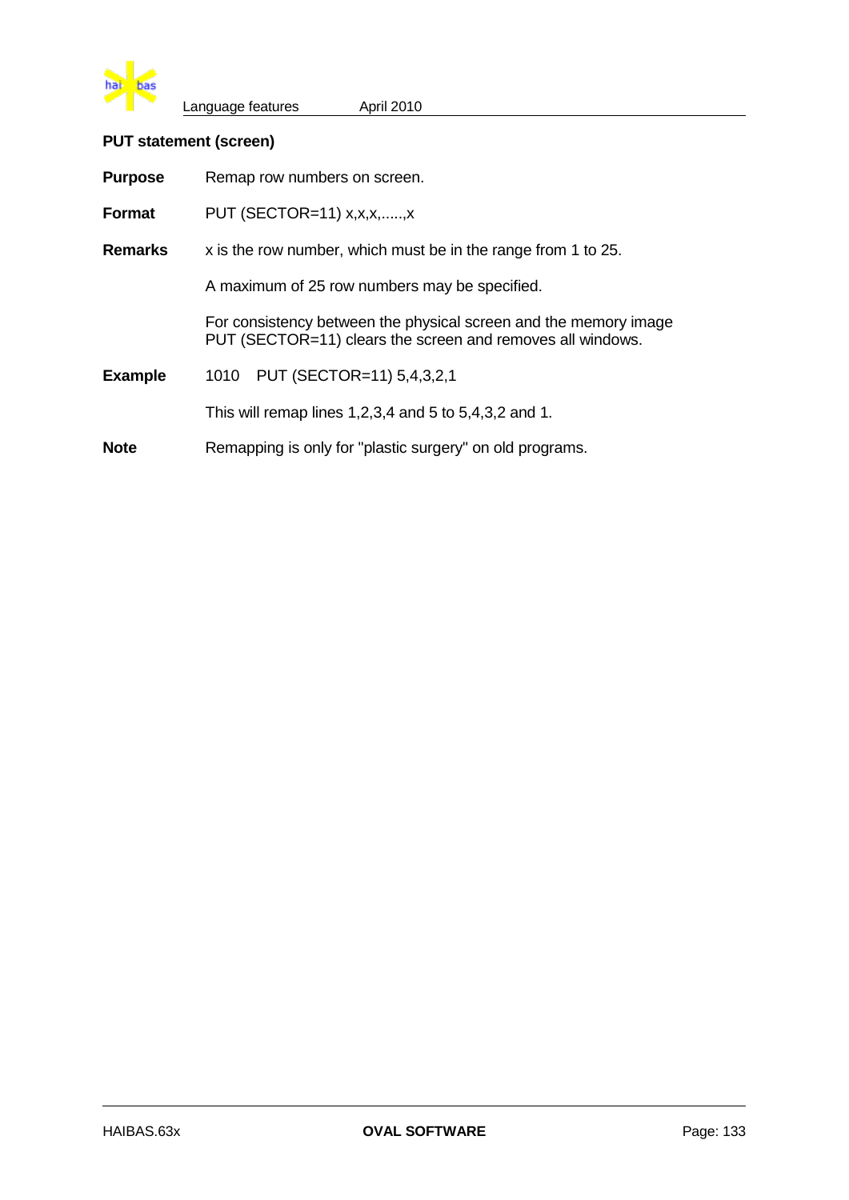### PUT statement (screen)

**Purpose** Remap row numbers on screen.

**Format** PUT (SECTOR=11) x,x,x,.....,x

**Remarks** x is the row number, which must be in the range from 1 to 25.

A maximum of 25 row numbers may be specified.

For consistency between the physical screen and the memory image PUT (SECTOR=11) clears the screen and removes all windows.

**Example**

```
1010   PUT (SECTOR=11) 5,4,3,2,1
```

This will remap lines 1,2,3,4 and 5 to 5,4,3,2 and 1.

**Note** Remapping is only for "plastic surgery" on old programs.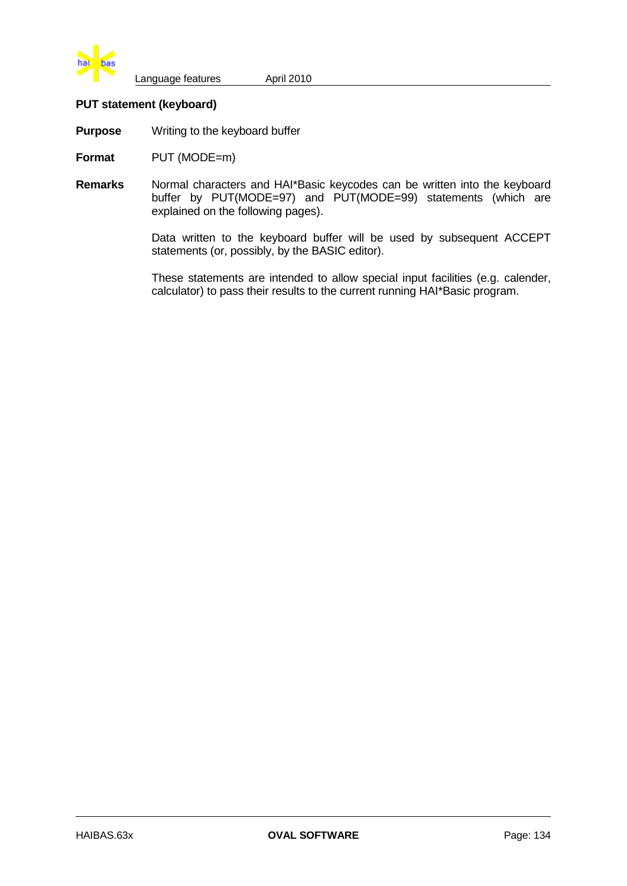### PUT statement (keyboard)

**Purpose** Writing to the keyboard buffer

**Format** PUT (MODE=m)

**Remarks** Normal characters and HAI*Basic keycodes can be written into the keyboard buffer by PUT(MODE=97) and PUT(MODE=99) statements (which are explained on the following pages).

Data written to the keyboard buffer will be used by subsequent ACCEPT statements (or, possibly, by the BASIC editor).

These statements are intended to allow special input facilities (e.g. calender, calculator) to pass their results to the current running HAI*Basic program.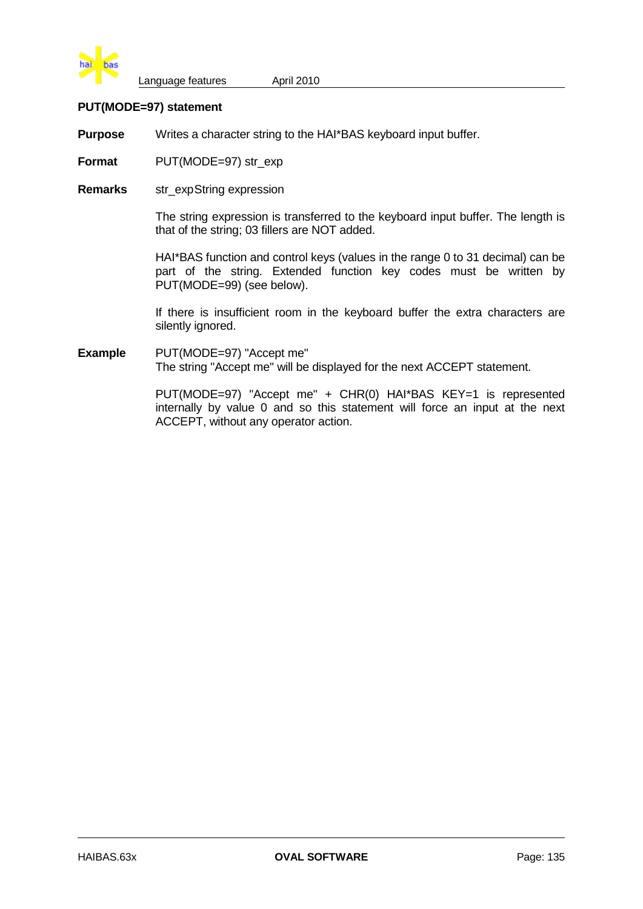### PUT(MODE=97) statement

**Purpose** Writes a character string to the HAI*BAS keyboard input buffer.

**Format** PUT(MODE=97) str_exp

**Remarks** str_exp String expression

The string expression is transferred to the keyboard input buffer. The length is that of the string; 03 fillers are NOT added.

HAI*BAS function and control keys (values in the range 0 to 31 decimal) can be part of the string. Extended function key codes must be written by PUT(MODE=99) (see below).

If there is insufficient room in the keyboard buffer the extra characters are silently ignored.

**Example** PUT(MODE=97) "Accept me"
The string "Accept me" will be displayed for the next ACCEPT statement.

PUT(MODE=97) "Accept me" + CHR(0) HAI*BAS KEY=1 is represented internally by value 0 and so this statement will force an input at the next ACCEPT, without any operator action.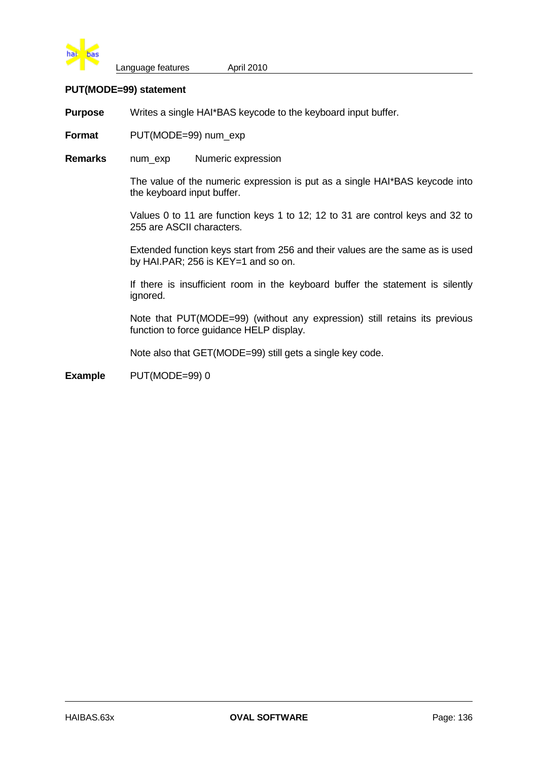### PUT(MODE=99) statement

**Purpose** Writes a single HAI*BAS keycode to the keyboard input buffer.

**Format** PUT(MODE=99) num_exp

**Remarks** num_exp Numeric expression

The value of the numeric expression is put as a single HAI*BAS keycode into the keyboard input buffer.

Values 0 to 11 are function keys 1 to 12; 12 to 31 are control keys and 32 to 255 are ASCII characters.

Extended function keys start from 256 and their values are the same as is used by HAI.PAR; 256 is KEY=1 and so on.

If there is insufficient room in the keyboard buffer the statement is silently ignored.

Note that PUT(MODE=99) (without any expression) still retains its previous function to force guidance HELP display.

Note also that GET(MODE=99) still gets a single key code.

**Example**

```
PUT(MODE=99) 0
```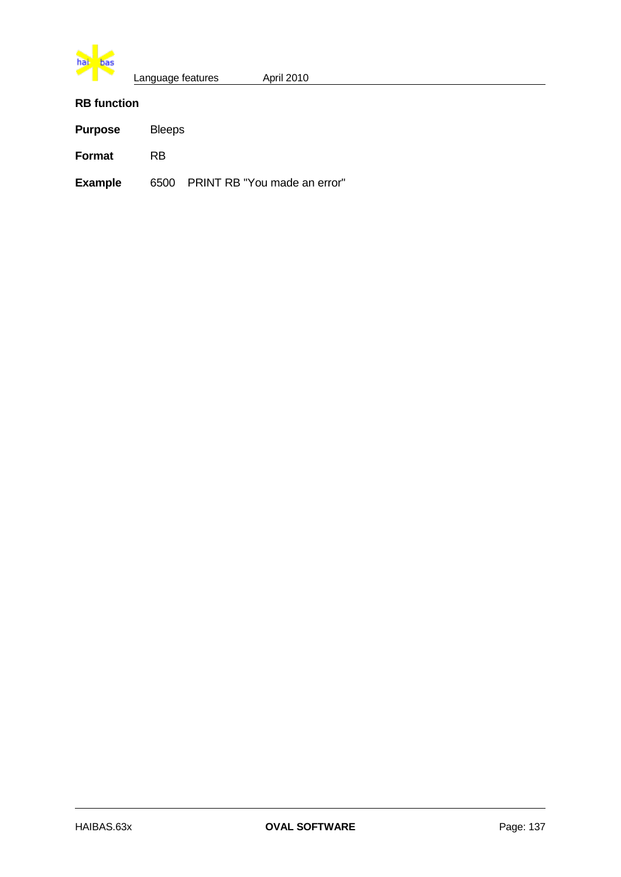### RB function

**Purpose** Bleeps

**Format** RB

**Example** 6500 PRINT RB "You made an error"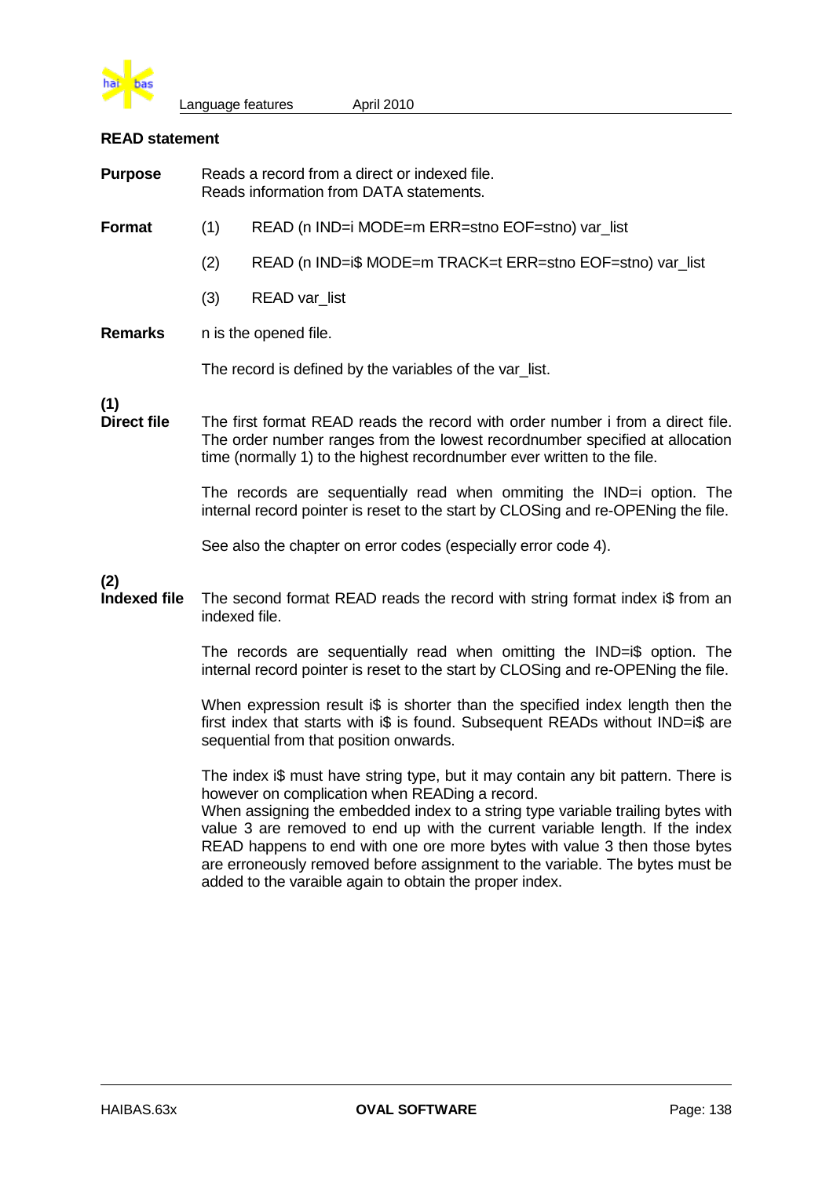## READ statement

**Purpose** Reads a record from a direct or indexed file.
Reads information from DATA statements.

**Format**

(1) READ (n IND=i MODE=m ERR=stno EOF=stno) var_list

(2) READ (n IND=i$ MODE=m TRACK=t ERR=stno EOF=stno) var_list

(3) READ var_list

**Remarks** n is the opened file.

The record is defined by the variables of the var_list.

**(1)**
**Direct file** The first format READ reads the record with order number i from a direct file. The order number ranges from the lowest recordnumber specified at allocation time (normally 1) to the highest recordnumber ever written to the file.

The records are sequentially read when ommiting the IND=i option. The internal record pointer is reset to the start by CLOSing and re-OPENing the file.

See also the chapter on error codes (especially error code 4).

**(2)**
**Indexed file** The second format READ reads the record with string format index i$ from an indexed file.

The records are sequentially read when omitting the IND=i$ option. The internal record pointer is reset to the start by CLOSing and re-OPENing the file.

When expression result i$ is shorter than the specified index length then the first index that starts with i$ is found. Subsequent READs without IND=i$ are sequential from that position onwards.

The index i$ must have string type, but it may contain any bit pattern. There is however on complication when READing a record.
When assigning the embedded index to a string type variable trailing bytes with value 3 are removed to end up with the current variable length. If the index READ happens to end with one ore more bytes with value 3 then those bytes are erroneously removed before assignment to the variable. The bytes must be added to the varaible again to obtain the proper index.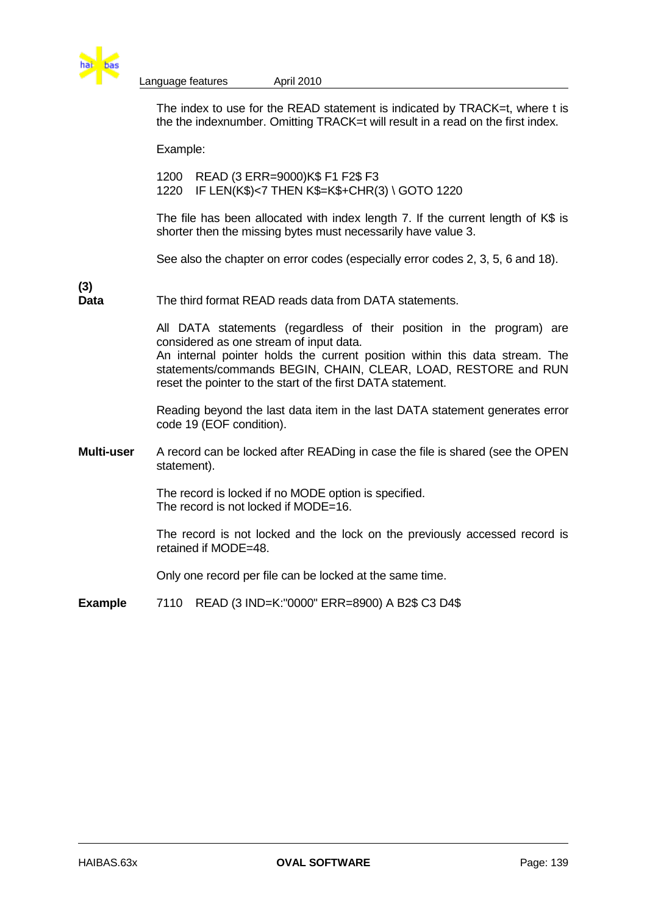The index to use for the READ statement is indicated by TRACK=t, where t is the the indexnumber. Omitting TRACK=t will result in a read on the first index.

Example:

```
1200   READ (3 ERR=9000)K$ F1 F2$ F3
1220   IF LEN(K$)<7 THEN K$=K$+CHR(3) \ GOTO 1220
```

The file has been allocated with index length 7. If the current length of K$ is shorter then the missing bytes must necessarily have value 3.

See also the chapter on error codes (especially error codes 2, 3, 5, 6 and 18).

**(3) Data**

The third format READ reads data from DATA statements.

All DATA statements (regardless of their position in the program) are considered as one stream of input data.
An internal pointer holds the current position within this data stream. The statements/commands BEGIN, CHAIN, CLEAR, LOAD, RESTORE and RUN reset the pointer to the start of the first DATA statement.

Reading beyond the last data item in the last DATA statement generates error code 19 (EOF condition).

**Multi-user**

A record can be locked after READing in case the file is shared (see the OPEN statement).

The record is locked if no MODE option is specified.
The record is not locked if MODE=16.

The record is not locked and the lock on the previously accessed record is retained if MODE=48.

Only one record per file can be locked at the same time.

**Example**

```
7110   READ (3 IND=K:"0000" ERR=8900) A B2$ C3 D4$
```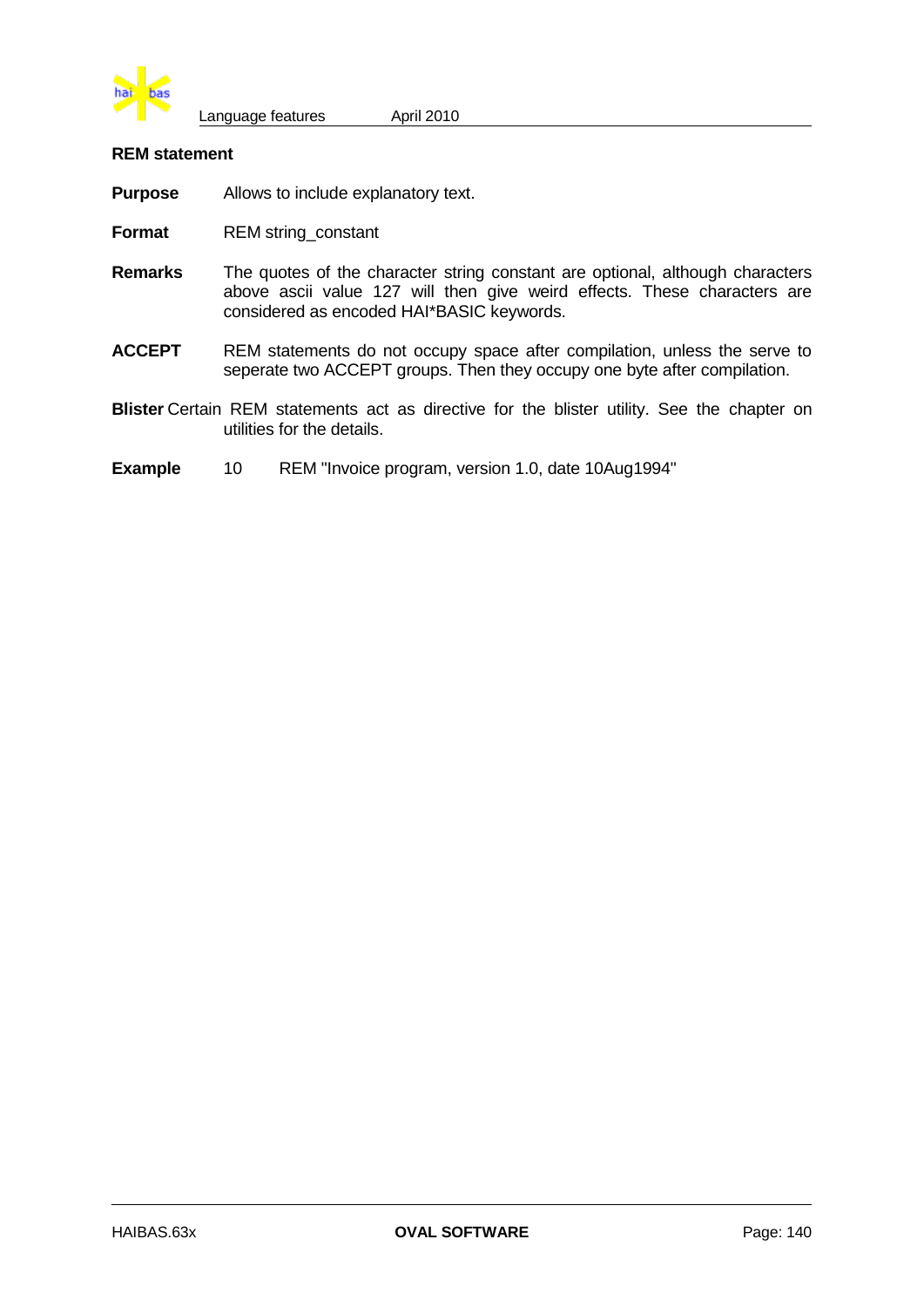### REM statement

**Purpose** Allows to include explanatory text.

**Format** REM string_constant

**Remarks** The quotes of the character string constant are optional, although characters above ascii value 127 will then give weird effects. These characters are considered as encoded HAI*BASIC keywords.

**ACCEPT** REM statements do not occupy space after compilation, unless the serve to seperate two ACCEPT groups. Then they occupy one byte after compilation.

**Blister** Certain REM statements act as directive for the blister utility. See the chapter on utilities for the details.

**Example**

```
10      REM "Invoice program, version 1.0, date 10Aug1994"
```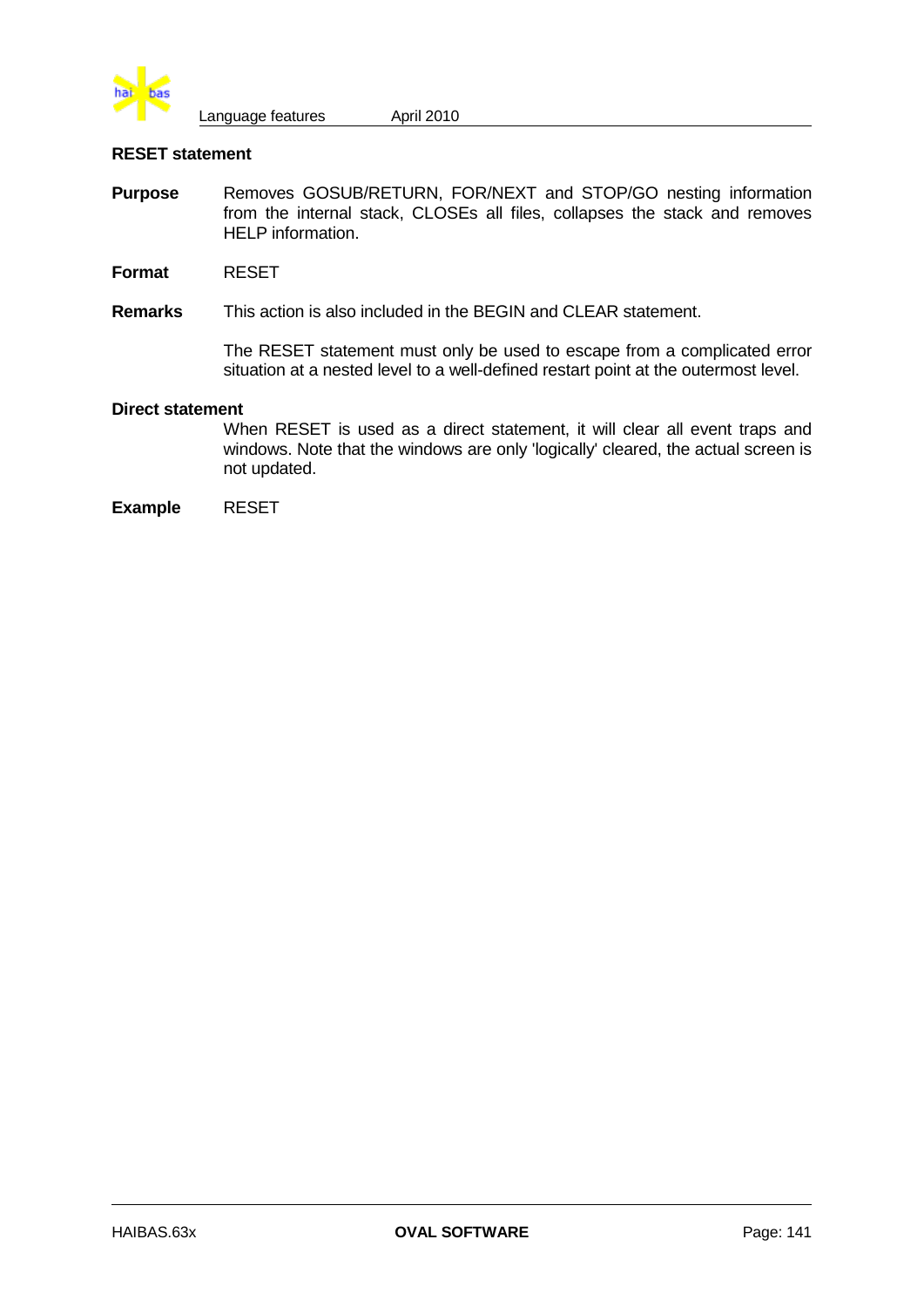### RESET statement

**Purpose** Removes GOSUB/RETURN, FOR/NEXT and STOP/GO nesting information from the internal stack, CLOSEs all files, collapses the stack and removes HELP information.

**Format** RESET

**Remarks** This action is also included in the BEGIN and CLEAR statement.

The RESET statement must only be used to escape from a complicated error situation at a nested level to a well-defined restart point at the outermost level.

**Direct statement**

When RESET is used as a direct statement, it will clear all event traps and windows. Note that the windows are only 'logically' cleared, the actual screen is not updated.

**Example** RESET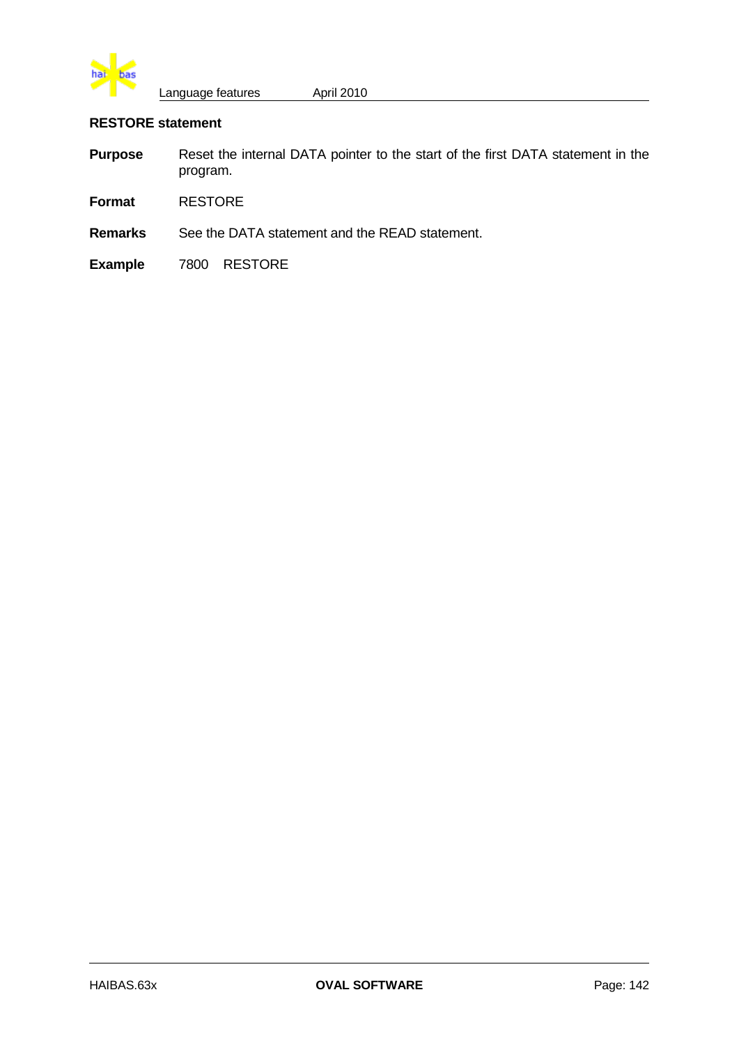### RESTORE statement

**Purpose** Reset the internal DATA pointer to the start of the first DATA statement in the program.

**Format** RESTORE

**Remarks** See the DATA statement and the READ statement.

**Example**

```
7800   RESTORE
```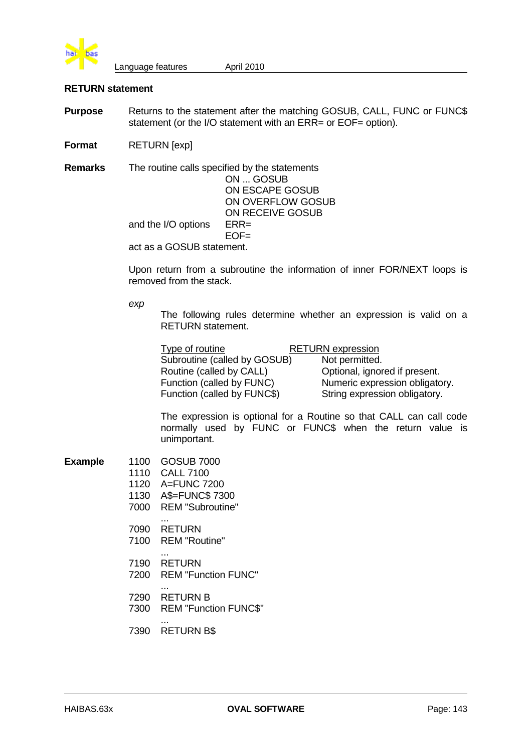## RETURN statement

**Purpose** Returns to the statement after the matching GOSUB, CALL, FUNC or FUNC$ statement (or the I/O statement with an ERR= or EOF= option).

**Format** RETURN [exp]

**Remarks** The routine calls specified by the statements

ON ... GOSUB
ON ESCAPE GOSUB
ON OVERFLOW GOSUB
ON RECEIVE GOSUB

and the I/O options ERR=
EOF=

act as a GOSUB statement.

Upon return from a subroutine the information of inner FOR/NEXT loops is removed from the stack.

*exp*

The following rules determine whether an expression is valid on a RETURN statement.

| Type of routine | RETURN expression |
|---|---|
| Subroutine (called by GOSUB) | Not permitted. |
| Routine (called by CALL) | Optional, ignored if present. |
| Function (called by FUNC) | Numeric expression obligatory. |
| Function (called by FUNC$) | String expression obligatory. |

The expression is optional for a Routine so that CALL can call code normally used by FUNC or FUNC$ when the return value is unimportant.

**Example**

```
1100  GOSUB 7000
1110  CALL 7100
1120  A=FUNC 7200
1130  A$=FUNC$ 7300
7000  REM "Subroutine"
      ...
7090  RETURN
7100  REM "Routine"
      ...
7190  RETURN
7200  REM "Function FUNC"
      ...
7290  RETURN B
7300  REM "Function FUNC$"
      ...
7390  RETURN B$
```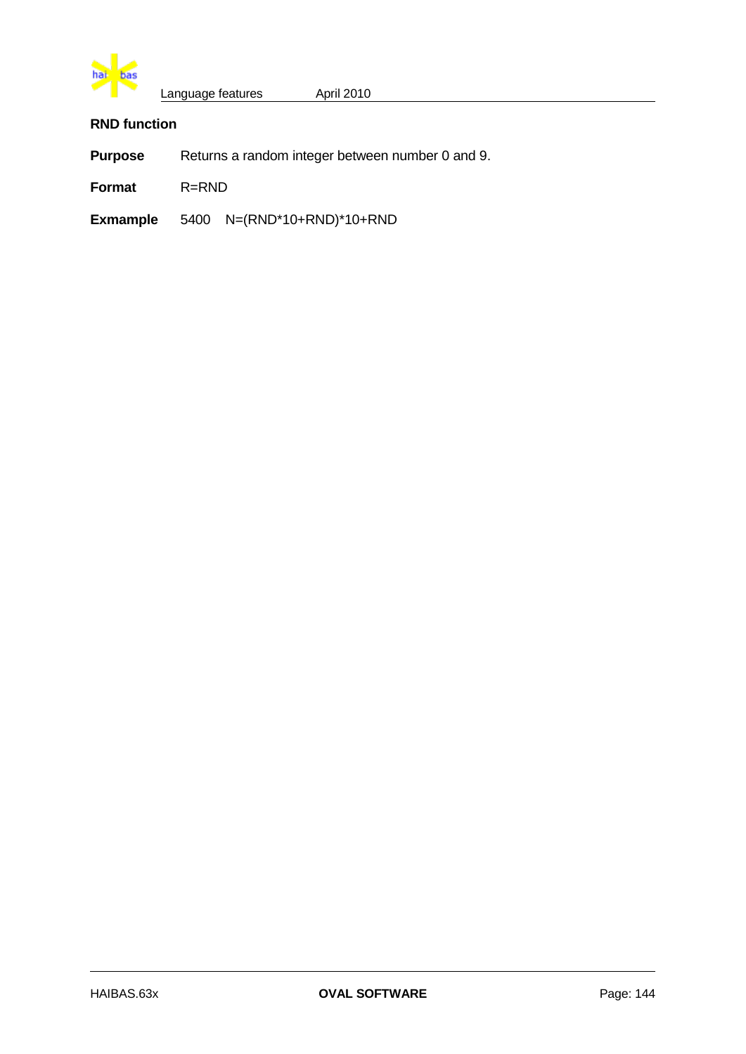### RND function

**Purpose** Returns a random integer between number 0 and 9.

**Format** R=RND

**Exmample** 5400 N=(RND*10+RND)*10+RND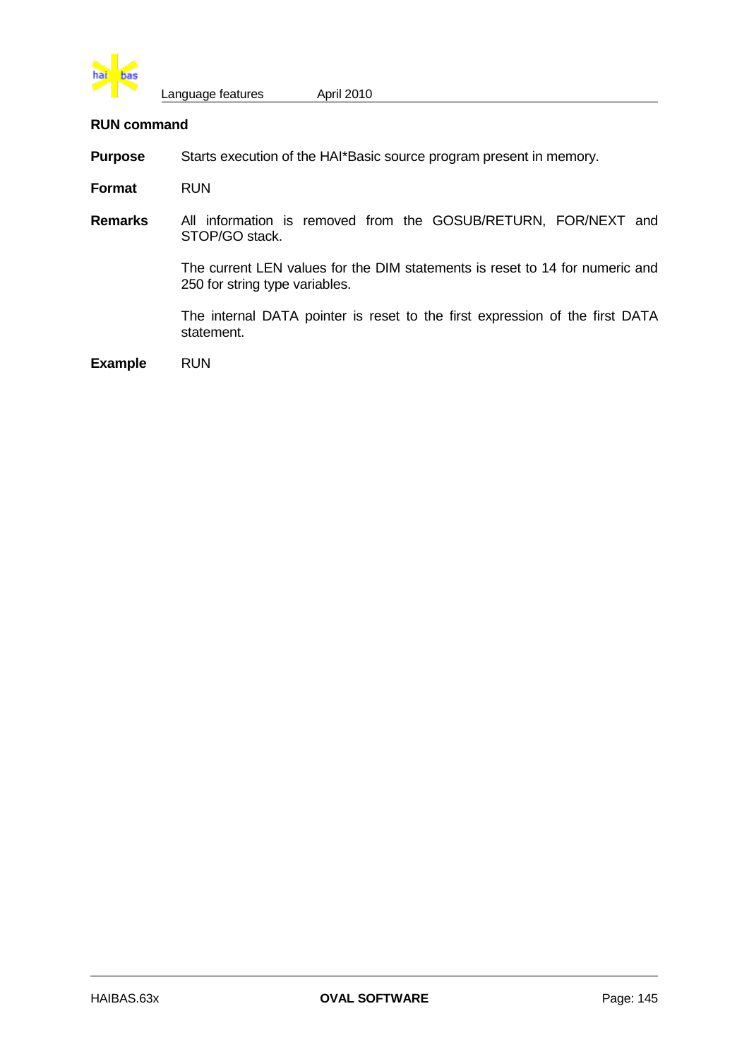## RUN command

**Purpose** Starts execution of the HAI*Basic source program present in memory.

**Format** RUN

**Remarks** All information is removed from the GOSUB/RETURN, FOR/NEXT and STOP/GO stack.

The current LEN values for the DIM statements is reset to 14 for numeric and 250 for string type variables.

The internal DATA pointer is reset to the first expression of the first DATA statement.

**Example** RUN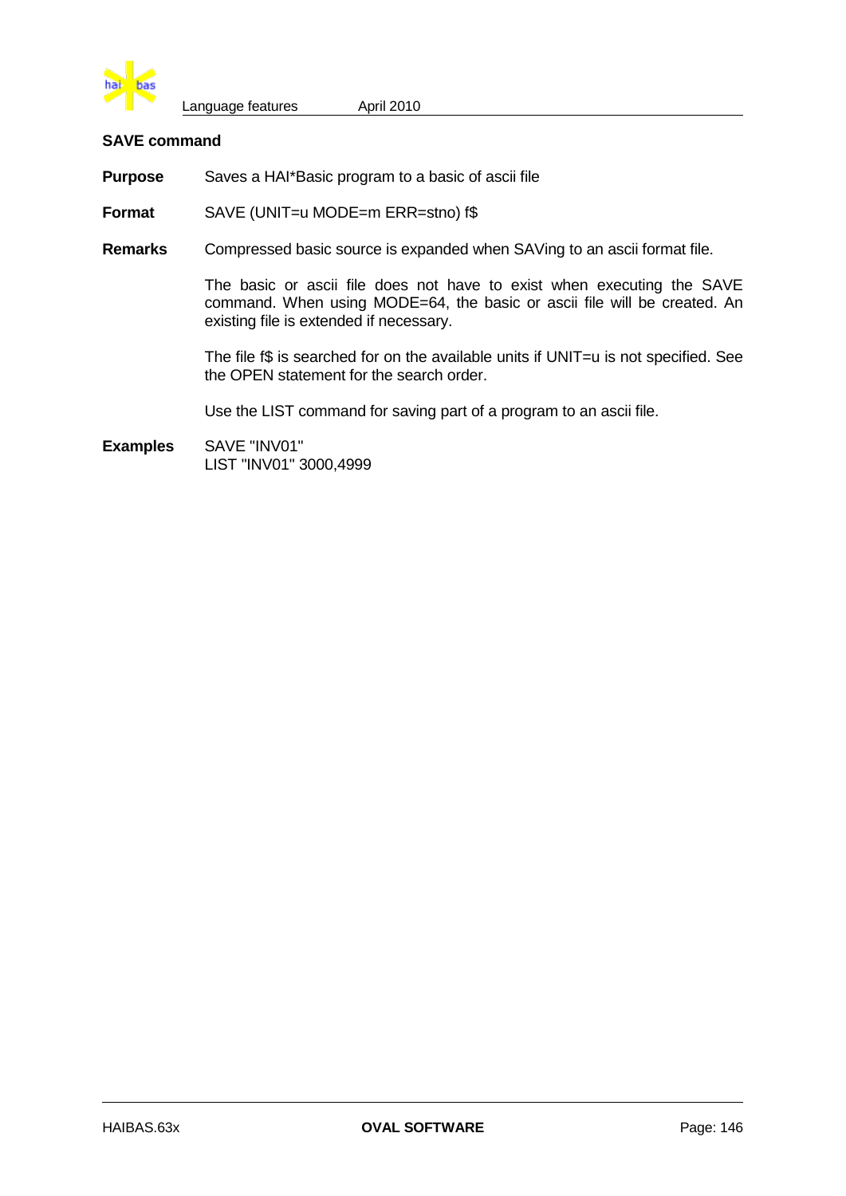## SAVE command

**Purpose** Saves a HAI*Basic program to a basic of ascii file

**Format** SAVE (UNIT=u MODE=m ERR=stno) f$

**Remarks** Compressed basic source is expanded when SAVing to an ascii format file.

The basic or ascii file does not have to exist when executing the SAVE command. When using MODE=64, the basic or ascii file will be created. An existing file is extended if necessary.

The file f$ is searched for on the available units if UNIT=u is not specified. See the OPEN statement for the search order.

Use the LIST command for saving part of a program to an ascii file.

**Examples**

```
SAVE "INV01"
LIST "INV01" 3000,4999
```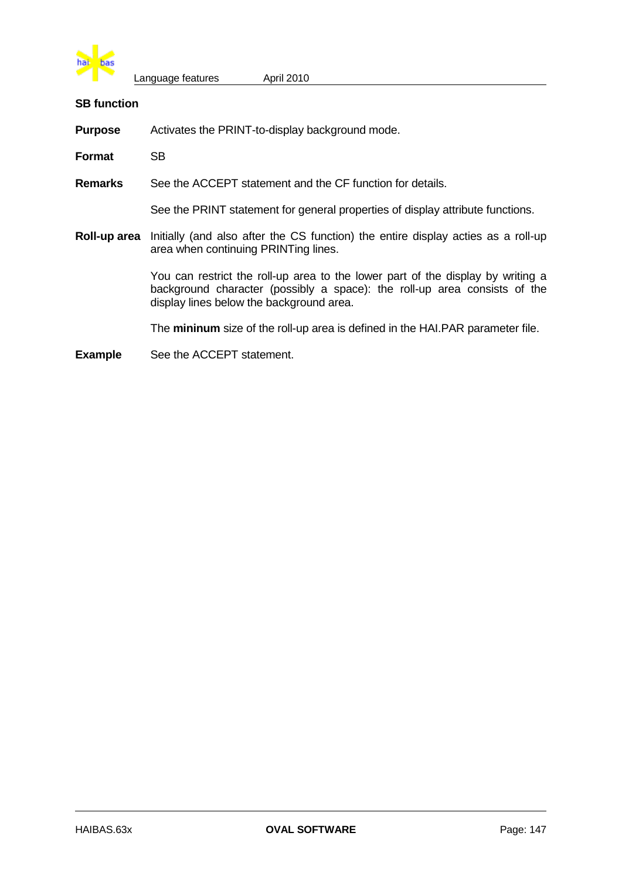## SB function

**Purpose** Activates the PRINT-to-display background mode.

**Format** SB

**Remarks** See the ACCEPT statement and the CF function for details.

See the PRINT statement for general properties of display attribute functions.

**Roll-up area** Initially (and also after the CS function) the entire display acties as a roll-up area when continuing PRINTing lines.

You can restrict the roll-up area to the lower part of the display by writing a background character (possibly a space): the roll-up area consists of the display lines below the background area.

The **mininum** size of the roll-up area is defined in the HAI.PAR parameter file.

**Example** See the ACCEPT statement.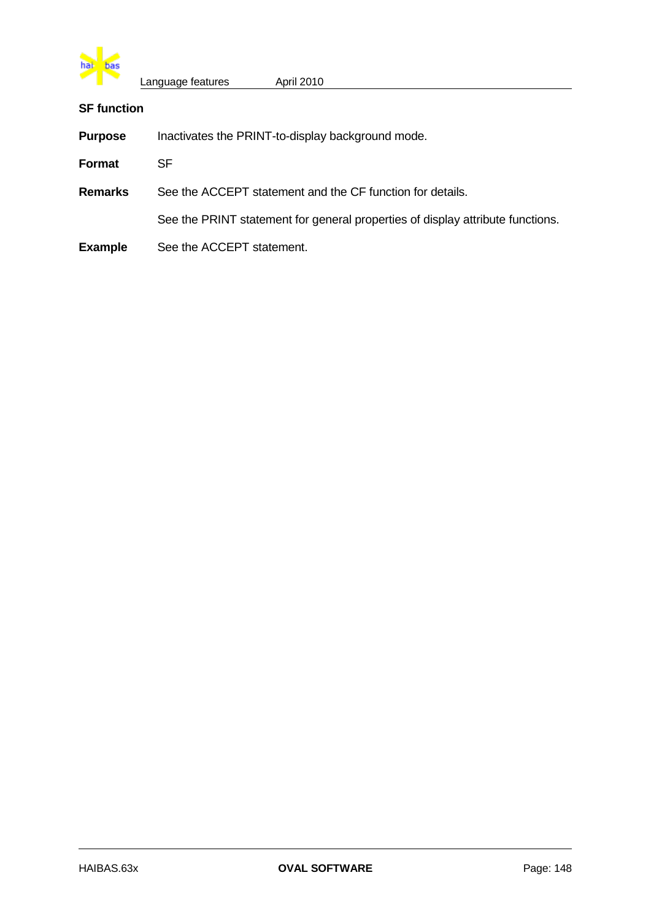### SF function

**Purpose** Inactivates the PRINT-to-display background mode.

**Format** SF

**Remarks** See the ACCEPT statement and the CF function for details.

See the PRINT statement for general properties of display attribute functions.

**Example** See the ACCEPT statement.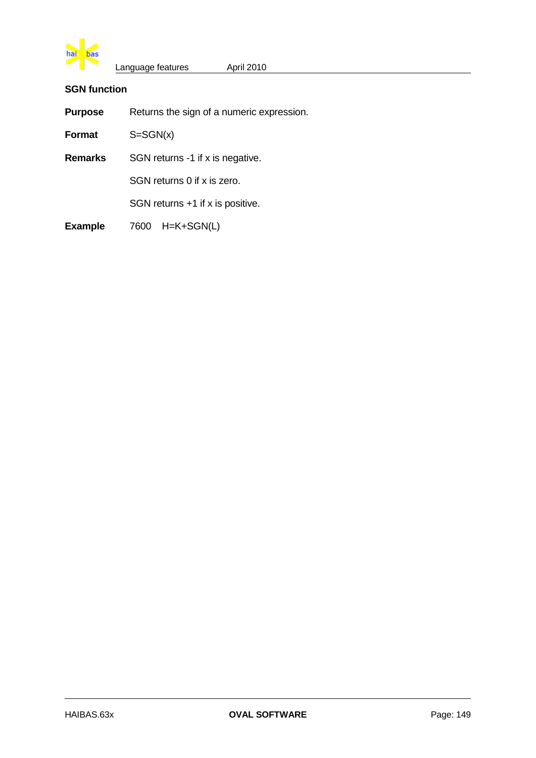### SGN function

**Purpose** Returns the sign of a numeric expression.

**Format** S=SGN(x)

**Remarks** SGN returns -1 if x is negative.

SGN returns 0 if x is zero.

SGN returns +1 if x is positive.

**Example**

```
7600   H=K+SGN(L)
```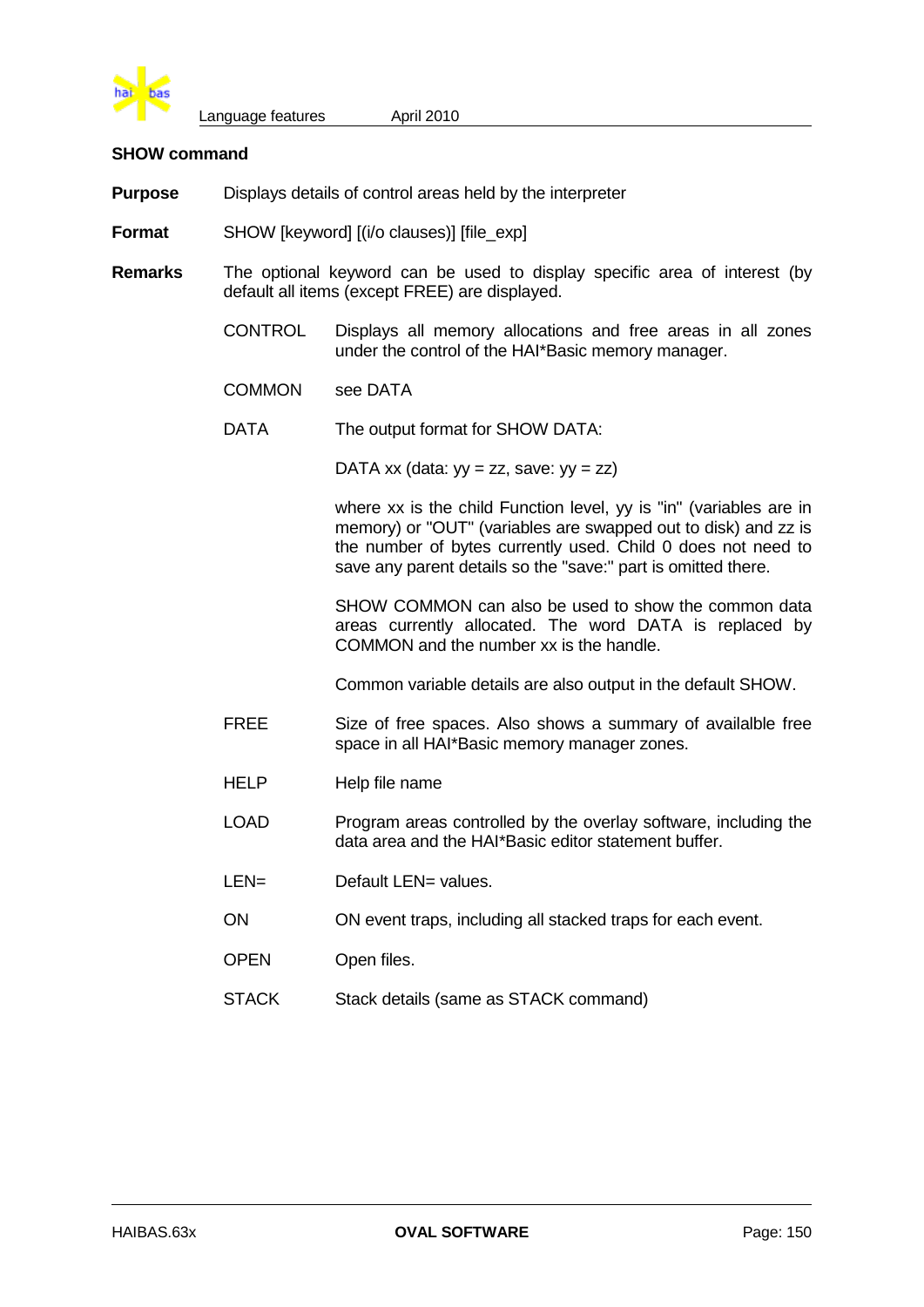## SHOW command

**Purpose** Displays details of control areas held by the interpreter

**Format** SHOW [keyword] [(i/o clauses)] [file_exp]

**Remarks** The optional keyword can be used to display specific area of interest (by default all items (except FREE) are displayed.

CONTROL — Displays all memory allocations and free areas in all zones under the control of the HAI*Basic memory manager.

COMMON — see DATA

DATA — The output format for SHOW DATA:

DATA xx (data: yy = zz, save: yy = zz)

where xx is the child Function level, yy is "in" (variables are in memory) or "OUT" (variables are swapped out to disk) and zz is the number of bytes currently used. Child 0 does not need to save any parent details so the "save:" part is omitted there.

SHOW COMMON can also be used to show the common data areas currently allocated. The word DATA is replaced by COMMON and the number xx is the handle.

Common variable details are also output in the default SHOW.

FREE — Size of free spaces. Also shows a summary of availalble free space in all HAI*Basic memory manager zones.

HELP — Help file name

LOAD — Program areas controlled by the overlay software, including the data area and the HAI*Basic editor statement buffer.

LEN= — Default LEN= values.

ON — ON event traps, including all stacked traps for each event.

OPEN — Open files.

STACK — Stack details (same as STACK command)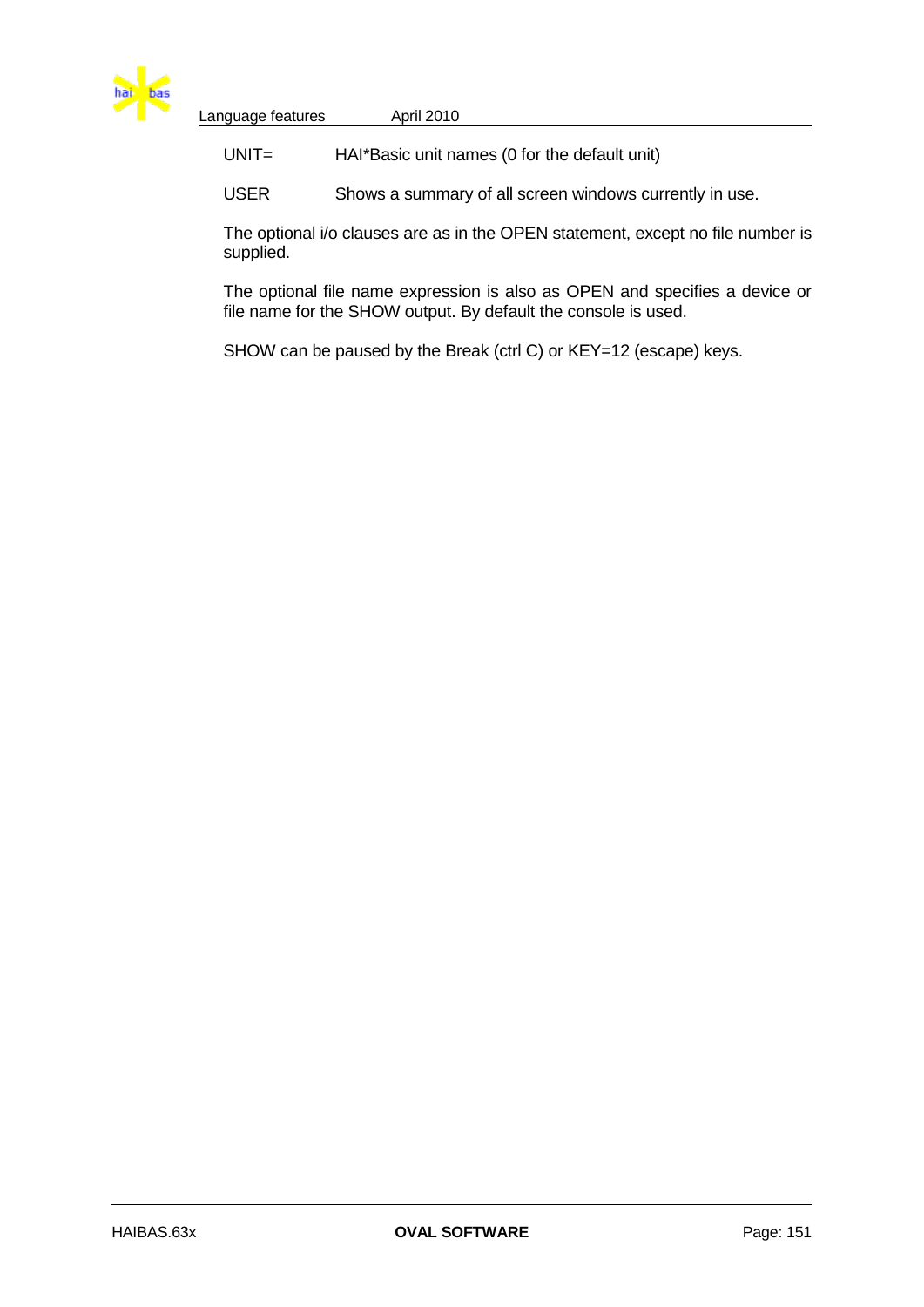| | |
|---|---|
| UNIT= | HAI*Basic unit names (0 for the default unit) |
| USER | Shows a summary of all screen windows currently in use. |

The optional i/o clauses are as in the OPEN statement, except no file number is supplied.

The optional file name expression is also as OPEN and specifies a device or file name for the SHOW output. By default the console is used.

SHOW can be paused by the Break (ctrl C) or KEY=12 (escape) keys.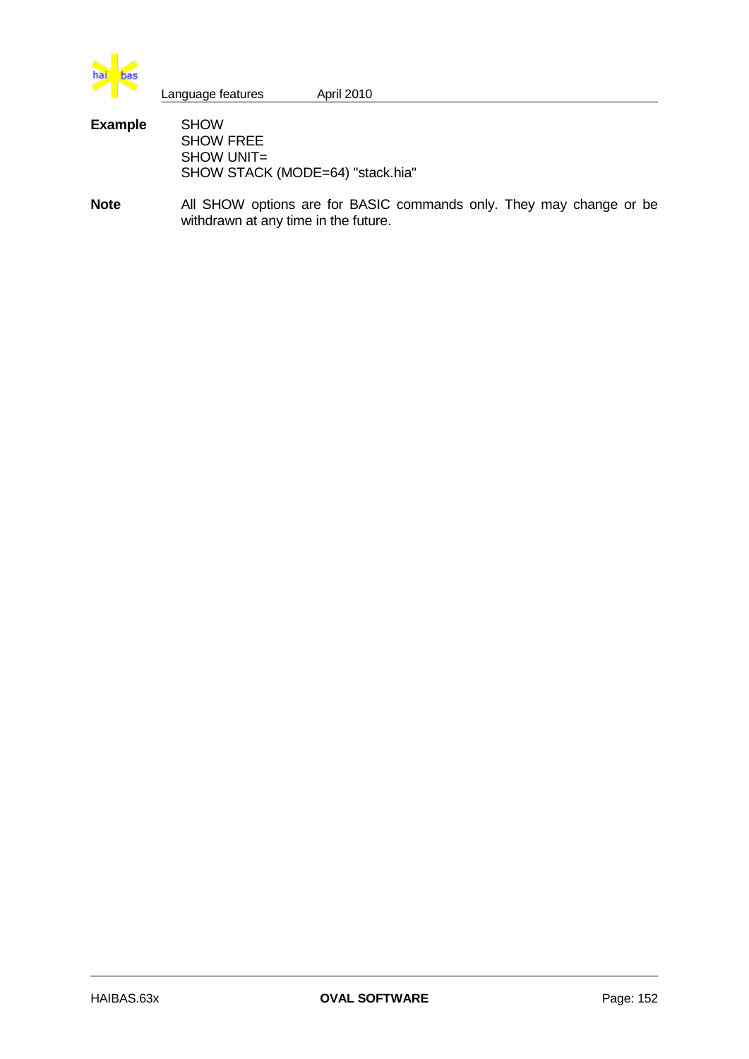**Example**

```
SHOW
SHOW FREE
SHOW UNIT=
SHOW STACK (MODE=64) "stack.hia"
```

**Note** All SHOW options are for BASIC commands only. They may change or be withdrawn at any time in the future.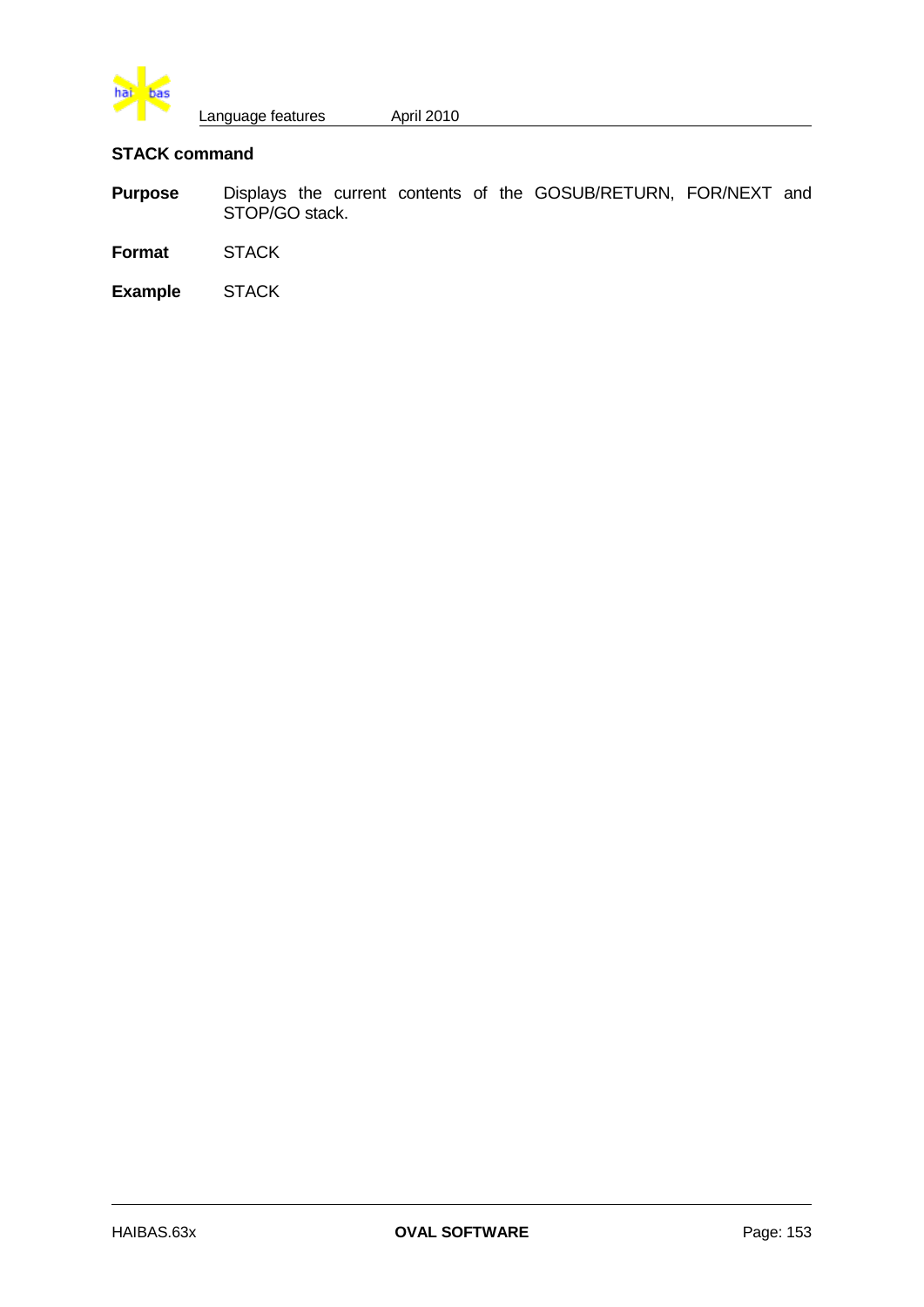### STACK command

**Purpose** Displays the current contents of the GOSUB/RETURN, FOR/NEXT and STOP/GO stack.

**Format** STACK

**Example** STACK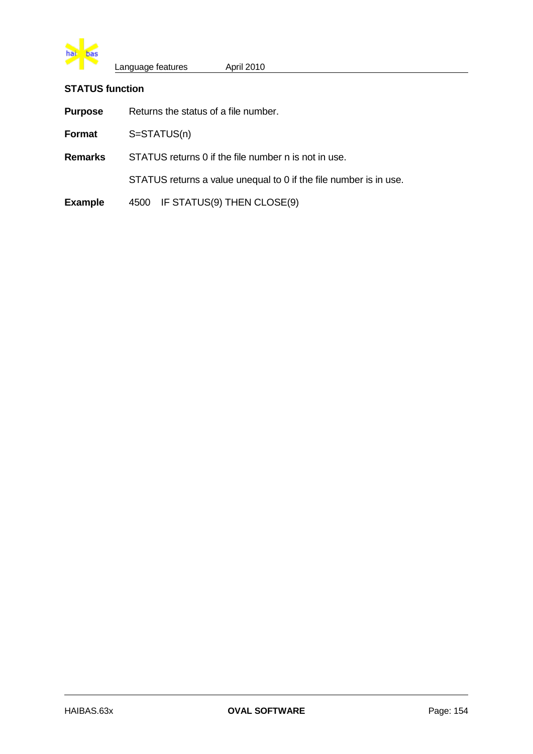## STATUS function

**Purpose** Returns the status of a file number.

**Format** S=STATUS(n)

**Remarks** STATUS returns 0 if the file number n is not in use.

STATUS returns a value unequal to 0 if the file number is in use.

**Example**

```
4500   IF STATUS(9) THEN CLOSE(9)
```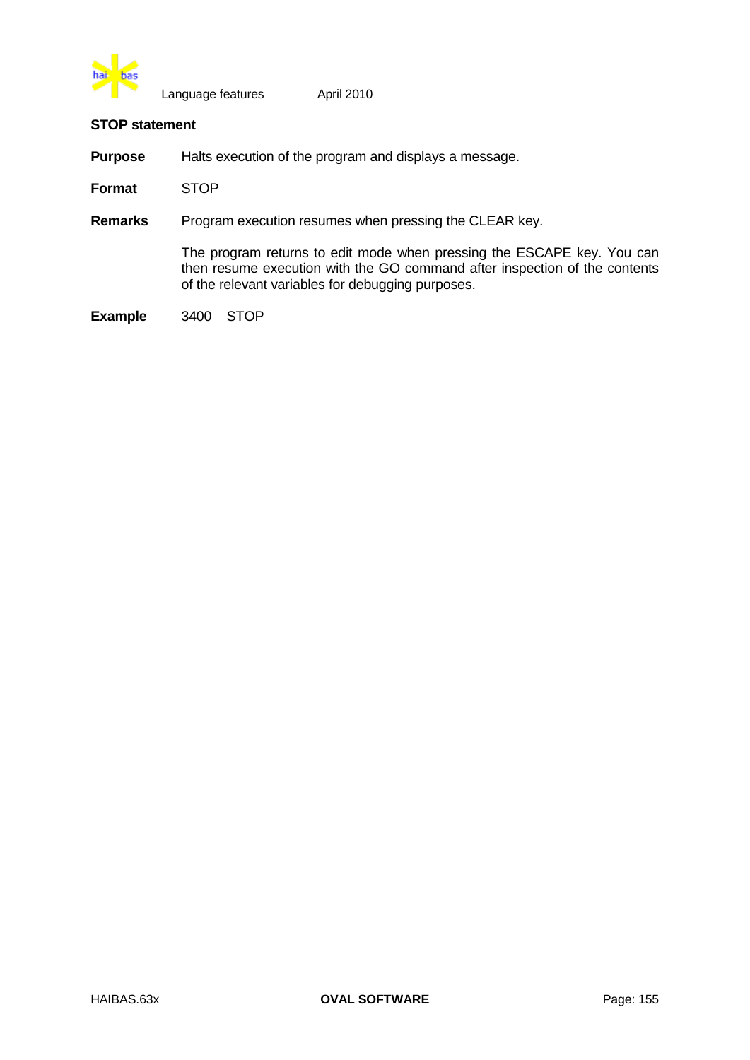### STOP statement

**Purpose** Halts execution of the program and displays a message.

**Format** STOP

**Remarks** Program execution resumes when pressing the CLEAR key.

The program returns to edit mode when pressing the ESCAPE key. You can then resume execution with the GO command after inspection of the contents of the relevant variables for debugging purposes.

**Example**

```
3400   STOP
```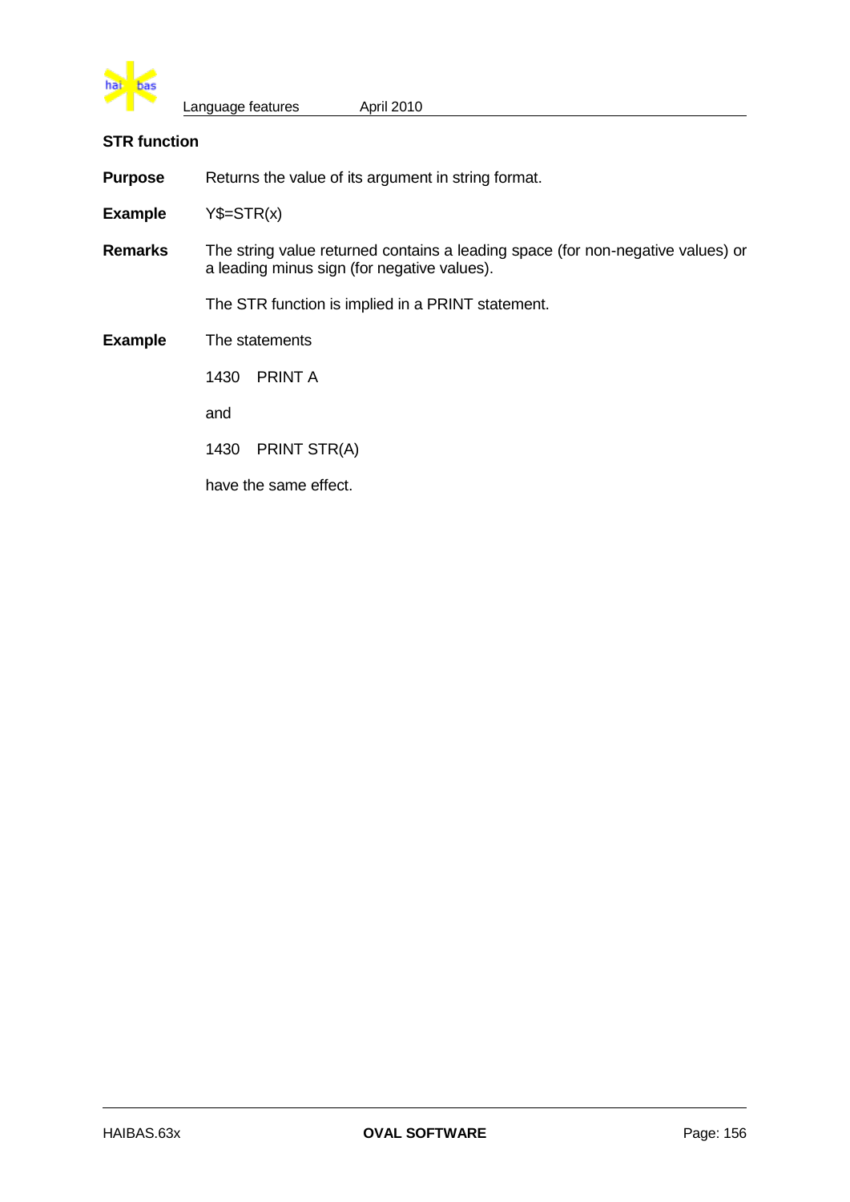## STR function

**Purpose** Returns the value of its argument in string format.

**Example** Y$=STR(x)

**Remarks** The string value returned contains a leading space (for non-negative values) or a leading minus sign (for negative values).

The STR function is implied in a PRINT statement.

**Example** The statements

```
1430   PRINT A
```

and

```
1430   PRINT STR(A)
```

have the same effect.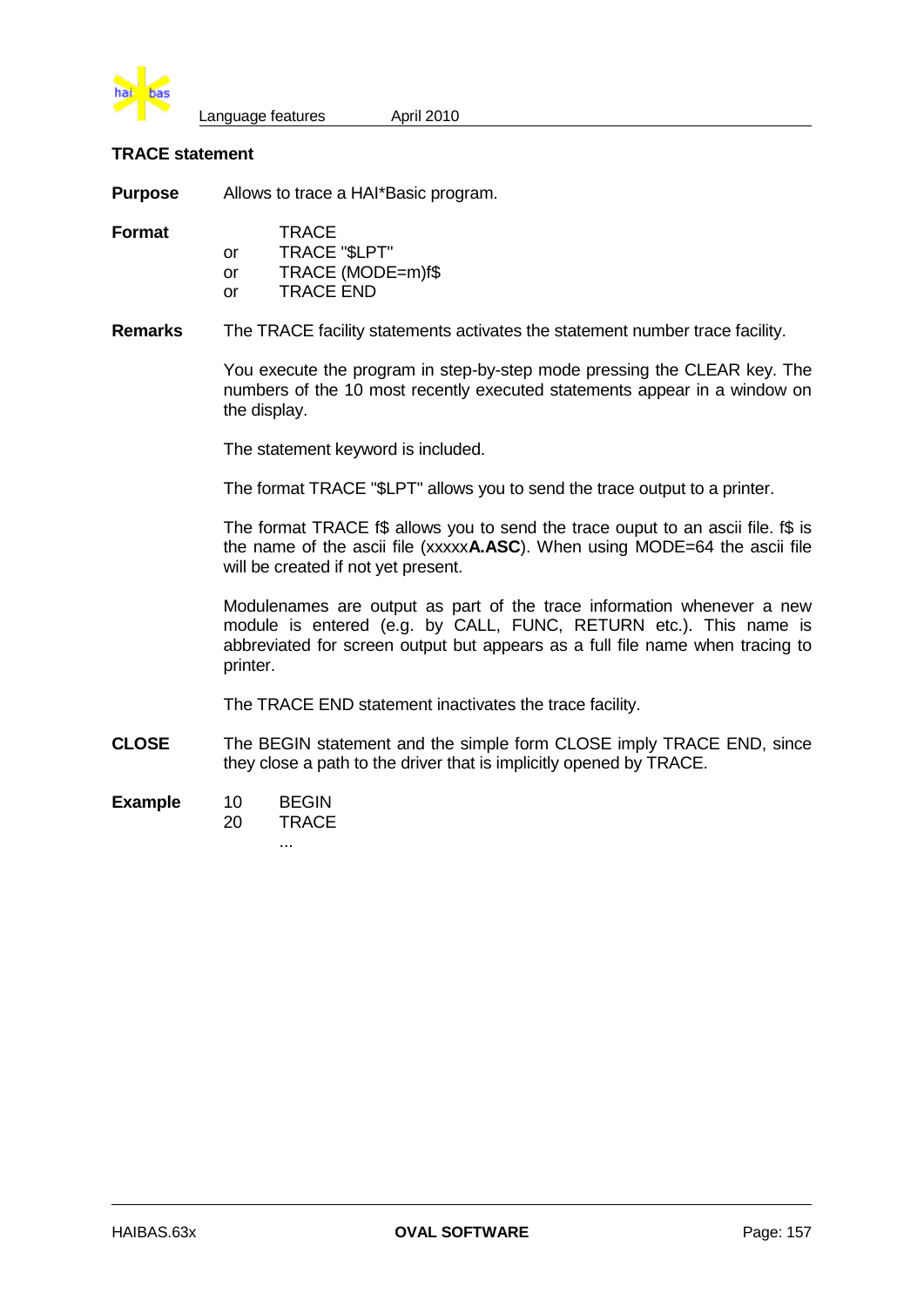## TRACE statement

**Purpose** Allows to trace a HAI*Basic program.

**Format**

```
   TRACE
or TRACE "$LPT"
or TRACE (MODE=m)f$
or TRACE END
```

**Remarks** The TRACE facility statements activates the statement number trace facility.

You execute the program in step-by-step mode pressing the CLEAR key. The numbers of the 10 most recently executed statements appear in a window on the display.

The statement keyword is included.

The format TRACE "$LPT" allows you to send the trace output to a printer.

The format TRACE f$ allows you to send the trace ouput to an ascii file. f$ is the name of the ascii file (xxxxx**A.ASC**). When using MODE=64 the ascii file will be created if not yet present.

Modulenames are output as part of the trace information whenever a new module is entered (e.g. by CALL, FUNC, RETURN etc.). This name is abbreviated for screen output but appears as a full file name when tracing to printer.

The TRACE END statement inactivates the trace facility.

**CLOSE** The BEGIN statement and the simple form CLOSE imply TRACE END, since they close a path to the driver that is implicitly opened by TRACE.

**Example**

```
10   BEGIN
20   TRACE
     ...
```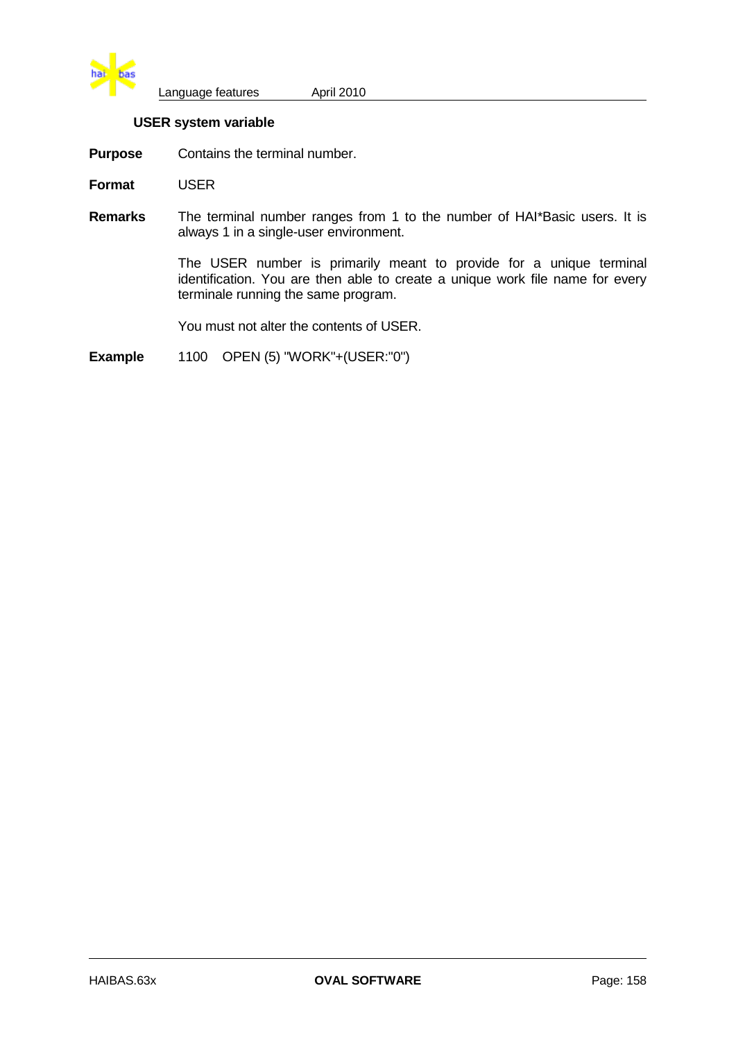### USER system variable

**Purpose** Contains the terminal number.

**Format** USER

**Remarks** The terminal number ranges from 1 to the number of HAI*Basic users. It is always 1 in a single-user environment.

The USER number is primarily meant to provide for a unique terminal identification. You are then able to create a unique work file name for every terminale running the same program.

You must not alter the contents of USER.

**Example**

```
1100    OPEN (5) "WORK"+(USER:"0")
```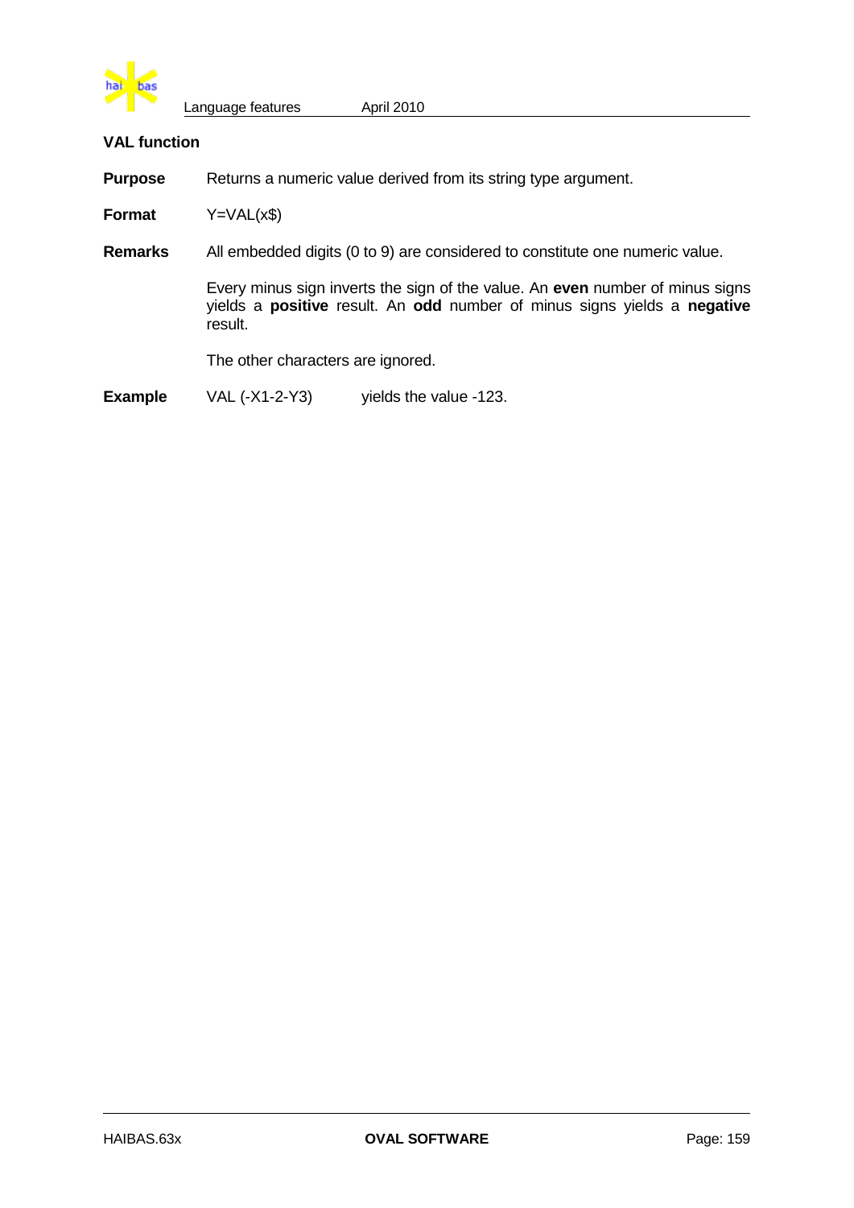## VAL function

**Purpose** Returns a numeric value derived from its string type argument.

**Format** Y=VAL(x$)

**Remarks** All embedded digits (0 to 9) are considered to constitute one numeric value.

Every minus sign inverts the sign of the value. An **even** number of minus signs yields a **positive** result. An **odd** number of minus signs yields a **negative** result.

The other characters are ignored.

**Example** VAL (-X1-2-Y3) yields the value -123.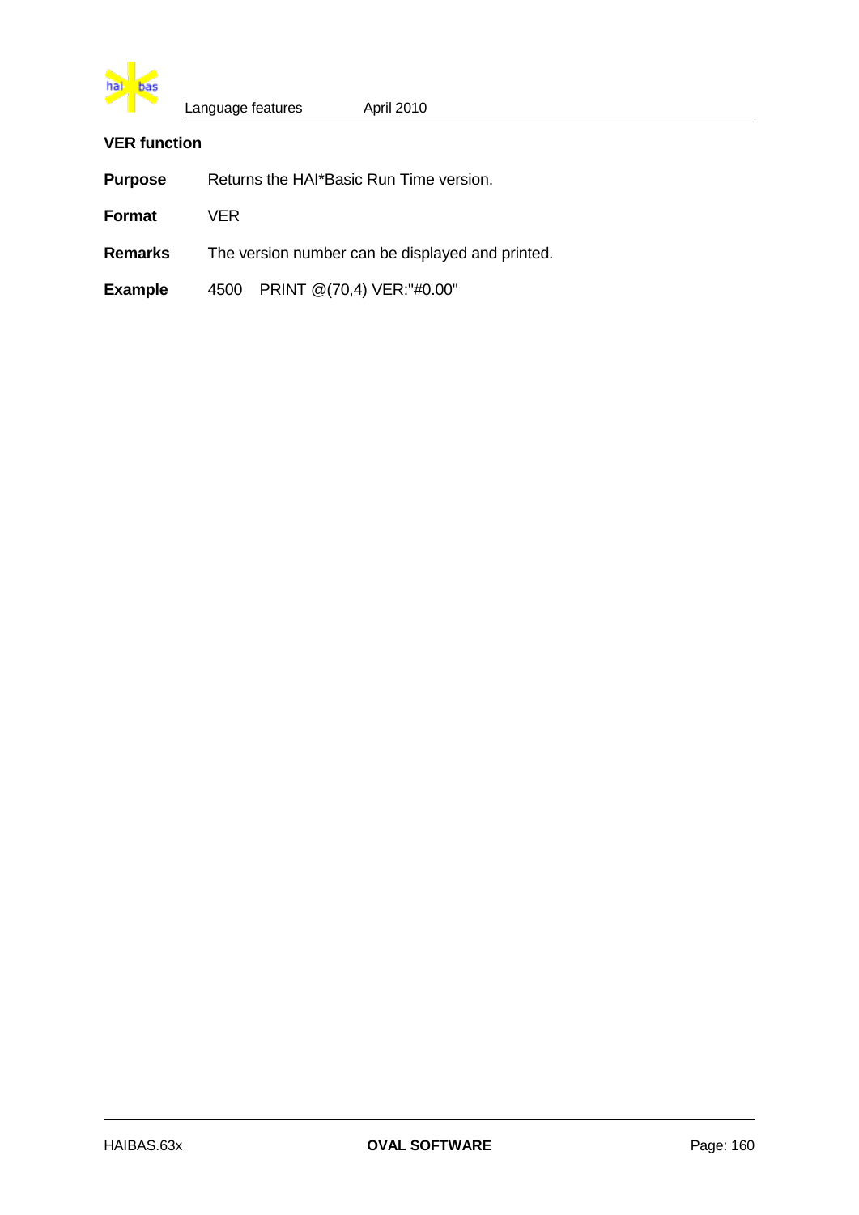### VER function

**Purpose** Returns the HAI*Basic Run Time version.

**Format** VER

**Remarks** The version number can be displayed and printed.

**Example**

```
4500   PRINT @(70,4) VER:"#0.00"
```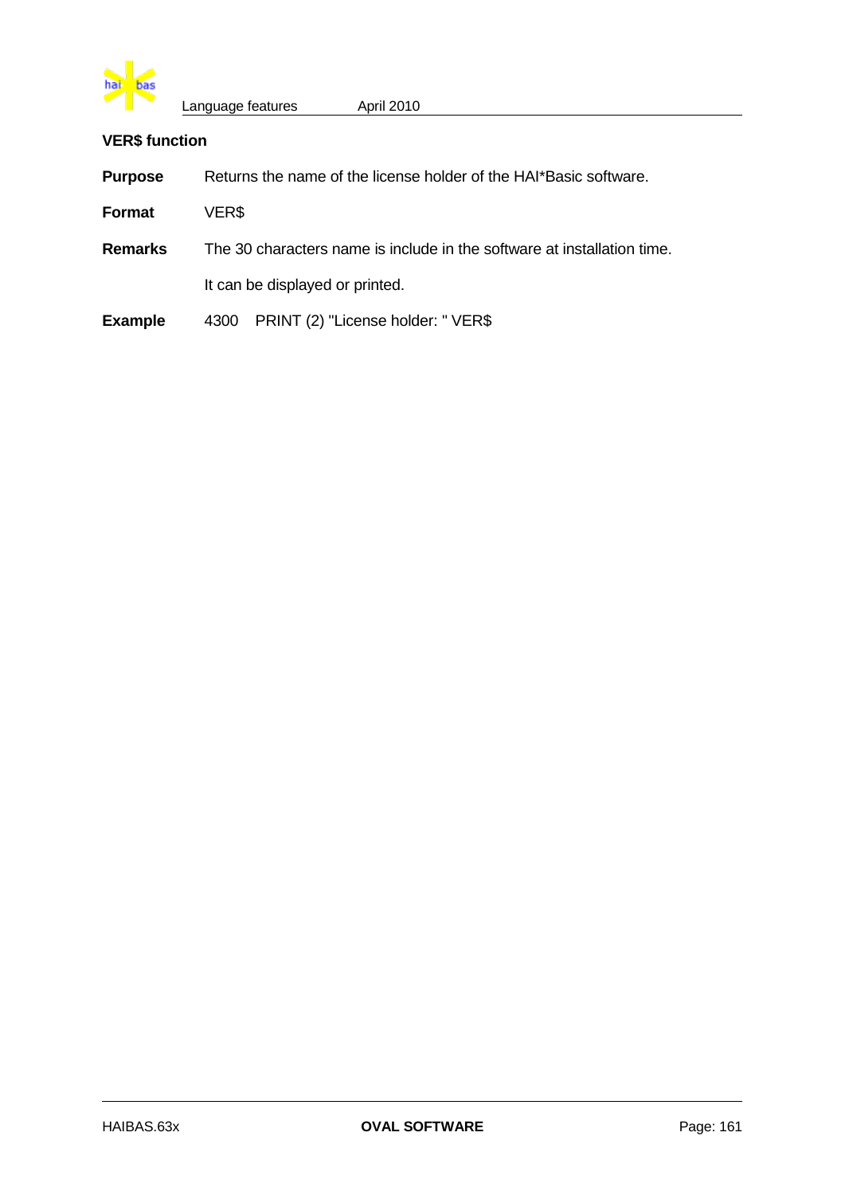### VER$ function

**Purpose** Returns the name of the license holder of the HAI*Basic software.

**Format** VER$

**Remarks** The 30 characters name is include in the software at installation time.

It can be displayed or printed.

**Example**

```
4300   PRINT (2) "License holder: " VER$
```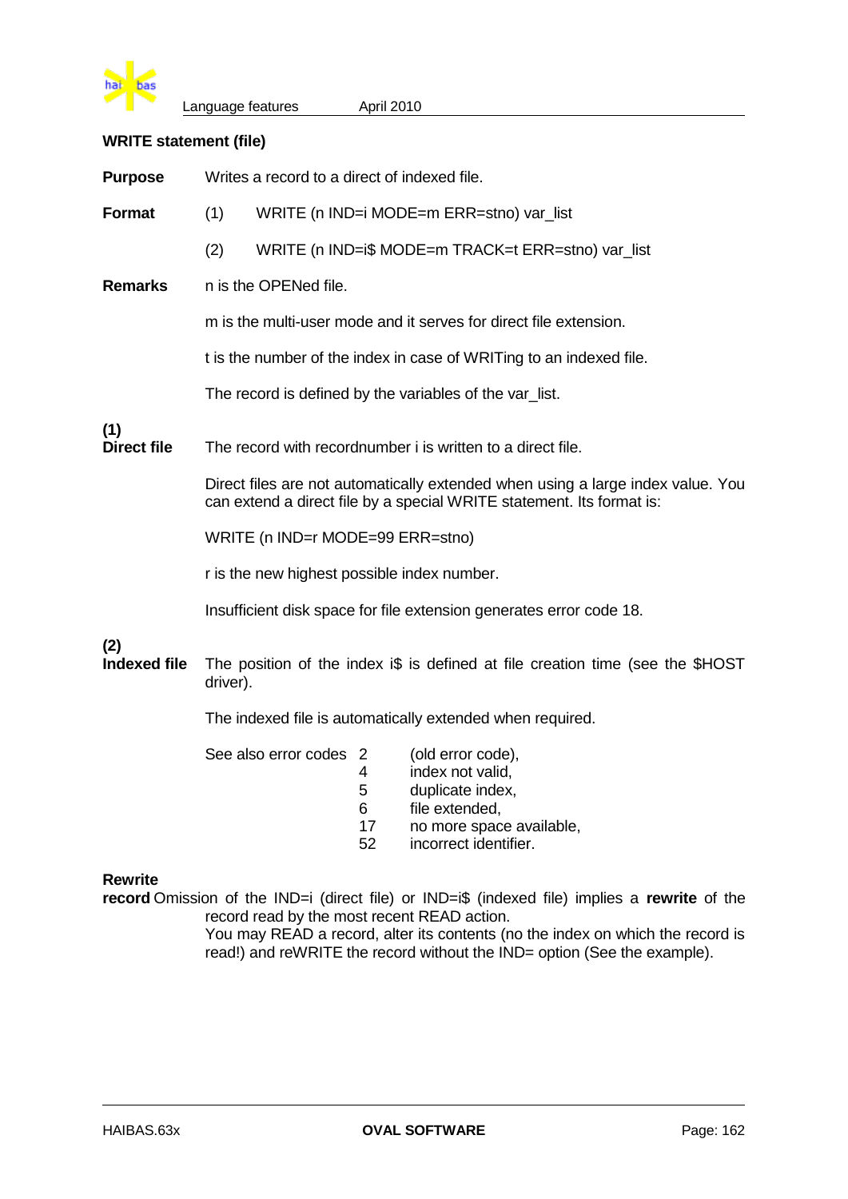## WRITE statement (file)

**Purpose** Writes a record to a direct of indexed file.

**Format**

(1) WRITE (n IND=i MODE=m ERR=stno) var_list

(2) WRITE (n IND=i$ MODE=m TRACK=t ERR=stno) var_list

**Remarks** n is the OPENed file.

m is the multi-user mode and it serves for direct file extension.

t is the number of the index in case of WRITing to an indexed file.

The record is defined by the variables of the var_list.

**(1) Direct file** The record with recordnumber i is written to a direct file.

Direct files are not automatically extended when using a large index value. You can extend a direct file by a special WRITE statement. Its format is:

WRITE (n IND=r MODE=99 ERR=stno)

r is the new highest possible index number.

Insufficient disk space for file extension generates error code 18.

**(2) Indexed file** The position of the index i$ is defined at file creation time (see the $HOST driver).

The indexed file is automatically extended when required.

See also error codes
- 2 (old error code),
- 4 index not valid,
- 5 duplicate index,
- 6 file extended,
- 17 no more space available,
- 52 incorrect identifier.

**Rewrite record** Omission of the IND=i (direct file) or IND=i$ (indexed file) implies a **rewrite** of the record read by the most recent READ action.
You may READ a record, alter its contents (no the index on which the record is read!) and reWRITE the record without the IND= option (See the example).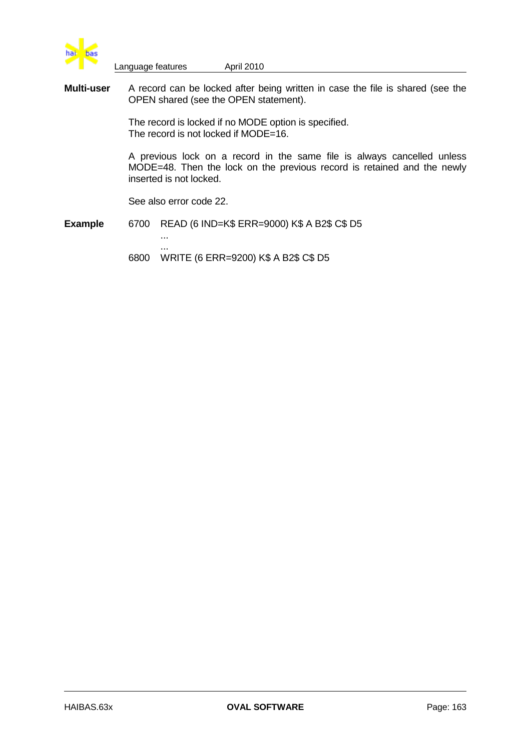**Multi-user** A record can be locked after being written in case the file is shared (see the OPEN shared (see the OPEN statement).

The record is locked if no MODE option is specified.
The record is not locked if MODE=16.

A previous lock on a record in the same file is always cancelled unless MODE=48. Then the lock on the previous record is retained and the newly inserted is not locked.

See also error code 22.

**Example**

```
6700   READ (6 IND=K$ ERR=9000) K$ A B2$ C$ D5
       ...
       ...
6800   WRITE (6 ERR=9200) K$ A B2$ C$ D5
```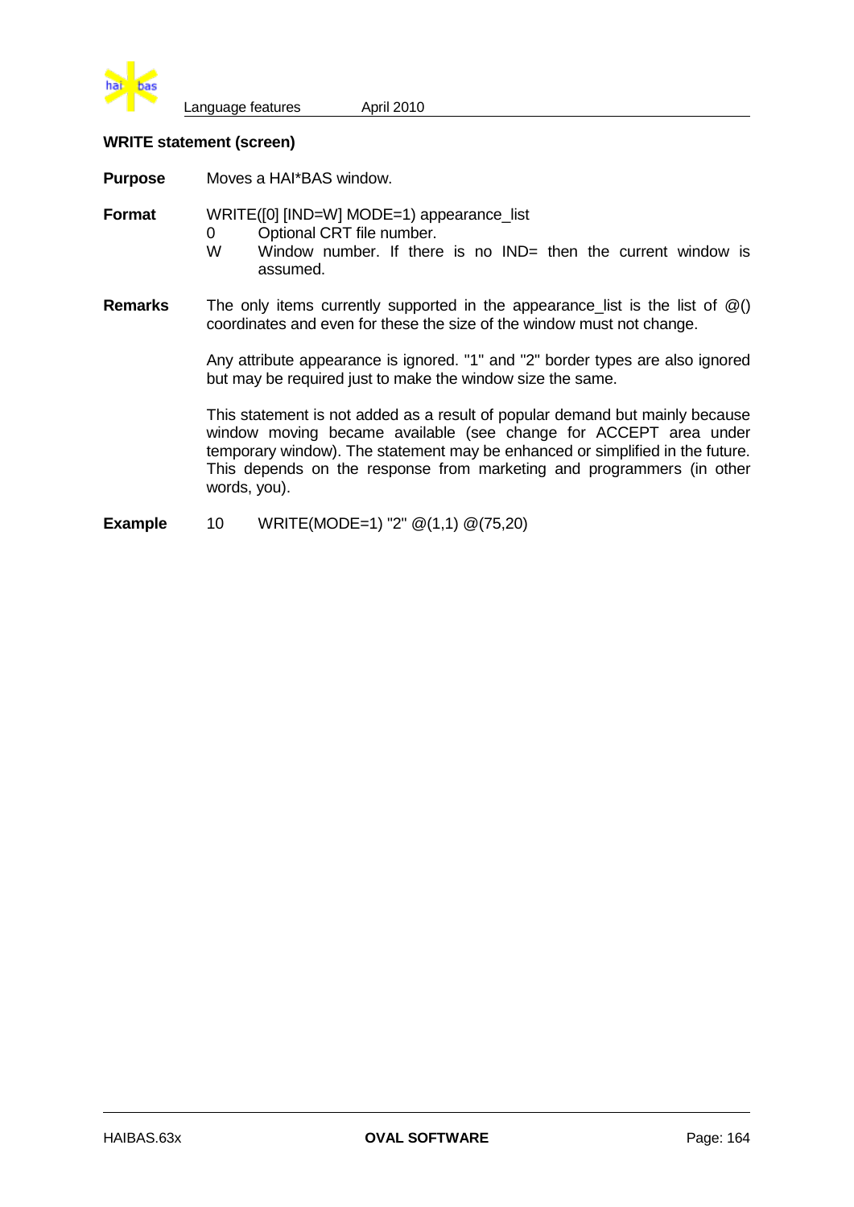### WRITE statement (screen)

**Purpose** Moves a HAI*BAS window.

**Format** WRITE([0] [IND=W] MODE=1) appearance_list

- 0 Optional CRT file number.
- W Window number. If there is no IND= then the current window is assumed.

**Remarks** The only items currently supported in the appearance_list is the list of @() coordinates and even for these the size of the window must not change.

Any attribute appearance is ignored. "1" and "2" border types are also ignored but may be required just to make the window size the same.

This statement is not added as a result of popular demand but mainly because window moving became available (see change for ACCEPT area under temporary window). The statement may be enhanced or simplified in the future. This depends on the response from marketing and programmers (in other words, you).

**Example**

```
10      WRITE(MODE=1) "2" @(1,1) @(75,20)
```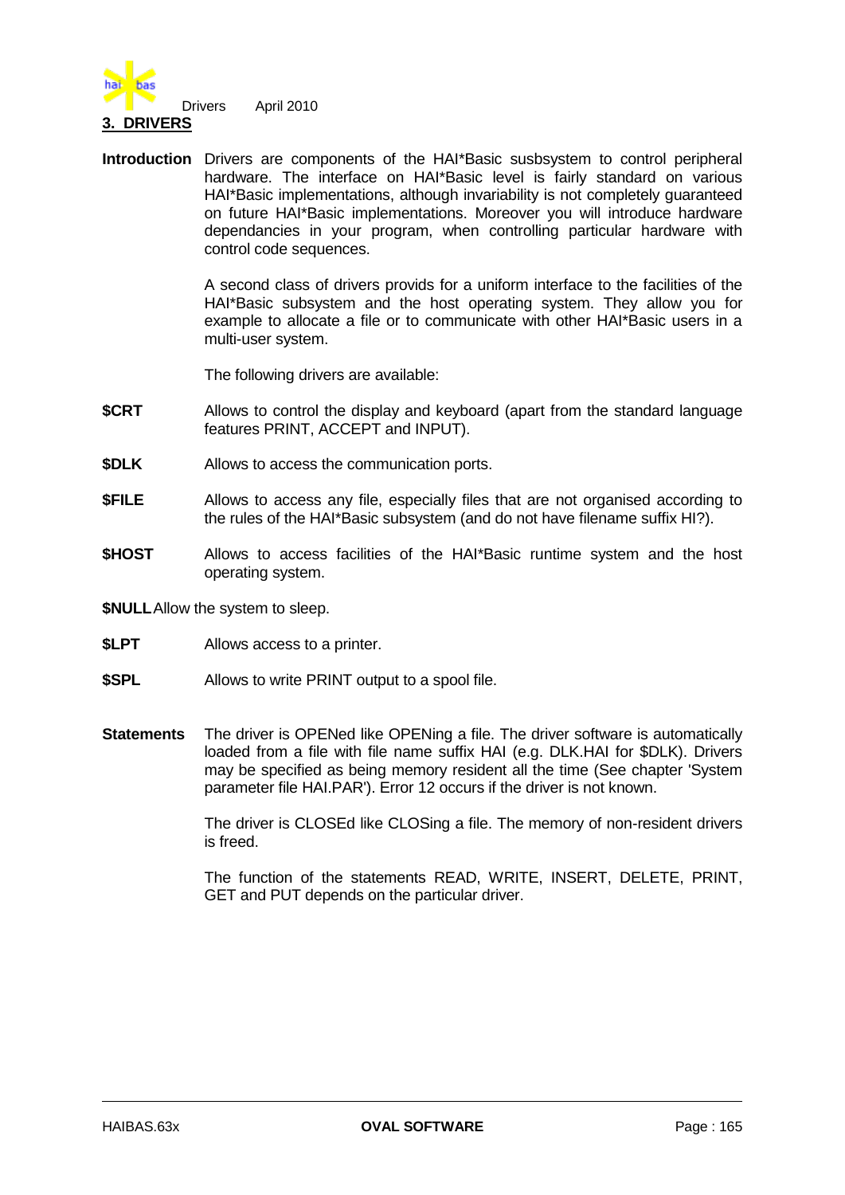## 3. DRIVERS

**Introduction** Drivers are components of the HAI*Basic susbsystem to control peripheral hardware. The interface on HAI*Basic level is fairly standard on various HAI*Basic implementations, although invariability is not completely guaranteed on future HAI*Basic implementations. Moreover you will introduce hardware dependancies in your program, when controlling particular hardware with control code sequences.

A second class of drivers provids for a uniform interface to the facilities of the HAI*Basic subsystem and the host operating system. They allow you for example to allocate a file or to communicate with other HAI*Basic users in a multi-user system.

The following drivers are available:

**$CRT** Allows to control the display and keyboard (apart from the standard language features PRINT, ACCEPT and INPUT).

**$DLK** Allows to access the communication ports.

**$FILE** Allows to access any file, especially files that are not organised according to the rules of the HAI*Basic subsystem (and do not have filename suffix HI?).

**$HOST** Allows to access facilities of the HAI*Basic runtime system and the host operating system.

**$NULL** Allow the system to sleep.

**$LPT** Allows access to a printer.

**$SPL** Allows to write PRINT output to a spool file.

**Statements** The driver is OPENed like OPENing a file. The driver software is automatically loaded from a file with file name suffix HAI (e.g. DLK.HAI for $DLK). Drivers may be specified as being memory resident all the time (See chapter 'System parameter file HAI.PAR'). Error 12 occurs if the driver is not known.

The driver is CLOSEd like CLOSing a file. The memory of non-resident drivers is freed.

The function of the statements READ, WRITE, INSERT, DELETE, PRINT, GET and PUT depends on the particular driver.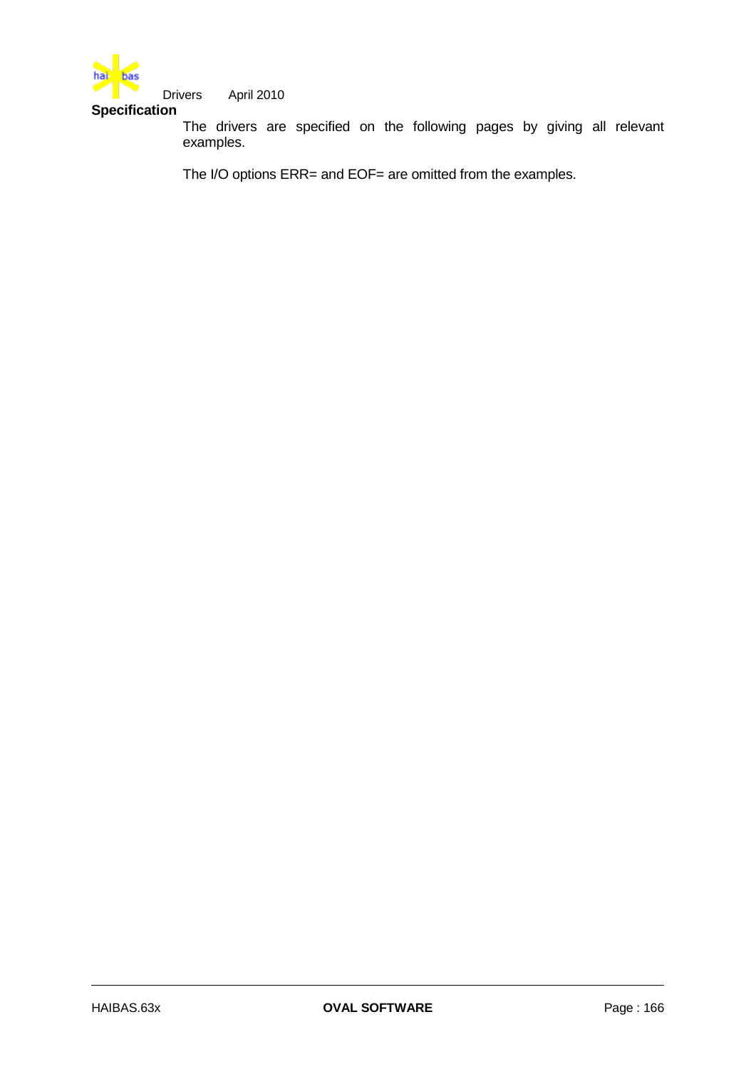## Specification

The drivers are specified on the following pages by giving all relevant examples.

The I/O options ERR= and EOF= are omitted from the examples.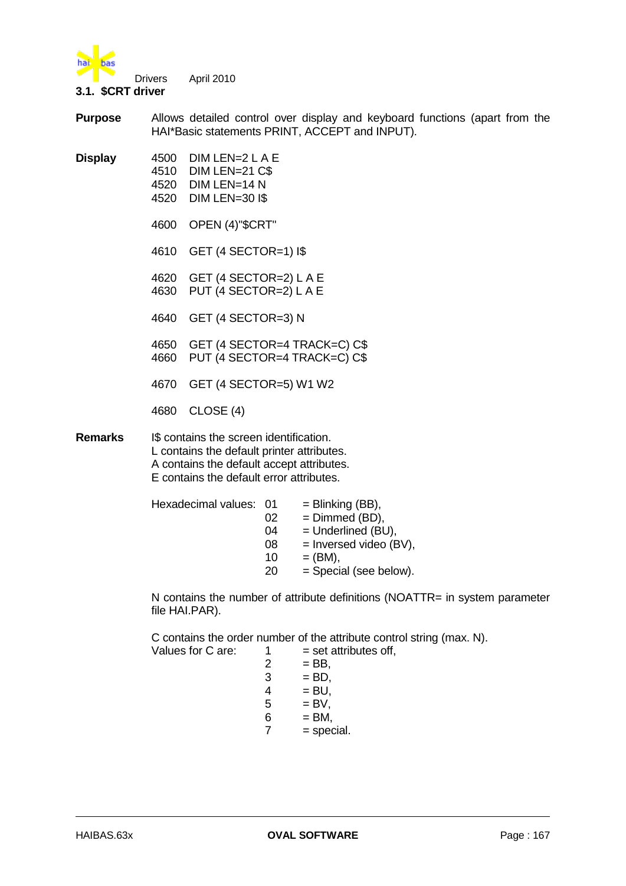### 3.1. $CRT driver

**Purpose**

Allows detailed control over display and keyboard functions (apart from the HAI*Basic statements PRINT, ACCEPT and INPUT).

**Display**

```
4500   DIM LEN=2 L A E
4510   DIM LEN=21 C$
4520   DIM LEN=14 N
4520   DIM LEN=30 I$

4600   OPEN (4)"$CRT"

4610   GET (4 SECTOR=1) I$

4620   GET (4 SECTOR=2) L A E
4630   PUT (4 SECTOR=2) L A E

4640   GET (4 SECTOR=3) N

4650   GET (4 SECTOR=4 TRACK=C) C$
4660   PUT (4 SECTOR=4 TRACK=C) C$

4670   GET (4 SECTOR=5) W1 W2

4680   CLOSE (4)
```

**Remarks**

I$ contains the screen identification.
L contains the default printer attributes.
A contains the default accept attributes.
E contains the default error attributes.

| Hexadecimal values: | | |
|---|---|---|
| | 01 | = Blinking (BB), |
| | 02 | = Dimmed (BD), |
| | 04 | = Underlined (BU), |
| | 08 | = Inversed video (BV), |
| | 10 | = (BM), |
| | 20 | = Special (see below). |

N contains the number of attribute definitions (NOATTR= in system parameter file HAI.PAR).

C contains the order number of the attribute control string (max. N).

| Values for C are: | | |
|---|---|---|
| | 1 | = set attributes off, |
| | 2 | = BB, |
| | 3 | = BD, |
| | 4 | = BU, |
| | 5 | = BV, |
| | 6 | = BM, |
| | 7 | = special. |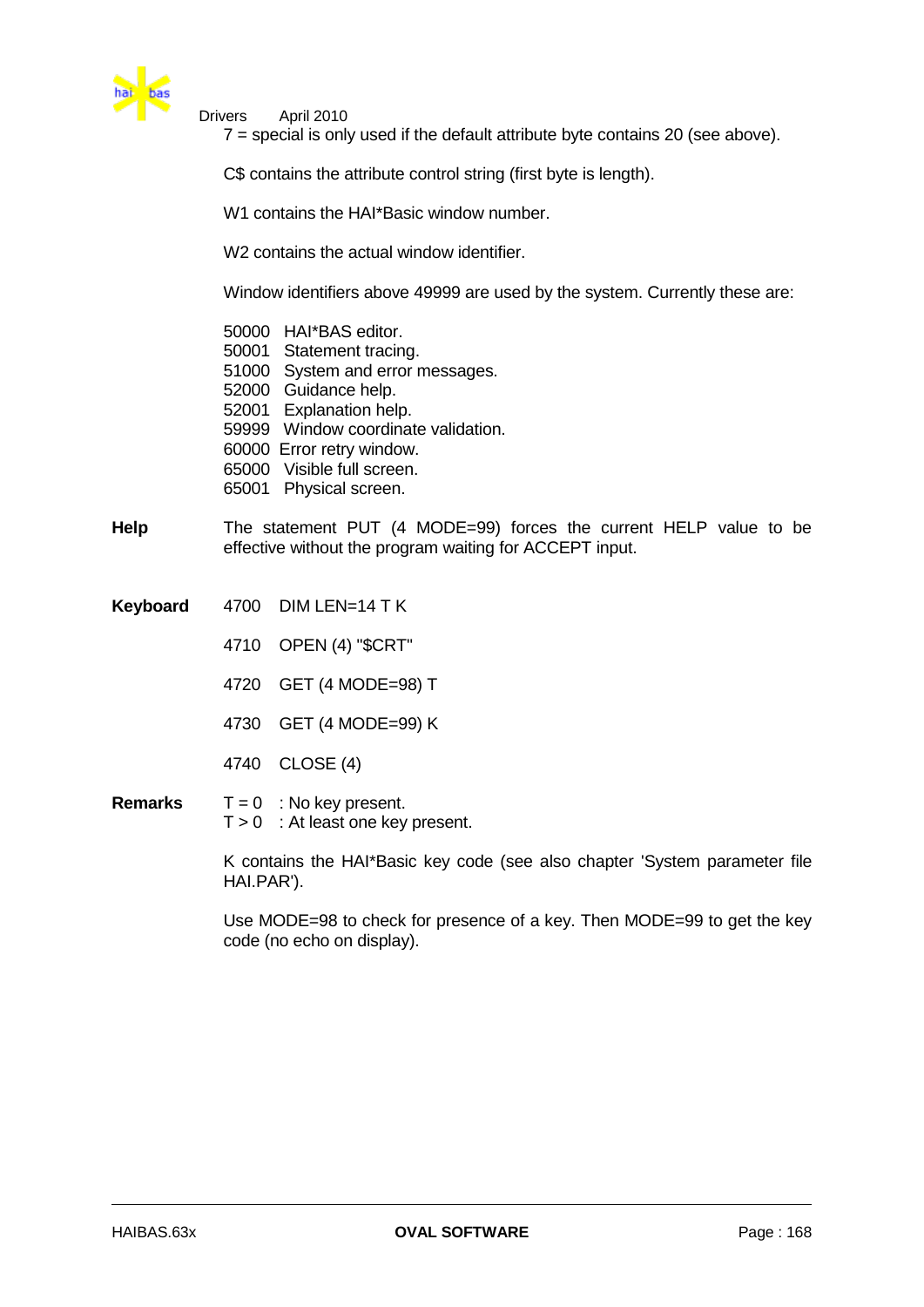7 = special is only used if the default attribute byte contains 20 (see above).

C$ contains the attribute control string (first byte is length).

W1 contains the HAI*Basic window number.

W2 contains the actual window identifier.

Window identifiers above 49999 are used by the system. Currently these are:

50000 HAI*BAS editor.
50001 Statement tracing.
51000 System and error messages.
52000 Guidance help.
52001 Explanation help.
59999 Window coordinate validation.
60000 Error retry window.
65000 Visible full screen.
65001 Physical screen.

**Help**

The statement PUT (4 MODE=99) forces the current HELP value to be effective without the program waiting for ACCEPT input.

**Keyboard**

```
4700   DIM LEN=14 T K

4710   OPEN (4) "$CRT"

4720   GET (4 MODE=98) T

4730   GET (4 MODE=99) K

4740   CLOSE (4)
```

**Remarks**

T = 0 : No key present.
T > 0 : At least one key present.

K contains the HAI*Basic key code (see also chapter 'System parameter file HAI.PAR').

Use MODE=98 to check for presence of a key. Then MODE=99 to get the key code (no echo on display).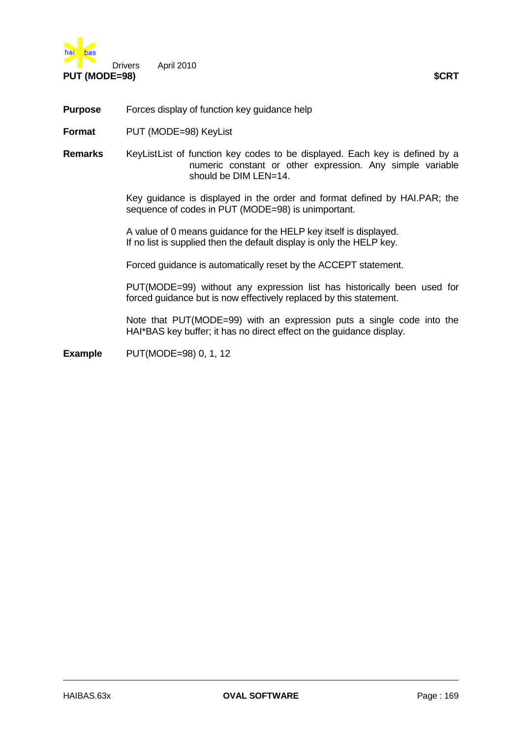## PUT (MODE=98) $CRT

**Purpose** Forces display of function key guidance help

**Format** PUT (MODE=98) KeyList

**Remarks** KeyList List of function key codes to be displayed. Each key is defined by a numeric constant or other expression. Any simple variable should be DIM LEN=14.

Key guidance is displayed in the order and format defined by HAI.PAR; the sequence of codes in PUT (MODE=98) is unimportant.

A value of 0 means guidance for the HELP key itself is displayed.
If no list is supplied then the default display is only the HELP key.

Forced guidance is automatically reset by the ACCEPT statement.

PUT(MODE=99) without any expression list has historically been used for forced guidance but is now effectively replaced by this statement.

Note that PUT(MODE=99) with an expression puts a single code into the HAI*BAS key buffer; it has no direct effect on the guidance display.

**Example** PUT(MODE=98) 0, 1, 12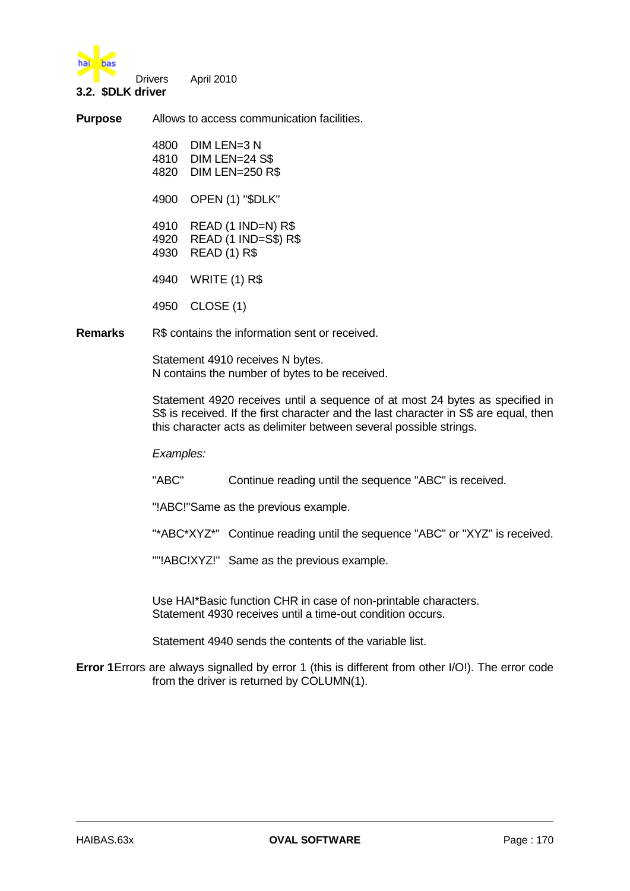## 3.2. $DLK driver

**Purpose** Allows to access communication facilities.

```
4800   DIM LEN=3 N
4810   DIM LEN=24 S$
4820   DIM LEN=250 R$

4900   OPEN (1) "$DLK"

4910   READ (1 IND=N) R$
4920   READ (1 IND=S$) R$
4930   READ (1) R$

4940   WRITE (1) R$

4950   CLOSE (1)
```

**Remarks** R$ contains the information sent or received.

Statement 4910 receives N bytes.
N contains the number of bytes to be received.

Statement 4920 receives until a sequence of at most 24 bytes as specified in S$ is received. If the first character and the last character in S$ are equal, then this character acts as delimiter between several possible strings.

*Examples:*

"ABC" Continue reading until the sequence "ABC" is received.

"!ABC!" Same as the previous example.

"*ABC*XYZ*" Continue reading until the sequence "ABC" or "XYZ" is received.

""!ABC!XYZ!" Same as the previous example.

Use HAI*Basic function CHR in case of non-printable characters.
Statement 4930 receives until a time-out condition occurs.

Statement 4940 sends the contents of the variable list.

**Error 1** Errors are always signalled by error 1 (this is different from other I/O!). The error code from the driver is returned by COLUMN(1).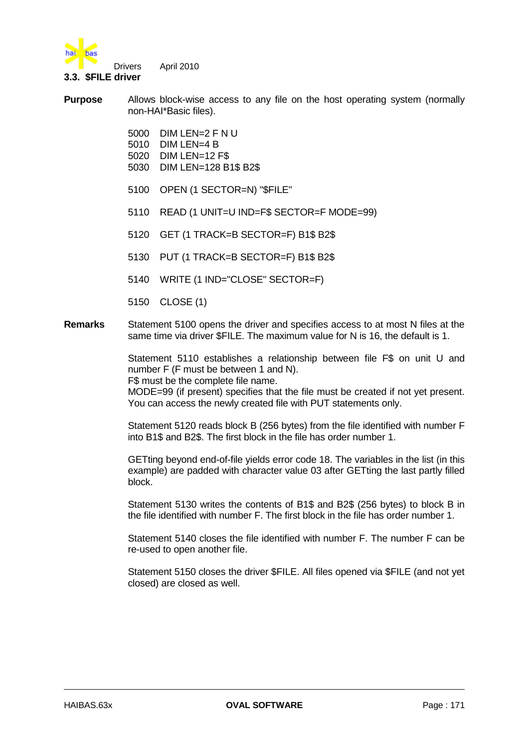### 3.3. $FILE driver

**Purpose**

Allows block-wise access to any file on the host operating system (normally non-HAI*Basic files).

```
5000   DIM LEN=2 F N U
5010   DIM LEN=4 B
5020   DIM LEN=12 F$
5030   DIM LEN=128 B1$ B2$

5100   OPEN (1 SECTOR=N) "$FILE"

5110   READ (1 UNIT=U IND=F$ SECTOR=F MODE=99)

5120   GET (1 TRACK=B SECTOR=F) B1$ B2$

5130   PUT (1 TRACK=B SECTOR=F) B1$ B2$

5140   WRITE (1 IND="CLOSE" SECTOR=F)

5150   CLOSE (1)
```

**Remarks**

Statement 5100 opens the driver and specifies access to at most N files at the same time via driver $FILE. The maximum value for N is 16, the default is 1.

Statement 5110 establishes a relationship between file F$ on unit U and number F (F must be between 1 and N).
F$ must be the complete file name.
MODE=99 (if present) specifies that the file must be created if not yet present. You can access the newly created file with PUT statements only.

Statement 5120 reads block B (256 bytes) from the file identified with number F into B1$ and B2$. The first block in the file has order number 1.

GETting beyond end-of-file yields error code 18. The variables in the list (in this example) are padded with character value 03 after GETting the last partly filled block.

Statement 5130 writes the contents of B1$ and B2$ (256 bytes) to block B in the file identified with number F. The first block in the file has order number 1.

Statement 5140 closes the file identified with number F. The number F can be re-used to open another file.

Statement 5150 closes the driver $FILE. All files opened via $FILE (and not yet closed) are closed as well.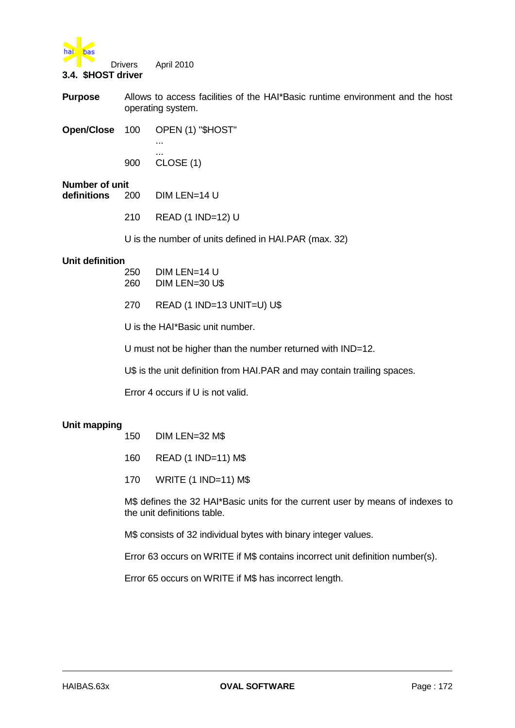## 3.4. $HOST driver

**Purpose** Allows to access facilities of the HAI*Basic runtime environment and the host operating system.

**Open/Close**

```
100     OPEN (1) "$HOST"
        ...
        ...
900     CLOSE (1)
```

**Number of unit definitions**

```
200     DIM LEN=14 U

210     READ (1 IND=12) U
```

U is the number of units defined in HAI.PAR (max. 32)

**Unit definition**

```
250     DIM LEN=14 U
260     DIM LEN=30 U$

270     READ (1 IND=13 UNIT=U) U$
```

U is the HAI*Basic unit number.

U must not be higher than the number returned with IND=12.

U$ is the unit definition from HAI.PAR and may contain trailing spaces.

Error 4 occurs if U is not valid.

**Unit mapping**

```
150     DIM LEN=32 M$

160     READ (1 IND=11) M$

170     WRITE (1 IND=11) M$
```

M$ defines the 32 HAI*Basic units for the current user by means of indexes to the unit definitions table.

M$ consists of 32 individual bytes with binary integer values.

Error 63 occurs on WRITE if M$ contains incorrect unit definition number(s).

Error 65 occurs on WRITE if M$ has incorrect length.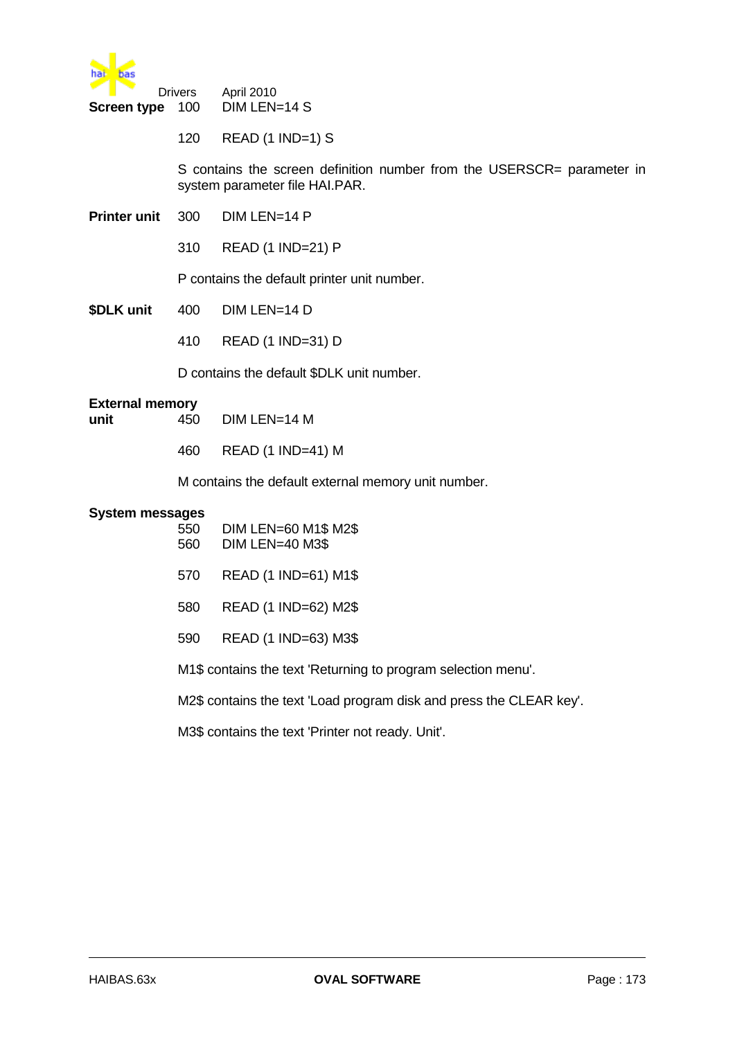**Screen type**

```
100     DIM LEN=14 S

120     READ (1 IND=1) S
```

S contains the screen definition number from the USERSCR= parameter in system parameter file HAI.PAR.

**Printer unit**

```
300     DIM LEN=14 P

310     READ (1 IND=21) P
```

P contains the default printer unit number.

**$DLK unit**

```
400     DIM LEN=14 D

410     READ (1 IND=31) D
```

D contains the default $DLK unit number.

**External memory unit**

```
450     DIM LEN=14 M

460     READ (1 IND=41) M
```

M contains the default external memory unit number.

**System messages**

```
550     DIM LEN=60 M1$ M2$
560     DIM LEN=40 M3$

570     READ (1 IND=61) M1$

580     READ (1 IND=62) M2$

590     READ (1 IND=63) M3$
```

M1$ contains the text 'Returning to program selection menu'.

M2$ contains the text 'Load program disk and press the CLEAR key'.

M3$ contains the text 'Printer not ready. Unit'.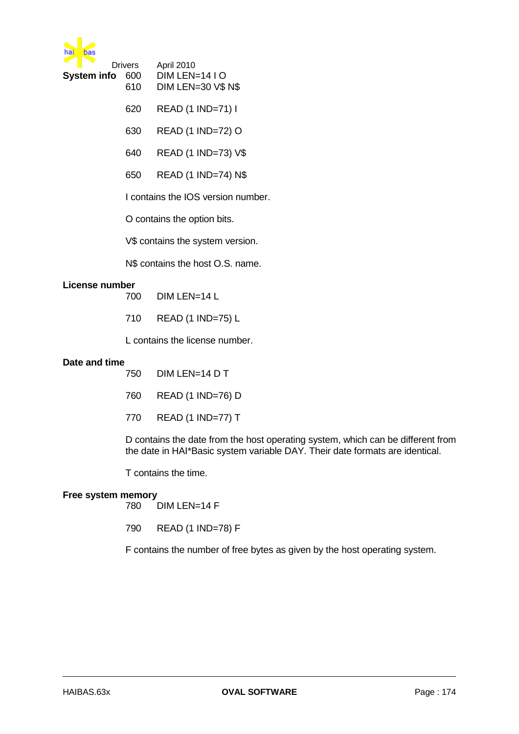**System info**

```
600    DIM LEN=14 I O
610    DIM LEN=30 V$ N$

620    READ (1 IND=71) I

630    READ (1 IND=72) O

640    READ (1 IND=73) V$

650    READ (1 IND=74) N$
```

I contains the IOS version number.

O contains the option bits.

V$ contains the system version.

N$ contains the host O.S. name.

**License number**

```
700    DIM LEN=14 L

710    READ (1 IND=75) L
```

L contains the license number.

**Date and time**

```
750    DIM LEN=14 D T

760    READ (1 IND=76) D

770    READ (1 IND=77) T
```

D contains the date from the host operating system, which can be different from the date in HAI*Basic system variable DAY. Their date formats are identical.

T contains the time.

**Free system memory**

```
780    DIM LEN=14 F

790    READ (1 IND=78) F
```

F contains the number of free bytes as given by the host operating system.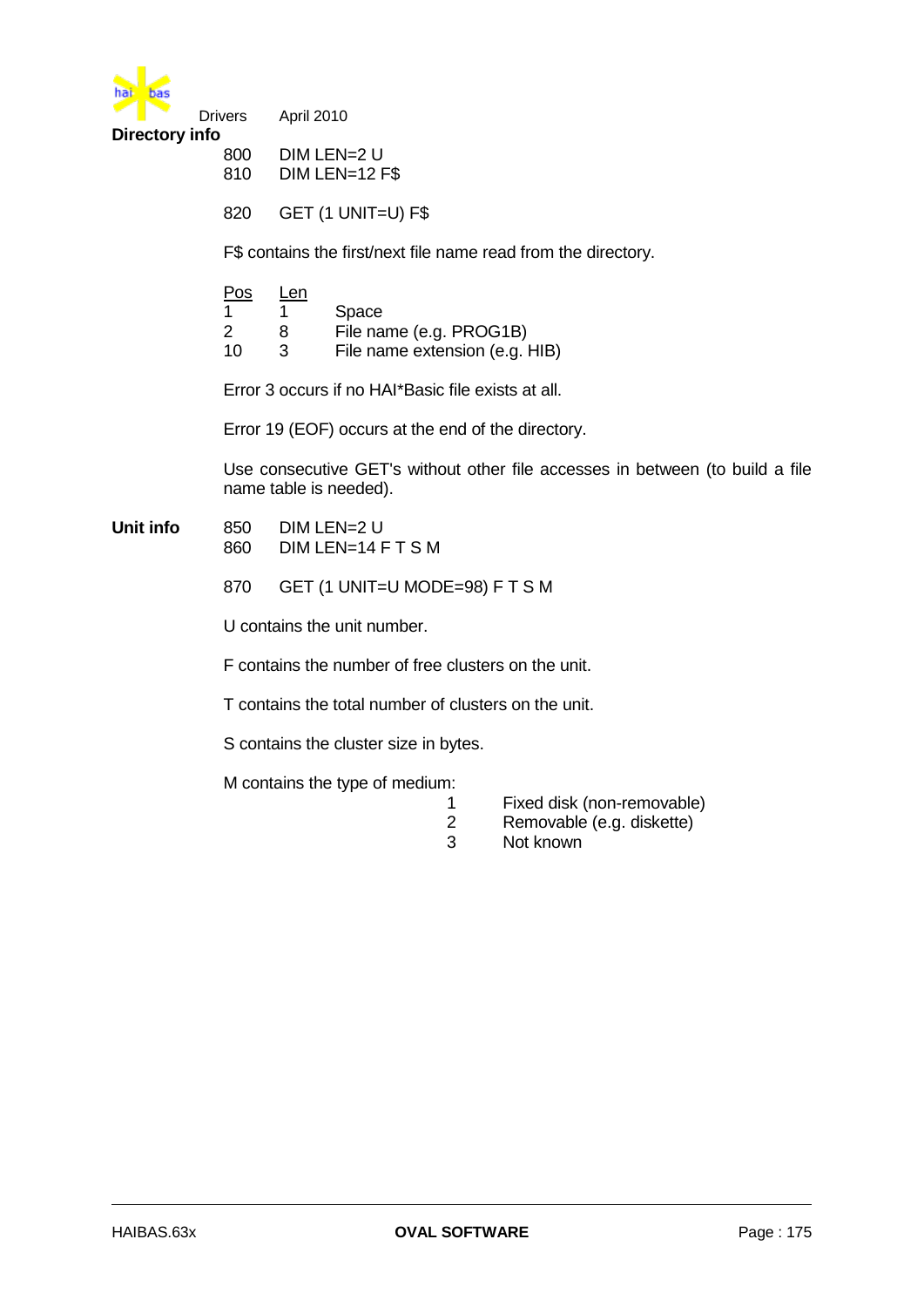**Directory info**

```
800   DIM LEN=2 U
810   DIM LEN=12 F$

820   GET (1 UNIT=U) F$
```

F$ contains the first/next file name read from the directory.

| Pos | Len | |
|---|---|---|
| 1 | 1 | Space |
| 2 | 8 | File name (e.g. PROG1B) |
| 10 | 3 | File name extension (e.g. HIB) |

Error 3 occurs if no HAI*Basic file exists at all.

Error 19 (EOF) occurs at the end of the directory.

Use consecutive GET's without other file accesses in between (to build a file name table is needed).

**Unit info**

```
850   DIM LEN=2 U
860   DIM LEN=14 F T S M

870   GET (1 UNIT=U MODE=98) F T S M
```

U contains the unit number.

F contains the number of free clusters on the unit.

T contains the total number of clusters on the unit.

S contains the cluster size in bytes.

M contains the type of medium:

| | |
|---|---|
| 1 | Fixed disk (non-removable) |
| 2 | Removable (e.g. diskette) |
| 3 | Not known |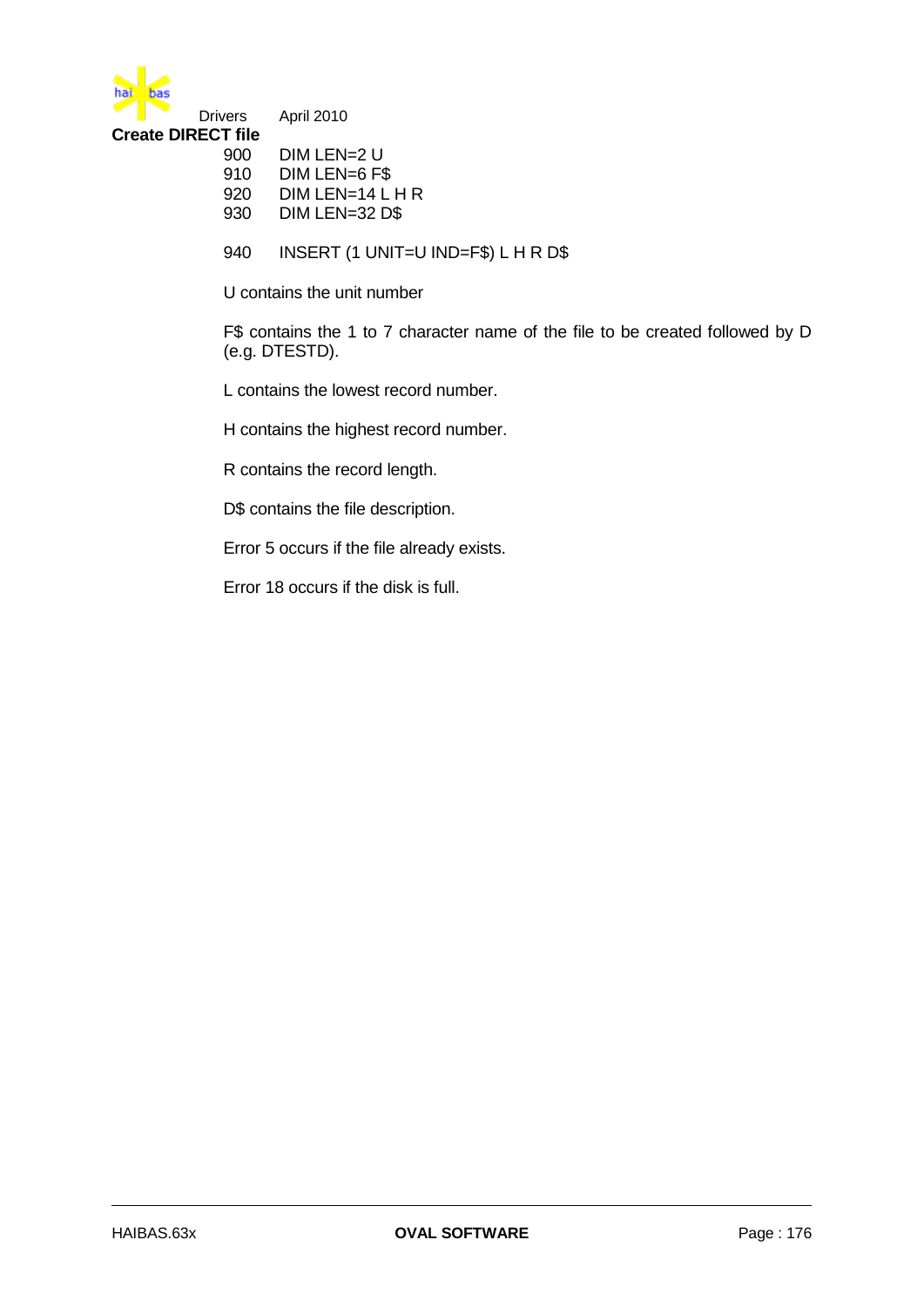## Create DIRECT file

```
900     DIM LEN=2 U
910     DIM LEN=6 F$
920     DIM LEN=14 L H R
930     DIM LEN=32 D$

940     INSERT (1 UNIT=U IND=F$) L H R D$
```

U contains the unit number

F$ contains the 1 to 7 character name of the file to be created followed by D (e.g. DTESTD).

L contains the lowest record number.

H contains the highest record number.

R contains the record length.

D$ contains the file description.

Error 5 occurs if the file already exists.

Error 18 occurs if the disk is full.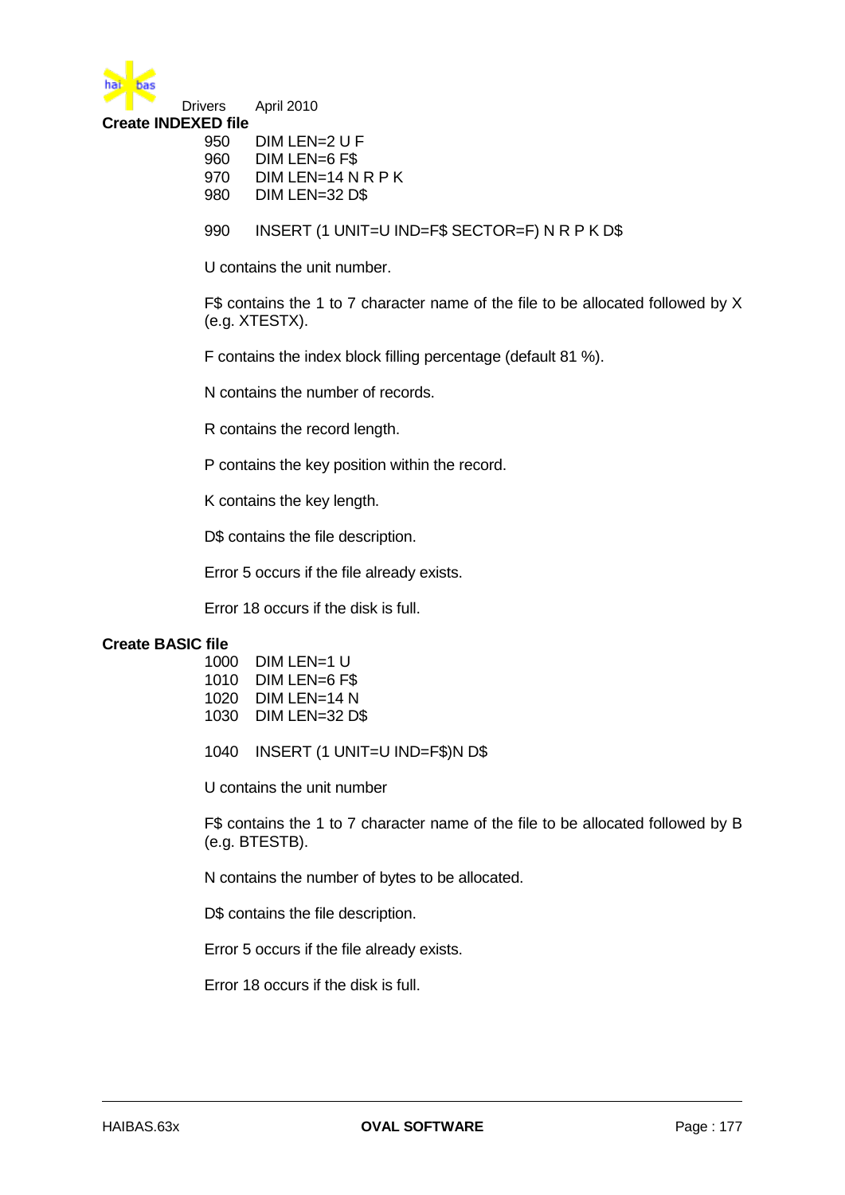## Create INDEXED file

```
950   DIM LEN=2 U F
960   DIM LEN=6 F$
970   DIM LEN=14 N R P K
980   DIM LEN=32 D$

990   INSERT (1 UNIT=U IND=F$ SECTOR=F) N R P K D$
```

U contains the unit number.

F$ contains the 1 to 7 character name of the file to be allocated followed by X (e.g. XTESTX).

F contains the index block filling percentage (default 81 %).

N contains the number of records.

R contains the record length.

P contains the key position within the record.

K contains the key length.

D$ contains the file description.

Error 5 occurs if the file already exists.

Error 18 occurs if the disk is full.

## Create BASIC file

```
1000  DIM LEN=1 U
1010  DIM LEN=6 F$
1020  DIM LEN=14 N
1030  DIM LEN=32 D$

1040  INSERT (1 UNIT=U IND=F$)N D$
```

U contains the unit number

F$ contains the 1 to 7 character name of the file to be allocated followed by B (e.g. BTESTB).

N contains the number of bytes to be allocated.

D$ contains the file description.

Error 5 occurs if the file already exists.

Error 18 occurs if the disk is full.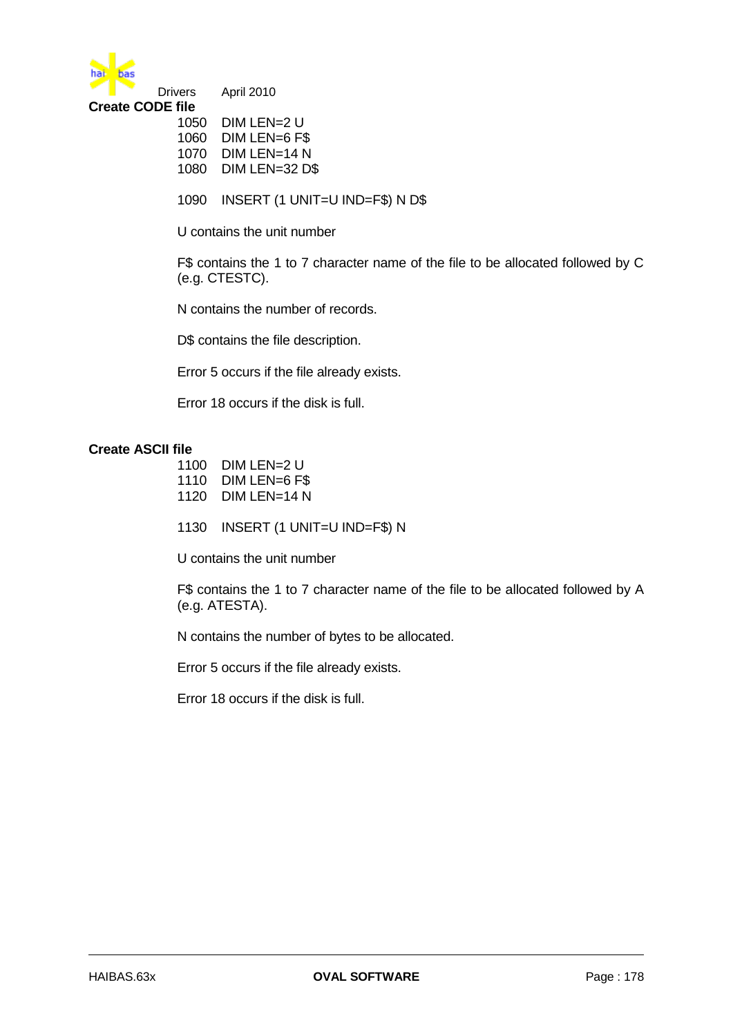## Create CODE file

```
1050   DIM LEN=2 U
1060   DIM LEN=6 F$
1070   DIM LEN=14 N
1080   DIM LEN=32 D$

1090   INSERT (1 UNIT=U IND=F$) N D$
```

U contains the unit number

F$ contains the 1 to 7 character name of the file to be allocated followed by C (e.g. CTESTC).

N contains the number of records.

D$ contains the file description.

Error 5 occurs if the file already exists.

Error 18 occurs if the disk is full.

## Create ASCII file

```
1100   DIM LEN=2 U
1110   DIM LEN=6 F$
1120   DIM LEN=14 N

1130   INSERT (1 UNIT=U IND=F$) N
```

U contains the unit number

F$ contains the 1 to 7 character name of the file to be allocated followed by A (e.g. ATESTA).

N contains the number of bytes to be allocated.

Error 5 occurs if the file already exists.

Error 18 occurs if the disk is full.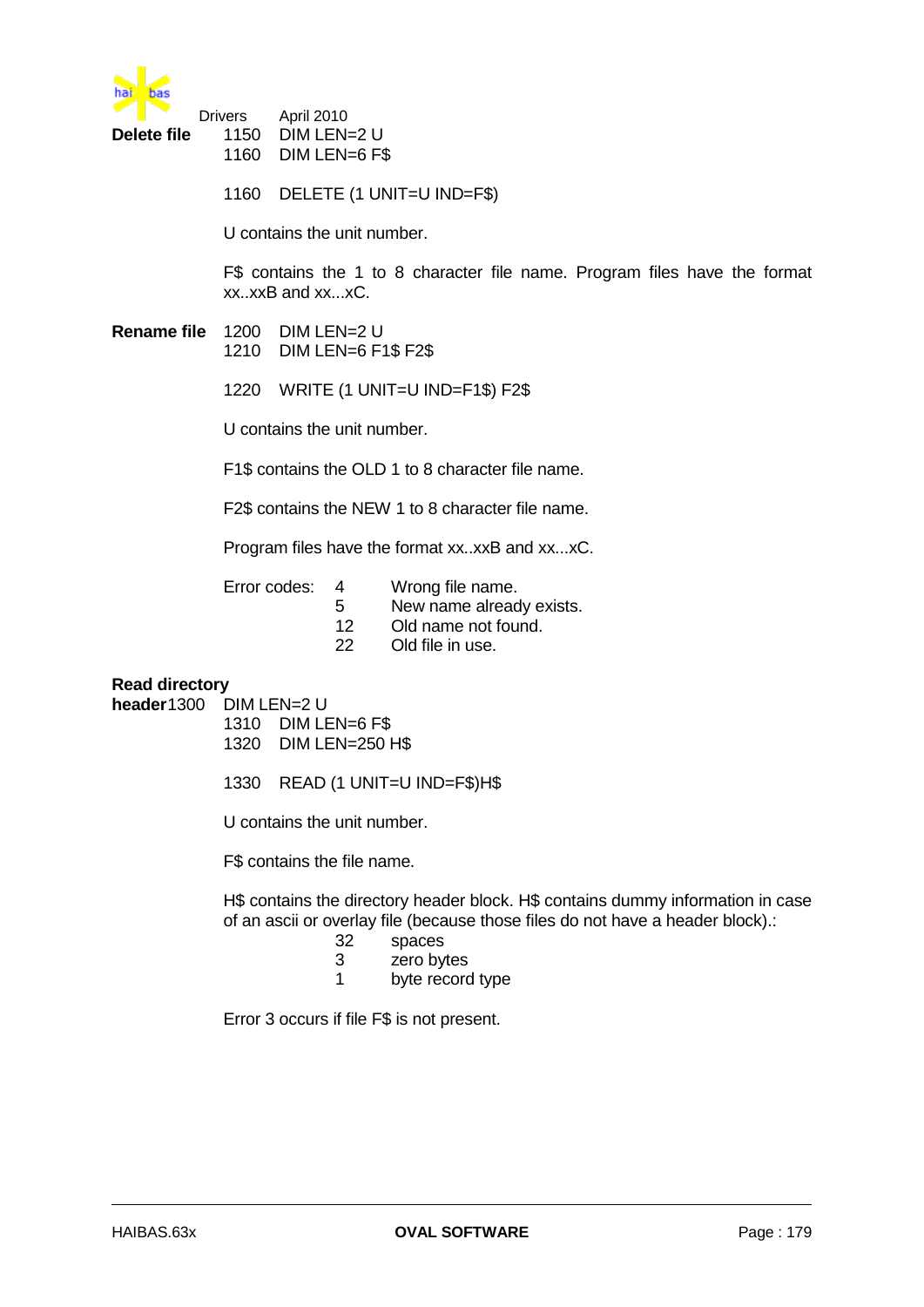**Delete file**

```
1150   DIM LEN=2 U
1160   DIM LEN=6 F$

1160   DELETE (1 UNIT=U IND=F$)
```

U contains the unit number.

F$ contains the 1 to 8 character file name. Program files have the format xx..xxB and xx...xC.

**Rename file**

```
1200   DIM LEN=2 U
1210   DIM LEN=6 F1$ F2$

1220   WRITE (1 UNIT=U IND=F1$) F2$
```

U contains the unit number.

F1$ contains the OLD 1 to 8 character file name.

F2$ contains the NEW 1 to 8 character file name.

Program files have the format xx..xxB and xx...xC.

Error codes:

| | |
|---|---|
| 4 | Wrong file name. |
| 5 | New name already exists. |
| 12 | Old name not found. |
| 22 | Old file in use. |

**Read directory header**

```
1300   DIM LEN=2 U
1310   DIM LEN=6 F$
1320   DIM LEN=250 H$

1330   READ (1 UNIT=U IND=F$)H$
```

U contains the unit number.

F$ contains the file name.

H$ contains the directory header block. H$ contains dummy information in case of an ascii or overlay file (because those files do not have a header block).:

| | |
|---|---|
| 32 | spaces |
| 3 | zero bytes |
| 1 | byte record type |

Error 3 occurs if file F$ is not present.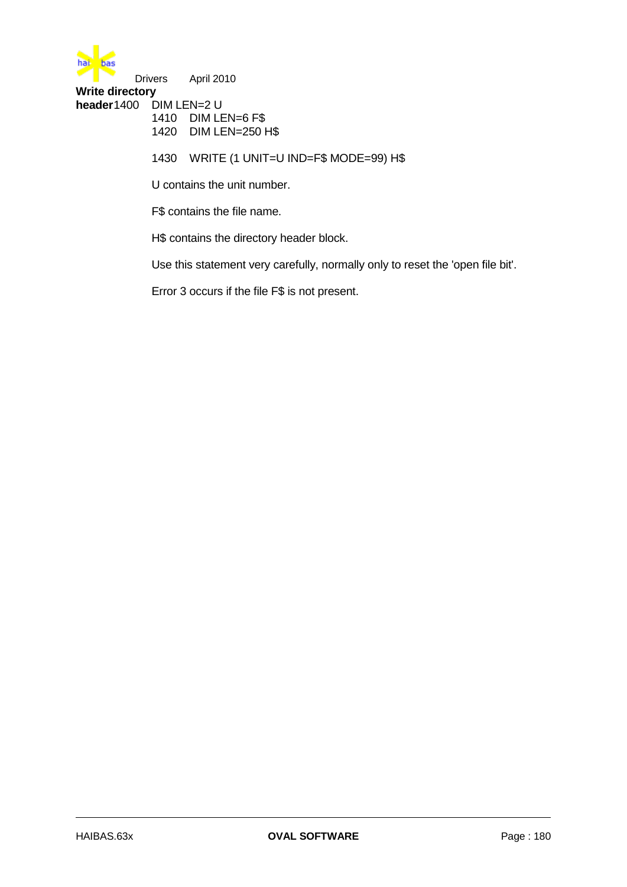**Write directory header**

```
1400   DIM LEN=2 U
1410   DIM LEN=6 F$
1420   DIM LEN=250 H$

1430   WRITE (1 UNIT=U IND=F$ MODE=99) H$
```

U contains the unit number.

F$ contains the file name.

H$ contains the directory header block.

Use this statement very carefully, normally only to reset the 'open file bit'.

Error 3 occurs if the file F$ is not present.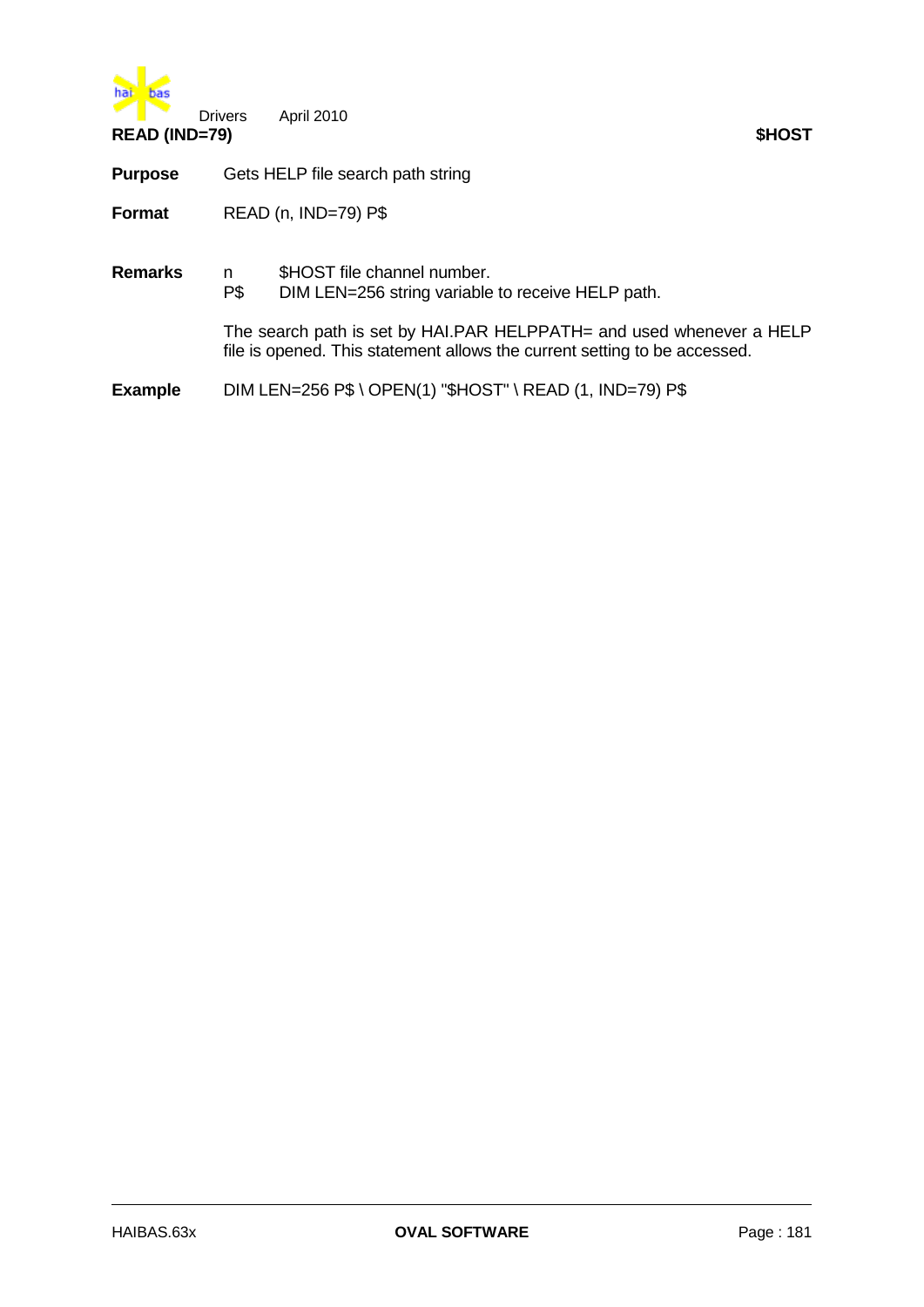## READ (IND=79) $HOST

**Purpose** Gets HELP file search path string

**Format** READ (n, IND=79) P$

**Remarks**

| | |
|---|---|
| n | $HOST file channel number. |
| P$ | DIM LEN=256 string variable to receive HELP path. |

The search path is set by HAI.PAR HELPPATH= and used whenever a HELP file is opened. This statement allows the current setting to be accessed.

**Example**

```
DIM LEN=256 P$ \ OPEN(1) "$HOST" \ READ (1, IND=79) P$
```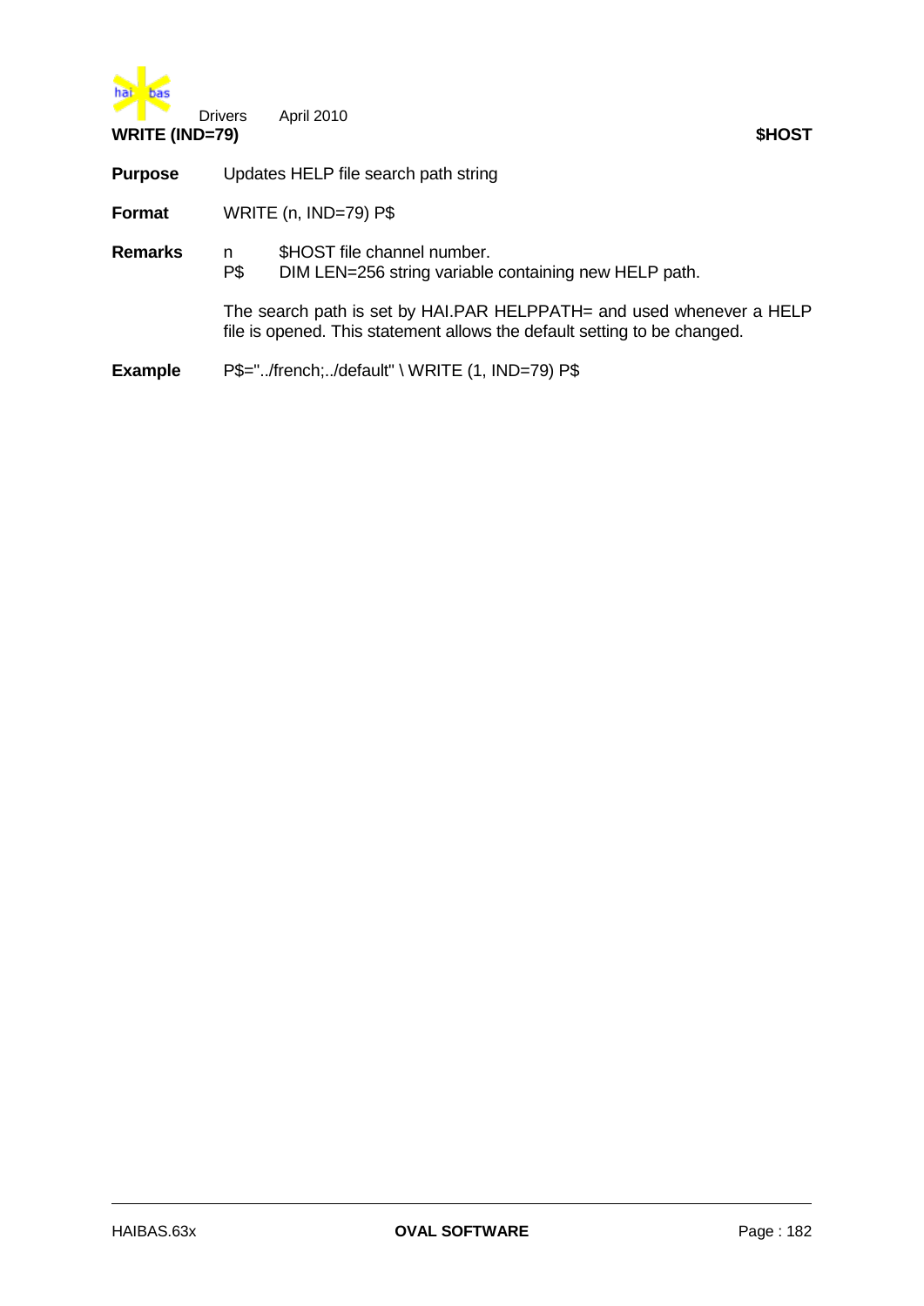## WRITE (IND=79) $HOST

**Purpose** Updates HELP file search path string

**Format** WRITE (n, IND=79) P$

**Remarks**

| | |
|---|---|
| n | $HOST file channel number. |
| P$ | DIM LEN=256 string variable containing new HELP path. |

The search path is set by HAI.PAR HELPPATH= and used whenever a HELP file is opened. This statement allows the default setting to be changed.

**Example**

```
P$="../french;../default" \ WRITE (1, IND=79) P$
```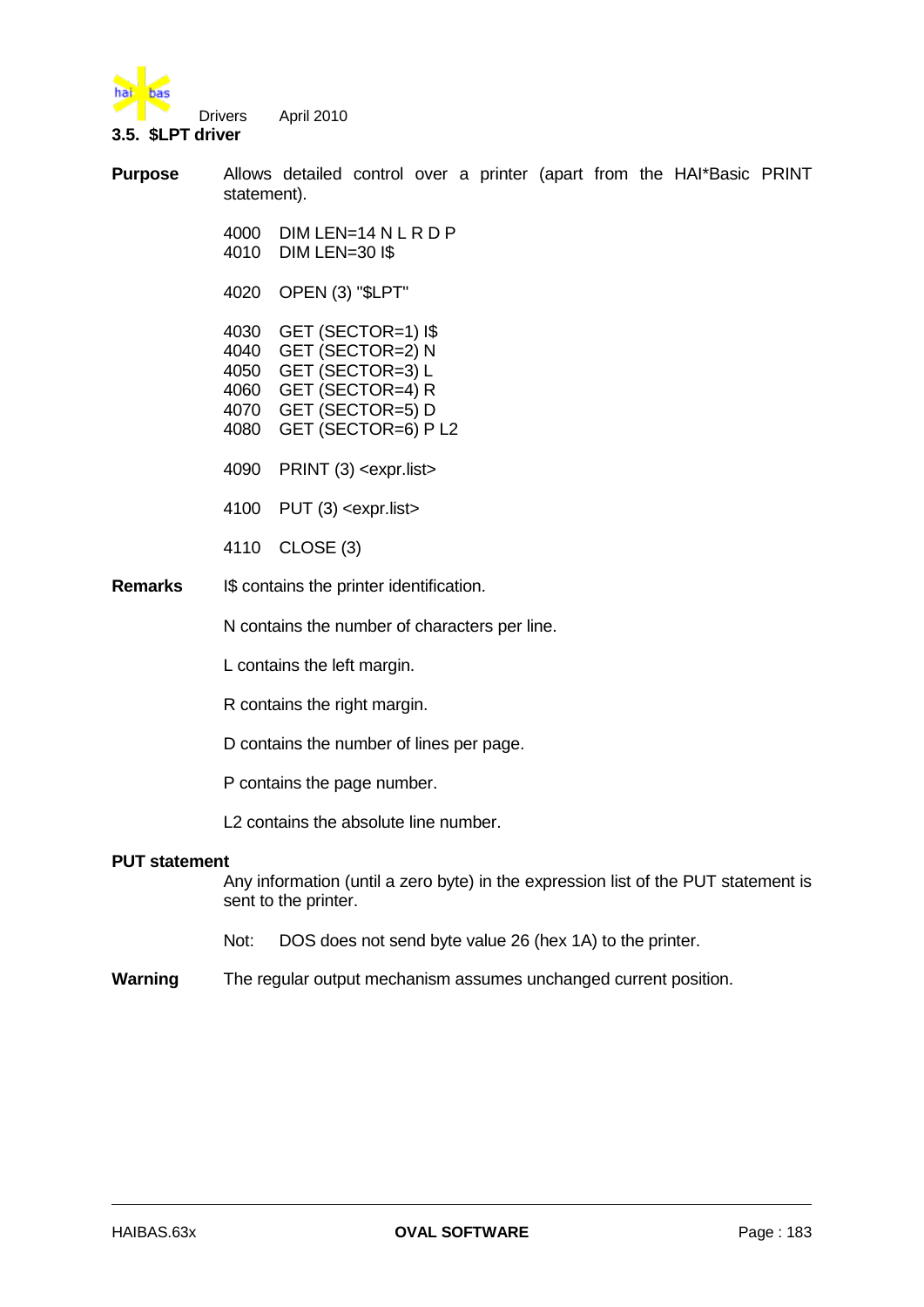## 3.5. $LPT driver

**Purpose** Allows detailed control over a printer (apart from the HAI*Basic PRINT statement).

```
4000   DIM LEN=14 N L R D P
4010   DIM LEN=30 I$

4020   OPEN (3) "$LPT"

4030   GET (SECTOR=1) I$
4040   GET (SECTOR=2) N
4050   GET (SECTOR=3) L
4060   GET (SECTOR=4) R
4070   GET (SECTOR=5) D
4080   GET (SECTOR=6) P L2

4090   PRINT (3) <expr.list>

4100   PUT (3) <expr.list>

4110   CLOSE (3)
```

**Remarks** I$ contains the printer identification.

N contains the number of characters per line.

L contains the left margin.

R contains the right margin.

D contains the number of lines per page.

P contains the page number.

L2 contains the absolute line number.

**PUT statement**

Any information (until a zero byte) in the expression list of the PUT statement is sent to the printer.

Not: DOS does not send byte value 26 (hex 1A) to the printer.

**Warning** The regular output mechanism assumes unchanged current position.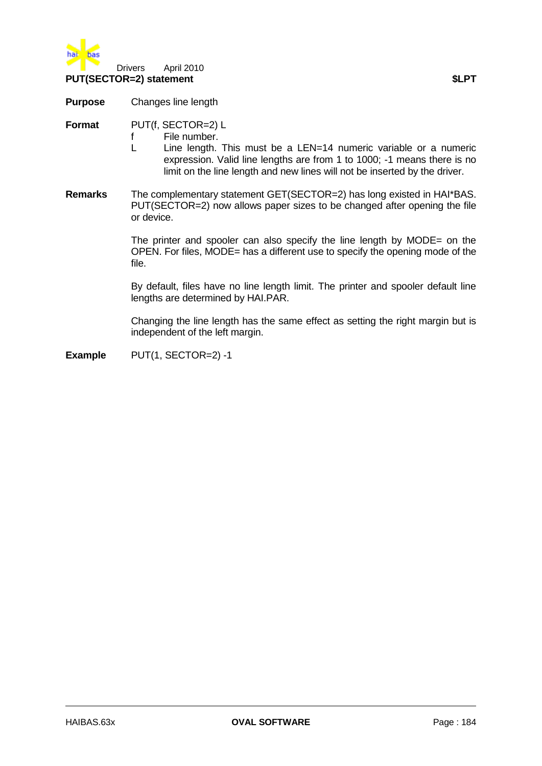## PUT(SECTOR=2) statement $LPT

**Purpose** Changes line length

**Format** PUT(f, SECTOR=2) L

- f File number.
- L Line length. This must be a LEN=14 numeric variable or a numeric expression. Valid line lengths are from 1 to 1000; -1 means there is no limit on the line length and new lines will not be inserted by the driver.

**Remarks** The complementary statement GET(SECTOR=2) has long existed in HAI*BAS. PUT(SECTOR=2) now allows paper sizes to be changed after opening the file or device.

The printer and spooler can also specify the line length by MODE= on the OPEN. For files, MODE= has a different use to specify the opening mode of the file.

By default, files have no line length limit. The printer and spooler default line lengths are determined by HAI.PAR.

Changing the line length has the same effect as setting the right margin but is independent of the left margin.

**Example**

```
PUT(1, SECTOR=2) -1
```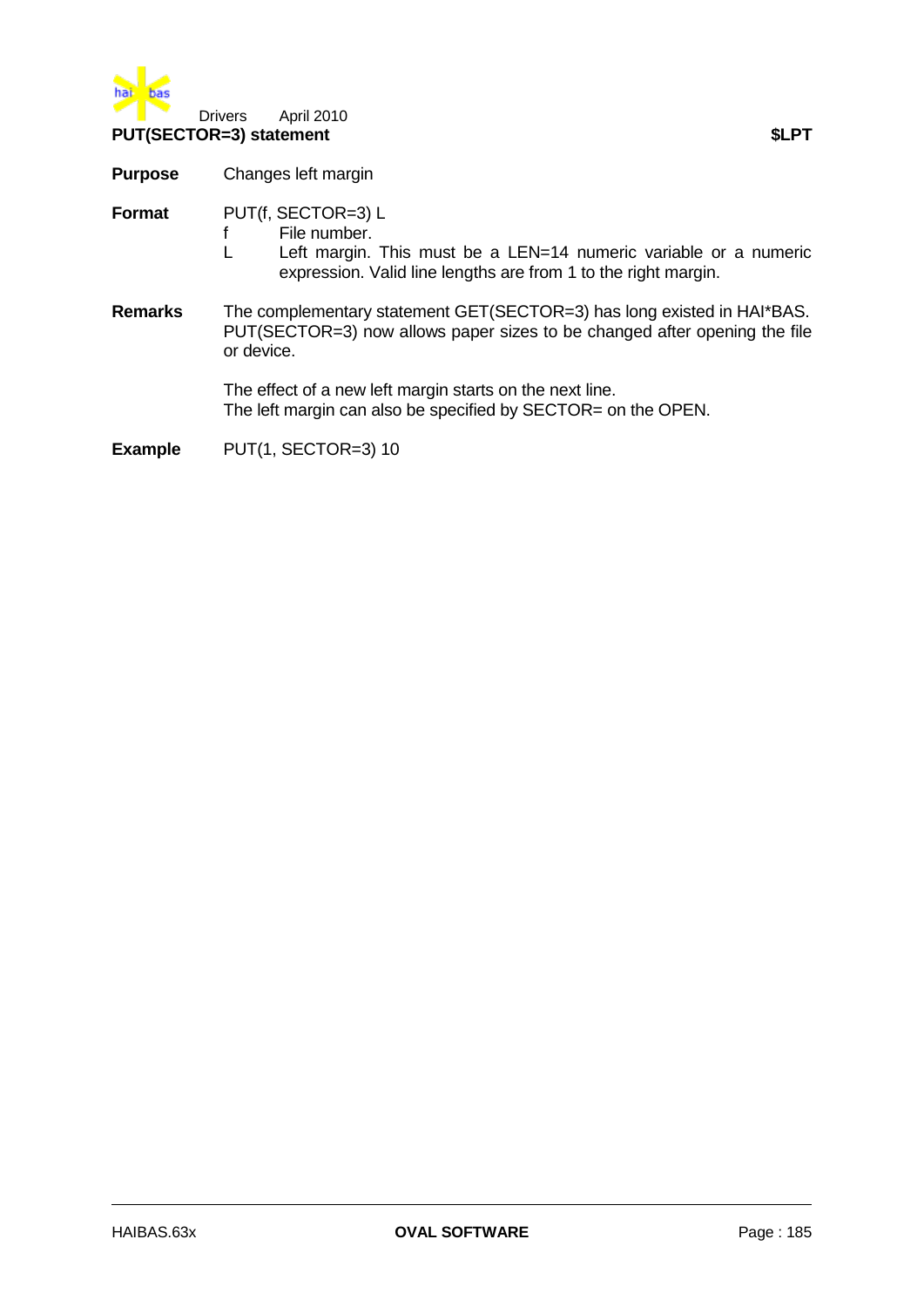## PUT(SECTOR=3) statement $LPT

**Purpose** Changes left margin

**Format** PUT(f, SECTOR=3) L

- f File number.
- L Left margin. This must be a LEN=14 numeric variable or a numeric expression. Valid line lengths are from 1 to the right margin.

**Remarks** The complementary statement GET(SECTOR=3) has long existed in HAI*BAS. PUT(SECTOR=3) now allows paper sizes to be changed after opening the file or device.

The effect of a new left margin starts on the next line.
The left margin can also be specified by SECTOR= on the OPEN.

**Example** PUT(1, SECTOR=3) 10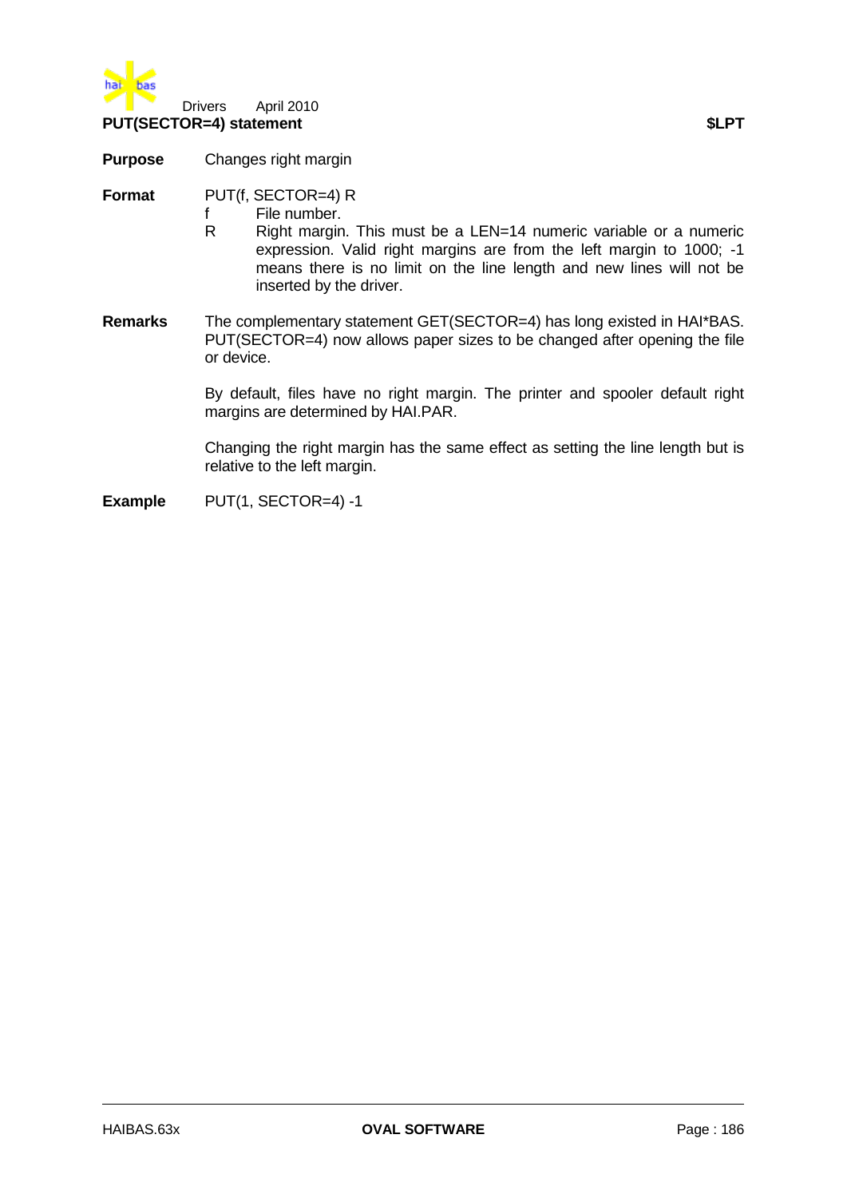## PUT(SECTOR=4) statement $LPT

**Purpose** Changes right margin

**Format** PUT(f, SECTOR=4) R

- f File number.
- R Right margin. This must be a LEN=14 numeric variable or a numeric expression. Valid right margins are from the left margin to 1000; -1 means there is no limit on the line length and new lines will not be inserted by the driver.

**Remarks** The complementary statement GET(SECTOR=4) has long existed in HAI*BAS. PUT(SECTOR=4) now allows paper sizes to be changed after opening the file or device.

By default, files have no right margin. The printer and spooler default right margins are determined by HAI.PAR.

Changing the right margin has the same effect as setting the line length but is relative to the left margin.

**Example**

```
PUT(1, SECTOR=4) -1
```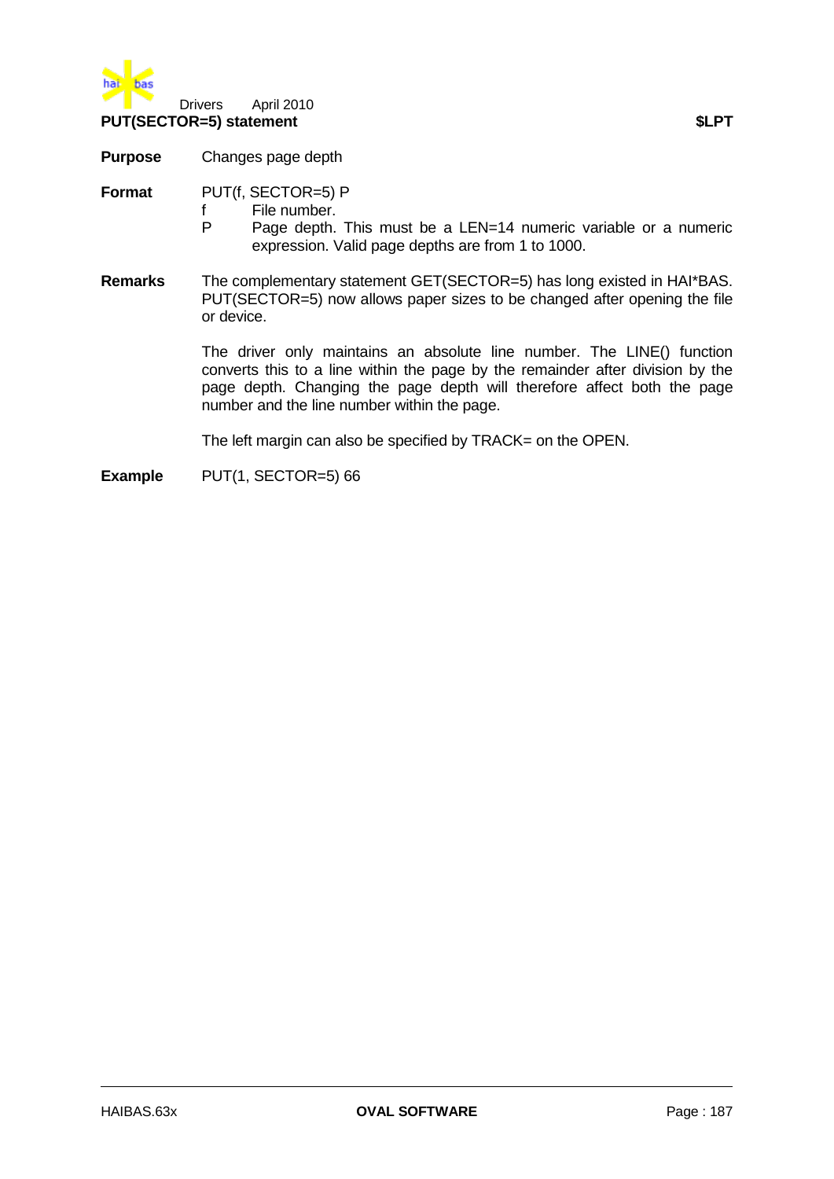## PUT(SECTOR=5) statement $LPT

**Purpose** Changes page depth

**Format** PUT(f, SECTOR=5) P

- f File number.
- P Page depth. This must be a LEN=14 numeric variable or a numeric expression. Valid page depths are from 1 to 1000.

**Remarks** The complementary statement GET(SECTOR=5) has long existed in HAI*BAS. PUT(SECTOR=5) now allows paper sizes to be changed after opening the file or device.

The driver only maintains an absolute line number. The LINE() function converts this to a line within the page by the remainder after division by the page depth. Changing the page depth will therefore affect both the page number and the line number within the page.

The left margin can also be specified by TRACK= on the OPEN.

**Example** PUT(1, SECTOR=5) 66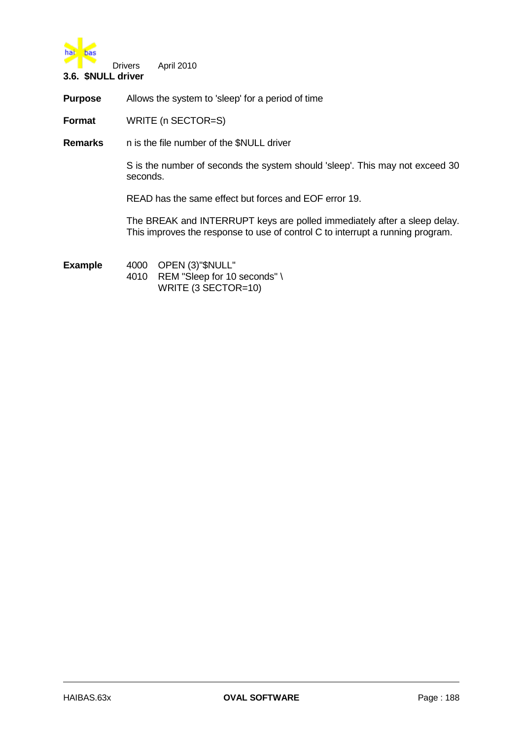### 3.6. $NULL driver

**Purpose** Allows the system to 'sleep' for a period of time

**Format** WRITE (n SECTOR=S)

**Remarks** n is the file number of the $NULL driver

S is the number of seconds the system should 'sleep'. This may not exceed 30 seconds.

READ has the same effect but forces and EOF error 19.

The BREAK and INTERRUPT keys are polled immediately after a sleep delay. This improves the response to use of control C to interrupt a running program.

**Example**

```
4000   OPEN (3)"$NULL"
4010   REM "Sleep for 10 seconds" \
       WRITE (3 SECTOR=10)
```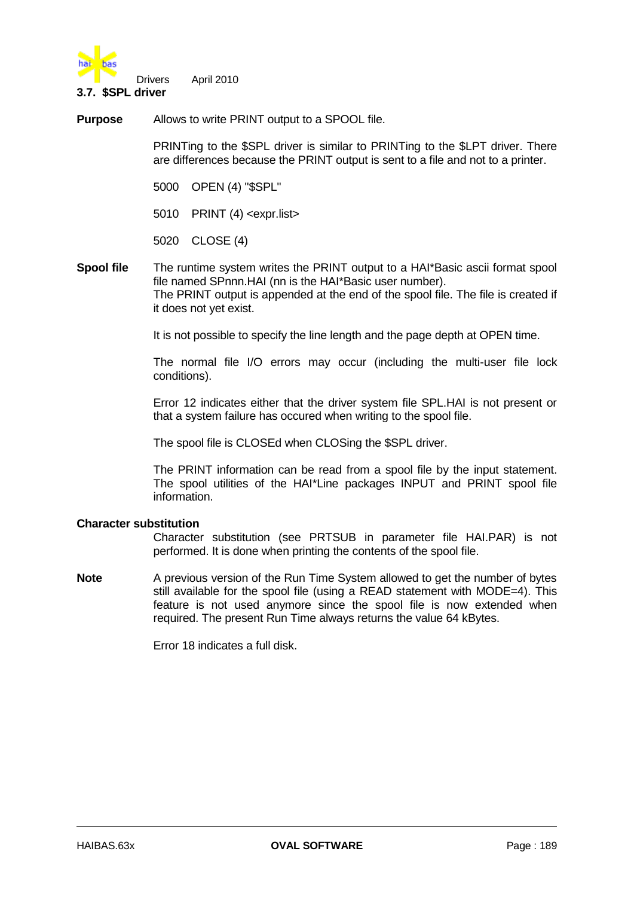## 3.7. $SPL driver

**Purpose** Allows to write PRINT output to a SPOOL file.

PRINTing to the $SPL driver is similar to PRINTing to the $LPT driver. There are differences because the PRINT output is sent to a file and not to a printer.

```
5000   OPEN (4) "$SPL"

5010   PRINT (4) <expr.list>

5020   CLOSE (4)
```

**Spool file** The runtime system writes the PRINT output to a HAI*Basic ascii format spool file named SPnnn.HAI (nn is the HAI*Basic user number).
The PRINT output is appended at the end of the spool file. The file is created if it does not yet exist.

It is not possible to specify the line length and the page depth at OPEN time.

The normal file I/O errors may occur (including the multi-user file lock conditions).

Error 12 indicates either that the driver system file SPL.HAI is not present or that a system failure has occured when writing to the spool file.

The spool file is CLOSEd when CLOSing the $SPL driver.

The PRINT information can be read from a spool file by the input statement. The spool utilities of the HAI*Line packages INPUT and PRINT spool file information.

**Character substitution**

Character substitution (see PRTSUB in parameter file HAI.PAR) is not performed. It is done when printing the contents of the spool file.

**Note** A previous version of the Run Time System allowed to get the number of bytes still available for the spool file (using a READ statement with MODE=4). This feature is not used anymore since the spool file is now extended when required. The present Run Time always returns the value 64 kBytes.

Error 18 indicates a full disk.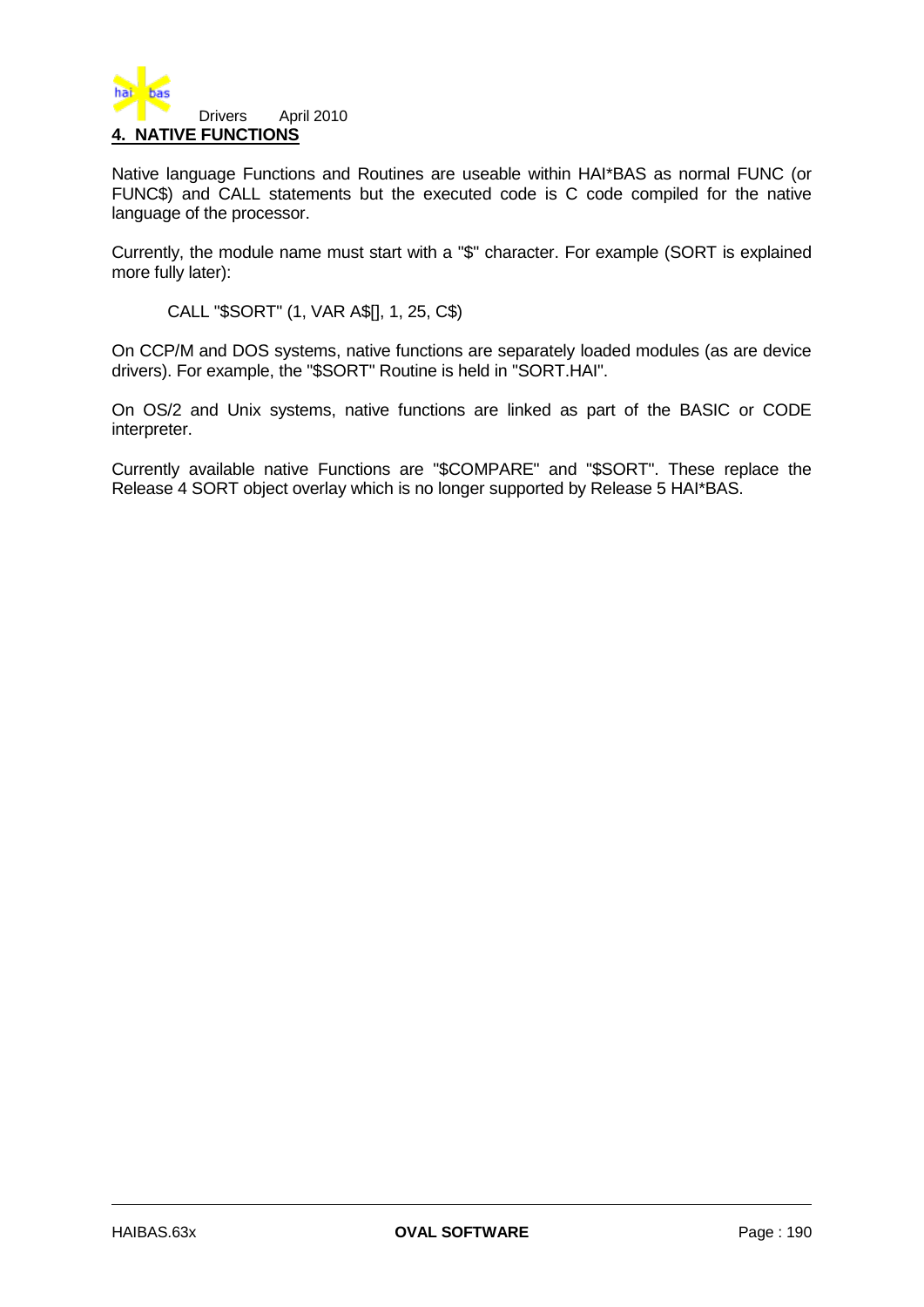## 4. NATIVE FUNCTIONS

Native language Functions and Routines are useable within HAI*BAS as normal FUNC (or FUNC$) and CALL statements but the executed code is C code compiled for the native language of the processor.

Currently, the module name must start with a "$" character. For example (SORT is explained more fully later):

```
CALL "$SORT" (1, VAR A$[], 1, 25, C$)
```

On CCP/M and DOS systems, native functions are separately loaded modules (as are device drivers). For example, the "$SORT" Routine is held in "SORT.HAI".

On OS/2 and Unix systems, native functions are linked as part of the BASIC or CODE interpreter.

Currently available native Functions are "$COMPARE" and "$SORT". These replace the Release 4 SORT object overlay which is no longer supported by Release 5 HAI*BAS.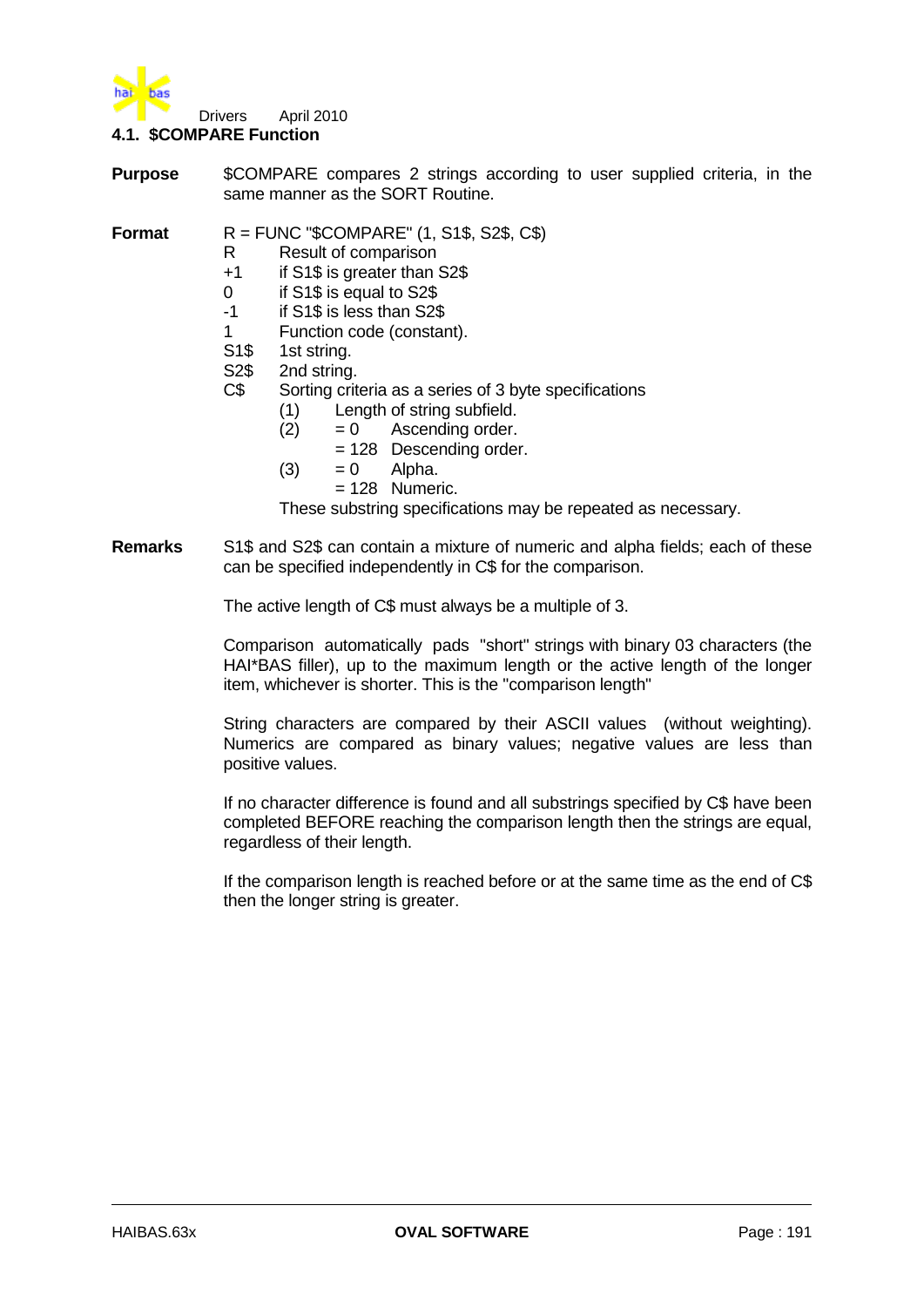## 4.1. $COMPARE Function

**Purpose** $COMPARE compares 2 strings according to user supplied criteria, in the same manner as the SORT Routine.

**Format** R = FUNC "$COMPARE" (1, S1$, S2$, C$)

| | |
|---|---|
| R | Result of comparison |
| +1 | if S1$ is greater than S2$ |
| 0 | if S1$ is equal to S2$ |
| -1 | if S1$ is less than S2$ |
| 1 | Function code (constant). |
| S1$ | 1st string. |
| S2$ | 2nd string. |
| C$ | Sorting criteria as a series of 3 byte specifications |

- (1) Length of string subfield.
- (2) = 0 Ascending order.
  = 128 Descending order.
- (3) = 0 Alpha.
  = 128 Numeric.

These substring specifications may be repeated as necessary.

**Remarks** S1$ and S2$ can contain a mixture of numeric and alpha fields; each of these can be specified independently in C$ for the comparison.

The active length of C$ must always be a multiple of 3.

Comparison automatically pads "short" strings with binary 03 characters (the HAI*BAS filler), up to the maximum length or the active length of the longer item, whichever is shorter. This is the "comparison length"

String characters are compared by their ASCII values (without weighting). Numerics are compared as binary values; negative values are less than positive values.

If no character difference is found and all substrings specified by C$ have been completed BEFORE reaching the comparison length then the strings are equal, regardless of their length.

If the comparison length is reached before or at the same time as the end of C$ then the longer string is greater.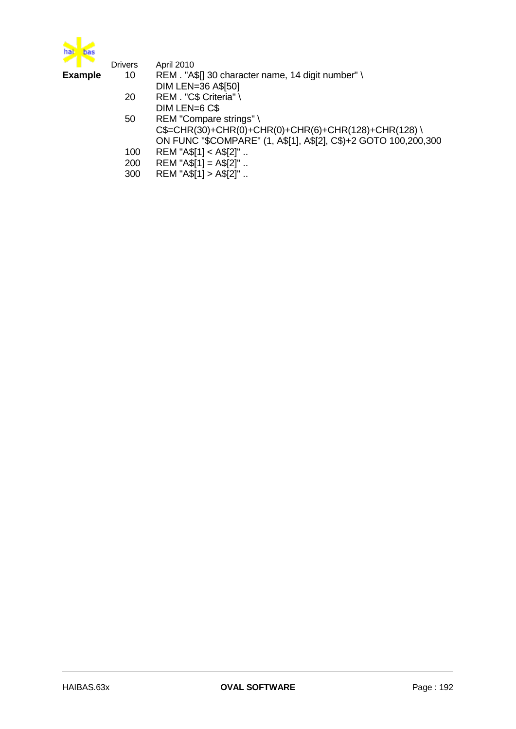**Example**

```
10    REM . "A$[] 30 character name, 14 digit number" \
      DIM LEN=36 A$[50]
20    REM . "C$ Criteria" \
      DIM LEN=6 C$
50    REM "Compare strings" \
      C$=CHR(30)+CHR(0)+CHR(0)+CHR(6)+CHR(128)+CHR(128) \
      ON FUNC "$COMPARE" (1, A$[1], A$[2], C$)+2 GOTO 100,200,300
100   REM "A$[1] < A$[2]" ..
200   REM "A$[1] = A$[2]" ..
300   REM "A$[1] > A$[2]" ..
```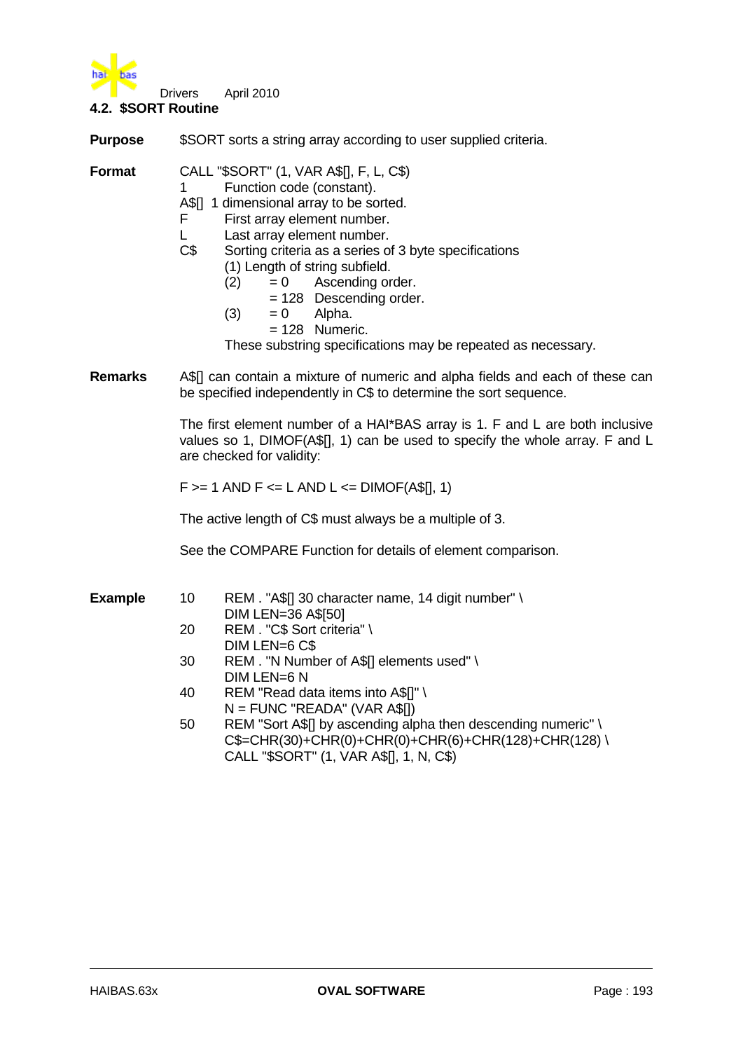## 4.2. $SORT Routine

**Purpose** $SORT sorts a string array according to user supplied criteria.

**Format** CALL "$SORT" (1, VAR A$[], F, L, C$)

- 1 Function code (constant).
- A$[] 1 dimensional array to be sorted.
- F First array element number.
- L Last array element number.
- C$ Sorting criteria as a series of 3 byte specifications
  - (1) Length of string subfield.
  - (2) = 0 Ascending order.
    - = 128 Descending order.
  - (3) = 0 Alpha.
    - = 128 Numeric.

  These substring specifications may be repeated as necessary.

**Remarks** A$[] can contain a mixture of numeric and alpha fields and each of these can be specified independently in C$ to determine the sort sequence.

The first element number of a HAI*BAS array is 1. F and L are both inclusive values so 1, DIMOF(A$[], 1) can be used to specify the whole array. F and L are checked for validity:

F >= 1 AND F <= L AND L <= DIMOF(A$[], 1)

The active length of C$ must always be a multiple of 3.

See the COMPARE Function for details of element comparison.

**Example**

```
10  REM . "A$[] 30 character name, 14 digit number" \
    DIM LEN=36 A$[50]
20  REM . "C$ Sort criteria" \
    DIM LEN=6 C$
30  REM . "N Number of A$[] elements used" \
    DIM LEN=6 N
40  REM "Read data items into A$[]" \
    N = FUNC "READA" (VAR A$[])
50  REM "Sort A$[] by ascending alpha then descending numeric" \
    C$=CHR(30)+CHR(0)+CHR(0)+CHR(6)+CHR(128)+CHR(128) \
    CALL "$SORT" (1, VAR A$[], 1, N, C$)
```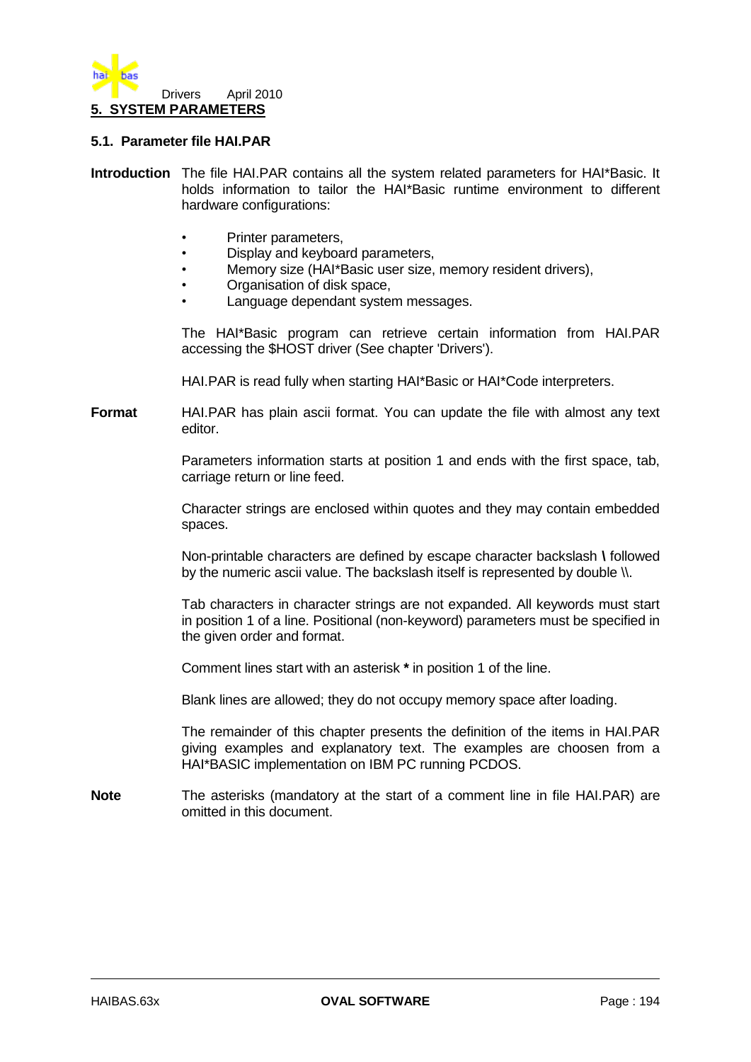# 5. SYSTEM PARAMETERS

## 5.1. Parameter file HAI.PAR

**Introduction** The file HAI.PAR contains all the system related parameters for HAI*Basic. It holds information to tailor the HAI*Basic runtime environment to different hardware configurations:

- Printer parameters,
- Display and keyboard parameters,
- Memory size (HAI*Basic user size, memory resident drivers),
- Organisation of disk space,
- Language dependant system messages.

The HAI*Basic program can retrieve certain information from HAI.PAR accessing the $HOST driver (See chapter 'Drivers').

HAI.PAR is read fully when starting HAI*Basic or HAI*Code interpreters.

**Format** HAI.PAR has plain ascii format. You can update the file with almost any text editor.

Parameters information starts at position 1 and ends with the first space, tab, carriage return or line feed.

Character strings are enclosed within quotes and they may contain embedded spaces.

Non-printable characters are defined by escape character backslash **\** followed by the numeric ascii value. The backslash itself is represented by double \\.

Tab characters in character strings are not expanded. All keywords must start in position 1 of a line. Positional (non-keyword) parameters must be specified in the given order and format.

Comment lines start with an asterisk **\*** in position 1 of the line.

Blank lines are allowed; they do not occupy memory space after loading.

The remainder of this chapter presents the definition of the items in HAI.PAR giving examples and explanatory text. The examples are choosen from a HAI*BASIC implementation on IBM PC running PCDOS.

**Note** The asterisks (mandatory at the start of a comment line in file HAI.PAR) are omitted in this document.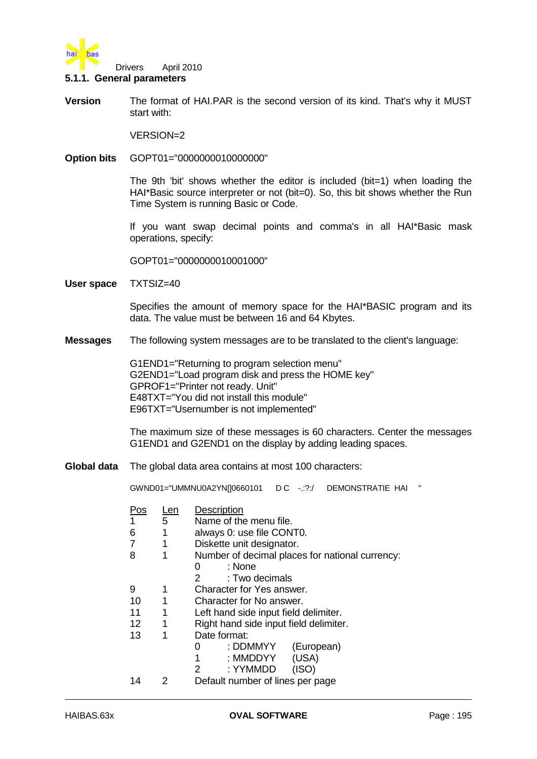### 5.1.1. General parameters

**Version** The format of HAI.PAR is the second version of its kind. That's why it MUST start with:

```
VERSION=2
```

**Option bits** GOPT01="0000000010000000"

The 9th 'bit' shows whether the editor is included (bit=1) when loading the HAI*Basic source interpreter or not (bit=0). So, this bit shows whether the Run Time System is running Basic or Code.

If you want swap decimal points and comma's in all HAI*Basic mask operations, specify:

```
GOPT01="0000000010001000"
```

**User space** TXTSIZ=40

Specifies the amount of memory space for the HAI*BASIC program and its data. The value must be between 16 and 64 Kbytes.

**Messages** The following system messages are to be translated to the client's language:

```
G1END1="Returning to program selection menu"
G2END1="Load program disk and press the HOME key"
GPROF1="Printer not ready. Unit"
E48TXT="You did not install this module"
E96TXT="Usernumber is not implemented"
```

The maximum size of these messages is 60 characters. Center the messages G1END1 and G2END1 on the display by adding leading spaces.

**Global data** The global data area contains at most 100 characters:

```
GWND01="UMMNU0A2YN[]0660101    D C   -.:?:/     DEMONSTRATIE  HAI     "
```

| Pos | Len | Description |
|---|---|---|
| 1 | 5 | Name of the menu file. |
| 6 | 1 | always 0: use file CONT0. |
| 7 | 1 | Diskette unit designator. |
| 8 | 1 | Number of decimal places for national currency:<br>0 : None<br>2 : Two decimals |
| 9 | 1 | Character for Yes answer. |
| 10 | 1 | Character for No answer. |
| 11 | 1 | Left hand side input field delimiter. |
| 12 | 1 | Right hand side input field delimiter. |
| 13 | 1 | Date format:<br>0 : DDMMYY (European)<br>1 : MMDDYY (USA)<br>2 : YYMMDD (ISO) |
| 14 | 2 | Default number of lines per page |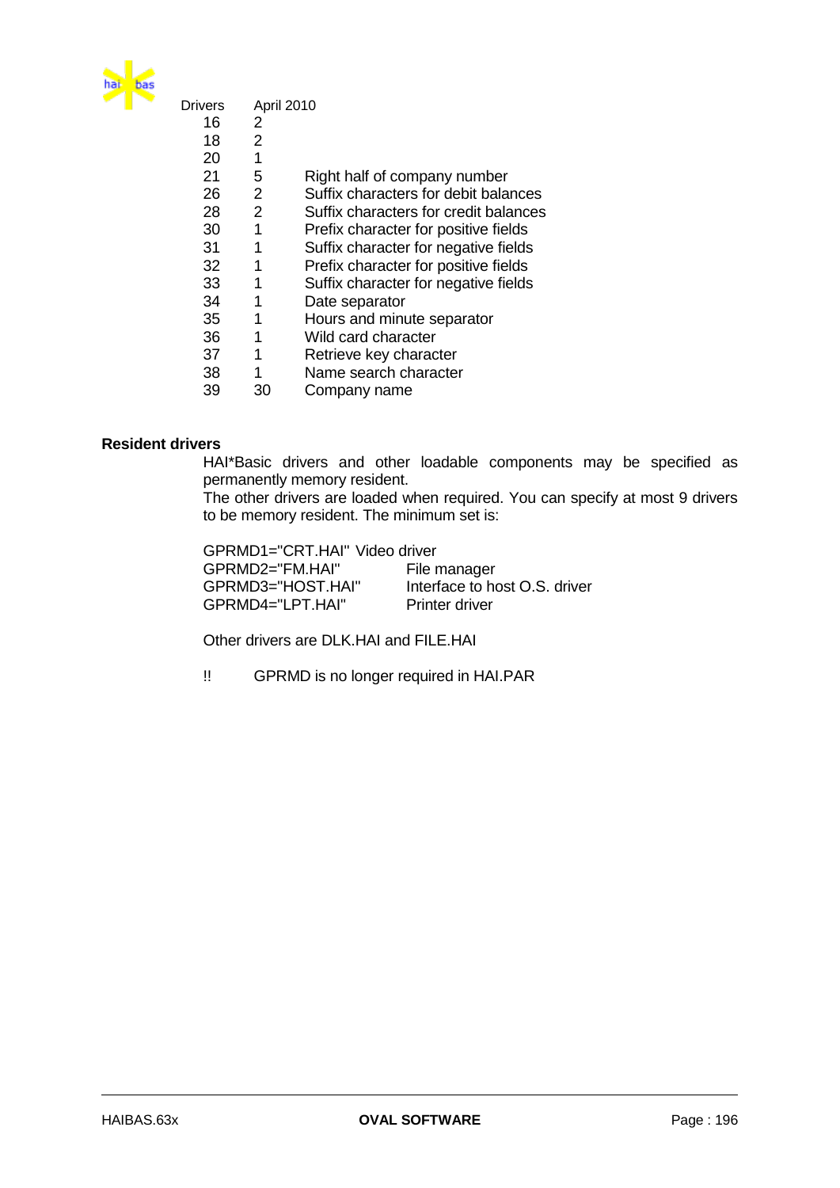| Drivers | April 2010 | |
|---|---|---|
| 16 | 2 | |
| 18 | 2 | |
| 20 | 1 | |
| 21 | 5 | Right half of company number |
| 26 | 2 | Suffix characters for debit balances |
| 28 | 2 | Suffix characters for credit balances |
| 30 | 1 | Prefix character for positive fields |
| 31 | 1 | Suffix character for negative fields |
| 32 | 1 | Prefix character for positive fields |
| 33 | 1 | Suffix character for negative fields |
| 34 | 1 | Date separator |
| 35 | 1 | Hours and minute separator |
| 36 | 1 | Wild card character |
| 37 | 1 | Retrieve key character |
| 38 | 1 | Name search character |
| 39 | 30 | Company name |

**Resident drivers**

HAI*Basic drivers and other loadable components may be specified as permanently memory resident.
The other drivers are loaded when required. You can specify at most 9 drivers to be memory resident. The minimum set is:

| | |
|---|---|
| GPRMD1="CRT.HAI" | Video driver |
| GPRMD2="FM.HAI" | File manager |
| GPRMD3="HOST.HAI" | Interface to host O.S. driver |
| GPRMD4="LPT.HAI" | Printer driver |

Other drivers are DLK.HAI and FILE.HAI

!! GPRMD is no longer required in HAI.PAR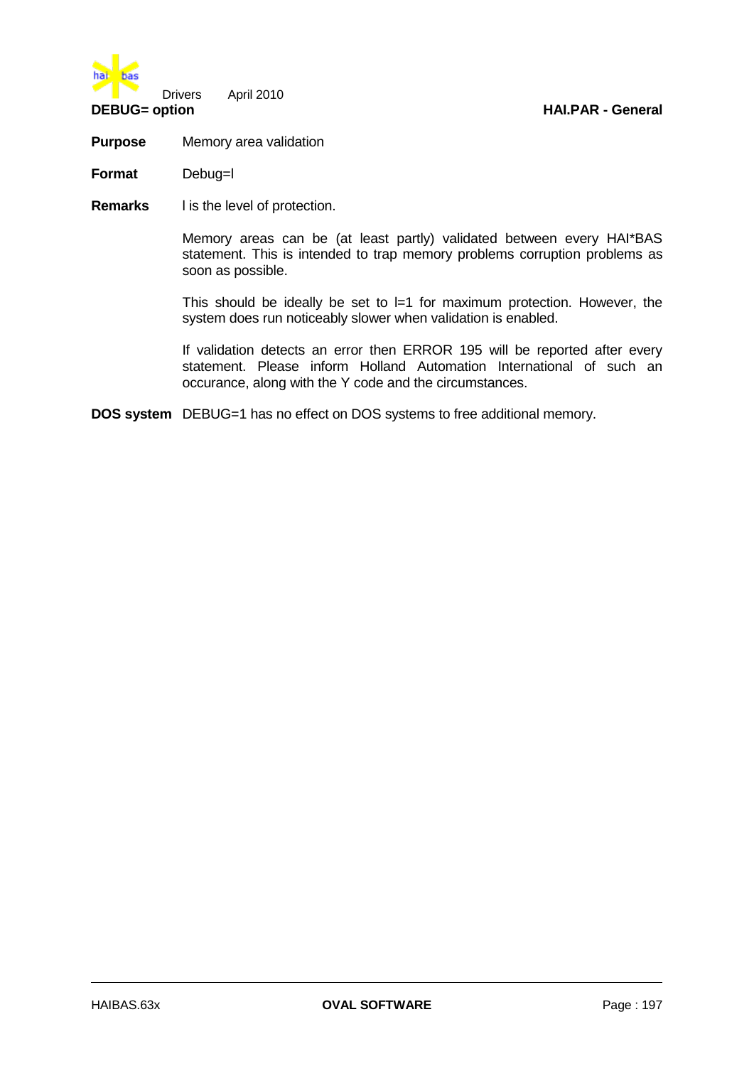## DEBUG= option

**HAI.PAR - General**

**Purpose** Memory area validation

**Format** Debug=l

**Remarks** l is the level of protection.

Memory areas can be (at least partly) validated between every HAI*BAS statement. This is intended to trap memory problems corruption problems as soon as possible.

This should be ideally be set to l=1 for maximum protection. However, the system does run noticeably slower when validation is enabled.

If validation detects an error then ERROR 195 will be reported after every statement. Please inform Holland Automation International of such an occurance, along with the Y code and the circumstances.

**DOS system** DEBUG=1 has no effect on DOS systems to free additional memory.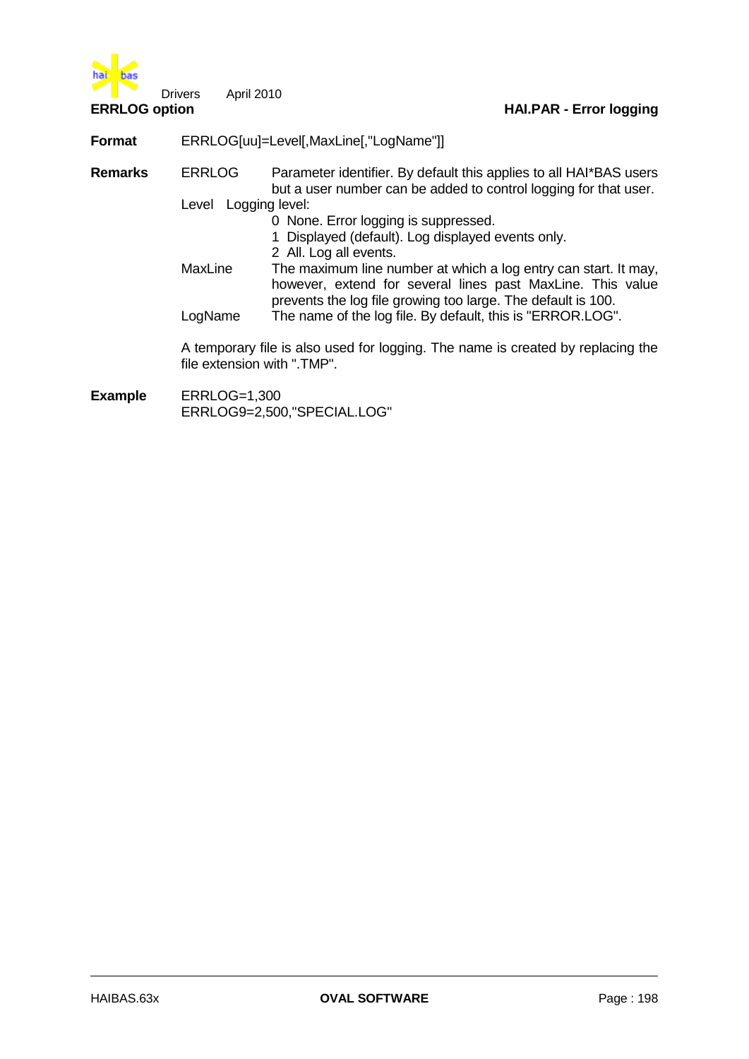## ERRLOG option

### HAI.PAR - Error logging

**Format** ERRLOG[uu]=Level[,MaxLine[,"LogName"]]

**Remarks**

| | |
|---|---|
| ERRLOG | Parameter identifier. By default this applies to all HAI*BAS users but a user number can be added to control logging for that user. |
| Level | Logging level:<br>0 None. Error logging is suppressed.<br>1 Displayed (default). Log displayed events only.<br>2 All. Log all events. |
| MaxLine | The maximum line number at which a log entry can start. It may, however, extend for several lines past MaxLine. This value prevents the log file growing too large. The default is 100. |
| LogName | The name of the log file. By default, this is "ERROR.LOG". |

A temporary file is also used for logging. The name is created by replacing the file extension with ".TMP".

**Example**

```
ERRLOG=1,300
ERRLOG9=2,500,"SPECIAL.LOG"
```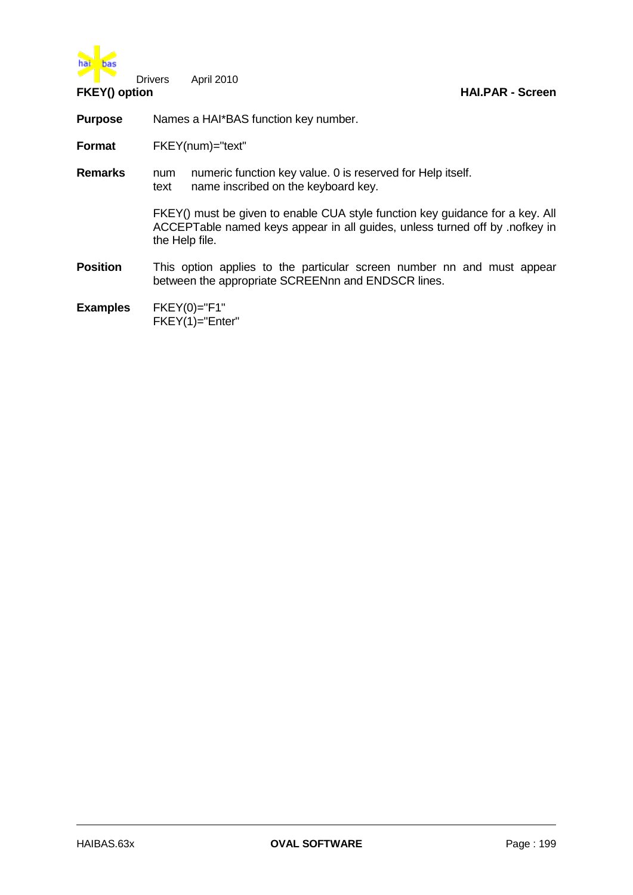## FKEY() option

**HAI.PAR - Screen**

**Purpose** Names a HAI*BAS function key number.

**Format** FKEY(num)="text"

**Remarks**

| | |
|---|---|
| num | numeric function key value. 0 is reserved for Help itself. |
| text | name inscribed on the keyboard key. |

FKEY() must be given to enable CUA style function key guidance for a key. All ACCEPTable named keys appear in all guides, unless turned off by .nofkey in the Help file.

**Position** This option applies to the particular screen number nn and must appear between the appropriate SCREENnn and ENDSCR lines.

**Examples**

```
FKEY(0)="F1"
FKEY(1)="Enter"
```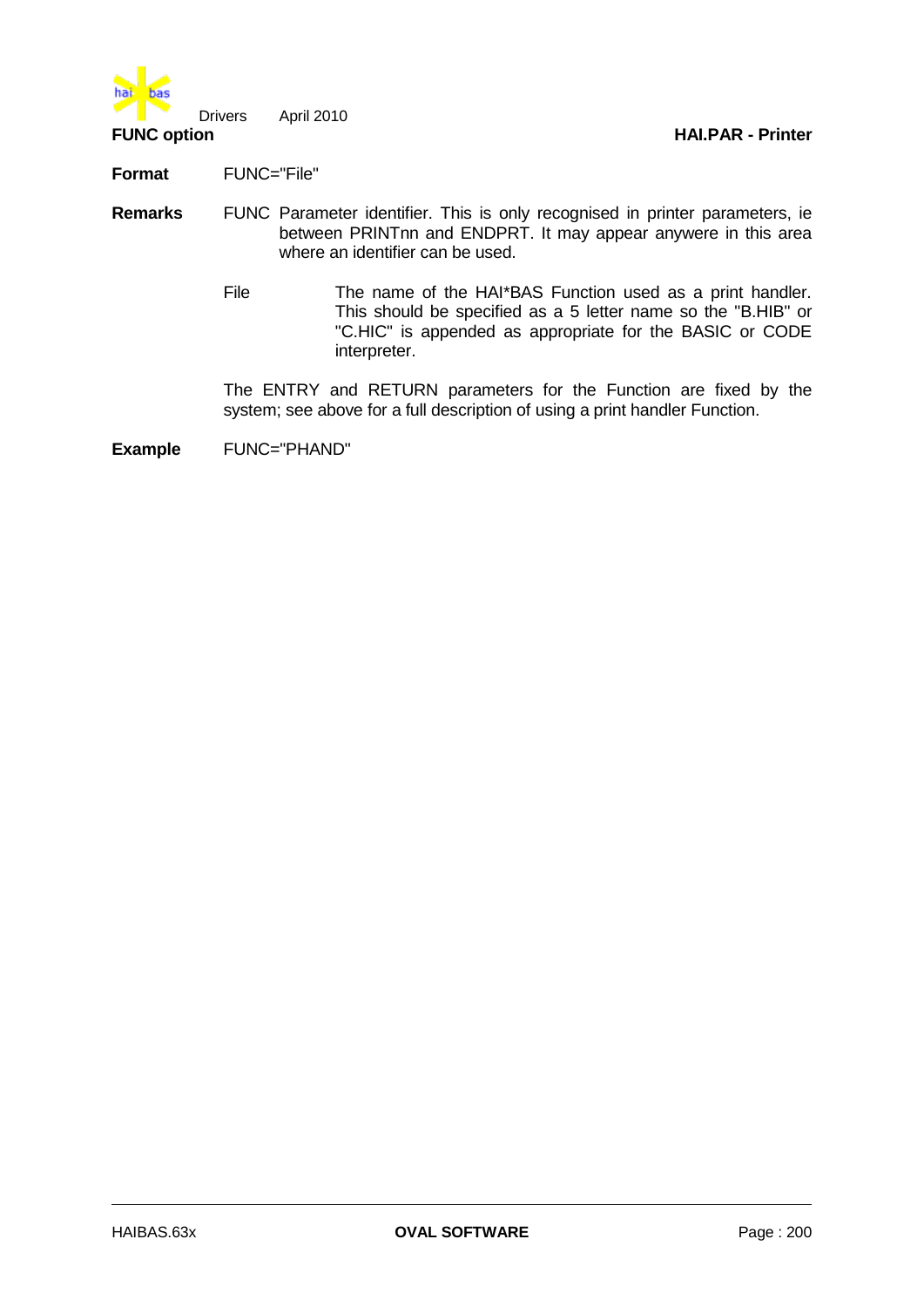## FUNC option

**HAI.PAR - Printer**

**Format** FUNC="File"

**Remarks** FUNC Parameter identifier. This is only recognised in printer parameters, ie between PRINTnn and ENDPRT. It may appear anywere in this area where an identifier can be used.

File The name of the HAI*BAS Function used as a print handler. This should be specified as a 5 letter name so the "B.HIB" or "C.HIC" is appended as appropriate for the BASIC or CODE interpreter.

The ENTRY and RETURN parameters for the Function are fixed by the system; see above for a full description of using a print handler Function.

**Example** FUNC="PHAND"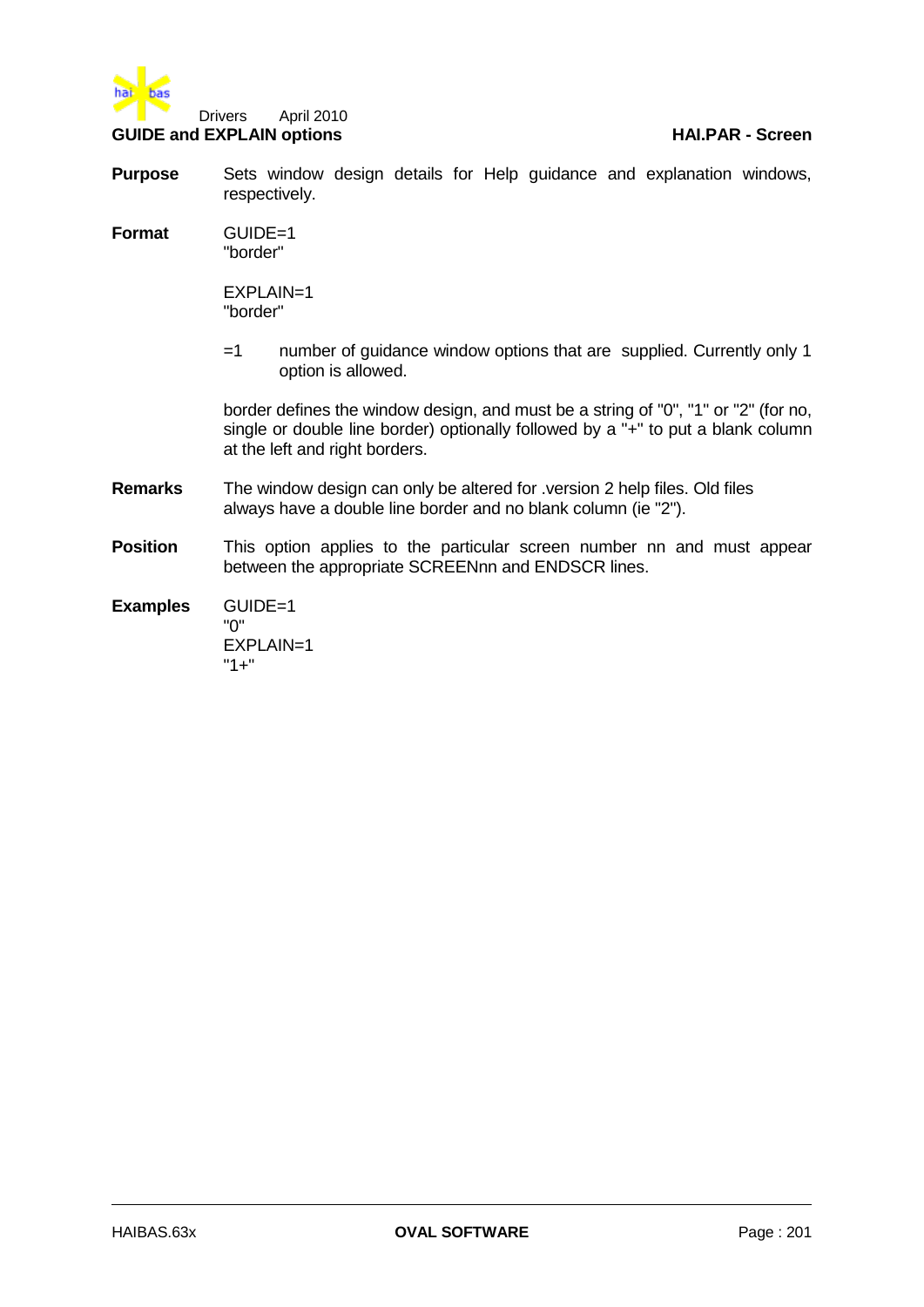## GUIDE and EXPLAIN options

**HAI.PAR - Screen**

**Purpose**

Sets window design details for Help guidance and explanation windows, respectively.

**Format**

```
GUIDE=1
"border"

EXPLAIN=1
"border"
```

=1 number of guidance window options that are supplied. Currently only 1 option is allowed.

border defines the window design, and must be a string of "0", "1" or "2" (for no, single or double line border) optionally followed by a "+" to put a blank column at the left and right borders.

**Remarks**

The window design can only be altered for .version 2 help files. Old files always have a double line border and no blank column (ie "2").

**Position**

This option applies to the particular screen number nn and must appear between the appropriate SCREENnn and ENDSCR lines.

**Examples**

```
GUIDE=1
"0"
EXPLAIN=1
"1+"
```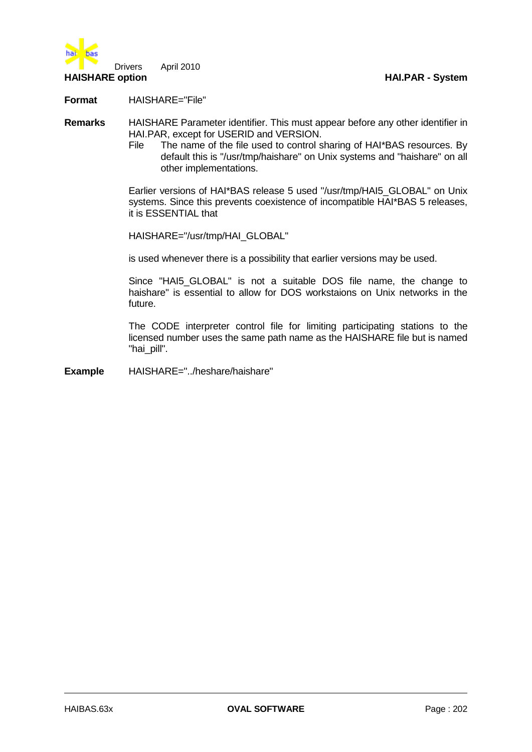## HAISHARE option

**Format** HAISHARE="File"

**Remarks** HAISHARE Parameter identifier. This must appear before any other identifier in HAI.PAR, except for USERID and VERSION.

File The name of the file used to control sharing of HAI*BAS resources. By default this is "/usr/tmp/haishare" on Unix systems and "haishare" on all other implementations.

Earlier versions of HAI*BAS release 5 used "/usr/tmp/HAI5_GLOBAL" on Unix systems. Since this prevents coexistence of incompatible HAI*BAS 5 releases, it is ESSENTIAL that

HAISHARE="/usr/tmp/HAI_GLOBAL"

is used whenever there is a possibility that earlier versions may be used.

Since "HAI5_GLOBAL" is not a suitable DOS file name, the change to haishare" is essential to allow for DOS workstaions on Unix networks in the future.

The CODE interpreter control file for limiting participating stations to the licensed number uses the same path name as the HAISHARE file but is named "hai_pill".

**Example** HAISHARE="../heshare/haishare"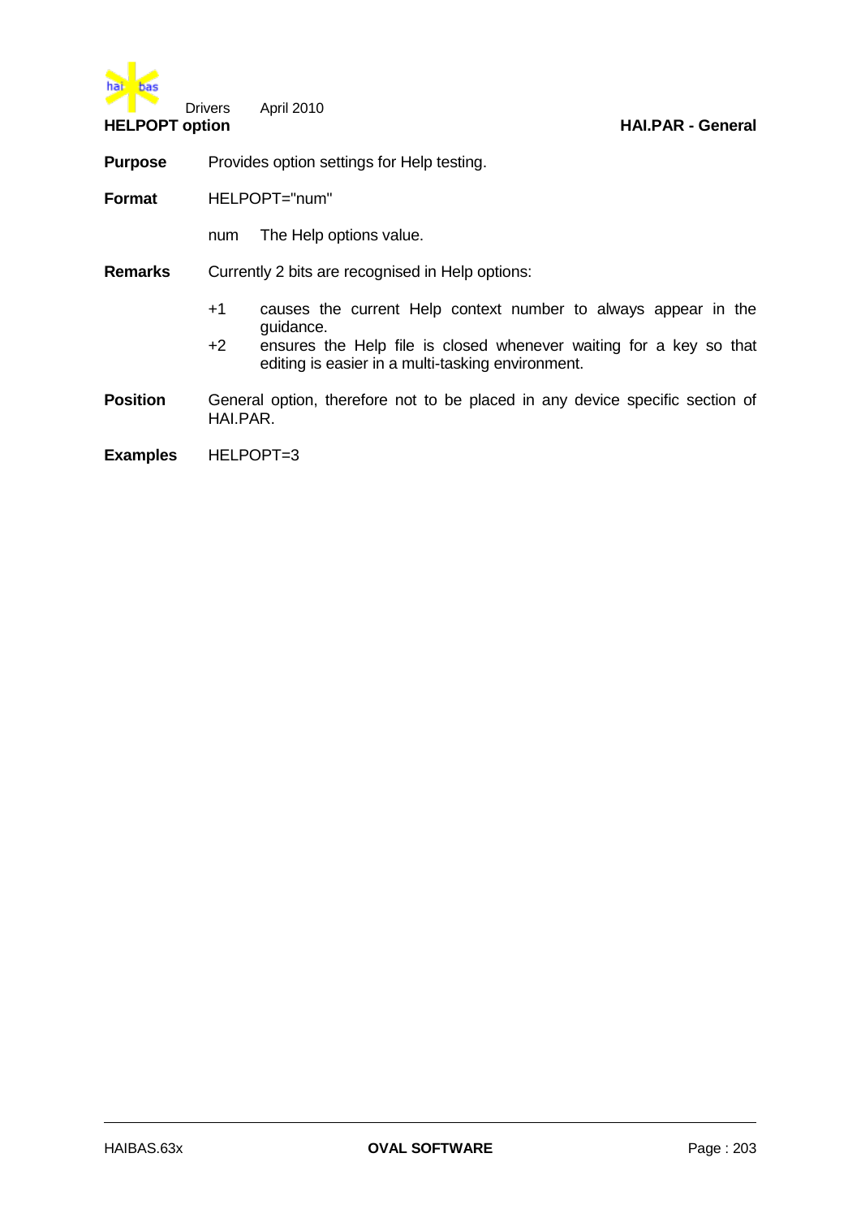## HELPOPT option

**HAI.PAR - General**

**Purpose** Provides option settings for Help testing.

**Format** HELPOPT="num"

num The Help options value.

**Remarks** Currently 2 bits are recognised in Help options:

+1 causes the current Help context number to always appear in the guidance.

+2 ensures the Help file is closed whenever waiting for a key so that editing is easier in a multi-tasking environment.

**Position** General option, therefore not to be placed in any device specific section of HAI.PAR.

**Examples** HELPOPT=3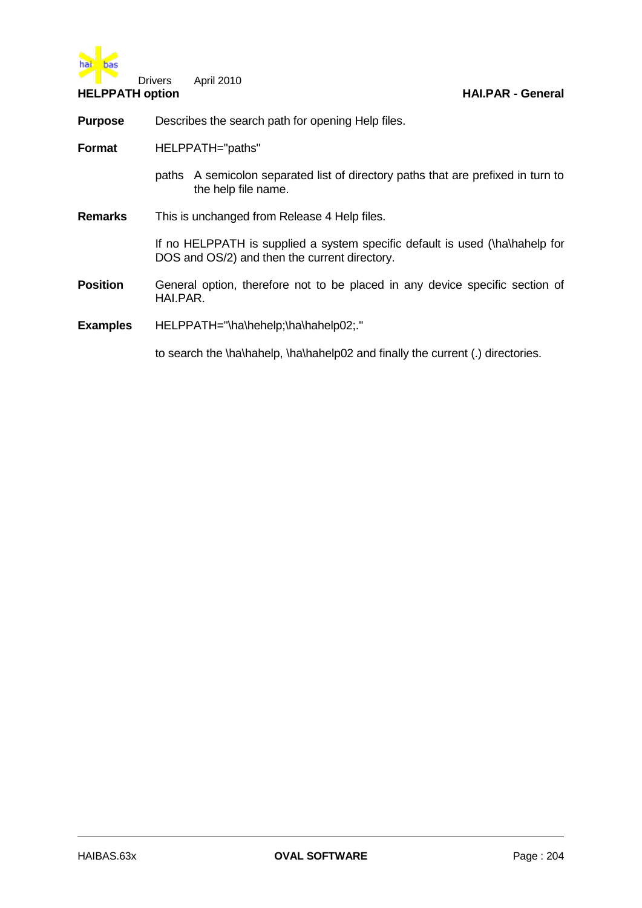## HELPPATH option

**HAI.PAR - General**

**Purpose** Describes the search path for opening Help files.

**Format** HELPPATH="paths"

paths A semicolon separated list of directory paths that are prefixed in turn to the help file name.

**Remarks** This is unchanged from Release 4 Help files.

If no HELPPATH is supplied a system specific default is used (\ha\hahelp for DOS and OS/2) and then the current directory.

**Position** General option, therefore not to be placed in any device specific section of HAI.PAR.

**Examples** HELPPATH="\ha\hehelp;\ha\hahelp02;."

to search the \ha\hahelp, \ha\hahelp02 and finally the current (.) directories.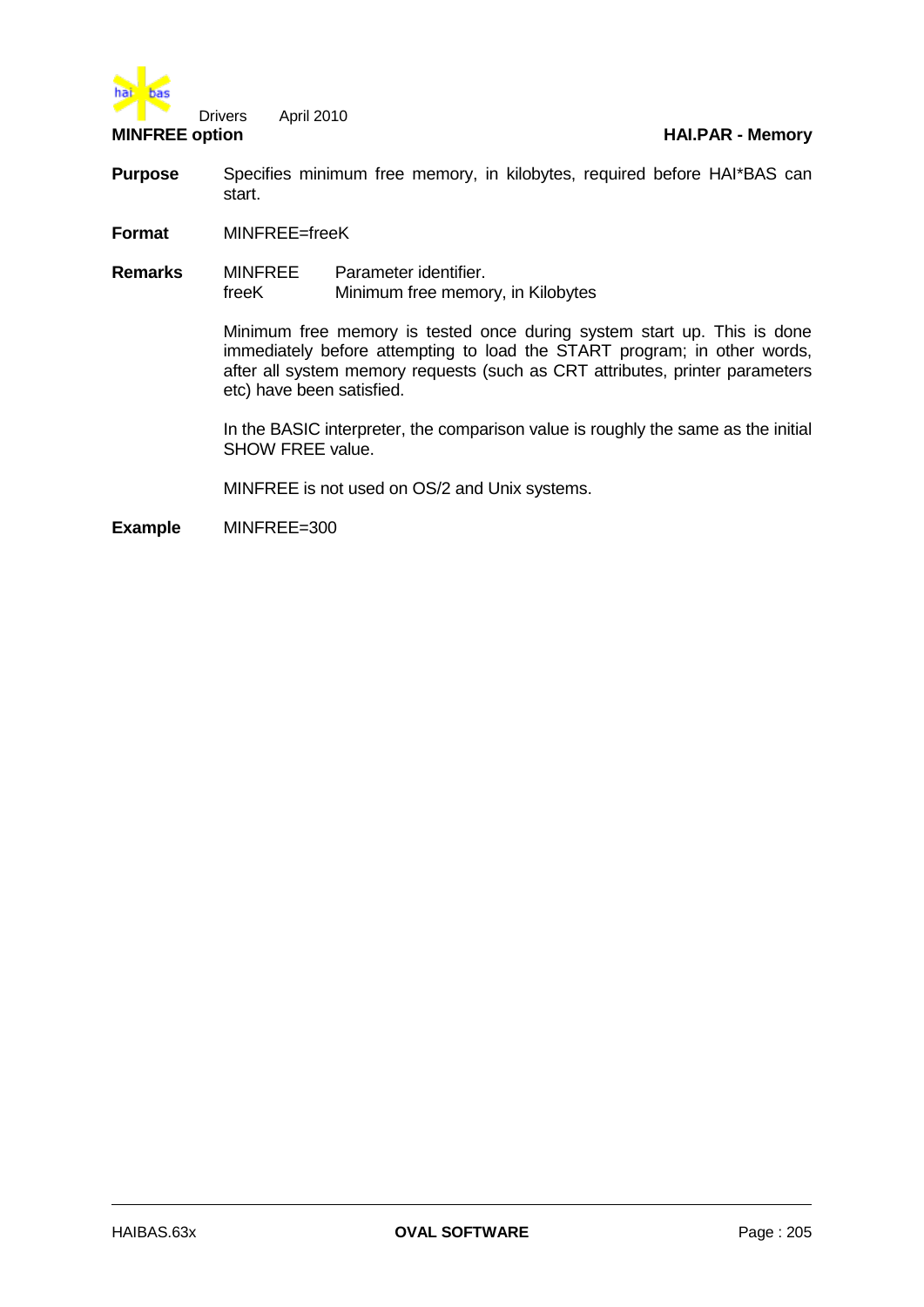## MINFREE option

**HAI.PAR - Memory**

**Purpose** Specifies minimum free memory, in kilobytes, required before HAI*BAS can start.

**Format** MINFREE=freeK

**Remarks**

| | |
|---|---|
| MINFREE | Parameter identifier. |
| freeK | Minimum free memory, in Kilobytes |

Minimum free memory is tested once during system start up. This is done immediately before attempting to load the START program; in other words, after all system memory requests (such as CRT attributes, printer parameters etc) have been satisfied.

In the BASIC interpreter, the comparison value is roughly the same as the initial SHOW FREE value.

MINFREE is not used on OS/2 and Unix systems.

**Example** MINFREE=300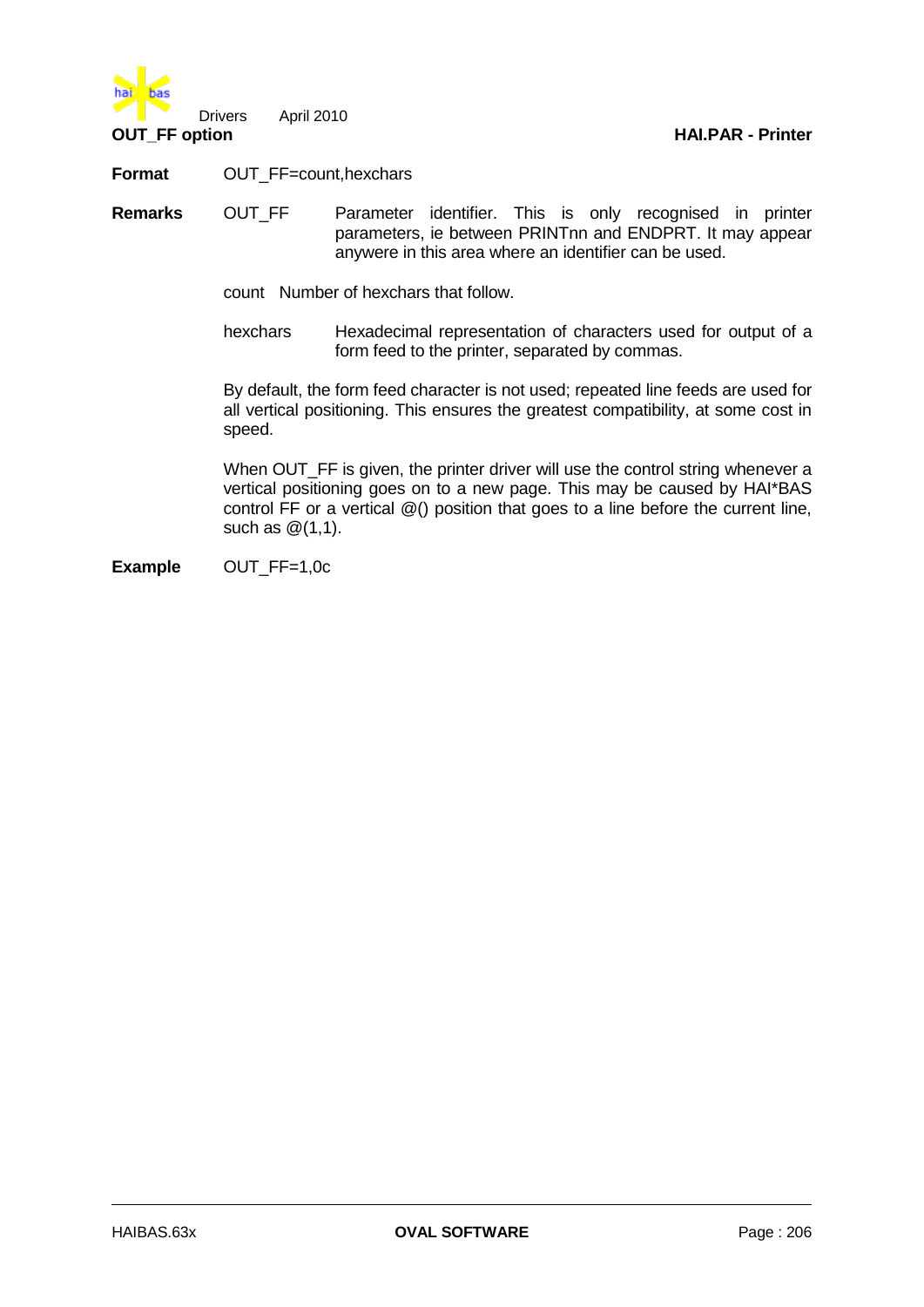## OUT_FF option

**HAI.PAR - Printer**

**Format** OUT_FF=count,hexchars

**Remarks**

OUT_FF — Parameter identifier. This is only recognised in printer parameters, ie between PRINTnn and ENDPRT. It may appear anywere in this area where an identifier can be used.

count — Number of hexchars that follow.

hexchars — Hexadecimal representation of characters used for output of a form feed to the printer, separated by commas.

By default, the form feed character is not used; repeated line feeds are used for all vertical positioning. This ensures the greatest compatibility, at some cost in speed.

When OUT_FF is given, the printer driver will use the control string whenever a vertical positioning goes on to a new page. This may be caused by HAI*BAS control FF or a vertical @() position that goes to a line before the current line, such as @(1,1).

**Example** OUT_FF=1,0c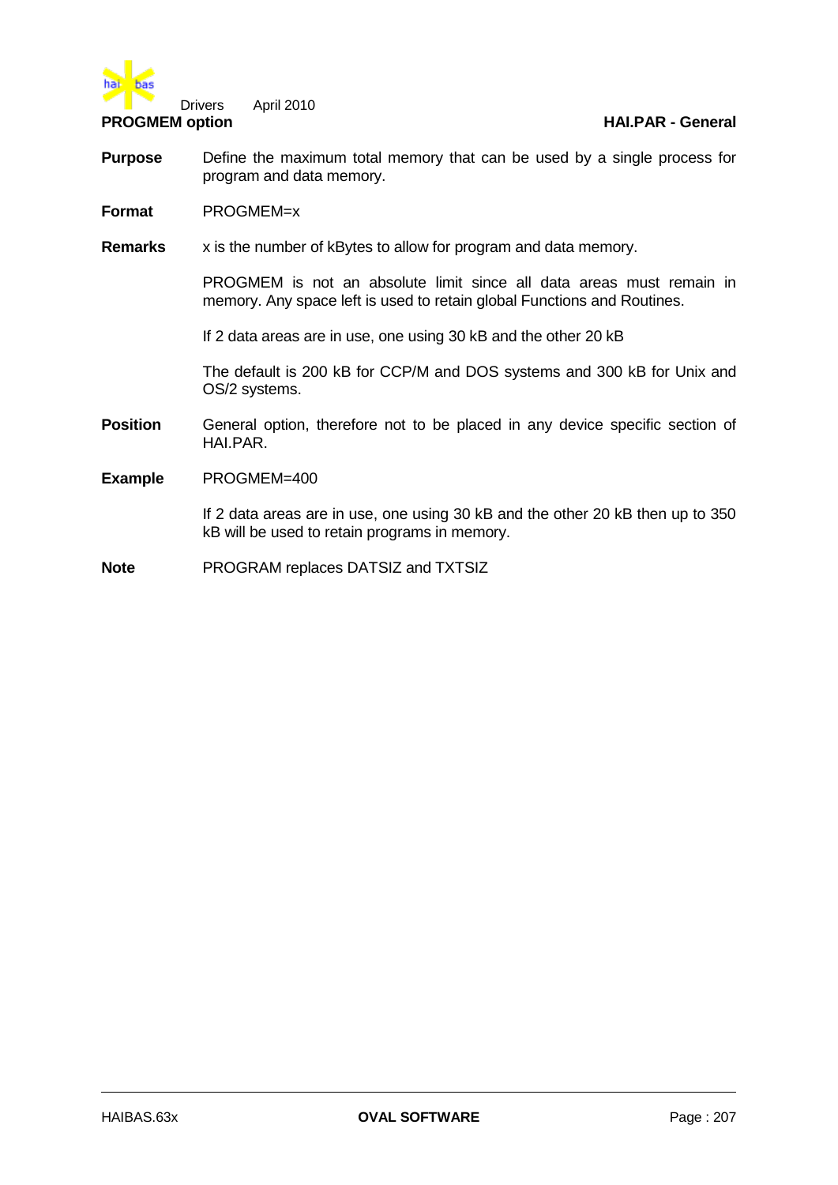## PROGMEM option

**HAI.PAR - General**

**Purpose** Define the maximum total memory that can be used by a single process for program and data memory.

**Format** PROGMEM=x

**Remarks** x is the number of kBytes to allow for program and data memory.

PROGMEM is not an absolute limit since all data areas must remain in memory. Any space left is used to retain global Functions and Routines.

If 2 data areas are in use, one using 30 kB and the other 20 kB

The default is 200 kB for CCP/M and DOS systems and 300 kB for Unix and OS/2 systems.

**Position** General option, therefore not to be placed in any device specific section of HAI.PAR.

**Example** PROGMEM=400

If 2 data areas are in use, one using 30 kB and the other 20 kB then up to 350 kB will be used to retain programs in memory.

**Note** PROGRAM replaces DATSIZ and TXTSIZ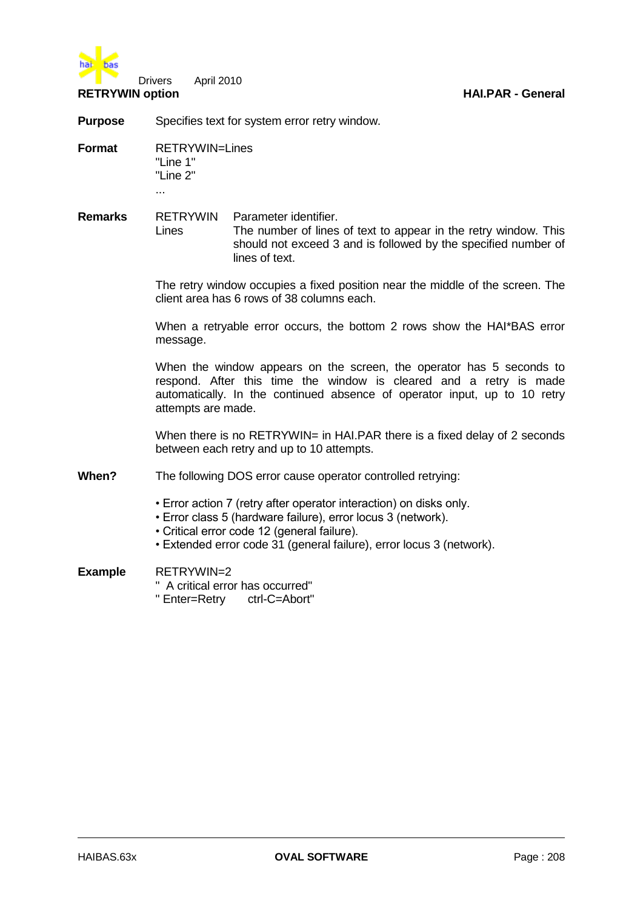## RETRYWIN option

**HAI.PAR - General**

**Purpose** Specifies text for system error retry window.

**Format**

```
RETRYWIN=Lines
"Line 1"
"Line 2"
...
```

**Remarks**

| | |
|---|---|
| RETRYWIN | Parameter identifier. |
| Lines | The number of lines of text to appear in the retry window. This should not exceed 3 and is followed by the specified number of lines of text. |

The retry window occupies a fixed position near the middle of the screen. The client area has 6 rows of 38 columns each.

When a retryable error occurs, the bottom 2 rows show the HAI*BAS error message.

When the window appears on the screen, the operator has 5 seconds to respond. After this time the window is cleared and a retry is made automatically. In the continued absence of operator input, up to 10 retry attempts are made.

When there is no RETRYWIN= in HAI.PAR there is a fixed delay of 2 seconds between each retry and up to 10 attempts.

**When?** The following DOS error cause operator controlled retrying:

- Error action 7 (retry after operator interaction) on disks only.
- Error class 5 (hardware failure), error locus 3 (network).
- Critical error code 12 (general failure).
- Extended error code 31 (general failure), error locus 3 (network).

**Example**

```
RETRYWIN=2
"  A critical error has occurred"
" Enter=Retry      ctrl-C=Abort"
```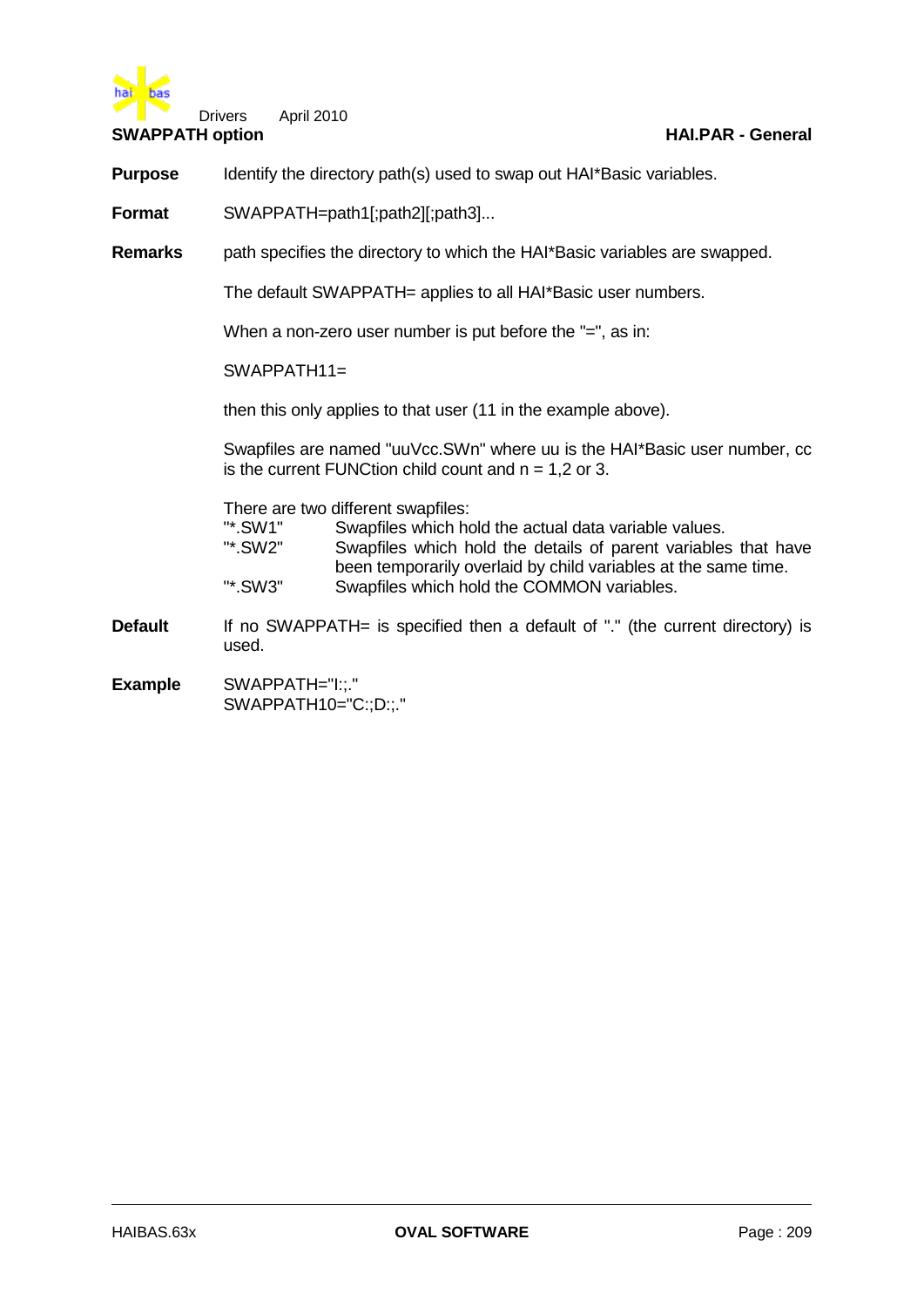## SWAPPATH option

**HAI.PAR - General**

**Purpose** Identify the directory path(s) used to swap out HAI*Basic variables.

**Format** SWAPPATH=path1[;path2][;path3]...

**Remarks** path specifies the directory to which the HAI*Basic variables are swapped.

The default SWAPPATH= applies to all HAI*Basic user numbers.

When a non-zero user number is put before the "=", as in:

SWAPPATH11=

then this only applies to that user (11 in the example above).

Swapfiles are named "uuVcc.SWn" where uu is the HAI*Basic user number, cc is the current FUNCtion child count and n = 1,2 or 3.

There are two different swapfiles:

| | |
|---|---|
| "*.SW1" | Swapfiles which hold the actual data variable values. |
| "*.SW2" | Swapfiles which hold the details of parent variables that have been temporarily overlaid by child variables at the same time. |
| "*.SW3" | Swapfiles which hold the COMMON variables. |

**Default** If no SWAPPATH= is specified then a default of "." (the current directory) is used.

**Example**

```
SWAPPATH="I:;."
SWAPPATH10="C:;D:;."
```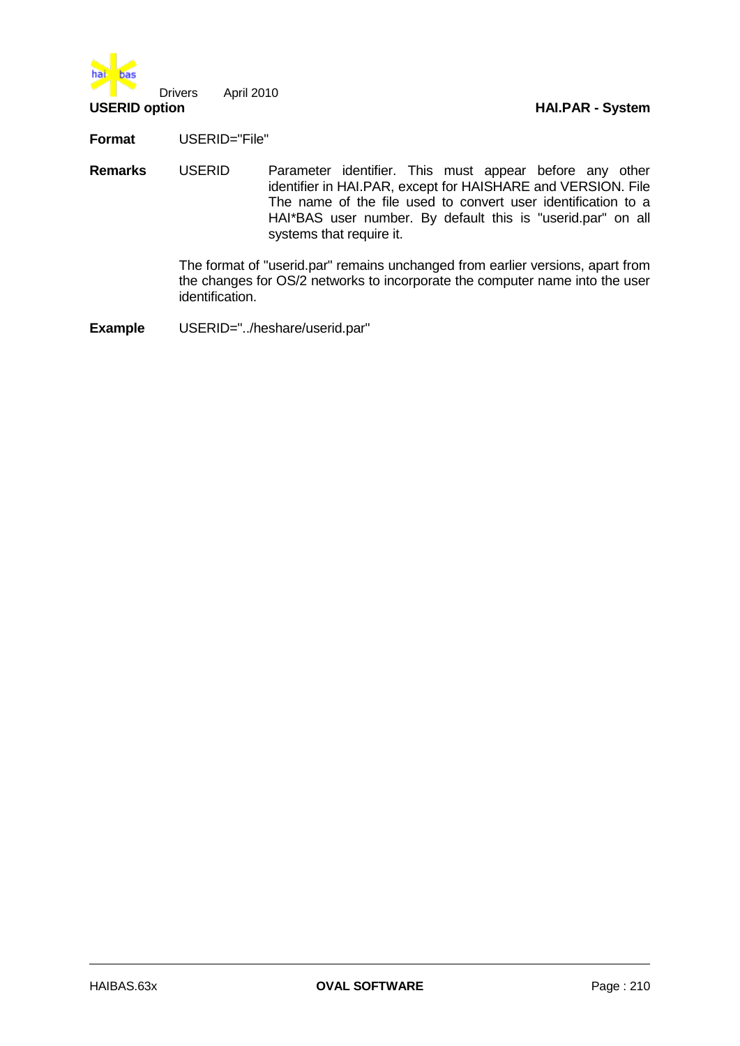**USERID option** **HAI.PAR - System**

| | | |
|---|---|---|
| **Format** | USERID="File" | |
| **Remarks** | USERID | Parameter identifier. This must appear before any other identifier in HAI.PAR, except for HAISHARE and VERSION. File The name of the file used to convert user identification to a HAI*BAS user number. By default this is "userid.par" on all systems that require it. |
| | The format of "userid.par" remains unchanged from earlier versions, apart from the changes for OS/2 networks to incorporate the computer name into the user identification. | |
| **Example** | USERID="../heshare/userid.par" | |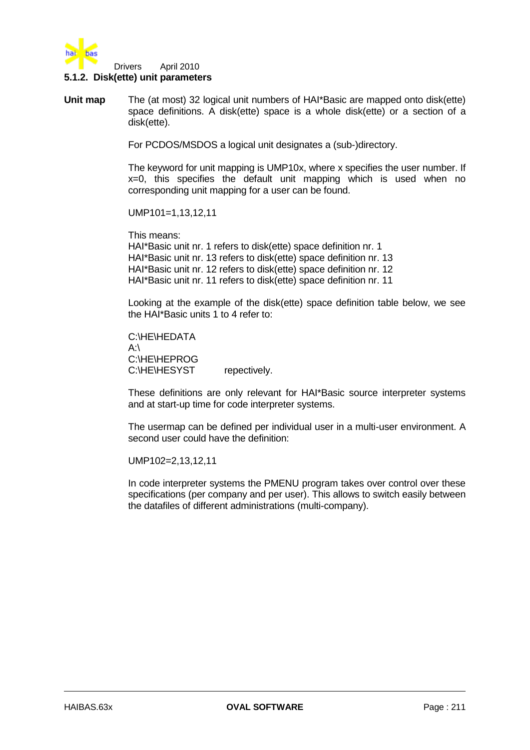### 5.1.2. Disk(ette) unit parameters

**Unit map** The (at most) 32 logical unit numbers of HAI*Basic are mapped onto disk(ette) space definitions. A disk(ette) space is a whole disk(ette) or a section of a disk(ette).

For PCDOS/MSDOS a logical unit designates a (sub-)directory.

The keyword for unit mapping is UMP10x, where x specifies the user number. If x=0, this specifies the default unit mapping which is used when no corresponding unit mapping for a user can be found.

```
UMP101=1,13,12,11
```

This means:
HAI*Basic unit nr. 1 refers to disk(ette) space definition nr. 1
HAI*Basic unit nr. 13 refers to disk(ette) space definition nr. 13
HAI*Basic unit nr. 12 refers to disk(ette) space definition nr. 12
HAI*Basic unit nr. 11 refers to disk(ette) space definition nr. 11

Looking at the example of the disk(ette) space definition table below, we see the HAI*Basic units 1 to 4 refer to:

```
C:\HE\HEDATA
A:\
C:\HE\HEPROG
C:\HE\HESYST
```

repectively.

These definitions are only relevant for HAI*Basic source interpreter systems and at start-up time for code interpreter systems.

The usermap can be defined per individual user in a multi-user environment. A second user could have the definition:

```
UMP102=2,13,12,11
```

In code interpreter systems the PMENU program takes over control over these specifications (per company and per user). This allows to switch easily between the datafiles of different administrations (multi-company).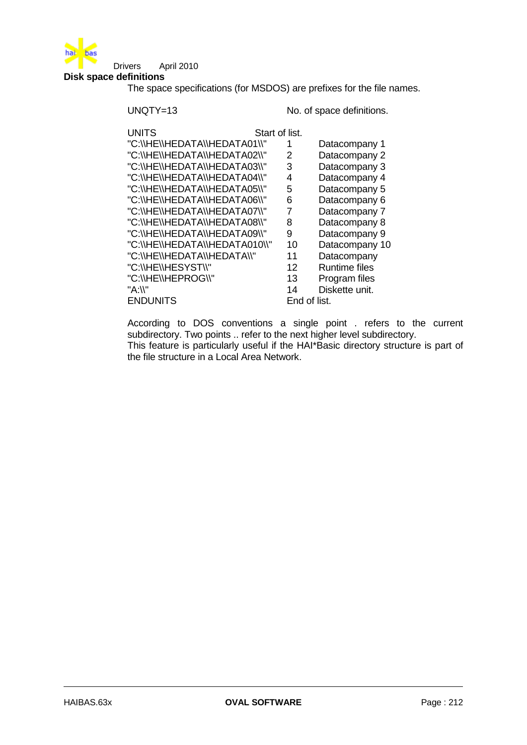## Disk space definitions

The space specifications (for MSDOS) are prefixes for the file names.

```
UNQTY=13                          No. of space definitions.

UNITS                    Start of list.
"C:\\HE\\HEDATA\\HEDATA01\\"     1    Datacompany 1
"C:\\HE\\HEDATA\\HEDATA02\\"     2    Datacompany 2
"C:\\HE\\HEDATA\\HEDATA03\\"     3    Datacompany 3
"C:\\HE\\HEDATA\\HEDATA04\\"     4    Datacompany 4
"C:\\HE\\HEDATA\\HEDATA05\\"     5    Datacompany 5
"C:\\HE\\HEDATA\\HEDATA06\\"     6    Datacompany 6
"C:\\HE\\HEDATA\\HEDATA07\\"     7    Datacompany 7
"C:\\HE\\HEDATA\\HEDATA08\\"     8    Datacompany 8
"C:\\HE\\HEDATA\\HEDATA09\\"     9    Datacompany 9
"C:\\HE\\HEDATA\\HEDATA010\\"    10   Datacompany 10
"C:\\HE\\HEDATA\\HEDATA\\"       11   Datacompany
"C:\\HE\\HESYST\\"               12   Runtime files
"C:\\HE\\HEPROG\\"               13   Program files
"A:\\"                           14   Diskette unit.
ENDUNITS                         End of list.
```

According to DOS conventions a single point . refers to the current subdirectory. Two points .. refer to the next higher level subdirectory.
This feature is particularly useful if the HAI*Basic directory structure is part of the file structure in a Local Area Network.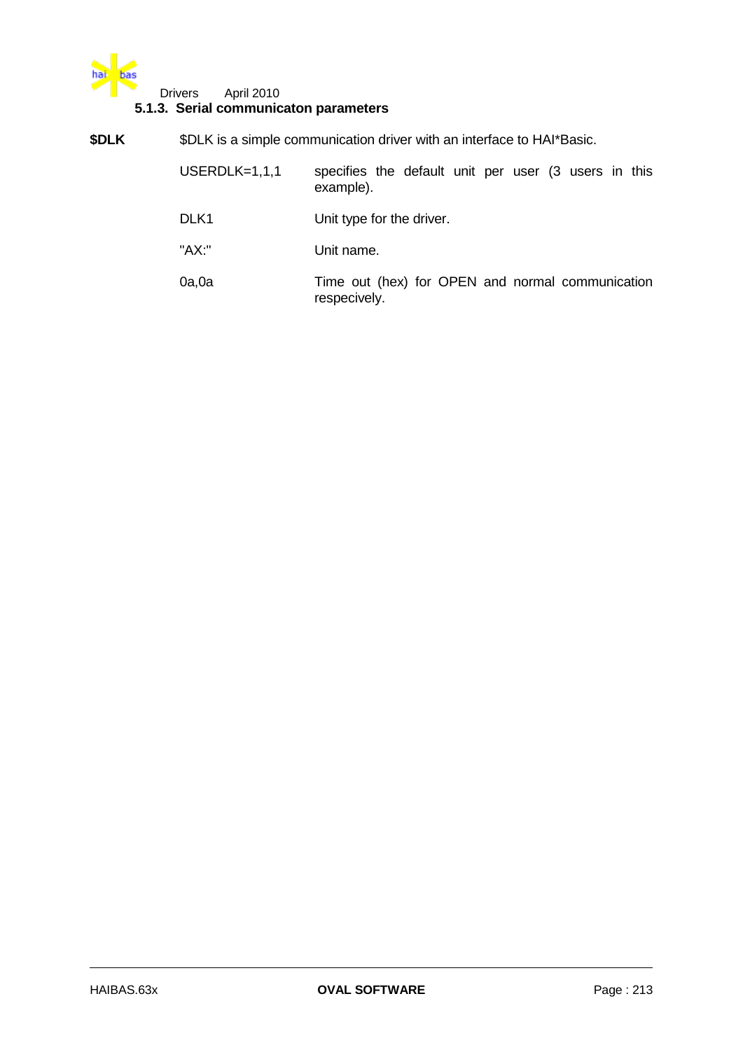### 5.1.3. Serial communicaton parameters

**$DLK** $DLK is a simple communication driver with an interface to HAI*Basic.

| | |
|---|---|
| USERDLK=1,1,1 | specifies the default unit per user (3 users in this example). |
| DLK1 | Unit type for the driver. |
| "AX:" | Unit name. |
| 0a,0a | Time out (hex) for OPEN and normal communication respecively. |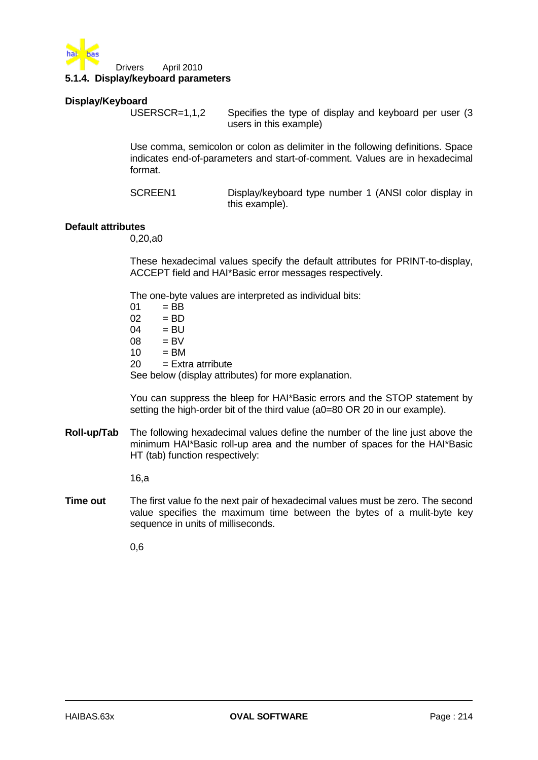### 5.1.4. Display/keyboard parameters

**Display/Keyboard**

USERSCR=1,1,2 — Specifies the type of display and keyboard per user (3 users in this example)

Use comma, semicolon or colon as delimiter in the following definitions. Space indicates end-of-parameters and start-of-comment. Values are in hexadecimal format.

SCREEN1 — Display/keyboard type number 1 (ANSI color display in this example).

**Default attributes**

0,20,a0

These hexadecimal values specify the default attributes for PRINT-to-display, ACCEPT field and HAI*Basic error messages respectively.

The one-byte values are interpreted as individual bits:

```
01    = BB
02    = BD
04    = BU
08    = BV
10    = BM
20    = Extra atrribute
```

See below (display attributes) for more explanation.

You can suppress the bleep for HAI*Basic errors and the STOP statement by setting the high-order bit of the third value (a0=80 OR 20 in our example).

**Roll-up/Tab** The following hexadecimal values define the number of the line just above the minimum HAI*Basic roll-up area and the number of spaces for the HAI*Basic HT (tab) function respectively:

16,a

**Time out** The first value fo the next pair of hexadecimal values must be zero. The second value specifies the maximum time between the bytes of a mulit-byte key sequence in units of milliseconds.

0,6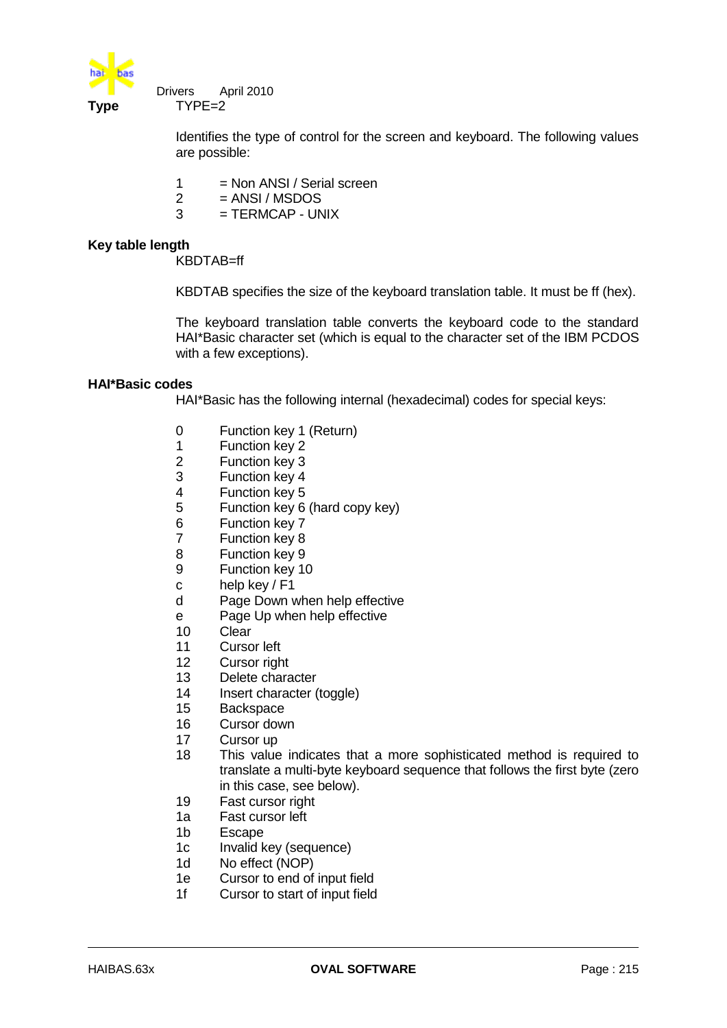**Type**

TYPE=2

Identifies the type of control for the screen and keyboard. The following values are possible:

| | |
|---|---|
| 1 | = Non ANSI / Serial screen |
| 2 | = ANSI / MSDOS |
| 3 | = TERMCAP - UNIX |

**Key table length**

KBDTAB=ff

KBDTAB specifies the size of the keyboard translation table. It must be ff (hex).

The keyboard translation table converts the keyboard code to the standard HAI*Basic character set (which is equal to the character set of the IBM PCDOS with a few exceptions).

**HAI*Basic codes**

HAI*Basic has the following internal (hexadecimal) codes for special keys:

| | |
|---|---|
| 0 | Function key 1 (Return) |
| 1 | Function key 2 |
| 2 | Function key 3 |
| 3 | Function key 4 |
| 4 | Function key 5 |
| 5 | Function key 6 (hard copy key) |
| 6 | Function key 7 |
| 7 | Function key 8 |
| 8 | Function key 9 |
| 9 | Function key 10 |
| c | help key / F1 |
| d | Page Down when help effective |
| e | Page Up when help effective |
| 10 | Clear |
| 11 | Cursor left |
| 12 | Cursor right |
| 13 | Delete character |
| 14 | Insert character (toggle) |
| 15 | Backspace |
| 16 | Cursor down |
| 17 | Cursor up |
| 18 | This value indicates that a more sophisticated method is required to translate a multi-byte keyboard sequence that follows the first byte (zero in this case, see below). |
| 19 | Fast cursor right |
| 1a | Fast cursor left |
| 1b | Escape |
| 1c | Invalid key (sequence) |
| 1d | No effect (NOP) |
| 1e | Cursor to end of input field |
| 1f | Cursor to start of input field |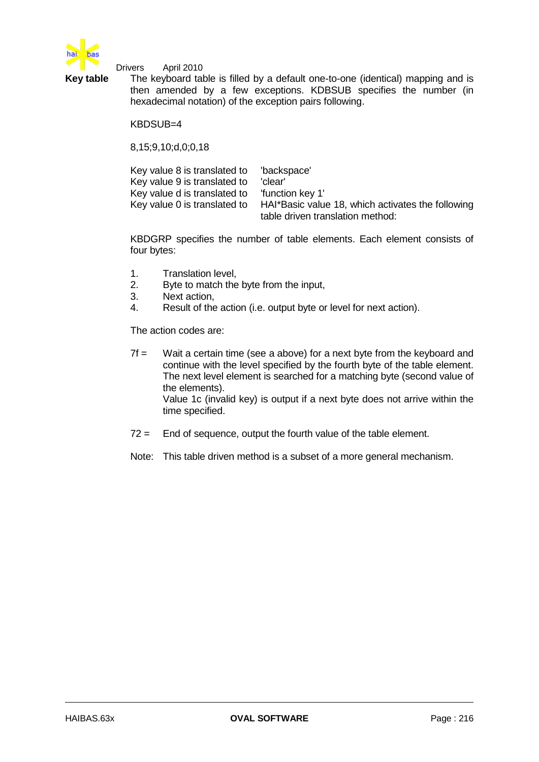**Key table**

The keyboard table is filled by a default one-to-one (identical) mapping and is then amended by a few exceptions. KDBSUB specifies the number (in hexadecimal notation) of the exception pairs following.

KBDSUB=4

8,15;9,10;d,0;0,18

| | |
|---|---|
| Key value 8 is translated to | 'backspace' |
| Key value 9 is translated to | 'clear' |
| Key value d is translated to | 'function key 1' |
| Key value 0 is translated to | HAI*Basic value 18, which activates the following table driven translation method: |

KBDGRP specifies the number of table elements. Each element consists of four bytes:

1. Translation level,
2. Byte to match the byte from the input,
3. Next action,
4. Result of the action (i.e. output byte or level for next action).

The action codes are:

7f = Wait a certain time (see a above) for a next byte from the keyboard and continue with the level specified by the fourth byte of the table element. The next level element is searched for a matching byte (second value of the elements).
Value 1c (invalid key) is output if a next byte does not arrive within the time specified.

72 = End of sequence, output the fourth value of the table element.

Note: This table driven method is a subset of a more general mechanism.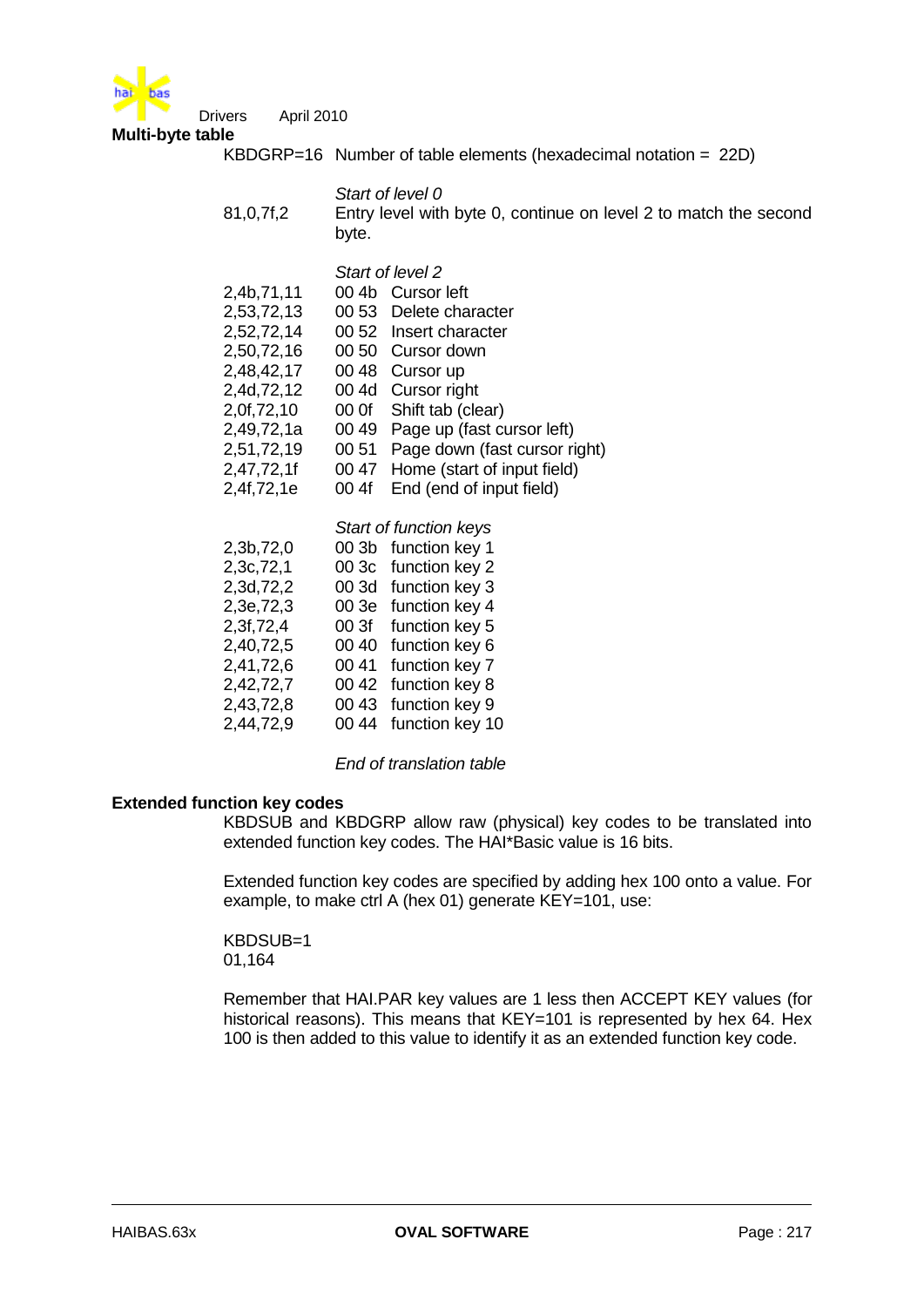**Multi-byte table**

KBDGRP=16 Number of table elements (hexadecimal notation = 22D)

| | |
|---|---|
| | *Start of level 0* |
| 81,0,7f,2 | Entry level with byte 0, continue on level 2 to match the second byte. |
| | *Start of level 2* |
| 2,4b,71,11 | 00 4b Cursor left |
| 2,53,72,13 | 00 53 Delete character |
| 2,52,72,14 | 00 52 Insert character |
| 2,50,72,16 | 00 50 Cursor down |
| 2,48,42,17 | 00 48 Cursor up |
| 2,4d,72,12 | 00 4d Cursor right |
| 2,0f,72,10 | 00 0f Shift tab (clear) |
| 2,49,72,1a | 00 49 Page up (fast cursor left) |
| 2,51,72,19 | 00 51 Page down (fast cursor right) |
| 2,47,72,1f | 00 47 Home (start of input field) |
| 2,4f,72,1e | 00 4f End (end of input field) |
| | *Start of function keys* |
| 2,3b,72,0 | 00 3b function key 1 |
| 2,3c,72,1 | 00 3c function key 2 |
| 2,3d,72,2 | 00 3d function key 3 |
| 2,3e,72,3 | 00 3e function key 4 |
| 2,3f,72,4 | 00 3f function key 5 |
| 2,40,72,5 | 00 40 function key 6 |
| 2,41,72,6 | 00 41 function key 7 |
| 2,42,72,7 | 00 42 function key 8 |
| 2,43,72,8 | 00 43 function key 9 |
| 2,44,72,9 | 00 44 function key 10 |
| | *End of translation table* |

**Extended function key codes**

KBDSUB and KBDGRP allow raw (physical) key codes to be translated into extended function key codes. The HAI*Basic value is 16 bits.

Extended function key codes are specified by adding hex 100 onto a value. For example, to make ctrl A (hex 01) generate KEY=101, use:

```
KBDSUB=1
01,164
```

Remember that HAI.PAR key values are 1 less then ACCEPT KEY values (for historical reasons). This means that KEY=101 is represented by hex 64. Hex 100 is then added to this value to identify it as an extended function key code.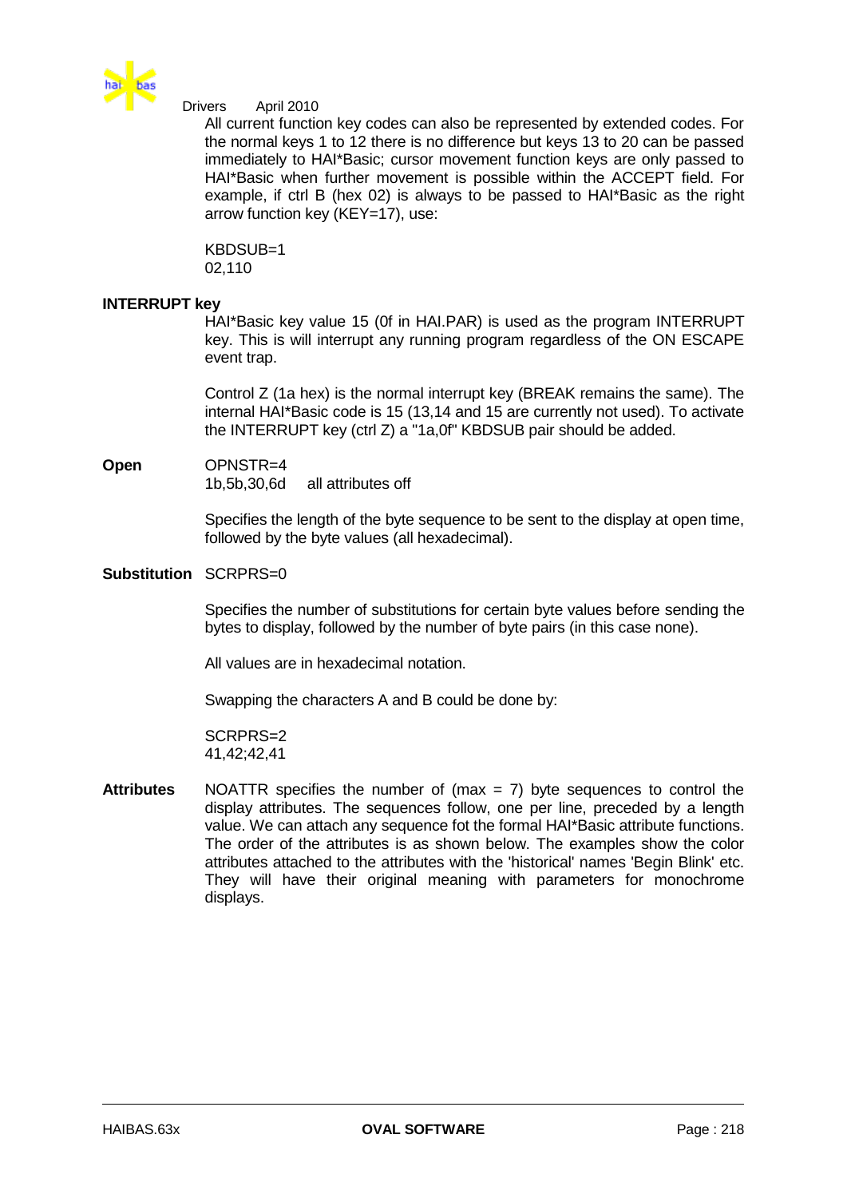All current function key codes can also be represented by extended codes. For the normal keys 1 to 12 there is no difference but keys 13 to 20 can be passed immediately to HAI*Basic; cursor movement function keys are only passed to HAI*Basic when further movement is possible within the ACCEPT field. For example, if ctrl B (hex 02) is always to be passed to HAI*Basic as the right arrow function key (KEY=17), use:

```
KBDSUB=1
02,110
```

**INTERRUPT key**

HAI*Basic key value 15 (0f in HAI.PAR) is used as the program INTERRUPT key. This is will interrupt any running program regardless of the ON ESCAPE event trap.

Control Z (1a hex) is the normal interrupt key (BREAK remains the same). The internal HAI*Basic code is 15 (13,14 and 15 are currently not used). To activate the INTERRUPT key (ctrl Z) a "1a,0f" KBDSUB pair should be added.

**Open**

```
OPNSTR=4
1b,5b,30,6d     all attributes off
```

Specifies the length of the byte sequence to be sent to the display at open time, followed by the byte values (all hexadecimal).

**Substitution** SCRPRS=0

Specifies the number of substitutions for certain byte values before sending the bytes to display, followed by the number of byte pairs (in this case none).

All values are in hexadecimal notation.

Swapping the characters A and B could be done by:

```
SCRPRS=2
41,42;42,41
```

**Attributes** NOATTR specifies the number of (max = 7) byte sequences to control the display attributes. The sequences follow, one per line, preceded by a length value. We can attach any sequence fot the formal HAI*Basic attribute functions. The order of the attributes is as shown below. The examples show the color attributes attached to the attributes with the 'historical' names 'Begin Blink' etc. They will have their original meaning with parameters for monochrome displays.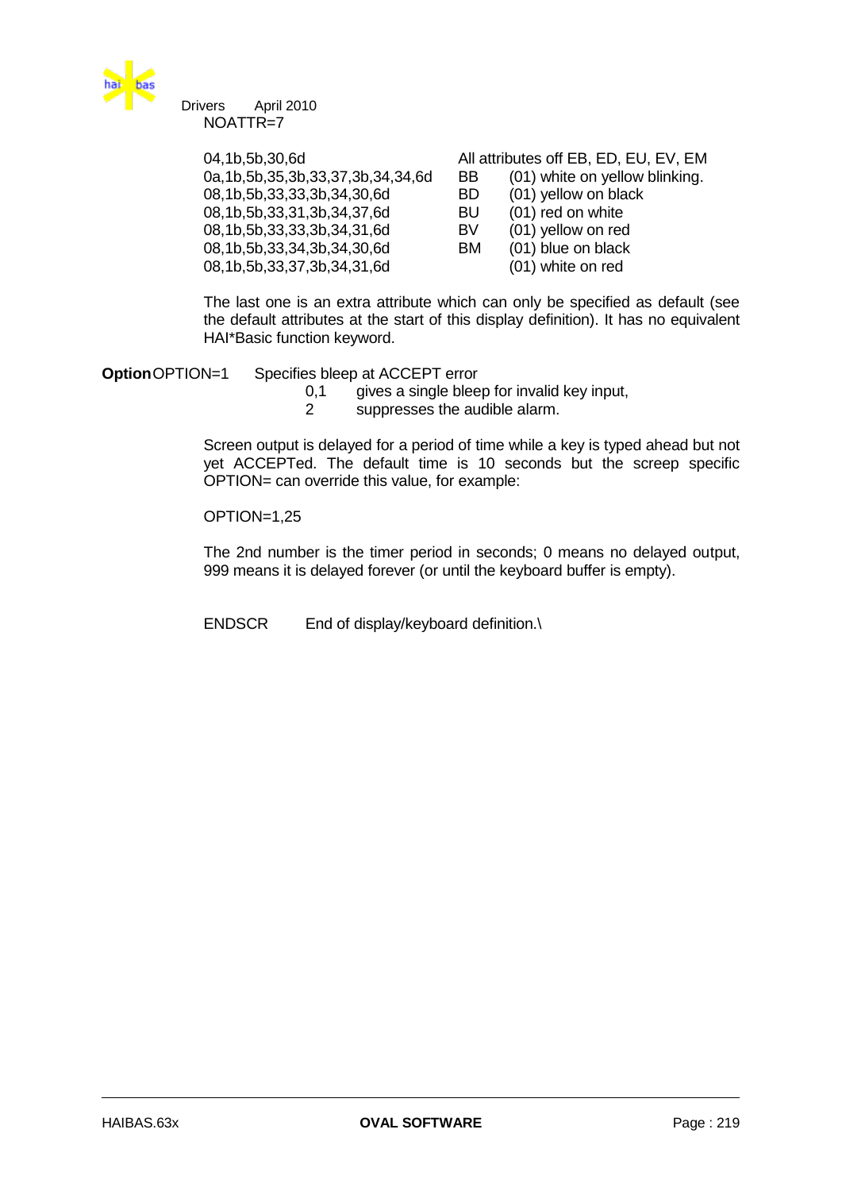NOATTR=7

| | | |
|---|---|---|
| 04,1b,5b,30,6d | All attributes off EB, ED, EU, EV, EM | |
| 0a,1b,5b,35,3b,33,37,3b,34,34,6d | BB | (01) white on yellow blinking. |
| 08,1b,5b,33,33,3b,34,30,6d | BD | (01) yellow on black |
| 08,1b,5b,33,31,3b,34,37,6d | BU | (01) red on white |
| 08,1b,5b,33,33,3b,34,31,6d | BV | (01) yellow on red |
| 08,1b,5b,33,34,3b,34,30,6d | BM | (01) blue on black |
| 08,1b,5b,33,37,3b,34,31,6d | | (01) white on red |

The last one is an extra attribute which can only be specified as default (see the default attributes at the start of this display definition). It has no equivalent HAI*Basic function keyword.

**Option** OPTION=1 Specifies bleep at ACCEPT error

- 0,1 gives a single bleep for invalid key input,
- 2 suppresses the audible alarm.

Screen output is delayed for a period of time while a key is typed ahead but not yet ACCEPTed. The default time is 10 seconds but the screep specific OPTION= can override this value, for example:

OPTION=1,25

The 2nd number is the timer period in seconds; 0 means no delayed output, 999 means it is delayed forever (or until the keyboard buffer is empty).

ENDSCR End of display/keyboard definition.\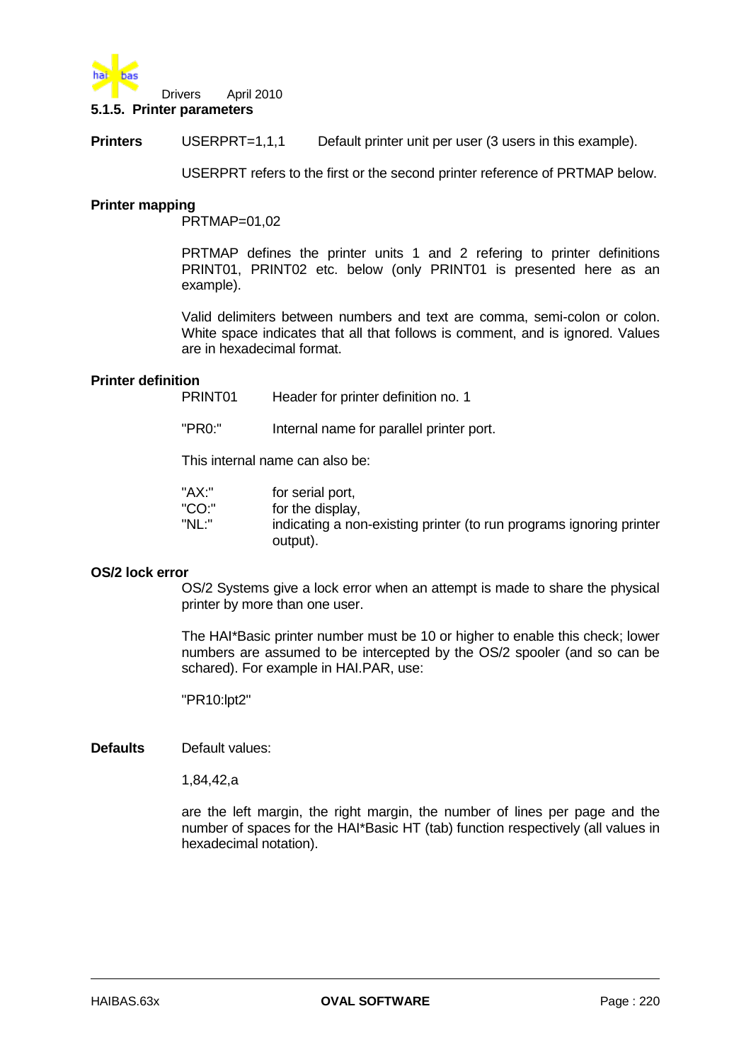### 5.1.5. Printer parameters

**Printers** USERPRT=1,1,1 Default printer unit per user (3 users in this example).

USERPRT refers to the first or the second printer reference of PRTMAP below.

**Printer mapping**

PRTMAP=01,02

PRTMAP defines the printer units 1 and 2 refering to printer definitions PRINT01, PRINT02 etc. below (only PRINT01 is presented here as an example).

Valid delimiters between numbers and text are comma, semi-colon or colon. White space indicates that all that follows is comment, and is ignored. Values are in hexadecimal format.

**Printer definition**

PRINT01 Header for printer definition no. 1

"PR0:" Internal name for parallel printer port.

This internal name can also be:

| | |
|---|---|
| "AX:" | for serial port, |
| "CO:" | for the display, |
| "NL:" | indicating a non-existing printer (to run programs ignoring printer output). |

**OS/2 lock error**

OS/2 Systems give a lock error when an attempt is made to share the physical printer by more than one user.

The HAI*Basic printer number must be 10 or higher to enable this check; lower numbers are assumed to be intercepted by the OS/2 spooler (and so can be schared). For example in HAI.PAR, use:

"PR10:lpt2"

**Defaults** Default values:

1,84,42,a

are the left margin, the right margin, the number of lines per page and the number of spaces for the HAI*Basic HT (tab) function respectively (all values in hexadecimal notation).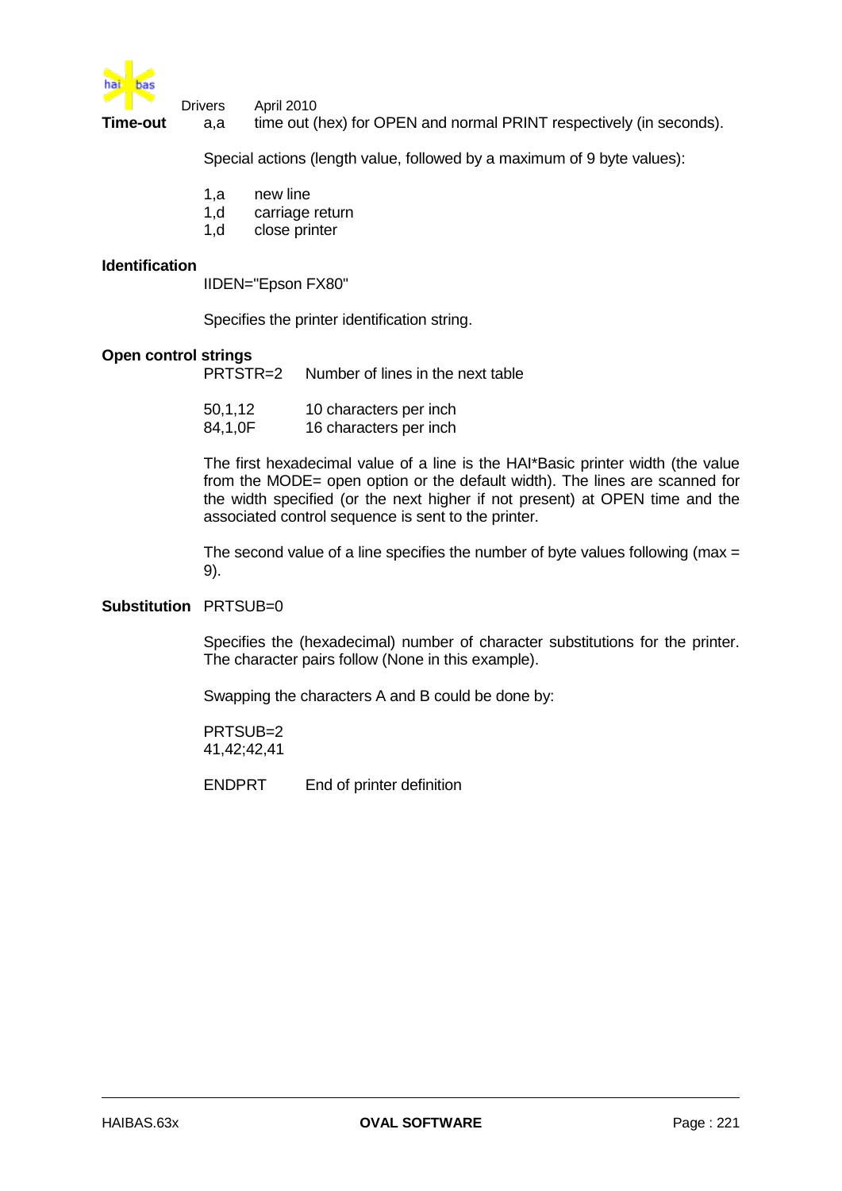**Time-out** a,a time out (hex) for OPEN and normal PRINT respectively (in seconds).

Special actions (length value, followed by a maximum of 9 byte values):

| | |
|---|---|
| 1,a | new line |
| 1,d | carriage return |
| 1,d | close printer |

**Identification**

IIDEN="Epson FX80"

Specifies the printer identification string.

**Open control strings**

PRTSTR=2 Number of lines in the next table

| | |
|---|---|
| 50,1,12 | 10 characters per inch |
| 84,1,0F | 16 characters per inch |

The first hexadecimal value of a line is the HAI*Basic printer width (the value from the MODE= open option or the default width). The lines are scanned for the width specified (or the next higher if not present) at OPEN time and the associated control sequence is sent to the printer.

The second value of a line specifies the number of byte values following (max = 9).

**Substitution** PRTSUB=0

Specifies the (hexadecimal) number of character substitutions for the printer. The character pairs follow (None in this example).

Swapping the characters A and B could be done by:

PRTSUB=2
41,42;42,41

ENDPRT End of printer definition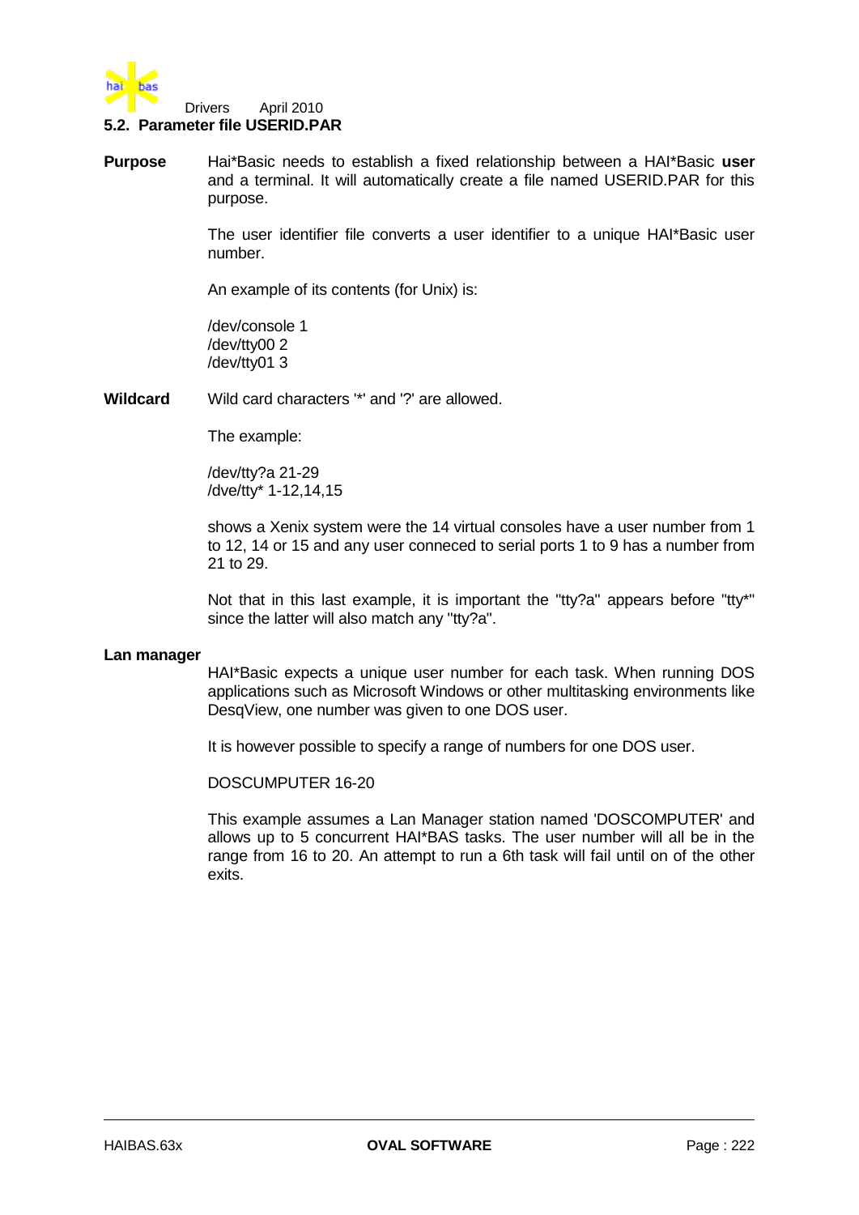## 5.2. Parameter file USERID.PAR

**Purpose**

Hai*Basic needs to establish a fixed relationship between a HAI*Basic **user** and a terminal. It will automatically create a file named USERID.PAR for this purpose.

The user identifier file converts a user identifier to a unique HAI*Basic user number.

An example of its contents (for Unix) is:

```
/dev/console 1
/dev/tty00 2
/dev/tty01 3
```

**Wildcard**

Wild card characters '*' and '?' are allowed.

The example:

```
/dev/tty?a 21-29
/dve/tty* 1-12,14,15
```

shows a Xenix system were the 14 virtual consoles have a user number from 1 to 12, 14 or 15 and any user conneced to serial ports 1 to 9 has a number from 21 to 29.

Not that in this last example, it is important the "tty?a" appears before "tty*" since the latter will also match any "tty?a".

**Lan manager**

HAI*Basic expects a unique user number for each task. When running DOS applications such as Microsoft Windows or other multitasking environments like DesqView, one number was given to one DOS user.

It is however possible to specify a range of numbers for one DOS user.

```
DOSCUMPUTER 16-20
```

This example assumes a Lan Manager station named 'DOSCOMPUTER' and allows up to 5 concurrent HAI*BAS tasks. The user number will all be in the range from 16 to 20. An attempt to run a 6th task will fail until on of the other exits.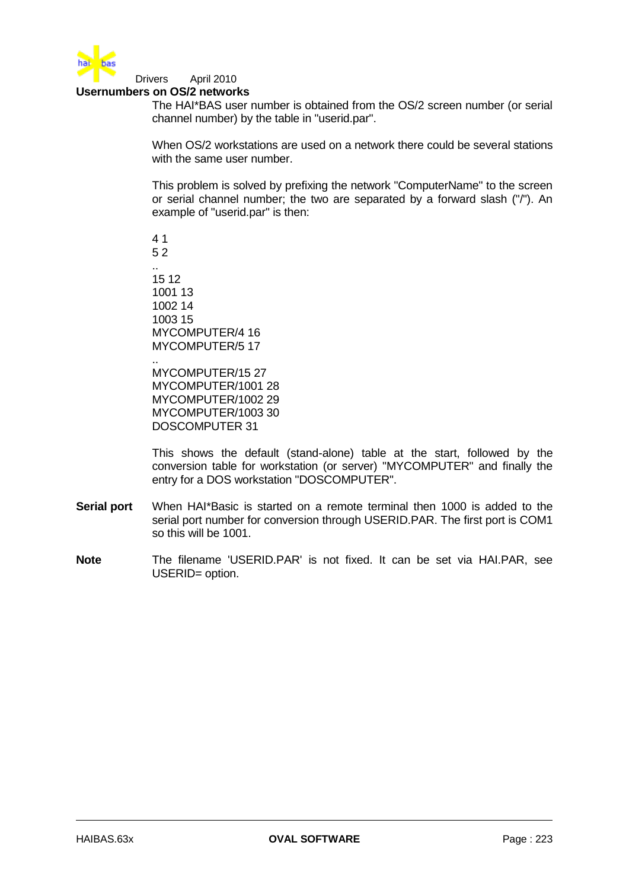## Usernumbers on OS/2 networks

The HAI*BAS user number is obtained from the OS/2 screen number (or serial channel number) by the table in "userid.par".

When OS/2 workstations are used on a network there could be several stations with the same user number.

This problem is solved by prefixing the network "ComputerName" to the screen or serial channel number; the two are separated by a forward slash ("/"). An example of "userid.par" is then:

```
4 1
5 2
..
15 12
1001 13
1002 14
1003 15
MYCOMPUTER/4 16
MYCOMPUTER/5 17
..
MYCOMPUTER/15 27
MYCOMPUTER/1001 28
MYCOMPUTER/1002 29
MYCOMPUTER/1003 30
DOSCOMPUTER 31
```

This shows the default (stand-alone) table at the start, followed by the conversion table for workstation (or server) "MYCOMPUTER" and finally the entry for a DOS workstation "DOSCOMPUTER".

**Serial port** When HAI*Basic is started on a remote terminal then 1000 is added to the serial port number for conversion through USERID.PAR. The first port is COM1 so this will be 1001.

**Note** The filename 'USERID.PAR' is not fixed. It can be set via HAI.PAR, see USERID= option.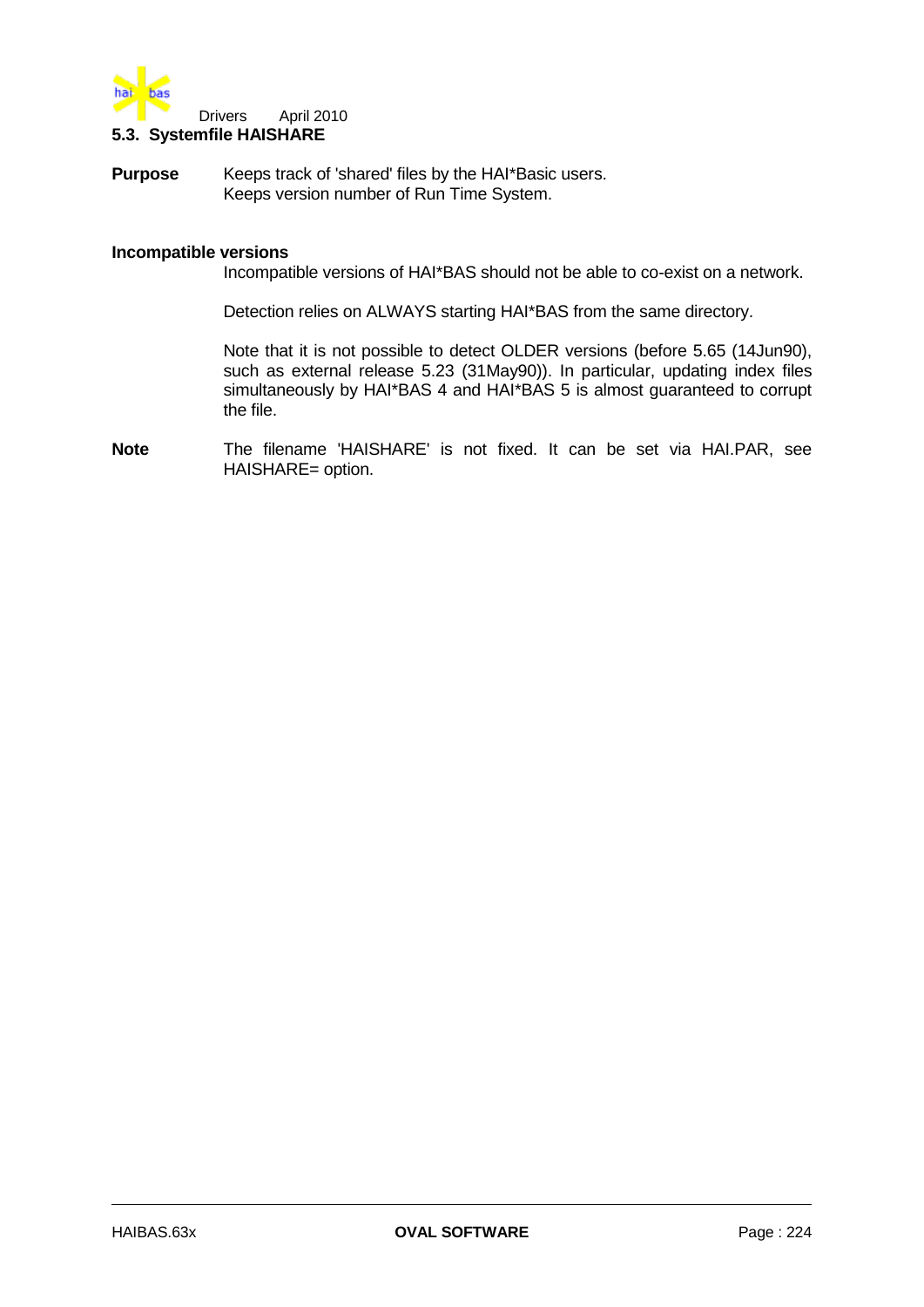## 5.3. Systemfile HAISHARE

**Purpose** Keeps track of 'shared' files by the HAI*Basic users.
Keeps version number of Run Time System.

**Incompatible versions**

Incompatible versions of HAI*BAS should not be able to co-exist on a network.

Detection relies on ALWAYS starting HAI*BAS from the same directory.

Note that it is not possible to detect OLDER versions (before 5.65 (14Jun90), such as external release 5.23 (31May90)). In particular, updating index files simultaneously by HAI*BAS 4 and HAI*BAS 5 is almost guaranteed to corrupt the file.

**Note** The filename 'HAISHARE' is not fixed. It can be set via HAI.PAR, see HAISHARE= option.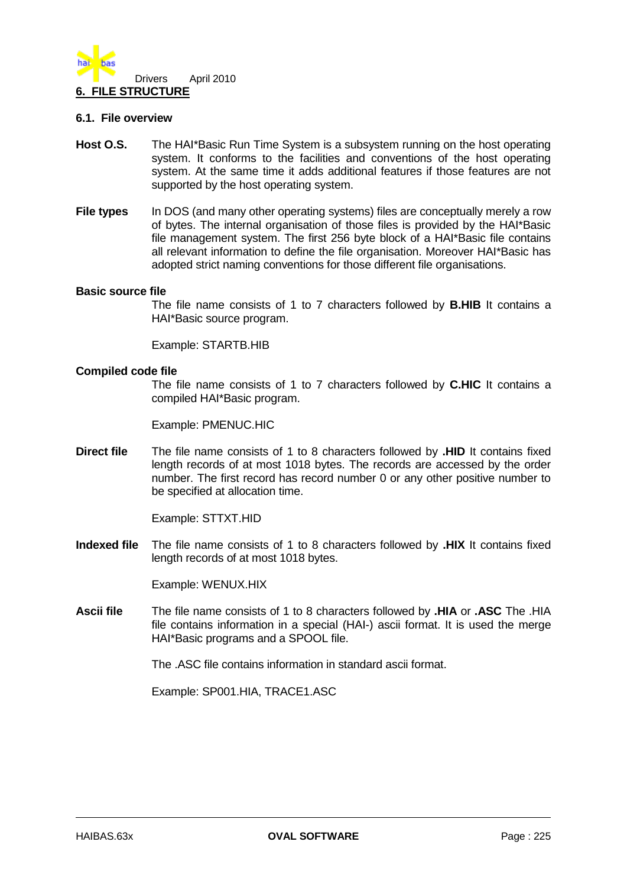## 6. FILE STRUCTURE

### 6.1. File overview

**Host O.S.** The HAI*Basic Run Time System is a subsystem running on the host operating system. It conforms to the facilities and conventions of the host operating system. At the same time it adds additional features if those features are not supported by the host operating system.

**File types** In DOS (and many other operating systems) files are conceptually merely a row of bytes. The internal organisation of those files is provided by the HAI*Basic file management system. The first 256 byte block of a HAI*Basic file contains all relevant information to define the file organisation. Moreover HAI*Basic has adopted strict naming conventions for those different file organisations.

**Basic source file**

The file name consists of 1 to 7 characters followed by **B.HIB** It contains a HAI*Basic source program.

Example: STARTB.HIB

**Compiled code file**

The file name consists of 1 to 7 characters followed by **C.HIC** It contains a compiled HAI*Basic program.

Example: PMENUC.HIC

**Direct file** The file name consists of 1 to 8 characters followed by **.HID** It contains fixed length records of at most 1018 bytes. The records are accessed by the order number. The first record has record number 0 or any other positive number to be specified at allocation time.

Example: STTXT.HID

**Indexed file** The file name consists of 1 to 8 characters followed by **.HIX** It contains fixed length records of at most 1018 bytes.

Example: WENUX.HIX

**Ascii file** The file name consists of 1 to 8 characters followed by **.HIA** or **.ASC** The .HIA file contains information in a special (HAI-) ascii format. It is used the merge HAI*Basic programs and a SPOOL file.

The .ASC file contains information in standard ascii format.

Example: SP001.HIA, TRACE1.ASC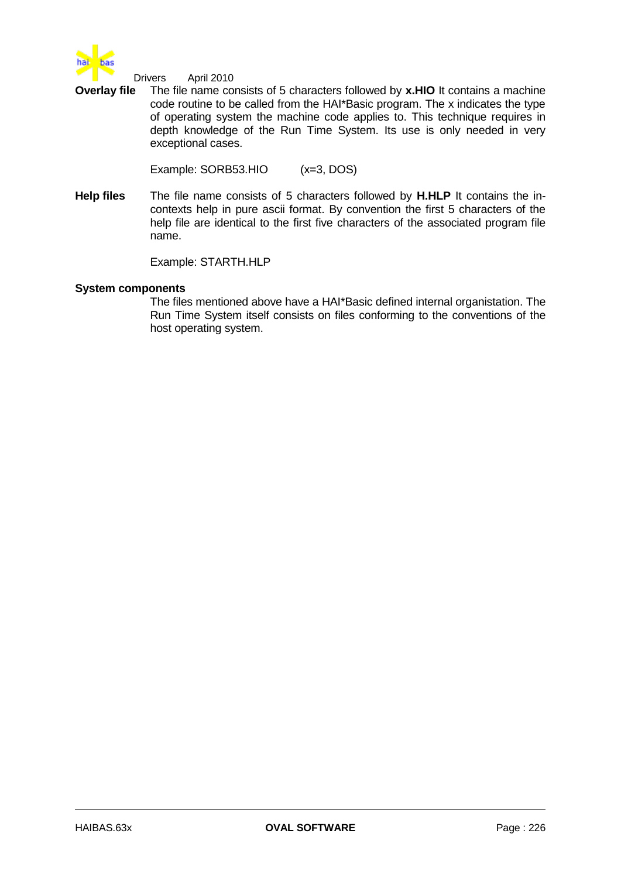**Overlay file** The file name consists of 5 characters followed by **x.HIO** It contains a machine code routine to be called from the HAI*Basic program. The x indicates the type of operating system the machine code applies to. This technique requires in depth knowledge of the Run Time System. Its use is only needed in very exceptional cases.

Example: SORB53.HIO (x=3, DOS)

**Help files** The file name consists of 5 characters followed by **H.HLP** It contains the in-contexts help in pure ascii format. By convention the first 5 characters of the help file are identical to the first five characters of the associated program file name.

Example: STARTH.HLP

**System components**

The files mentioned above have a HAI*Basic defined internal organistation. The Run Time System itself consists on files conforming to the conventions of the host operating system.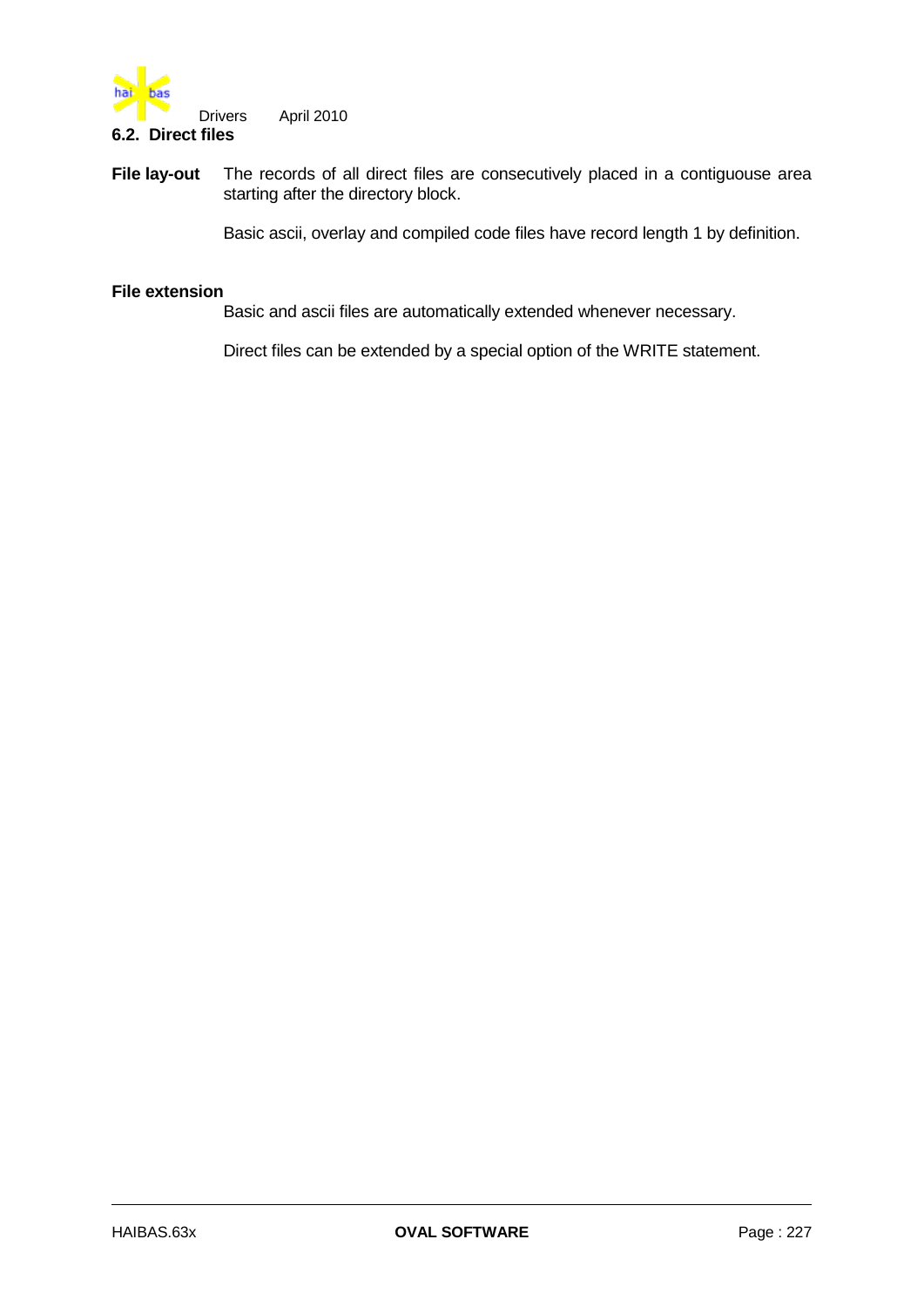## 6.2. Direct files

**File lay-out** The records of all direct files are consecutively placed in a contiguouse area starting after the directory block.

Basic ascii, overlay and compiled code files have record length 1 by definition.

**File extension**

Basic and ascii files are automatically extended whenever necessary.

Direct files can be extended by a special option of the WRITE statement.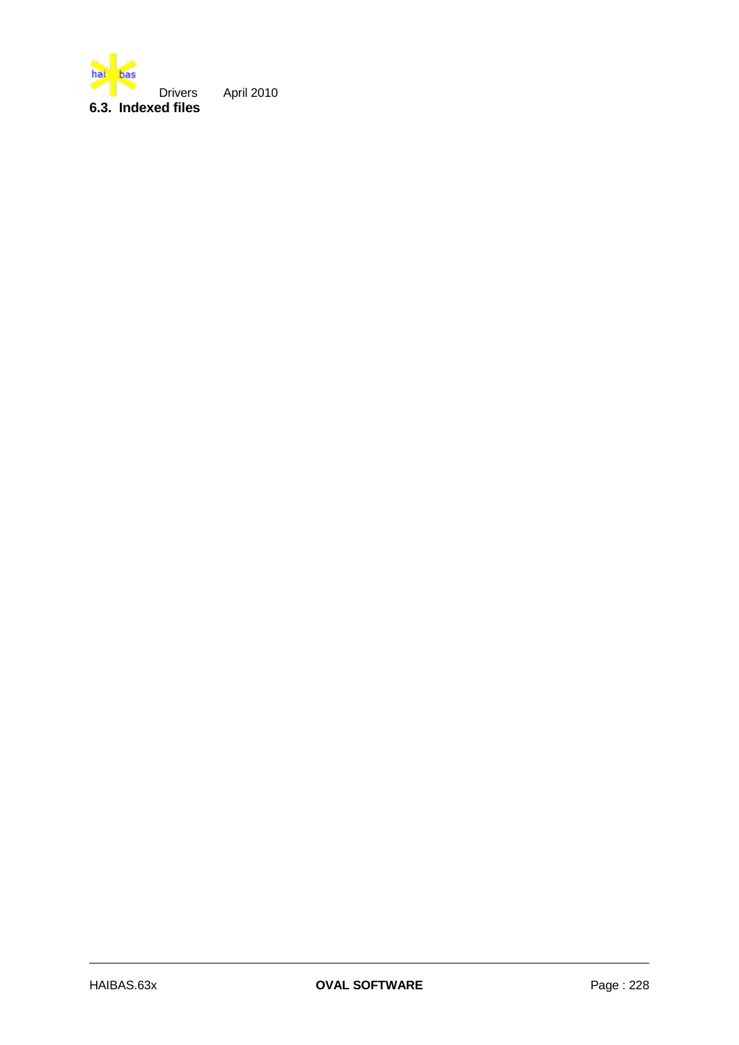## 6.3. Indexed files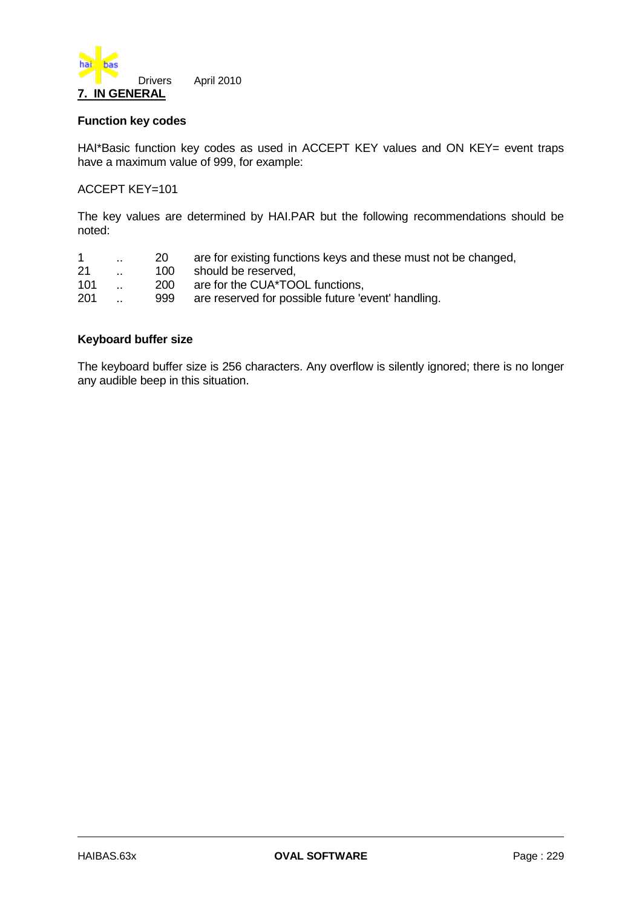## 7. IN GENERAL

### Function key codes

HAI*Basic function key codes as used in ACCEPT KEY values and ON KEY= event traps have a maximum value of 999, for example:

ACCEPT KEY=101

The key values are determined by HAI.PAR but the following recommendations should be noted:

| | | | |
|---|---|---|---|
| 1 | .. | 20 | are for existing functions keys and these must not be changed, |
| 21 | .. | 100 | should be reserved, |
| 101 | .. | 200 | are for the CUA*TOOL functions, |
| 201 | .. | 999 | are reserved for possible future 'event' handling. |

### Keyboard buffer size

The keyboard buffer size is 256 characters. Any overflow is silently ignored; there is no longer any audible beep in this situation.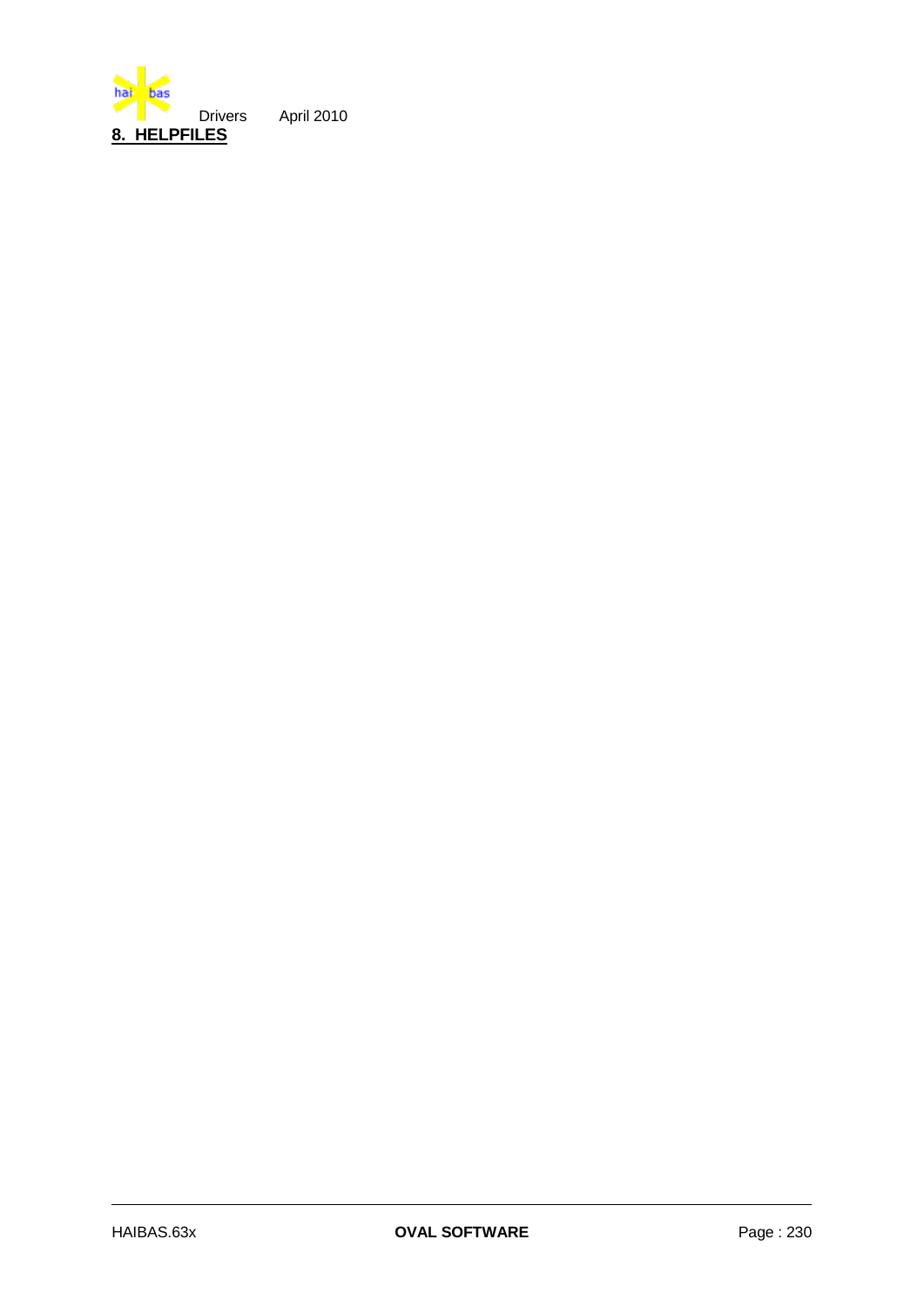## 8. HELPFILES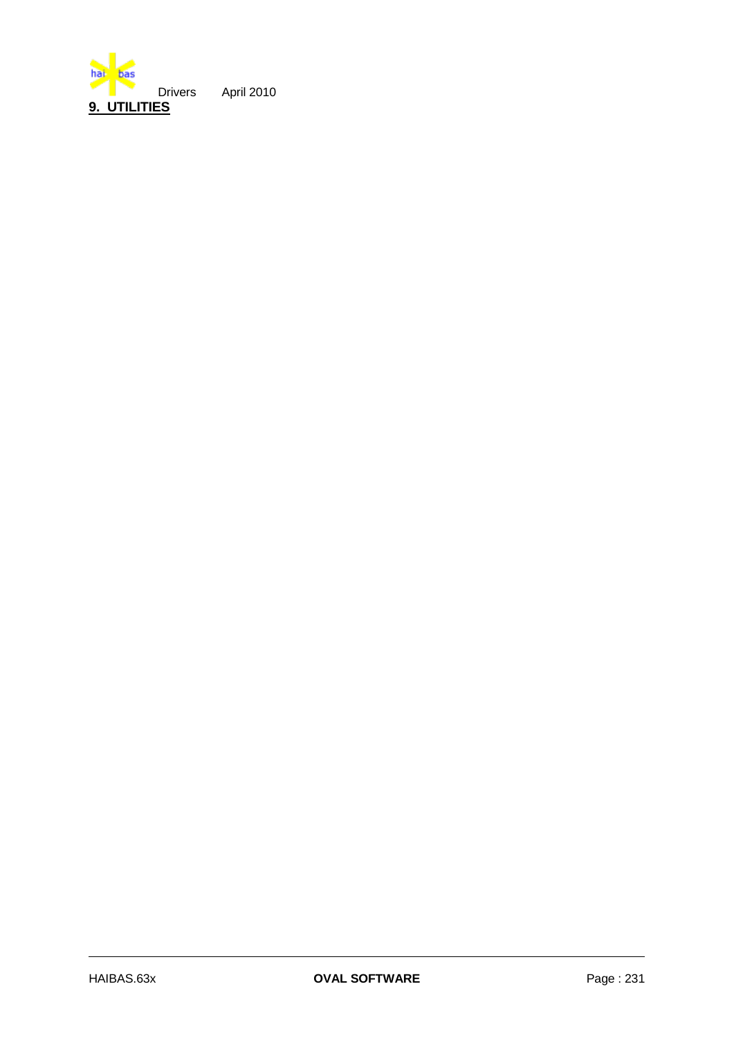# 9. UTILITIES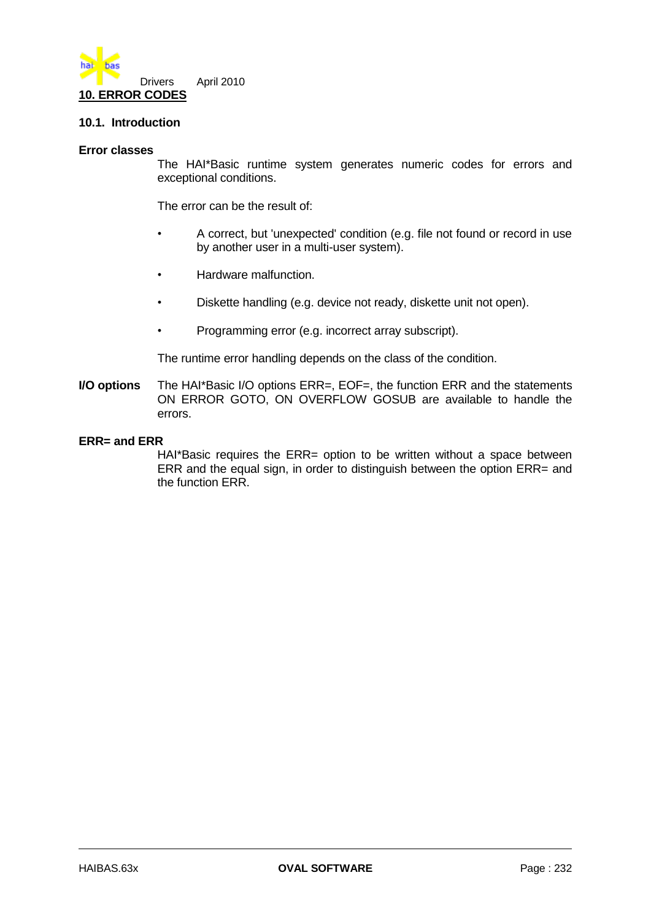# 10. ERROR CODES

## 10.1. Introduction

**Error classes**

The HAI*Basic runtime system generates numeric codes for errors and exceptional conditions.

The error can be the result of:

- A correct, but 'unexpected' condition (e.g. file not found or record in use by another user in a multi-user system).
- Hardware malfunction.
- Diskette handling (e.g. device not ready, diskette unit not open).
- Programming error (e.g. incorrect array subscript).

The runtime error handling depends on the class of the condition.

**I/O options** The HAI*Basic I/O options ERR=, EOF=, the function ERR and the statements ON ERROR GOTO, ON OVERFLOW GOSUB are available to handle the errors.

**ERR= and ERR**

HAI*Basic requires the ERR= option to be written without a space between ERR and the equal sign, in order to distinguish between the option ERR= and the function ERR.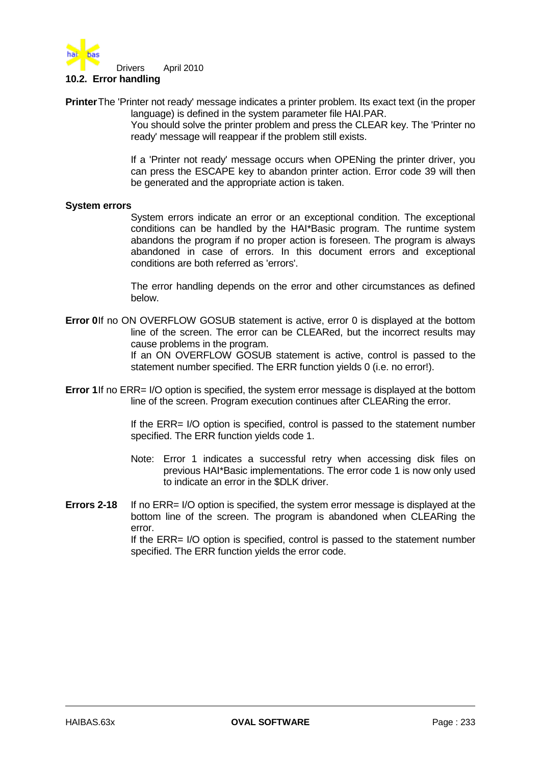## 10.2. Error handling

**Printer** The 'Printer not ready' message indicates a printer problem. Its exact text (in the proper language) is defined in the system parameter file HAI.PAR.

You should solve the printer problem and press the CLEAR key. The 'Printer no ready' message will reappear if the problem still exists.

If a 'Printer not ready' message occurs when OPENing the printer driver, you can press the ESCAPE key to abandon printer action. Error code 39 will then be generated and the appropriate action is taken.

**System errors**

System errors indicate an error or an exceptional condition. The exceptional conditions can be handled by the HAI*Basic program. The runtime system abandons the program if no proper action is foreseen. The program is always abandoned in case of errors. In this document errors and exceptional conditions are both referred as 'errors'.

The error handling depends on the error and other circumstances as defined below.

**Error 0** If no ON OVERFLOW GOSUB statement is active, error 0 is displayed at the bottom line of the screen. The error can be CLEARed, but the incorrect results may cause problems in the program.

If an ON OVERFLOW GOSUB statement is active, control is passed to the statement number specified. The ERR function yields 0 (i.e. no error!).

**Error 1** If no ERR= I/O option is specified, the system error message is displayed at the bottom line of the screen. Program execution continues after CLEARing the error.

If the ERR= I/O option is specified, control is passed to the statement number specified. The ERR function yields code 1.

Note: Error 1 indicates a successful retry when accessing disk files on previous HAI*Basic implementations. The error code 1 is now only used to indicate an error in the $DLK driver.

**Errors 2-18** If no ERR= I/O option is specified, the system error message is displayed at the bottom line of the screen. The program is abandoned when CLEARing the error.

If the ERR= I/O option is specified, control is passed to the statement number specified. The ERR function yields the error code.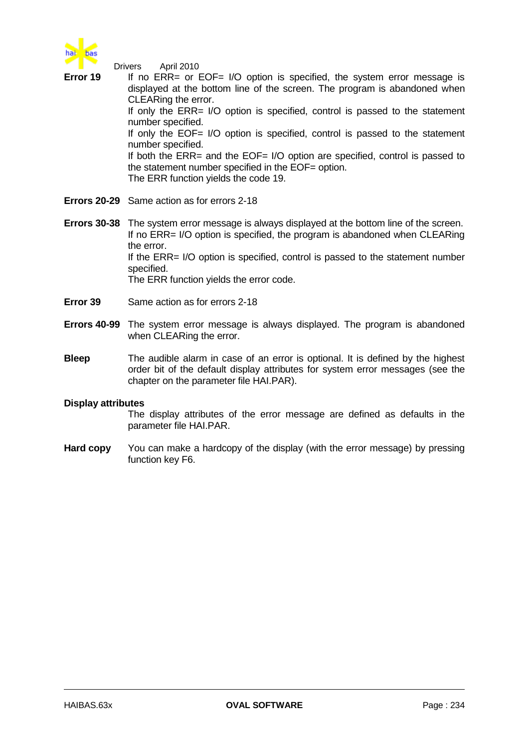**Error 19** If no ERR= or EOF= I/O option is specified, the system error message is displayed at the bottom line of the screen. The program is abandoned when CLEARing the error.
If only the ERR= I/O option is specified, control is passed to the statement number specified.
If only the EOF= I/O option is specified, control is passed to the statement number specified.
If both the ERR= and the EOF= I/O option are specified, control is passed to the statement number specified in the EOF= option.
The ERR function yields the code 19.

**Errors 20-29** Same action as for errors 2-18

**Errors 30-38** The system error message is always displayed at the bottom line of the screen.
If no ERR= I/O option is specified, the program is abandoned when CLEARing the error.
If the ERR= I/O option is specified, control is passed to the statement number specified.
The ERR function yields the error code.

**Error 39** Same action as for errors 2-18

**Errors 40-99** The system error message is always displayed. The program is abandoned when CLEARing the error.

**Bleep** The audible alarm in case of an error is optional. It is defined by the highest order bit of the default display attributes for system error messages (see the chapter on the parameter file HAI.PAR).

**Display attributes**
The display attributes of the error message are defined as defaults in the parameter file HAI.PAR.

**Hard copy** You can make a hardcopy of the display (with the error message) by pressing function key F6.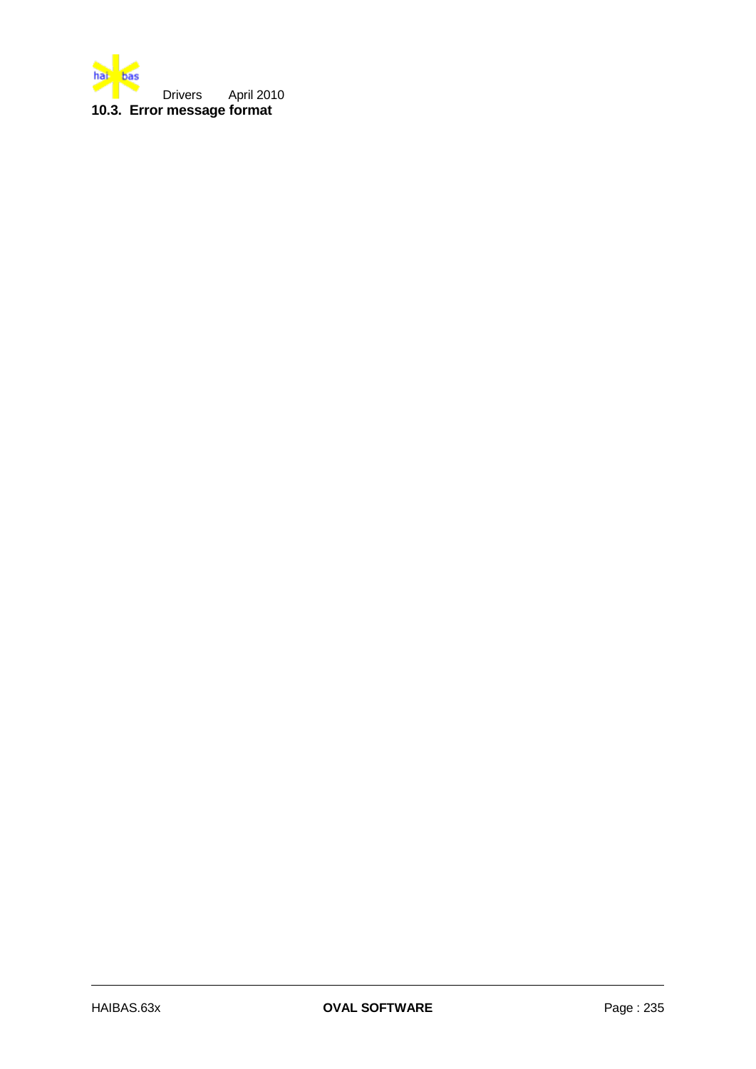## 10.3. Error message format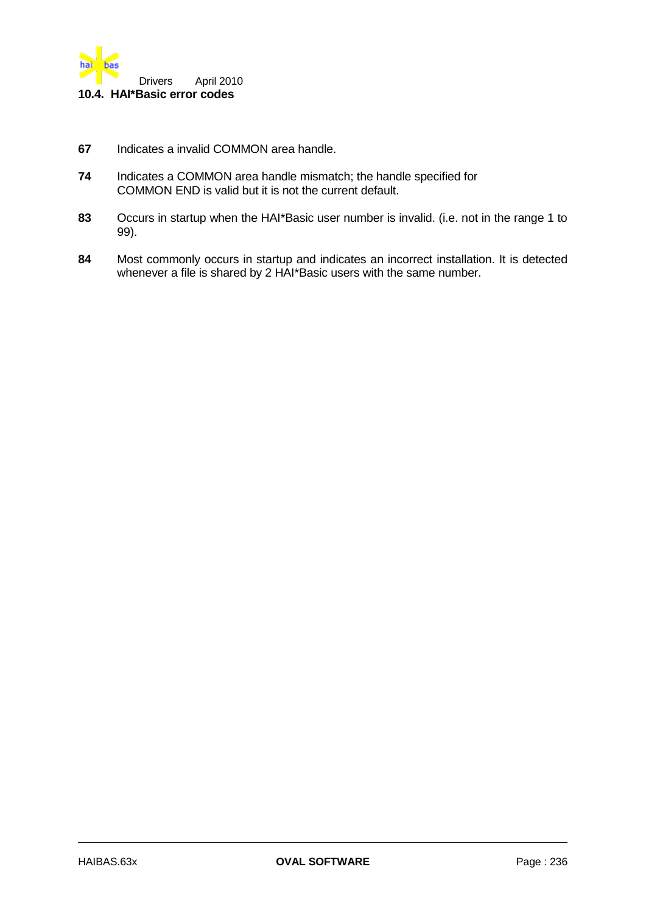## 10.4. HAI*Basic error codes

**67** Indicates a invalid COMMON area handle.

**74** Indicates a COMMON area handle mismatch; the handle specified for COMMON END is valid but it is not the current default.

**83** Occurs in startup when the HAI*Basic user number is invalid. (i.e. not in the range 1 to 99).

**84** Most commonly occurs in startup and indicates an incorrect installation. It is detected whenever a file is shared by 2 HAI*Basic users with the same number.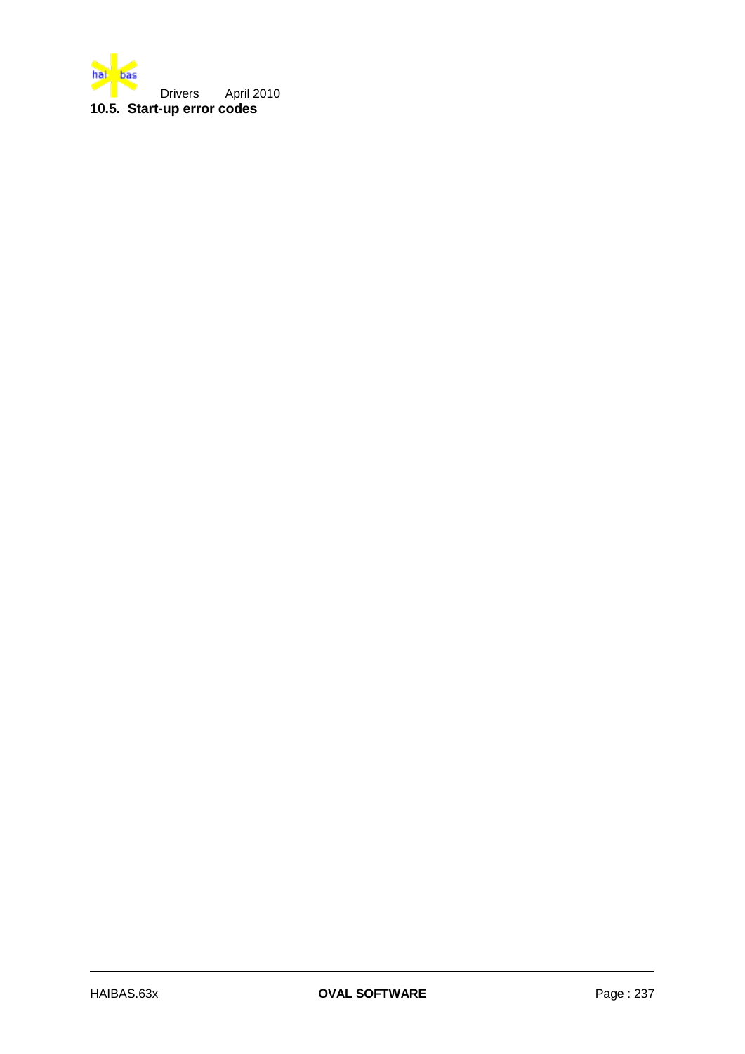## 10.5. Start-up error codes